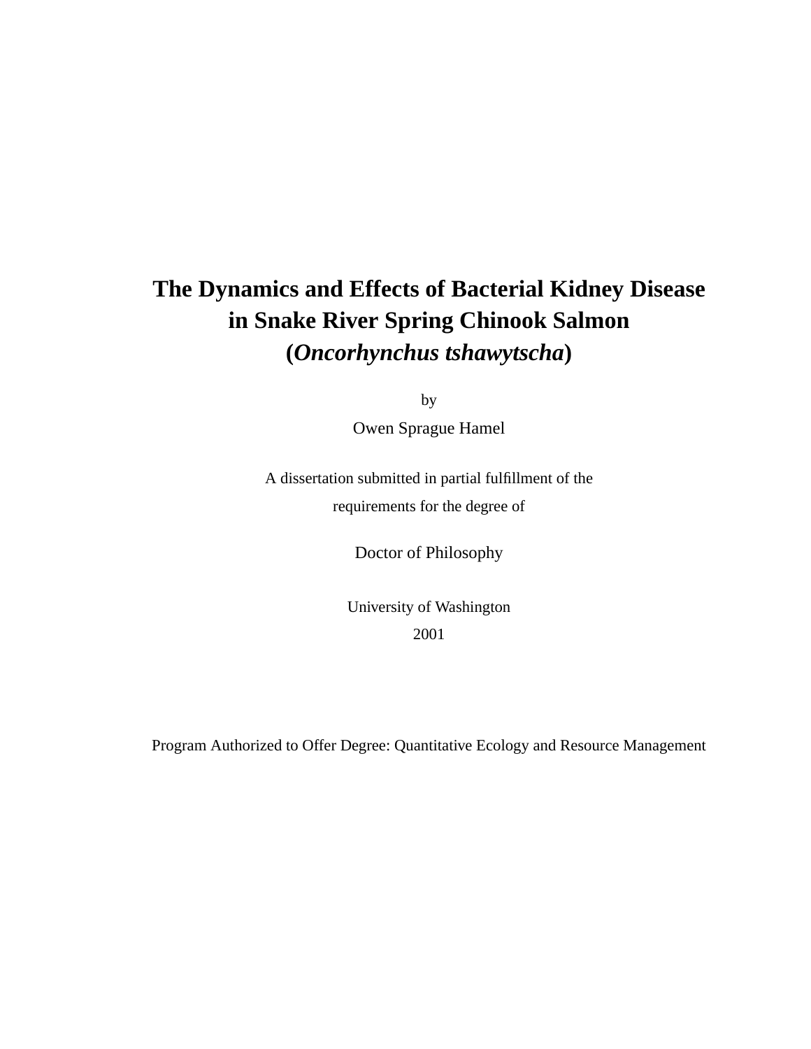# The Dynamics and Effects of Bacterial Kidney Disease in Snake River Spring Chinook Salmon (*Oncorhynchus tshawytscha*)

by

Owen Sprague Hamel

A dissertation submitted in partial fulfillment of the requirements for the degree of

Doctor of Philosophy

University of Washington

2001

Program Authorized to Offer Degree: Quantitative Ecology and Resource Management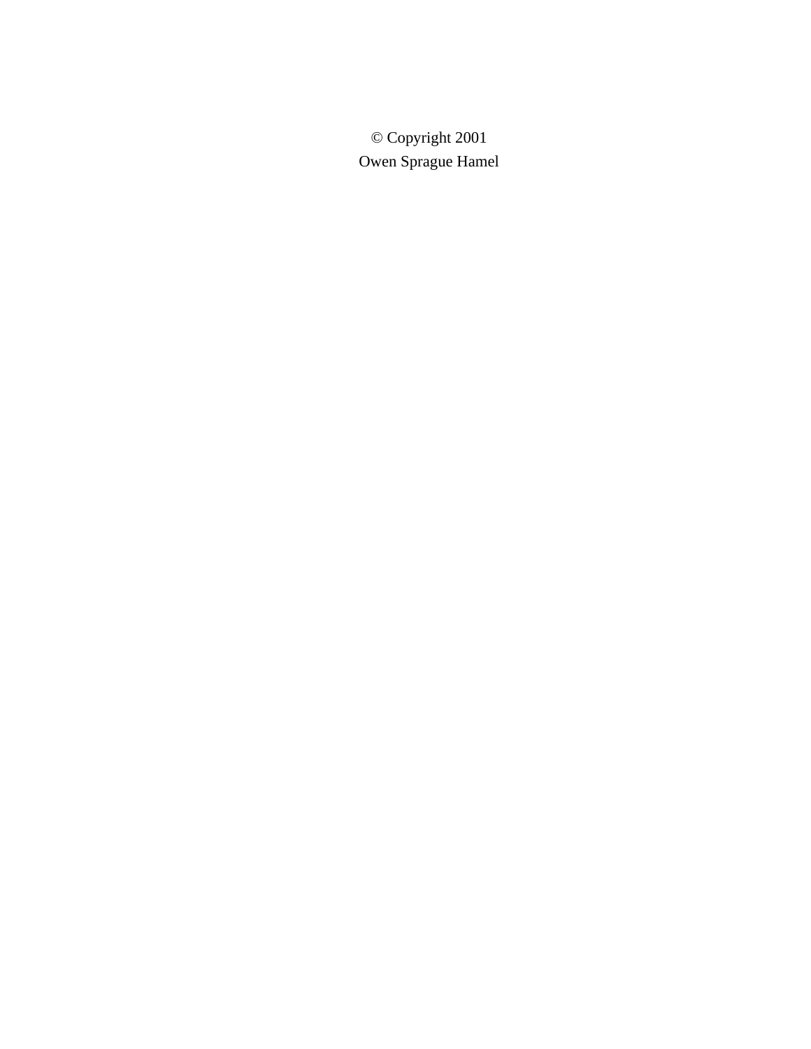© Copyright 2001

Owen Sprague Hamel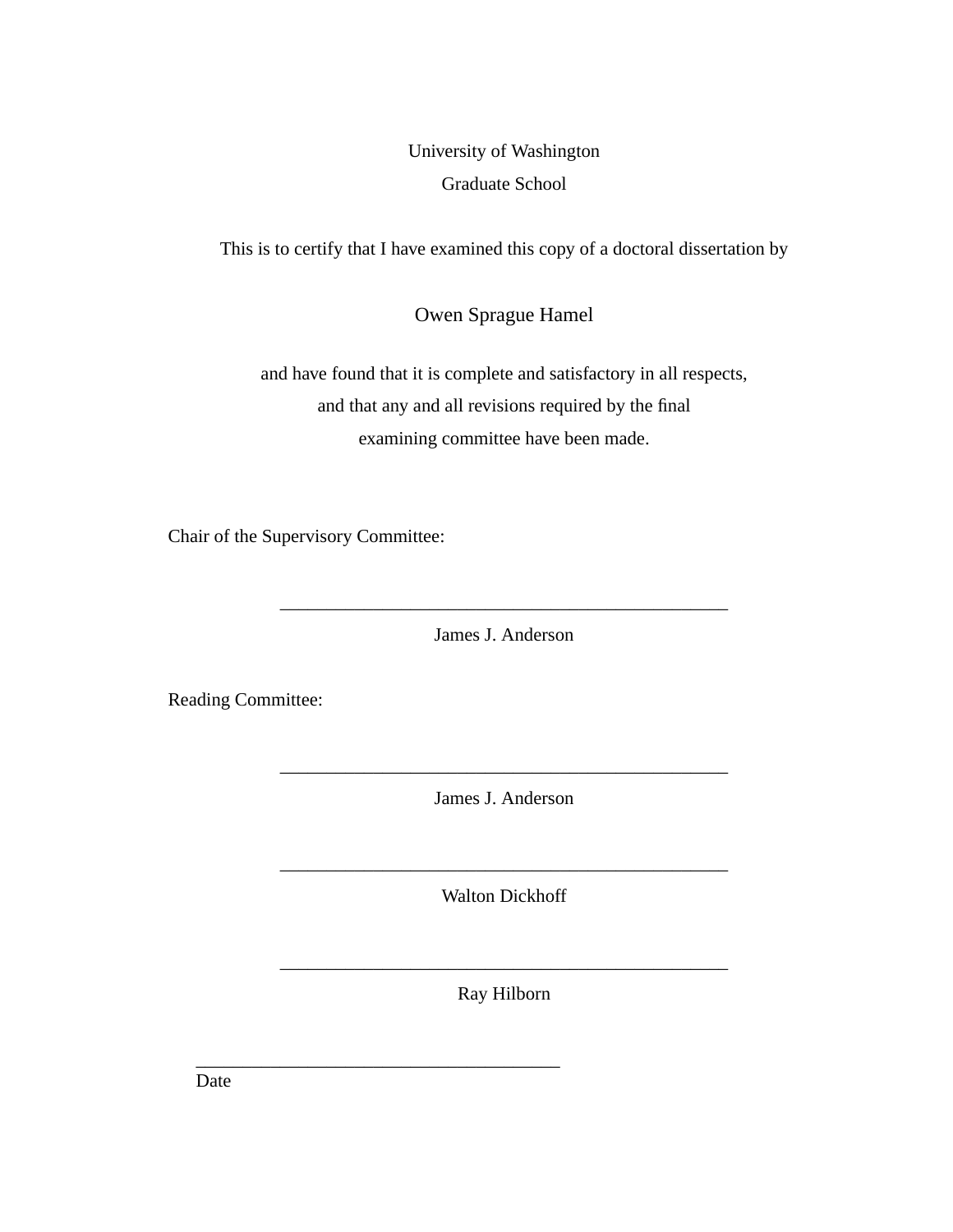University of Washington

Graduate School

This is to certify that I have examined this copy of a doctoral dissertation by

Owen Sprague Hamel

and have found that it is complete and satisfactory in all respects,
and that any and all revisions required by the final
examining committee have been made.

Chair of the Supervisory Committee:

\_\_\_\_\_\_\_\_\_\_\_\_\_\_\_\_\_\_\_\_\_\_\_\_\_\_\_\_\_\_\_\_\_\_\_\_\_\_\_\_\_\_\_\_\_\_\_\_

James J. Anderson

Reading Committee:

\_\_\_\_\_\_\_\_\_\_\_\_\_\_\_\_\_\_\_\_\_\_\_\_\_\_\_\_\_\_\_\_\_\_\_\_\_\_\_\_\_\_\_\_\_\_\_\_

James J. Anderson

\_\_\_\_\_\_\_\_\_\_\_\_\_\_\_\_\_\_\_\_\_\_\_\_\_\_\_\_\_\_\_\_\_\_\_\_\_\_\_\_\_\_\_\_\_\_\_\_

Walton Dickhoff

\_\_\_\_\_\_\_\_\_\_\_\_\_\_\_\_\_\_\_\_\_\_\_\_\_\_\_\_\_\_\_\_\_\_\_\_\_\_\_\_\_\_\_\_\_\_\_\_

Ray Hilborn

\_\_\_\_\_\_\_\_\_\_\_\_\_\_\_\_\_\_\_\_\_\_\_\_\_\_\_\_\_\_\_\_\_\_\_\_\_\_\_\_

Date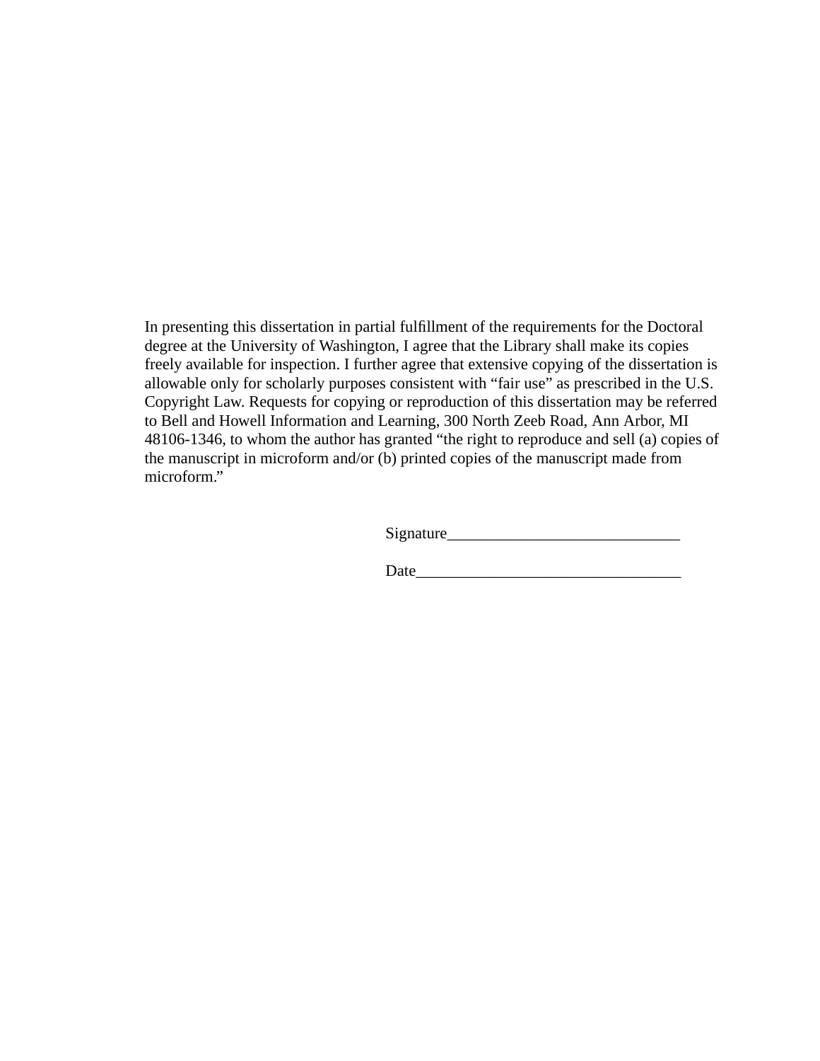In presenting this dissertation in partial fulfillment of the requirements for the Doctoral degree at the University of Washington, I agree that the Library shall make its copies freely available for inspection. I further agree that extensive copying of the dissertation is allowable only for scholarly purposes consistent with "fair use" as prescribed in the U.S. Copyright Law. Requests for copying or reproduction of this dissertation may be referred to Bell and Howell Information and Learning, 300 North Zeeb Road, Ann Arbor, MI 48106-1346, to whom the author has granted "the right to reproduce and sell (a) copies of the manuscript in microform and/or (b) printed copies of the manuscript made from microform."

Signature_____________________________

Date_________________________________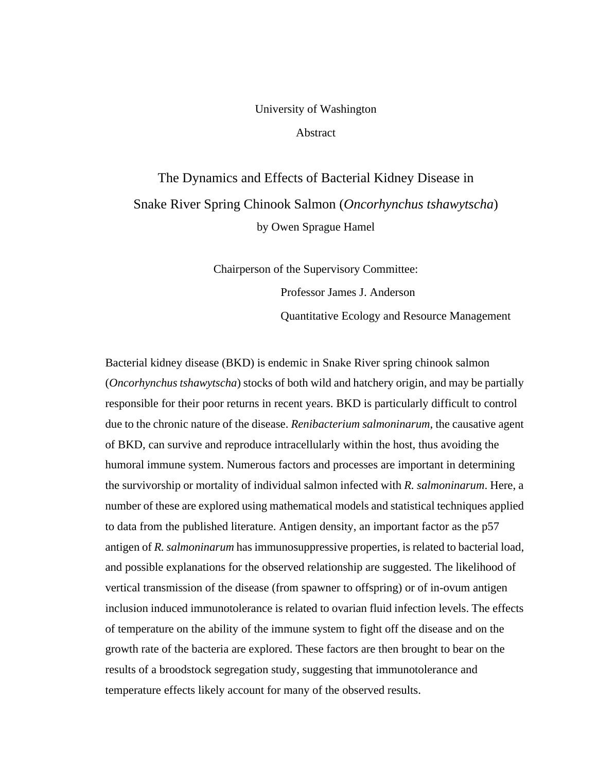University of Washington

Abstract

# The Dynamics and Effects of Bacterial Kidney Disease in Snake River Spring Chinook Salmon (*Oncorhynchus tshawytscha*)

by Owen Sprague Hamel

Chairperson of the Supervisory Committee:

Professor James J. Anderson

Quantitative Ecology and Resource Management

Bacterial kidney disease (BKD) is endemic in Snake River spring chinook salmon (*Oncorhynchus tshawytscha*) stocks of both wild and hatchery origin, and may be partially responsible for their poor returns in recent years. BKD is particularly difficult to control due to the chronic nature of the disease. *Renibacterium salmoninarum*, the causative agent of BKD, can survive and reproduce intracellularly within the host, thus avoiding the humoral immune system. Numerous factors and processes are important in determining the survivorship or mortality of individual salmon infected with *R. salmoninarum*. Here, a number of these are explored using mathematical models and statistical techniques applied to data from the published literature. Antigen density, an important factor as the p57 antigen of *R. salmoninarum* has immunosuppressive properties, is related to bacterial load, and possible explanations for the observed relationship are suggested. The likelihood of vertical transmission of the disease (from spawner to offspring) or of in-ovum antigen inclusion induced immunotolerance is related to ovarian fluid infection levels. The effects of temperature on the ability of the immune system to fight off the disease and on the growth rate of the bacteria are explored. These factors are then brought to bear on the results of a broodstock segregation study, suggesting that immunotolerance and temperature effects likely account for many of the observed results.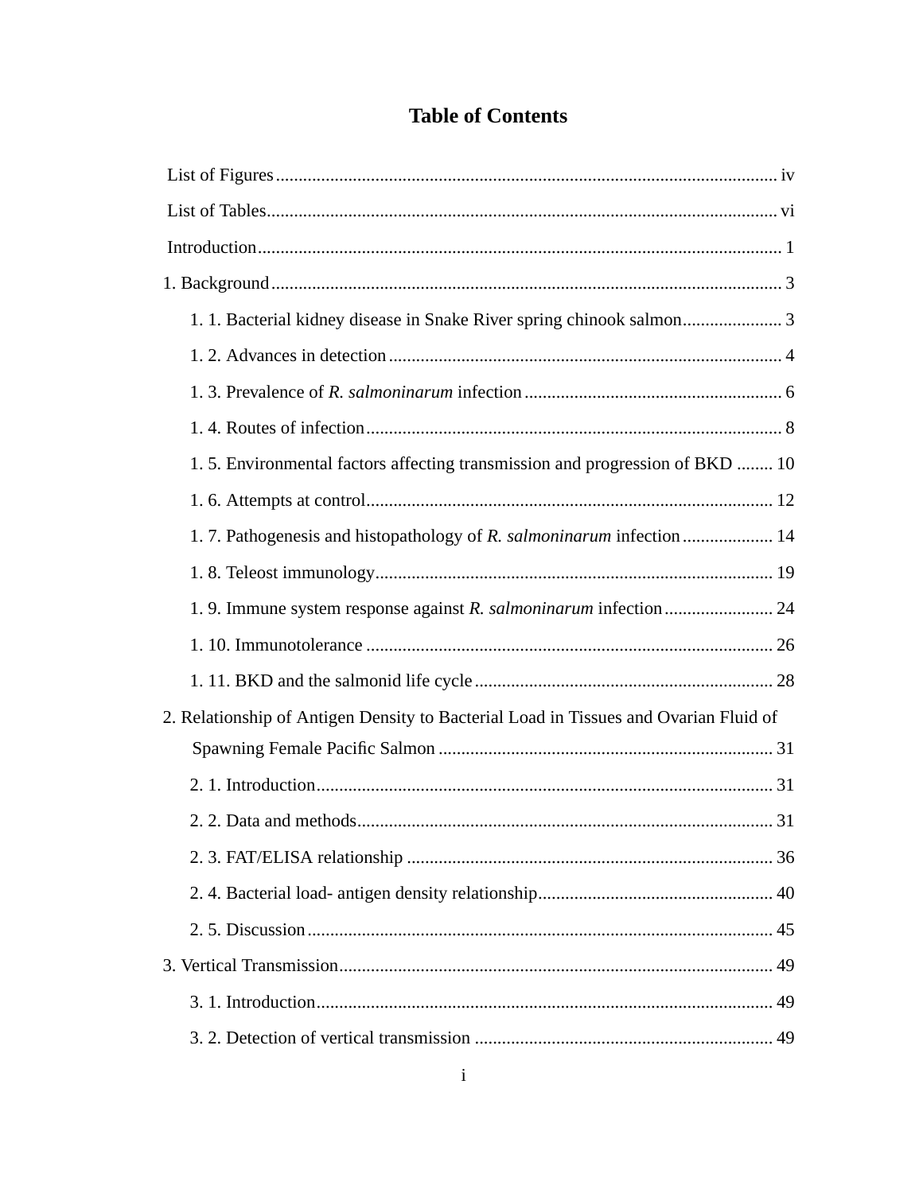# Table of Contents

List of Figures ... iv

List of Tables ... vi

Introduction ... 1

1. Background ... 3

   1. 1. Bacterial kidney disease in Snake River spring chinook salmon ... 3

   1. 2. Advances in detection ... 4

   1. 3. Prevalence of *R. salmoninarum* infection ... 6

   1. 4. Routes of infection ... 8

   1. 5. Environmental factors affecting transmission and progression of BKD ... 10

   1. 6. Attempts at control ... 12

   1. 7. Pathogenesis and histopathology of *R. salmoninarum* infection ... 14

   1. 8. Teleost immunology ... 19

   1. 9. Immune system response against *R. salmoninarum* infection ... 24

   1. 10. Immunotolerance ... 26

   1. 11. BKD and the salmonid life cycle ... 28

2. Relationship of Antigen Density to Bacterial Load in Tissues and Ovarian Fluid of Spawning Female Pacific Salmon ... 31

   2. 1. Introduction ... 31

   2. 2. Data and methods ... 31

   2. 3. FAT/ELISA relationship ... 36

   2. 4. Bacterial load- antigen density relationship ... 40

   2. 5. Discussion ... 45

3. Vertical Transmission ... 49

   3. 1. Introduction ... 49

   3. 2. Detection of vertical transmission ... 49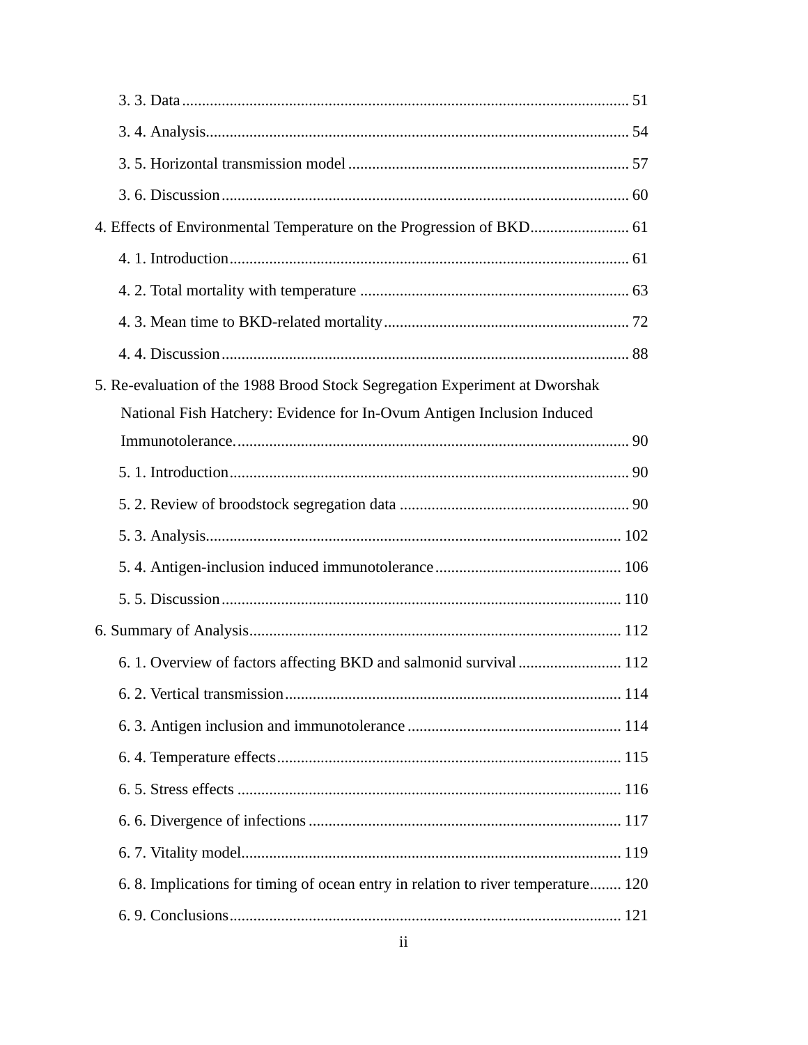3. 3. Data ........................................................................................................ 51

3. 4. Analysis........................................................................................................ 54

3. 5. Horizontal transmission model ...................................................................... 57

3. 6. Discussion ...................................................................................................... 60

4. Effects of Environmental Temperature on the Progression of BKD......................... 61

4. 1. Introduction.................................................................................................... 61

4. 2. Total mortality with temperature ................................................................... 63

4. 3. Mean time to BKD-related mortality............................................................. 72

4. 4. Discussion ...................................................................................................... 88

5. Re-evaluation of the 1988 Brood Stock Segregation Experiment at Dworshak National Fish Hatchery: Evidence for In-Ovum Antigen Inclusion Induced Immunotolerance.................................................................................................. 90

5. 1. Introduction.................................................................................................... 90

5. 2. Review of broodstock segregation data ......................................................... 90

5. 3. Analysis........................................................................................................ 102

5. 4. Antigen-inclusion induced immunotolerance .............................................. 106

5. 5. Discussion .................................................................................................... 110

6. Summary of Analysis............................................................................................. 112

6. 1. Overview of factors affecting BKD and salmonid survival .......................... 112

6. 2. Vertical transmission.................................................................................... 114

6. 3. Antigen inclusion and immunotolerance ..................................................... 114

6. 4. Temperature effects...................................................................................... 115

6. 5. Stress effects ................................................................................................ 116

6. 6. Divergence of infections .............................................................................. 117

6. 7. Vitality model............................................................................................... 119

6. 8. Implications for timing of ocean entry in relation to river temperature........ 120

6. 9. Conclusions.................................................................................................. 121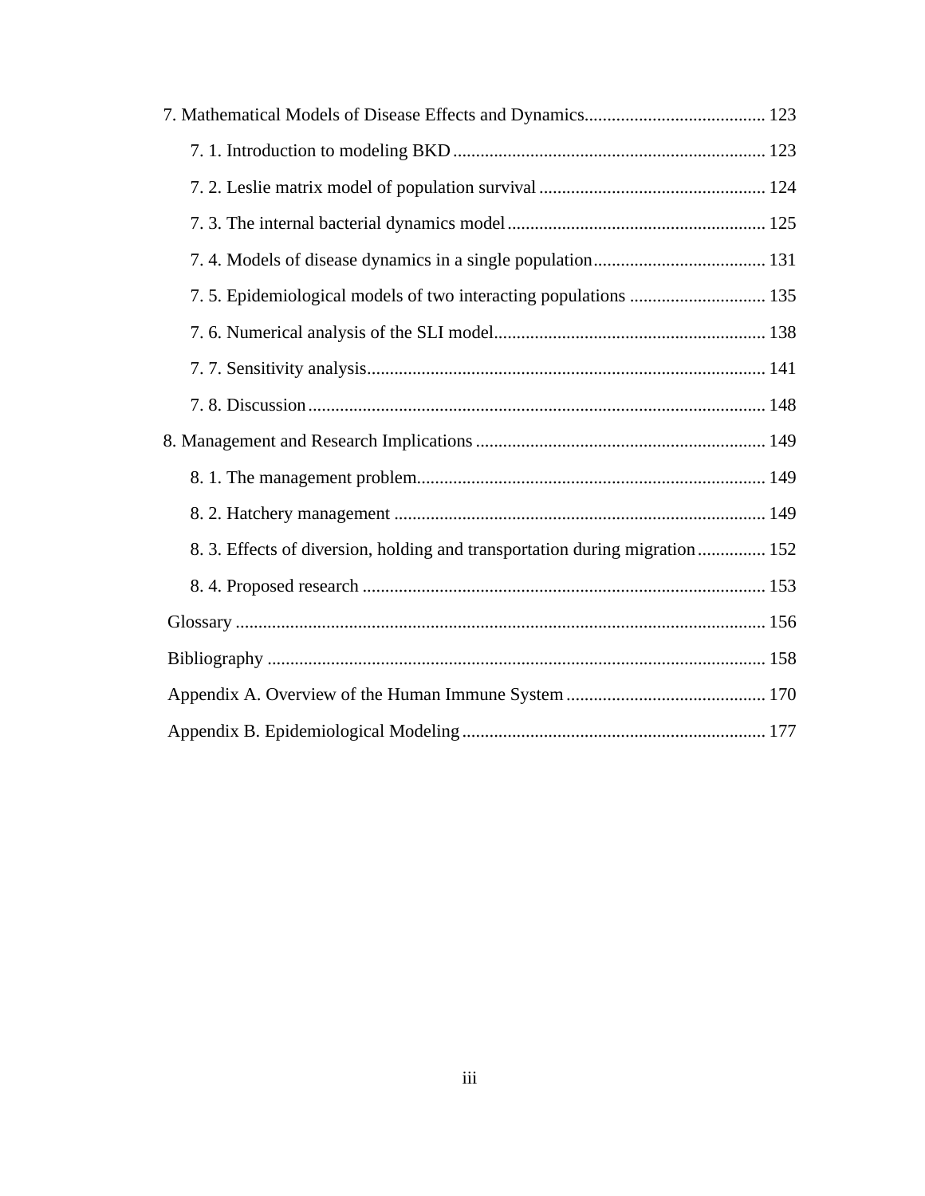7. Mathematical Models of Disease Effects and Dynamics........................................ 123

- 7. 1. Introduction to modeling BKD..................................................................... 123
- 7. 2. Leslie matrix model of population survival.................................................. 124
- 7. 3. The internal bacterial dynamics model......................................................... 125
- 7. 4. Models of disease dynamics in a single population...................................... 131
- 7. 5. Epidemiological models of two interacting populations .............................. 135
- 7. 6. Numerical analysis of the SLI model........................................................... 138
- 7. 7. Sensitivity analysis....................................................................................... 141
- 7. 8. Discussion.................................................................................................... 148

8. Management and Research Implications ................................................................ 149

- 8. 1. The management problem............................................................................ 149
- 8. 2. Hatchery management ................................................................................. 149
- 8. 3. Effects of diversion, holding and transportation during migration............... 152
- 8. 4. Proposed research ........................................................................................ 153

Glossary .................................................................................................................... 156

Bibliography ............................................................................................................. 158

Appendix A. Overview of the Human Immune System ............................................ 170

Appendix B. Epidemiological Modeling................................................................... 177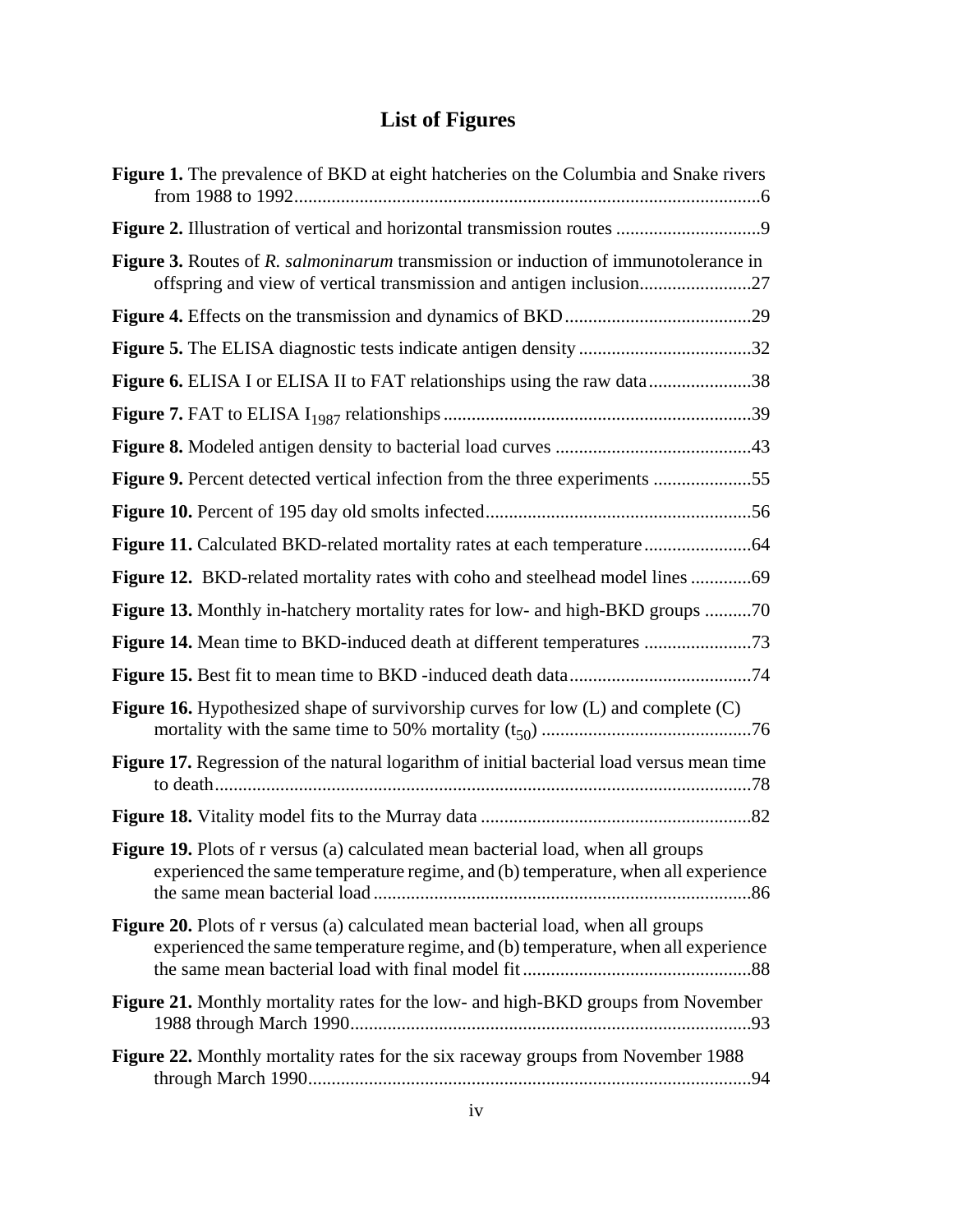# List of Figures

**Figure 1.** The prevalence of BKD at eight hatcheries on the Columbia and Snake rivers from 1988 to 1992....................................................................................................6

**Figure 2.** Illustration of vertical and horizontal transmission routes ...............................9

**Figure 3.** Routes of *R. salmoninarum* transmission or induction of immunotolerance in offspring and view of vertical transmission and antigen inclusion........................27

**Figure 4.** Effects on the transmission and dynamics of BKD........................................29

**Figure 5.** The ELISA diagnostic tests indicate antigen density .....................................32

**Figure 6.** ELISA I or ELISA II to FAT relationships using the raw data......................38

**Figure 7.** FAT to ELISA $I_{1987}$ relationships ..................................................................39

**Figure 8.** Modeled antigen density to bacterial load curves ..........................................43

**Figure 9.** Percent detected vertical infection from the three experiments .....................55

**Figure 10.** Percent of 195 day old smolts infected.........................................................56

**Figure 11.** Calculated BKD-related mortality rates at each temperature.......................64

**Figure 12.** BKD-related mortality rates with coho and steelhead model lines .............69

**Figure 13.** Monthly in-hatchery mortality rates for low- and high-BKD groups ..........70

**Figure 14.** Mean time to BKD-induced death at different temperatures .......................73

**Figure 15.** Best fit to mean time to BKD -induced death data.......................................74

**Figure 16.** Hypothesized shape of survivorship curves for low (L) and complete (C) mortality with the same time to 50% mortality ($t_{50}$) .............................................76

**Figure 17.** Regression of the natural logarithm of initial bacterial load versus mean time to death...................................................................................................................78

**Figure 18.** Vitality model fits to the Murray data ..........................................................82

**Figure 19.** Plots of r versus (a) calculated mean bacterial load, when all groups experienced the same temperature regime, and (b) temperature, when all experience the same mean bacterial load .................................................................................86

**Figure 20.** Plots of r versus (a) calculated mean bacterial load, when all groups experienced the same temperature regime, and (b) temperature, when all experience the same mean bacterial load with final model fit .................................................88

**Figure 21.** Monthly mortality rates for the low- and high-BKD groups from November 1988 through March 1990......................................................................................93

**Figure 22.** Monthly mortality rates for the six raceway groups from November 1988 through March 1990...............................................................................................94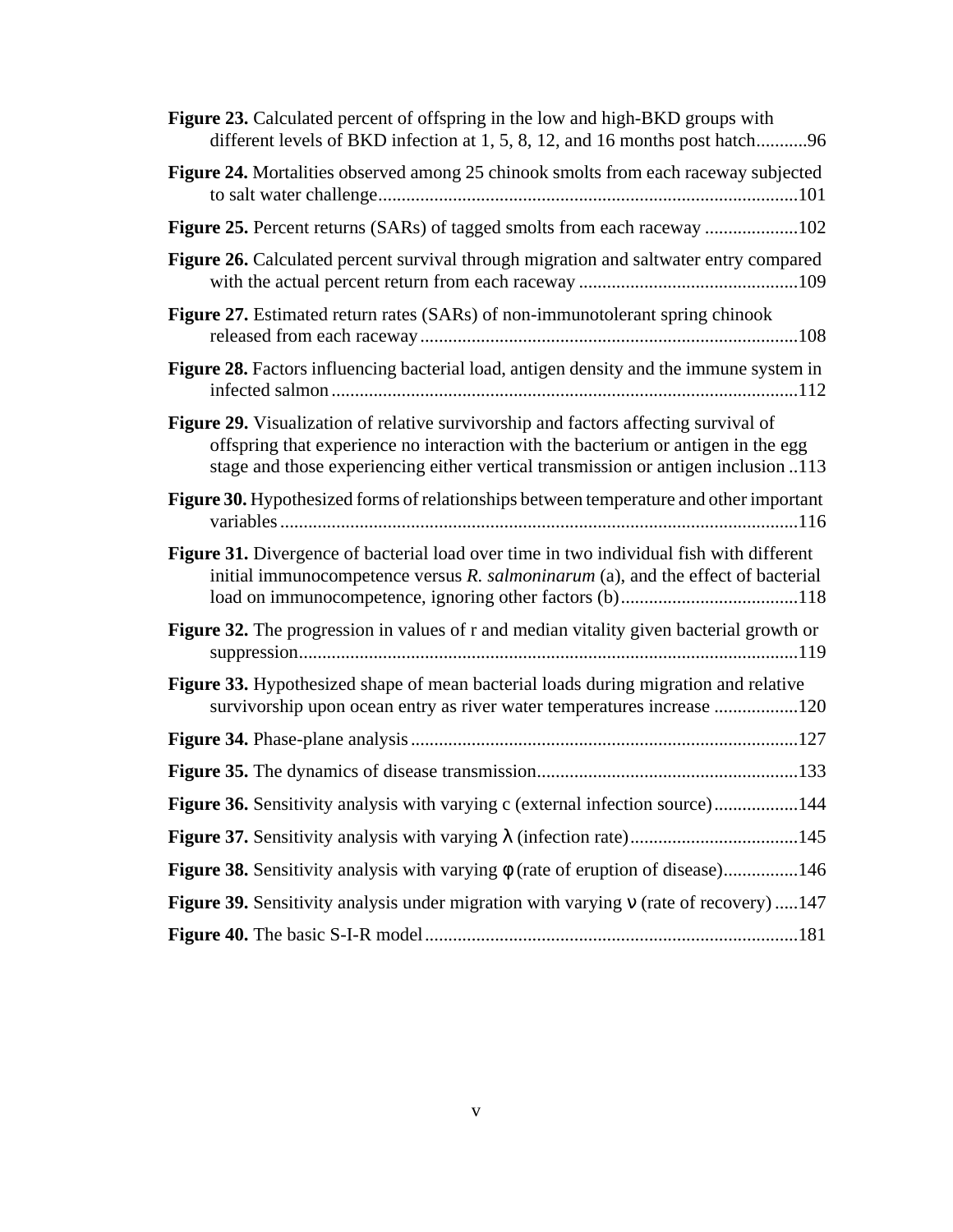**Figure 23.** Calculated percent of offspring in the low and high-BKD groups with different levels of BKD infection at 1, 5, 8, 12, and 16 months post hatch...........96

**Figure 24.** Mortalities observed among 25 chinook smolts from each raceway subjected to salt water challenge..........................................................................................101

**Figure 25.** Percent returns (SARs) of tagged smolts from each raceway ....................102

**Figure 26.** Calculated percent survival through migration and saltwater entry compared with the actual percent return from each raceway ...............................................109

**Figure 27.** Estimated return rates (SARs) of non-immunotolerant spring chinook released from each raceway.................................................................................108

**Figure 28.** Factors influencing bacterial load, antigen density and the immune system in infected salmon ....................................................................................................112

**Figure 29.** Visualization of relative survivorship and factors affecting survival of offspring that experience no interaction with the bacterium or antigen in the egg stage and those experiencing either vertical transmission or antigen inclusion ..113

**Figure 30.** Hypothesized forms of relationships between temperature and other important variables ..............................................................................................................116

**Figure 31.** Divergence of bacterial load over time in two individual fish with different initial immunocompetence versus *R. salmoninarum* (a), and the effect of bacterial load on immunocompetence, ignoring other factors (b)......................................118

**Figure 32.** The progression in values of r and median vitality given bacterial growth or suppression..........................................................................................................119

**Figure 33.** Hypothesized shape of mean bacterial loads during migration and relative survivorship upon ocean entry as river water temperatures increase ..................120

**Figure 34.** Phase-plane analysis ...................................................................................127

**Figure 35.** The dynamics of disease transmission........................................................133

**Figure 36.** Sensitivity analysis with varying c (external infection source)..................144

**Figure 37.** Sensitivity analysis with varying $\lambda$ (infection rate)....................................145

**Figure 38.** Sensitivity analysis with varying $\phi$ (rate of eruption of disease)................146

**Figure 39.** Sensitivity analysis under migration with varying $\nu$ (rate of recovery) .....147

**Figure 40.** The basic S-I-R model................................................................................181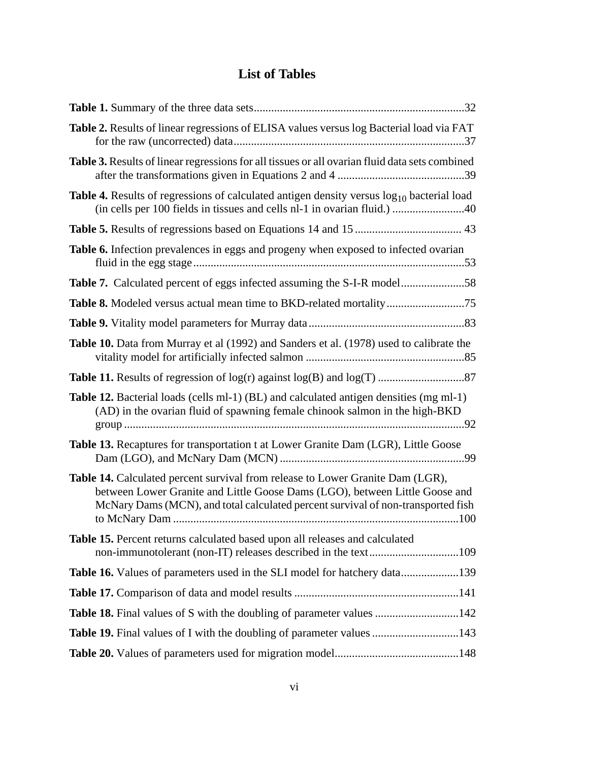# List of Tables

**Table 1.** Summary of the three data sets........................................................................32

**Table 2.** Results of linear regressions of ELISA values versus log Bacterial load via FAT for the raw (uncorrected) data................................................................................37

**Table 3.** Results of linear regressions for all tissues or all ovarian fluid data sets combined after the transformations given in Equations 2 and 4 ............................................39

**Table 4.** Results of regressions of calculated antigen density versus $\log_{10}$ bacterial load (in cells per 100 fields in tissues and cells nl-1 in ovarian fluid.) .........................40

**Table 5.** Results of regressions based on Equations 14 and 15 ..................................... 43

**Table 6.** Infection prevalences in eggs and progeny when exposed to infected ovarian fluid in the egg stage.............................................................................................53

**Table 7.** Calculated percent of eggs infected assuming the S-I-R model......................58

**Table 8.** Modeled versus actual mean time to BKD-related mortality...........................75

**Table 9.** Vitality model parameters for Murray data......................................................83

**Table 10.** Data from Murray et al (1992) and Sanders et al. (1978) used to calibrate the vitality model for artificially infected salmon .......................................................85

**Table 11.** Results of regression of log(r) against log(B) and log(T) ..............................87

**Table 12.** Bacterial loads (cells ml-1) (BL) and calculated antigen densities (mg ml-1) (AD) in the ovarian fluid of spawning female chinook salmon in the high-BKD group ......................................................................................................................92

**Table 13.** Recaptures for transportation t at Lower Granite Dam (LGR), Little Goose Dam (LGO), and McNary Dam (MCN) ................................................................99

**Table 14.** Calculated percent survival from release to Lower Granite Dam (LGR), between Lower Granite and Little Goose Dams (LGO), between Little Goose and McNary Dams (MCN), and total calculated percent survival of non-transported fish to McNary Dam ..................................................................................................100

**Table 15.** Percent returns calculated based upon all releases and calculated non-immunotolerant (non-IT) releases described in the text...............................109

**Table 16.** Values of parameters used in the SLI model for hatchery data....................139

**Table 17.** Comparison of data and model results .........................................................141

**Table 18.** Final values of S with the doubling of parameter values .............................142

**Table 19.** Final values of I with the doubling of parameter values ..............................143

**Table 20.** Values of parameters used for migration model...........................................148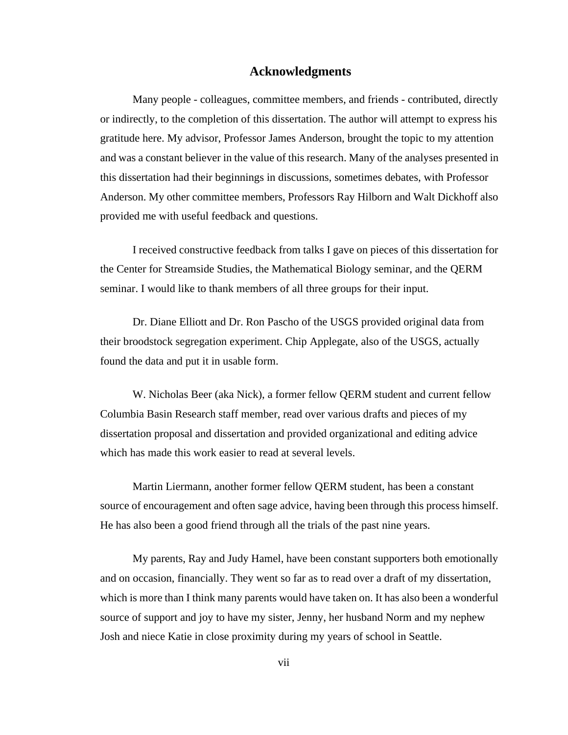# Acknowledgments

Many people - colleagues, committee members, and friends - contributed, directly or indirectly, to the completion of this dissertation. The author will attempt to express his gratitude here. My advisor, Professor James Anderson, brought the topic to my attention and was a constant believer in the value of this research. Many of the analyses presented in this dissertation had their beginnings in discussions, sometimes debates, with Professor Anderson. My other committee members, Professors Ray Hilborn and Walt Dickhoff also provided me with useful feedback and questions.

I received constructive feedback from talks I gave on pieces of this dissertation for the Center for Streamside Studies, the Mathematical Biology seminar, and the QERM seminar. I would like to thank members of all three groups for their input.

Dr. Diane Elliott and Dr. Ron Pascho of the USGS provided original data from their broodstock segregation experiment. Chip Applegate, also of the USGS, actually found the data and put it in usable form.

W. Nicholas Beer (aka Nick), a former fellow QERM student and current fellow Columbia Basin Research staff member, read over various drafts and pieces of my dissertation proposal and dissertation and provided organizational and editing advice which has made this work easier to read at several levels.

Martin Liermann, another former fellow QERM student, has been a constant source of encouragement and often sage advice, having been through this process himself. He has also been a good friend through all the trials of the past nine years.

My parents, Ray and Judy Hamel, have been constant supporters both emotionally and on occasion, financially. They went so far as to read over a draft of my dissertation, which is more than I think many parents would have taken on. It has also been a wonderful source of support and joy to have my sister, Jenny, her husband Norm and my nephew Josh and niece Katie in close proximity during my years of school in Seattle.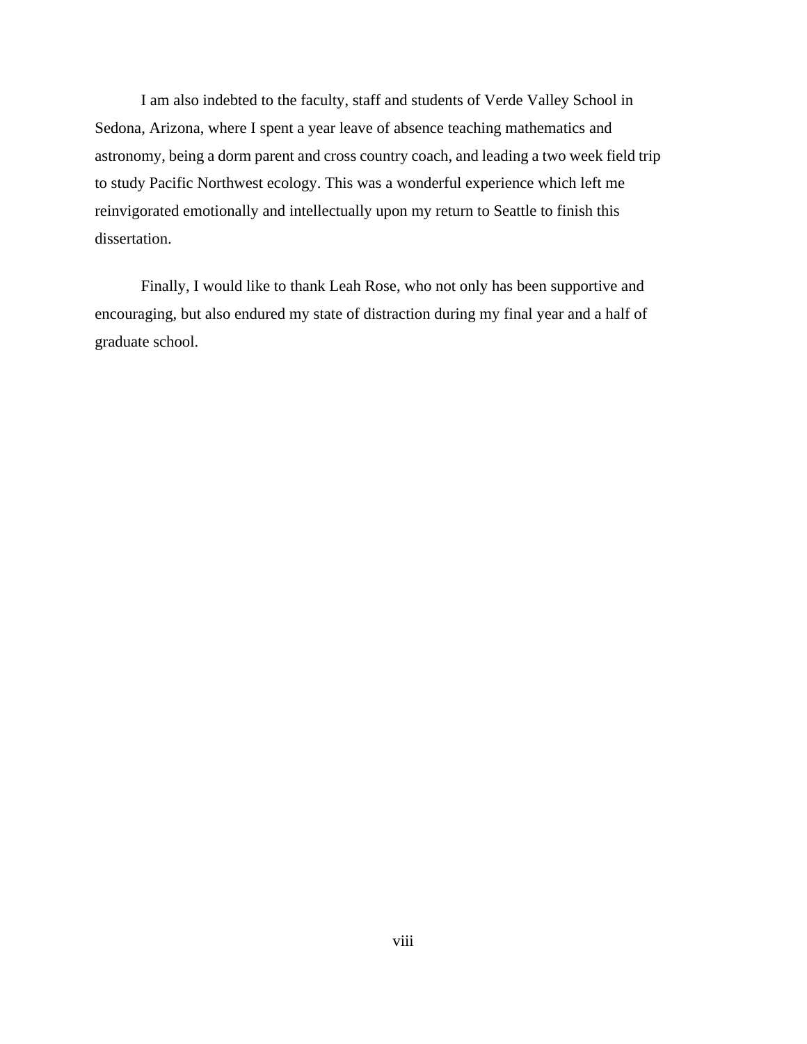I am also indebted to the faculty, staff and students of Verde Valley School in Sedona, Arizona, where I spent a year leave of absence teaching mathematics and astronomy, being a dorm parent and cross country coach, and leading a two week field trip to study Pacific Northwest ecology. This was a wonderful experience which left me reinvigorated emotionally and intellectually upon my return to Seattle to finish this dissertation.

Finally, I would like to thank Leah Rose, who not only has been supportive and encouraging, but also endured my state of distraction during my final year and a half of graduate school.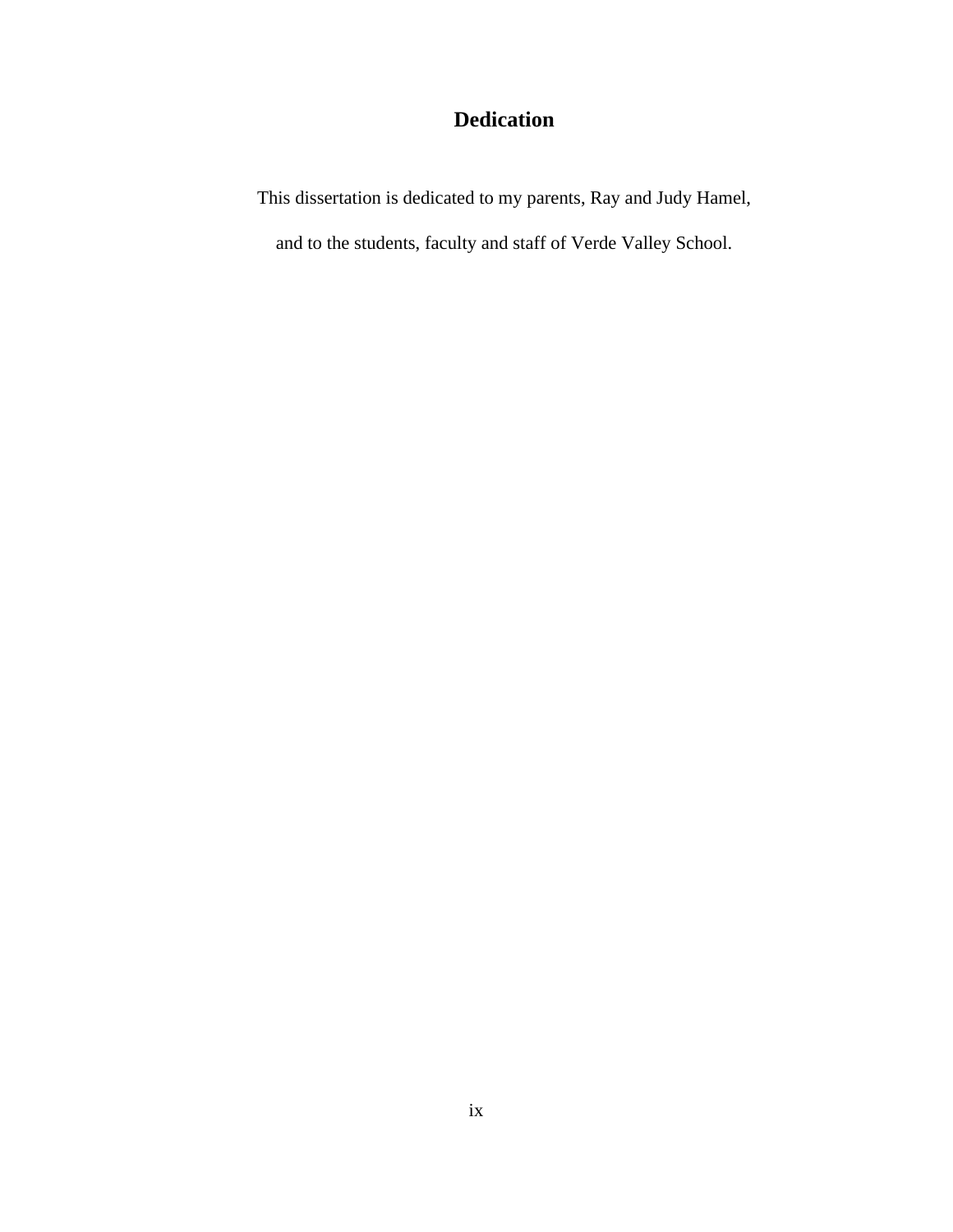# Dedication

This dissertation is dedicated to my parents, Ray and Judy Hamel,

and to the students, faculty and staff of Verde Valley School.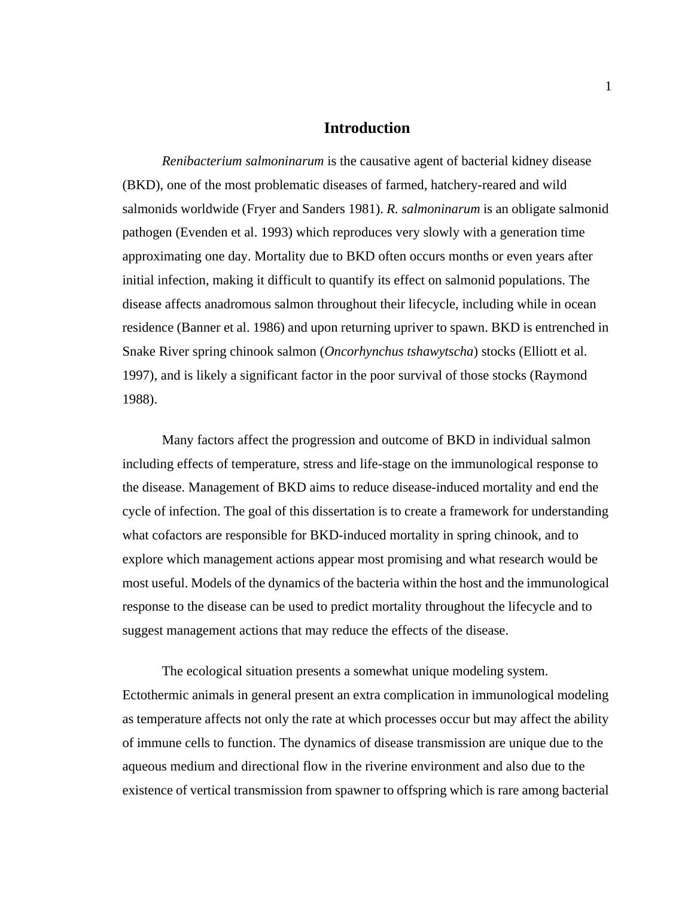# Introduction

*Renibacterium salmoninarum* is the causative agent of bacterial kidney disease (BKD), one of the most problematic diseases of farmed, hatchery-reared and wild salmonids worldwide (Fryer and Sanders 1981). *R. salmoninarum* is an obligate salmonid pathogen (Evenden et al. 1993) which reproduces very slowly with a generation time approximating one day. Mortality due to BKD often occurs months or even years after initial infection, making it difficult to quantify its effect on salmonid populations. The disease affects anadromous salmon throughout their lifecycle, including while in ocean residence (Banner et al. 1986) and upon returning upriver to spawn. BKD is entrenched in Snake River spring chinook salmon (*Oncorhynchus tshawytscha*) stocks (Elliott et al. 1997), and is likely a significant factor in the poor survival of those stocks (Raymond 1988).

Many factors affect the progression and outcome of BKD in individual salmon including effects of temperature, stress and life-stage on the immunological response to the disease. Management of BKD aims to reduce disease-induced mortality and end the cycle of infection. The goal of this dissertation is to create a framework for understanding what cofactors are responsible for BKD-induced mortality in spring chinook, and to explore which management actions appear most promising and what research would be most useful. Models of the dynamics of the bacteria within the host and the immunological response to the disease can be used to predict mortality throughout the lifecycle and to suggest management actions that may reduce the effects of the disease.

The ecological situation presents a somewhat unique modeling system. Ectothermic animals in general present an extra complication in immunological modeling as temperature affects not only the rate at which processes occur but may affect the ability of immune cells to function. The dynamics of disease transmission are unique due to the aqueous medium and directional flow in the riverine environment and also due to the existence of vertical transmission from spawner to offspring which is rare among bacterial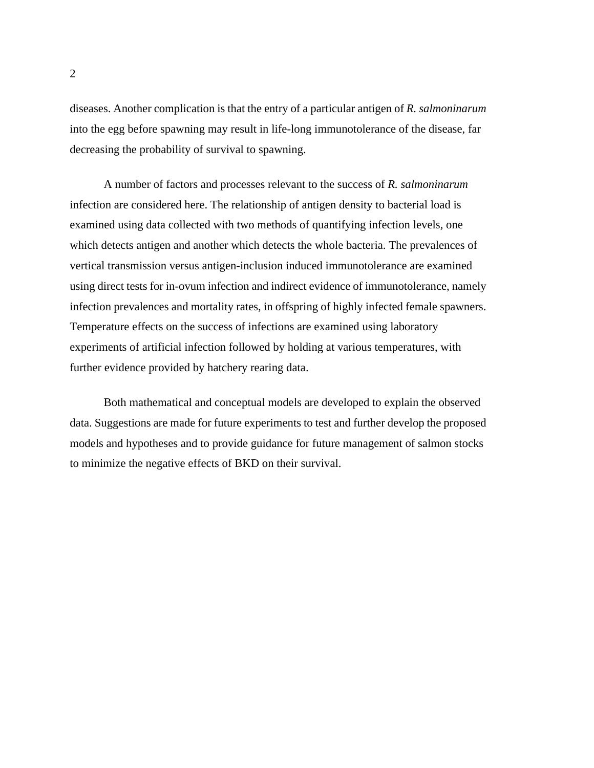diseases. Another complication is that the entry of a particular antigen of *R. salmoninarum* into the egg before spawning may result in life-long immunotolerance of the disease, far decreasing the probability of survival to spawning.

A number of factors and processes relevant to the success of *R. salmoninarum* infection are considered here. The relationship of antigen density to bacterial load is examined using data collected with two methods of quantifying infection levels, one which detects antigen and another which detects the whole bacteria. The prevalences of vertical transmission versus antigen-inclusion induced immunotolerance are examined using direct tests for in-ovum infection and indirect evidence of immunotolerance, namely infection prevalences and mortality rates, in offspring of highly infected female spawners. Temperature effects on the success of infections are examined using laboratory experiments of artificial infection followed by holding at various temperatures, with further evidence provided by hatchery rearing data.

Both mathematical and conceptual models are developed to explain the observed data. Suggestions are made for future experiments to test and further develop the proposed models and hypotheses and to provide guidance for future management of salmon stocks to minimize the negative effects of BKD on their survival.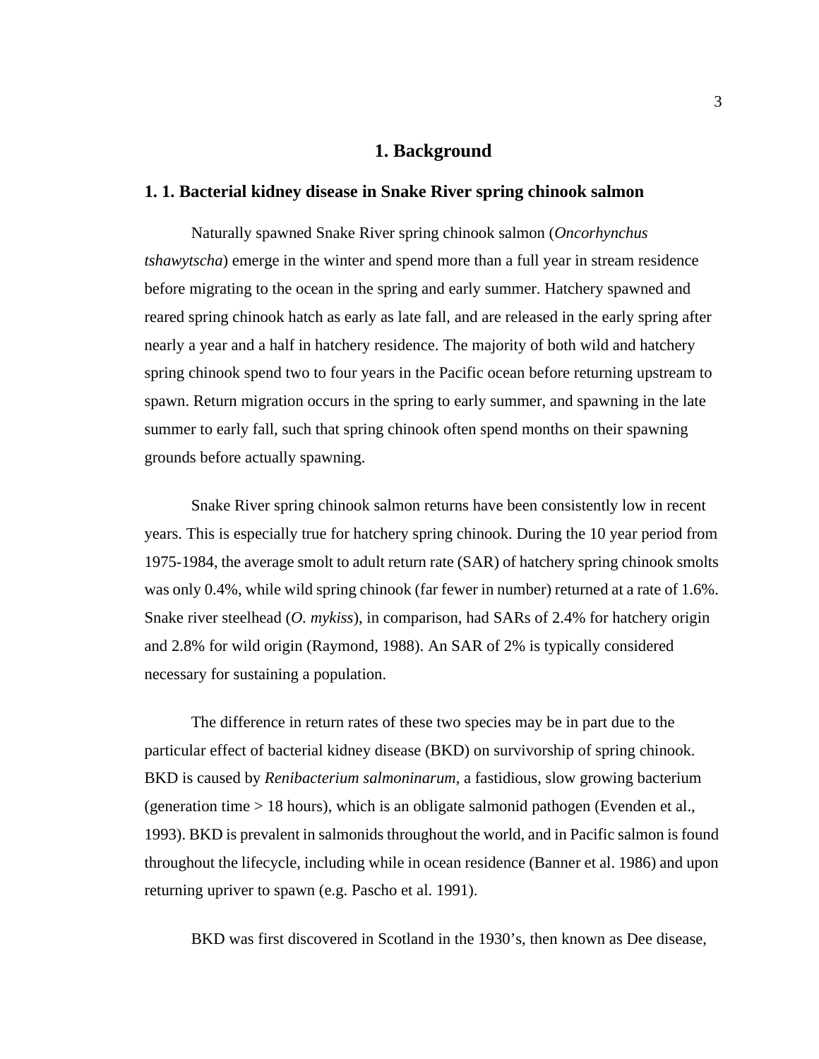# 1. Background

## 1. 1. Bacterial kidney disease in Snake River spring chinook salmon

Naturally spawned Snake River spring chinook salmon (*Oncorhynchus tshawytscha*) emerge in the winter and spend more than a full year in stream residence before migrating to the ocean in the spring and early summer. Hatchery spawned and reared spring chinook hatch as early as late fall, and are released in the early spring after nearly a year and a half in hatchery residence. The majority of both wild and hatchery spring chinook spend two to four years in the Pacific ocean before returning upstream to spawn. Return migration occurs in the spring to early summer, and spawning in the late summer to early fall, such that spring chinook often spend months on their spawning grounds before actually spawning.

Snake River spring chinook salmon returns have been consistently low in recent years. This is especially true for hatchery spring chinook. During the 10 year period from 1975-1984, the average smolt to adult return rate (SAR) of hatchery spring chinook smolts was only 0.4%, while wild spring chinook (far fewer in number) returned at a rate of 1.6%. Snake river steelhead (*O. mykiss*), in comparison, had SARs of 2.4% for hatchery origin and 2.8% for wild origin (Raymond, 1988). An SAR of 2% is typically considered necessary for sustaining a population.

The difference in return rates of these two species may be in part due to the particular effect of bacterial kidney disease (BKD) on survivorship of spring chinook. BKD is caused by *Renibacterium salmoninarum*, a fastidious, slow growing bacterium (generation time > 18 hours), which is an obligate salmonid pathogen (Evenden et al., 1993). BKD is prevalent in salmonids throughout the world, and in Pacific salmon is found throughout the lifecycle, including while in ocean residence (Banner et al. 1986) and upon returning upriver to spawn (e.g. Pascho et al. 1991).

BKD was first discovered in Scotland in the 1930's, then known as Dee disease,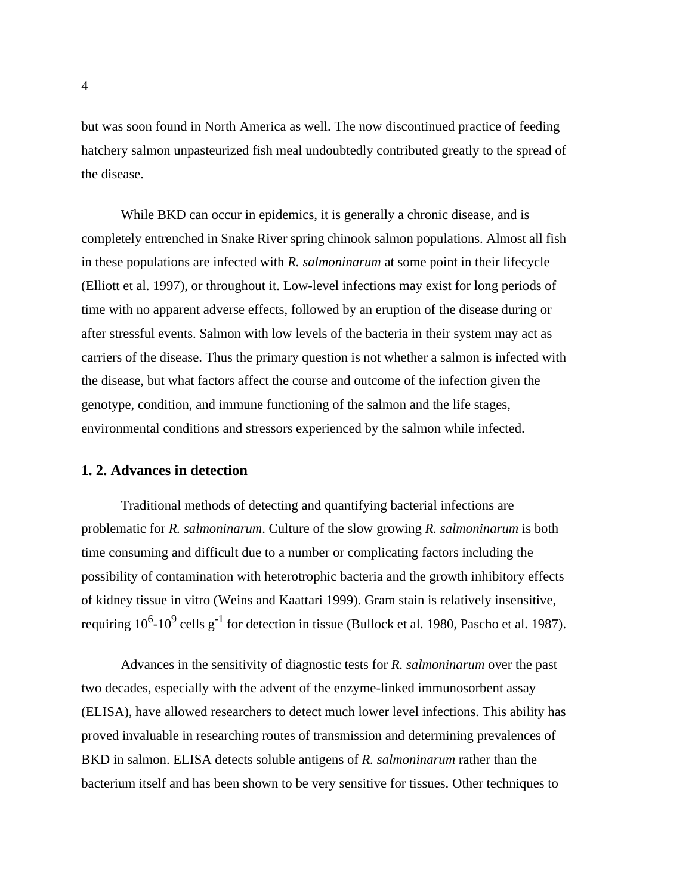but was soon found in North America as well. The now discontinued practice of feeding hatchery salmon unpasteurized fish meal undoubtedly contributed greatly to the spread of the disease.

While BKD can occur in epidemics, it is generally a chronic disease, and is completely entrenched in Snake River spring chinook salmon populations. Almost all fish in these populations are infected with *R. salmoninarum* at some point in their lifecycle (Elliott et al. 1997), or throughout it. Low-level infections may exist for long periods of time with no apparent adverse effects, followed by an eruption of the disease during or after stressful events. Salmon with low levels of the bacteria in their system may act as carriers of the disease. Thus the primary question is not whether a salmon is infected with the disease, but what factors affect the course and outcome of the infection given the genotype, condition, and immune functioning of the salmon and the life stages, environmental conditions and stressors experienced by the salmon while infected.

## 1. 2. Advances in detection

Traditional methods of detecting and quantifying bacterial infections are problematic for *R. salmoninarum*. Culture of the slow growing *R. salmoninarum* is both time consuming and difficult due to a number or complicating factors including the possibility of contamination with heterotrophic bacteria and the growth inhibitory effects of kidney tissue in vitro (Weins and Kaattari 1999). Gram stain is relatively insensitive, requiring $10^6$-$10^9$ cells $g^{-1}$ for detection in tissue (Bullock et al. 1980, Pascho et al. 1987).

Advances in the sensitivity of diagnostic tests for *R. salmoninarum* over the past two decades, especially with the advent of the enzyme-linked immunosorbent assay (ELISA), have allowed researchers to detect much lower level infections. This ability has proved invaluable in researching routes of transmission and determining prevalences of BKD in salmon. ELISA detects soluble antigens of *R. salmoninarum* rather than the bacterium itself and has been shown to be very sensitive for tissues. Other techniques to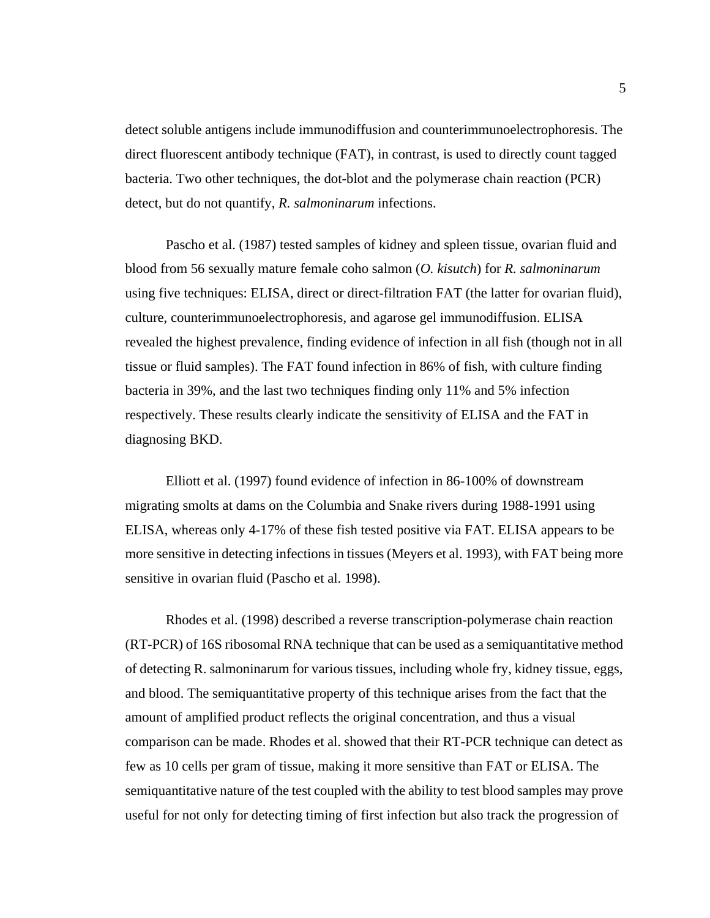detect soluble antigens include immunodiffusion and counterimmunoelectrophoresis. The direct fluorescent antibody technique (FAT), in contrast, is used to directly count tagged bacteria. Two other techniques, the dot-blot and the polymerase chain reaction (PCR) detect, but do not quantify, *R. salmoninarum* infections.

Pascho et al. (1987) tested samples of kidney and spleen tissue, ovarian fluid and blood from 56 sexually mature female coho salmon (*O. kisutch*) for *R. salmoninarum* using five techniques: ELISA, direct or direct-filtration FAT (the latter for ovarian fluid), culture, counterimmunoelectrophoresis, and agarose gel immunodiffusion. ELISA revealed the highest prevalence, finding evidence of infection in all fish (though not in all tissue or fluid samples). The FAT found infection in 86% of fish, with culture finding bacteria in 39%, and the last two techniques finding only 11% and 5% infection respectively. These results clearly indicate the sensitivity of ELISA and the FAT in diagnosing BKD.

Elliott et al. (1997) found evidence of infection in 86-100% of downstream migrating smolts at dams on the Columbia and Snake rivers during 1988-1991 using ELISA, whereas only 4-17% of these fish tested positive via FAT. ELISA appears to be more sensitive in detecting infections in tissues (Meyers et al. 1993), with FAT being more sensitive in ovarian fluid (Pascho et al. 1998).

Rhodes et al. (1998) described a reverse transcription-polymerase chain reaction (RT-PCR) of 16S ribosomal RNA technique that can be used as a semiquantitative method of detecting R. salmoninarum for various tissues, including whole fry, kidney tissue, eggs, and blood. The semiquantitative property of this technique arises from the fact that the amount of amplified product reflects the original concentration, and thus a visual comparison can be made. Rhodes et al. showed that their RT-PCR technique can detect as few as 10 cells per gram of tissue, making it more sensitive than FAT or ELISA. The semiquantitative nature of the test coupled with the ability to test blood samples may prove useful for not only for detecting timing of first infection but also track the progression of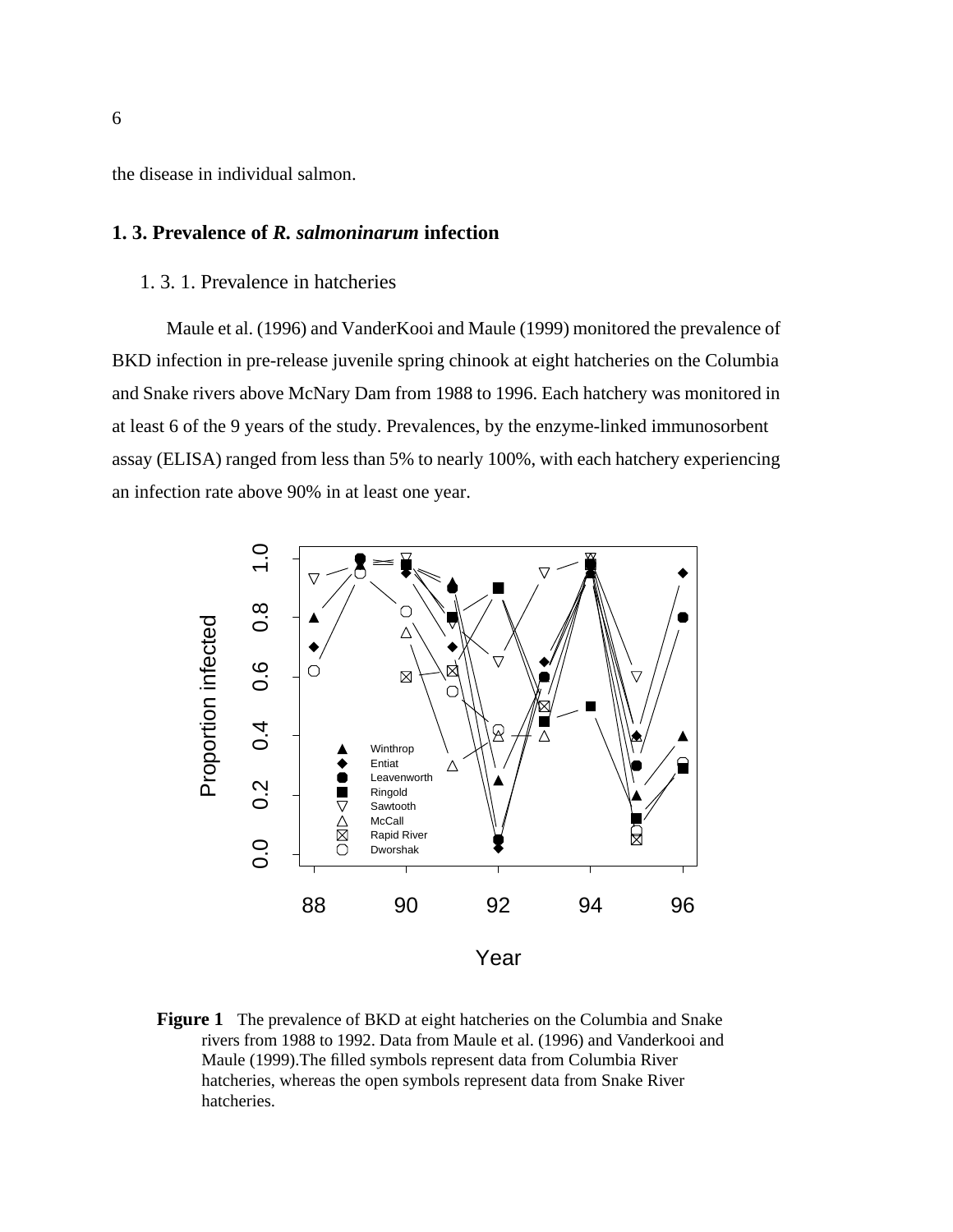the disease in individual salmon.

## 1. 3. Prevalence of *R. salmoninarum* infection

### 1. 3. 1. Prevalence in hatcheries

Maule et al. (1996) and VanderKooi and Maule (1999) monitored the prevalence of BKD infection in pre-release juvenile spring chinook at eight hatcheries on the Columbia and Snake rivers above McNary Dam from 1988 to 1996. Each hatchery was monitored in at least 6 of the 9 years of the study. Prevalences, by the enzyme-linked immunosorbent assay (ELISA) ranged from less than 5% to nearly 100%, with each hatchery experiencing an infection rate above 90% in at least one year.

**Figure 1** The prevalence of BKD at eight hatcheries on the Columbia and Snake rivers from 1988 to 1992. Data from Maule et al. (1996) and Vanderkooi and Maule (1999).The filled symbols represent data from Columbia River hatcheries, whereas the open symbols represent data from Snake River hatcheries.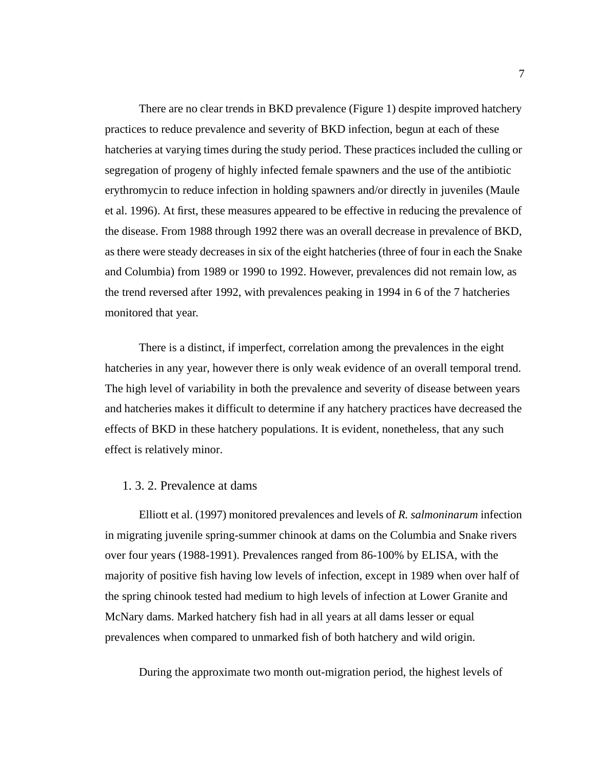There are no clear trends in BKD prevalence (Figure 1) despite improved hatchery practices to reduce prevalence and severity of BKD infection, begun at each of these hatcheries at varying times during the study period. These practices included the culling or segregation of progeny of highly infected female spawners and the use of the antibiotic erythromycin to reduce infection in holding spawners and/or directly in juveniles (Maule et al. 1996). At first, these measures appeared to be effective in reducing the prevalence of the disease. From 1988 through 1992 there was an overall decrease in prevalence of BKD, as there were steady decreases in six of the eight hatcheries (three of four in each the Snake and Columbia) from 1989 or 1990 to 1992. However, prevalences did not remain low, as the trend reversed after 1992, with prevalences peaking in 1994 in 6 of the 7 hatcheries monitored that year.

There is a distinct, if imperfect, correlation among the prevalences in the eight hatcheries in any year, however there is only weak evidence of an overall temporal trend. The high level of variability in both the prevalence and severity of disease between years and hatcheries makes it difficult to determine if any hatchery practices have decreased the effects of BKD in these hatchery populations. It is evident, nonetheless, that any such effect is relatively minor.

### 1. 3. 2. Prevalence at dams

Elliott et al. (1997) monitored prevalences and levels of *R. salmoninarum* infection in migrating juvenile spring-summer chinook at dams on the Columbia and Snake rivers over four years (1988-1991). Prevalences ranged from 86-100% by ELISA, with the majority of positive fish having low levels of infection, except in 1989 when over half of the spring chinook tested had medium to high levels of infection at Lower Granite and McNary dams. Marked hatchery fish had in all years at all dams lesser or equal prevalences when compared to unmarked fish of both hatchery and wild origin.

During the approximate two month out-migration period, the highest levels of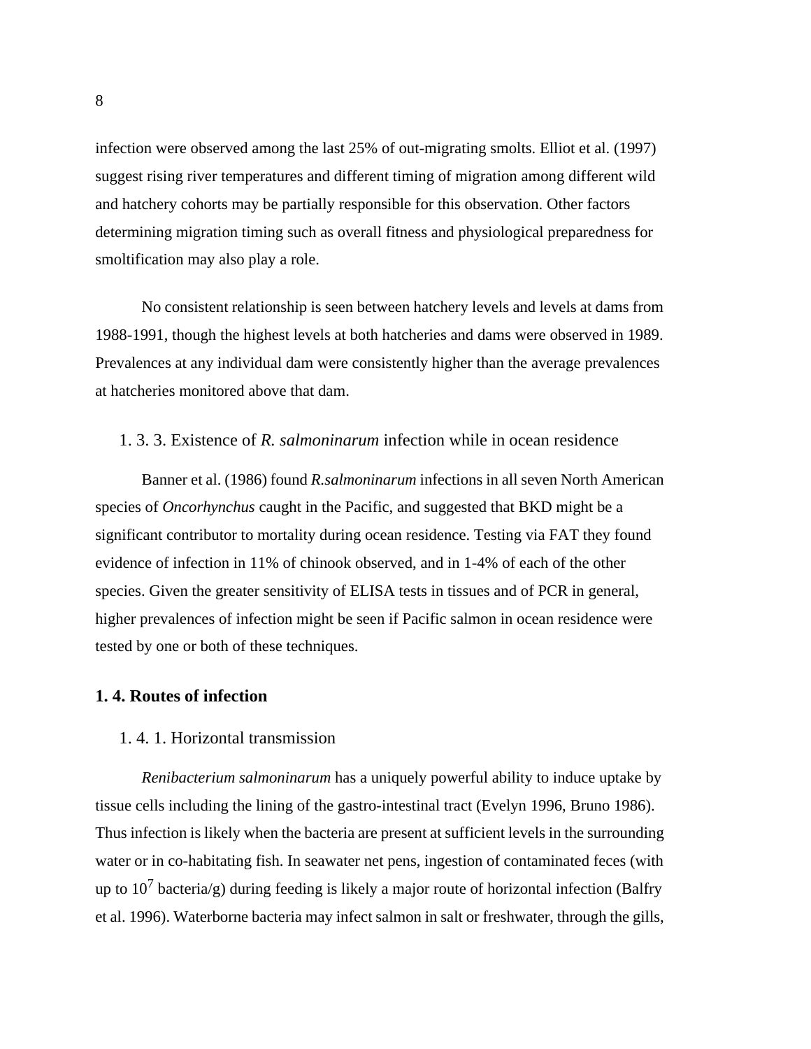infection were observed among the last 25% of out-migrating smolts. Elliot et al. (1997) suggest rising river temperatures and different timing of migration among different wild and hatchery cohorts may be partially responsible for this observation. Other factors determining migration timing such as overall fitness and physiological preparedness for smoltification may also play a role.

No consistent relationship is seen between hatchery levels and levels at dams from 1988-1991, though the highest levels at both hatcheries and dams were observed in 1989. Prevalences at any individual dam were consistently higher than the average prevalences at hatcheries monitored above that dam.

### 1. 3. 3. Existence of *R. salmoninarum* infection while in ocean residence

Banner et al. (1986) found *R.salmoninarum* infections in all seven North American species of *Oncorhynchus* caught in the Pacific, and suggested that BKD might be a significant contributor to mortality during ocean residence. Testing via FAT they found evidence of infection in 11% of chinook observed, and in 1-4% of each of the other species. Given the greater sensitivity of ELISA tests in tissues and of PCR in general, higher prevalences of infection might be seen if Pacific salmon in ocean residence were tested by one or both of these techniques.

## 1. 4. Routes of infection

### 1. 4. 1. Horizontal transmission

*Renibacterium salmoninarum* has a uniquely powerful ability to induce uptake by tissue cells including the lining of the gastro-intestinal tract (Evelyn 1996, Bruno 1986). Thus infection is likely when the bacteria are present at sufficient levels in the surrounding water or in co-habitating fish. In seawater net pens, ingestion of contaminated feces (with up to $10^7$ bacteria/g) during feeding is likely a major route of horizontal infection (Balfry et al. 1996). Waterborne bacteria may infect salmon in salt or freshwater, through the gills,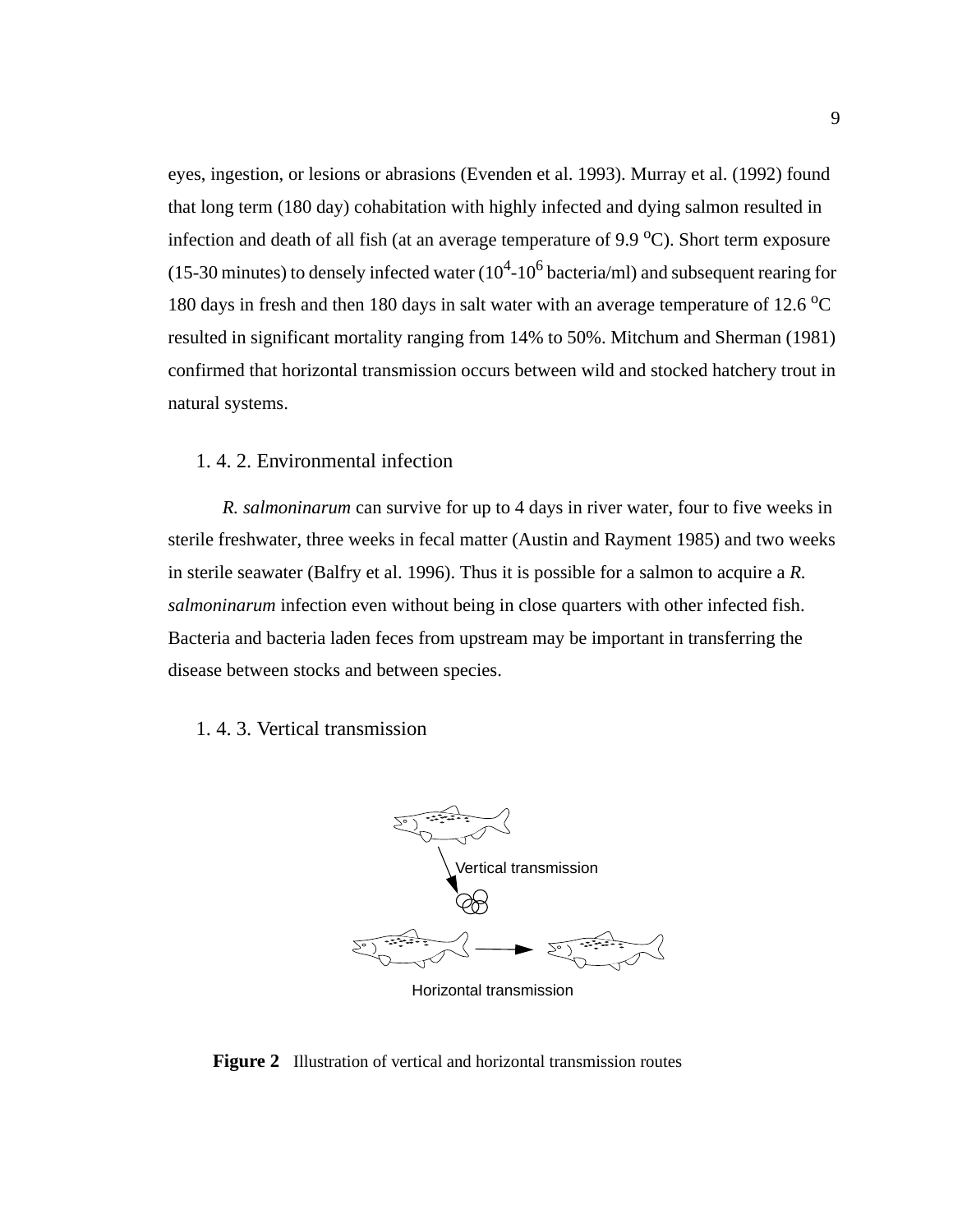eyes, ingestion, or lesions or abrasions (Evenden et al. 1993). Murray et al. (1992) found that long term (180 day) cohabitation with highly infected and dying salmon resulted in infection and death of all fish (at an average temperature of 9.9 $^{o}$C). Short term exposure (15-30 minutes) to densely infected water ($10^4$-$10^6$ bacteria/ml) and subsequent rearing for 180 days in fresh and then 180 days in salt water with an average temperature of 12.6 $^{o}$C resulted in significant mortality ranging from 14% to 50%. Mitchum and Sherman (1981) confirmed that horizontal transmission occurs between wild and stocked hatchery trout in natural systems.

### 1. 4. 2. Environmental infection

*R. salmoninarum* can survive for up to 4 days in river water, four to five weeks in sterile freshwater, three weeks in fecal matter (Austin and Rayment 1985) and two weeks in sterile seawater (Balfry et al. 1996). Thus it is possible for a salmon to acquire a *R. salmoninarum* infection even without being in close quarters with other infected fish. Bacteria and bacteria laden feces from upstream may be important in transferring the disease between stocks and between species.

### 1. 4. 3. Vertical transmission

Vertical transmission

Horizontal transmission

**Figure 2** Illustration of vertical and horizontal transmission routes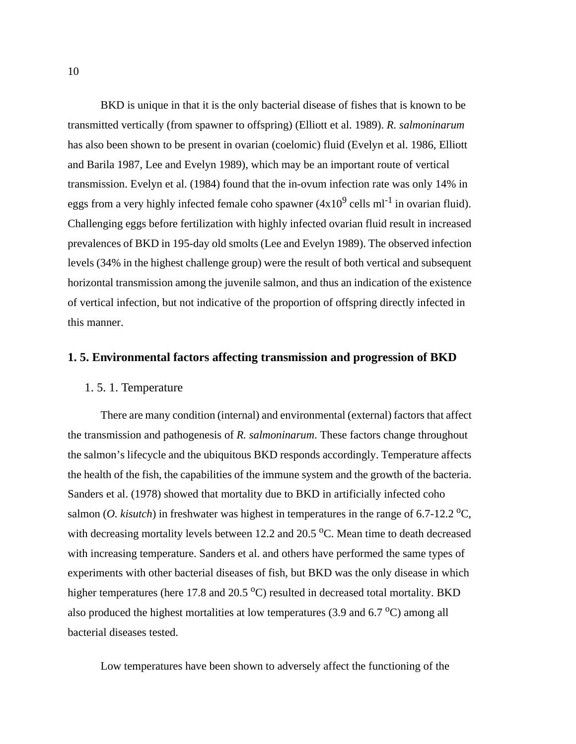BKD is unique in that it is the only bacterial disease of fishes that is known to be transmitted vertically (from spawner to offspring) (Elliott et al. 1989). *R. salmoninarum* has also been shown to be present in ovarian (coelomic) fluid (Evelyn et al. 1986, Elliott and Barila 1987, Lee and Evelyn 1989), which may be an important route of vertical transmission. Evelyn et al. (1984) found that the in-ovum infection rate was only 14% in eggs from a very highly infected female coho spawner ($4 \times 10^9$ cells $ml^{-1}$ in ovarian fluid). Challenging eggs before fertilization with highly infected ovarian fluid result in increased prevalences of BKD in 195-day old smolts (Lee and Evelyn 1989). The observed infection levels (34% in the highest challenge group) were the result of both vertical and subsequent horizontal transmission among the juvenile salmon, and thus an indication of the existence of vertical infection, but not indicative of the proportion of offspring directly infected in this manner.

## 1. 5. Environmental factors affecting transmission and progression of BKD

### 1. 5. 1. Temperature

There are many condition (internal) and environmental (external) factors that affect the transmission and pathogenesis of *R. salmoninarum*. These factors change throughout the salmon's lifecycle and the ubiquitous BKD responds accordingly. Temperature affects the health of the fish, the capabilities of the immune system and the growth of the bacteria. Sanders et al. (1978) showed that mortality due to BKD in artificially infected coho salmon (*O. kisutch*) in freshwater was highest in temperatures in the range of 6.7-12.2 $^oC$, with decreasing mortality levels between 12.2 and 20.5 $^oC$. Mean time to death decreased with increasing temperature. Sanders et al. and others have performed the same types of experiments with other bacterial diseases of fish, but BKD was the only disease in which higher temperatures (here 17.8 and 20.5 $^oC$) resulted in decreased total mortality. BKD also produced the highest mortalities at low temperatures (3.9 and 6.7 $^oC$) among all bacterial diseases tested.

Low temperatures have been shown to adversely affect the functioning of the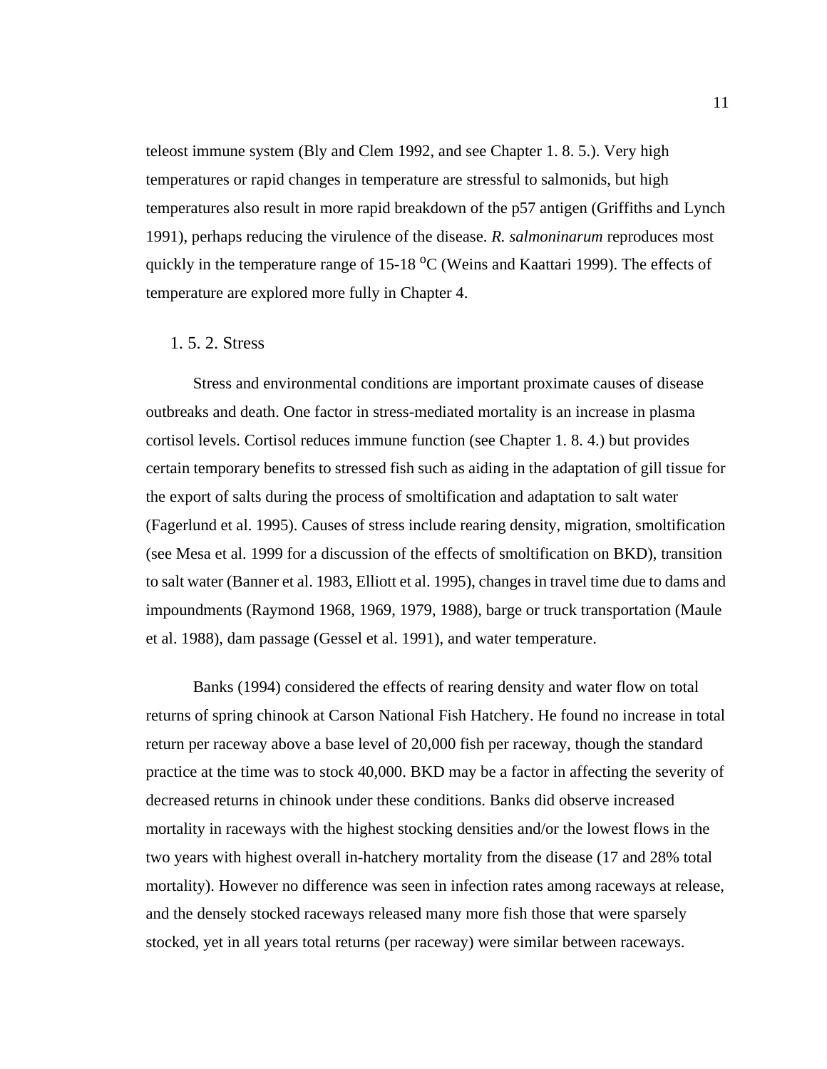teleost immune system (Bly and Clem 1992, and see Chapter 1. 8. 5.). Very high temperatures or rapid changes in temperature are stressful to salmonids, but high temperatures also result in more rapid breakdown of the p57 antigen (Griffiths and Lynch 1991), perhaps reducing the virulence of the disease. *R. salmoninarum* reproduces most quickly in the temperature range of 15-18 $^{o}$C (Weins and Kaattari 1999). The effects of temperature are explored more fully in Chapter 4.

### 1. 5. 2. Stress

Stress and environmental conditions are important proximate causes of disease outbreaks and death. One factor in stress-mediated mortality is an increase in plasma cortisol levels. Cortisol reduces immune function (see Chapter 1. 8. 4.) but provides certain temporary benefits to stressed fish such as aiding in the adaptation of gill tissue for the export of salts during the process of smoltification and adaptation to salt water (Fagerlund et al. 1995). Causes of stress include rearing density, migration, smoltification (see Mesa et al. 1999 for a discussion of the effects of smoltification on BKD), transition to salt water (Banner et al. 1983, Elliott et al. 1995), changes in travel time due to dams and impoundments (Raymond 1968, 1969, 1979, 1988), barge or truck transportation (Maule et al. 1988), dam passage (Gessel et al. 1991), and water temperature.

Banks (1994) considered the effects of rearing density and water flow on total returns of spring chinook at Carson National Fish Hatchery. He found no increase in total return per raceway above a base level of 20,000 fish per raceway, though the standard practice at the time was to stock 40,000. BKD may be a factor in affecting the severity of decreased returns in chinook under these conditions. Banks did observe increased mortality in raceways with the highest stocking densities and/or the lowest flows in the two years with highest overall in-hatchery mortality from the disease (17 and 28% total mortality). However no difference was seen in infection rates among raceways at release, and the densely stocked raceways released many more fish those that were sparsely stocked, yet in all years total returns (per raceway) were similar between raceways.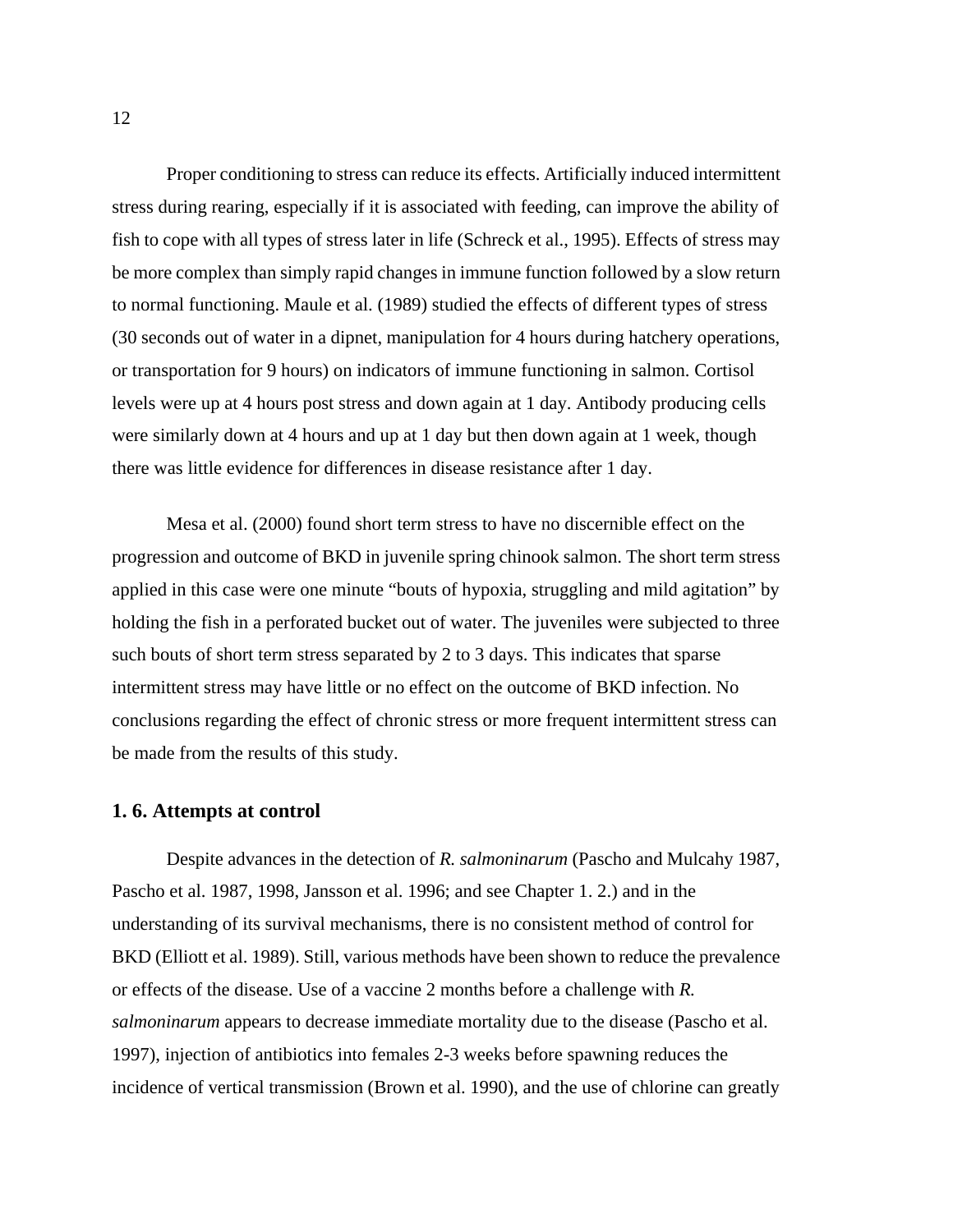Proper conditioning to stress can reduce its effects. Artificially induced intermittent stress during rearing, especially if it is associated with feeding, can improve the ability of fish to cope with all types of stress later in life (Schreck et al., 1995). Effects of stress may be more complex than simply rapid changes in immune function followed by a slow return to normal functioning. Maule et al. (1989) studied the effects of different types of stress (30 seconds out of water in a dipnet, manipulation for 4 hours during hatchery operations, or transportation for 9 hours) on indicators of immune functioning in salmon. Cortisol levels were up at 4 hours post stress and down again at 1 day. Antibody producing cells were similarly down at 4 hours and up at 1 day but then down again at 1 week, though there was little evidence for differences in disease resistance after 1 day.

Mesa et al. (2000) found short term stress to have no discernible effect on the progression and outcome of BKD in juvenile spring chinook salmon. The short term stress applied in this case were one minute "bouts of hypoxia, struggling and mild agitation" by holding the fish in a perforated bucket out of water. The juveniles were subjected to three such bouts of short term stress separated by 2 to 3 days. This indicates that sparse intermittent stress may have little or no effect on the outcome of BKD infection. No conclusions regarding the effect of chronic stress or more frequent intermittent stress can be made from the results of this study.

### 1. 6. Attempts at control

Despite advances in the detection of *R. salmoninarum* (Pascho and Mulcahy 1987, Pascho et al. 1987, 1998, Jansson et al. 1996; and see Chapter 1. 2.) and in the understanding of its survival mechanisms, there is no consistent method of control for BKD (Elliott et al. 1989). Still, various methods have been shown to reduce the prevalence or effects of the disease. Use of a vaccine 2 months before a challenge with *R. salmoninarum* appears to decrease immediate mortality due to the disease (Pascho et al. 1997), injection of antibiotics into females 2-3 weeks before spawning reduces the incidence of vertical transmission (Brown et al. 1990), and the use of chlorine can greatly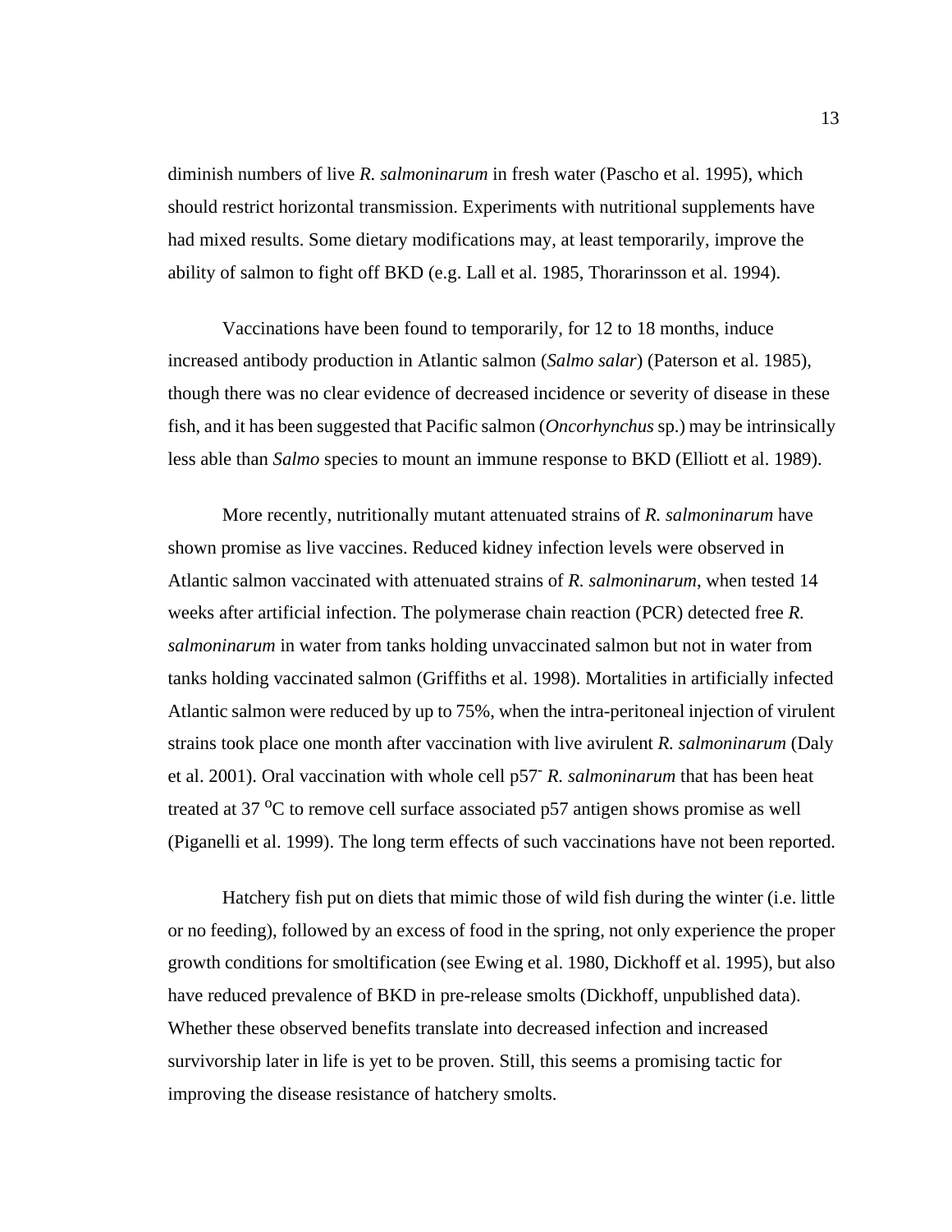diminish numbers of live *R. salmoninarum* in fresh water (Pascho et al. 1995), which should restrict horizontal transmission. Experiments with nutritional supplements have had mixed results. Some dietary modifications may, at least temporarily, improve the ability of salmon to fight off BKD (e.g. Lall et al. 1985, Thorarinsson et al. 1994).

Vaccinations have been found to temporarily, for 12 to 18 months, induce increased antibody production in Atlantic salmon (*Salmo salar*) (Paterson et al. 1985), though there was no clear evidence of decreased incidence or severity of disease in these fish, and it has been suggested that Pacific salmon (*Oncorhynchus* sp.) may be intrinsically less able than *Salmo* species to mount an immune response to BKD (Elliott et al. 1989).

More recently, nutritionally mutant attenuated strains of *R. salmoninarum* have shown promise as live vaccines. Reduced kidney infection levels were observed in Atlantic salmon vaccinated with attenuated strains of *R. salmoninarum*, when tested 14 weeks after artificial infection. The polymerase chain reaction (PCR) detected free *R. salmoninarum* in water from tanks holding unvaccinated salmon but not in water from tanks holding vaccinated salmon (Griffiths et al. 1998). Mortalities in artificially infected Atlantic salmon were reduced by up to 75%, when the intra-peritoneal injection of virulent strains took place one month after vaccination with live avirulent *R. salmoninarum* (Daly et al. 2001). Oral vaccination with whole cell $p57^-$ *R. salmoninarum* that has been heat treated at 37 $^{o}$C to remove cell surface associated p57 antigen shows promise as well (Piganelli et al. 1999). The long term effects of such vaccinations have not been reported.

Hatchery fish put on diets that mimic those of wild fish during the winter (i.e. little or no feeding), followed by an excess of food in the spring, not only experience the proper growth conditions for smoltification (see Ewing et al. 1980, Dickhoff et al. 1995), but also have reduced prevalence of BKD in pre-release smolts (Dickhoff, unpublished data). Whether these observed benefits translate into decreased infection and increased survivorship later in life is yet to be proven. Still, this seems a promising tactic for improving the disease resistance of hatchery smolts.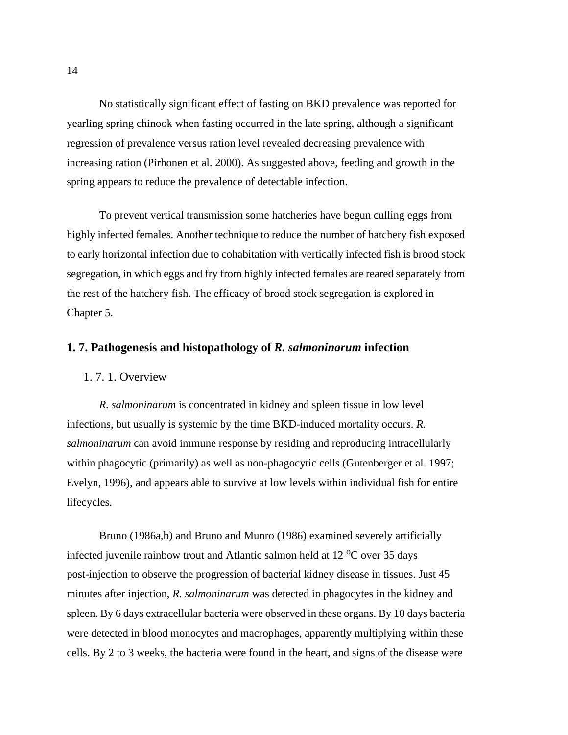No statistically significant effect of fasting on BKD prevalence was reported for yearling spring chinook when fasting occurred in the late spring, although a significant regression of prevalence versus ration level revealed decreasing prevalence with increasing ration (Pirhonen et al. 2000). As suggested above, feeding and growth in the spring appears to reduce the prevalence of detectable infection.

To prevent vertical transmission some hatcheries have begun culling eggs from highly infected females. Another technique to reduce the number of hatchery fish exposed to early horizontal infection due to cohabitation with vertically infected fish is brood stock segregation, in which eggs and fry from highly infected females are reared separately from the rest of the hatchery fish. The efficacy of brood stock segregation is explored in Chapter 5.

## 1. 7. Pathogenesis and histopathology of *R. salmoninarum* infection

### 1. 7. 1. Overview

*R. salmoninarum* is concentrated in kidney and spleen tissue in low level infections, but usually is systemic by the time BKD-induced mortality occurs. *R. salmoninarum* can avoid immune response by residing and reproducing intracellularly within phagocytic (primarily) as well as non-phagocytic cells (Gutenberger et al. 1997; Evelyn, 1996), and appears able to survive at low levels within individual fish for entire lifecycles.

Bruno (1986a,b) and Bruno and Munro (1986) examined severely artificially infected juvenile rainbow trout and Atlantic salmon held at 12 $^{o}$C over 35 days post-injection to observe the progression of bacterial kidney disease in tissues. Just 45 minutes after injection, *R. salmoninarum* was detected in phagocytes in the kidney and spleen. By 6 days extracellular bacteria were observed in these organs. By 10 days bacteria were detected in blood monocytes and macrophages, apparently multiplying within these cells. By 2 to 3 weeks, the bacteria were found in the heart, and signs of the disease were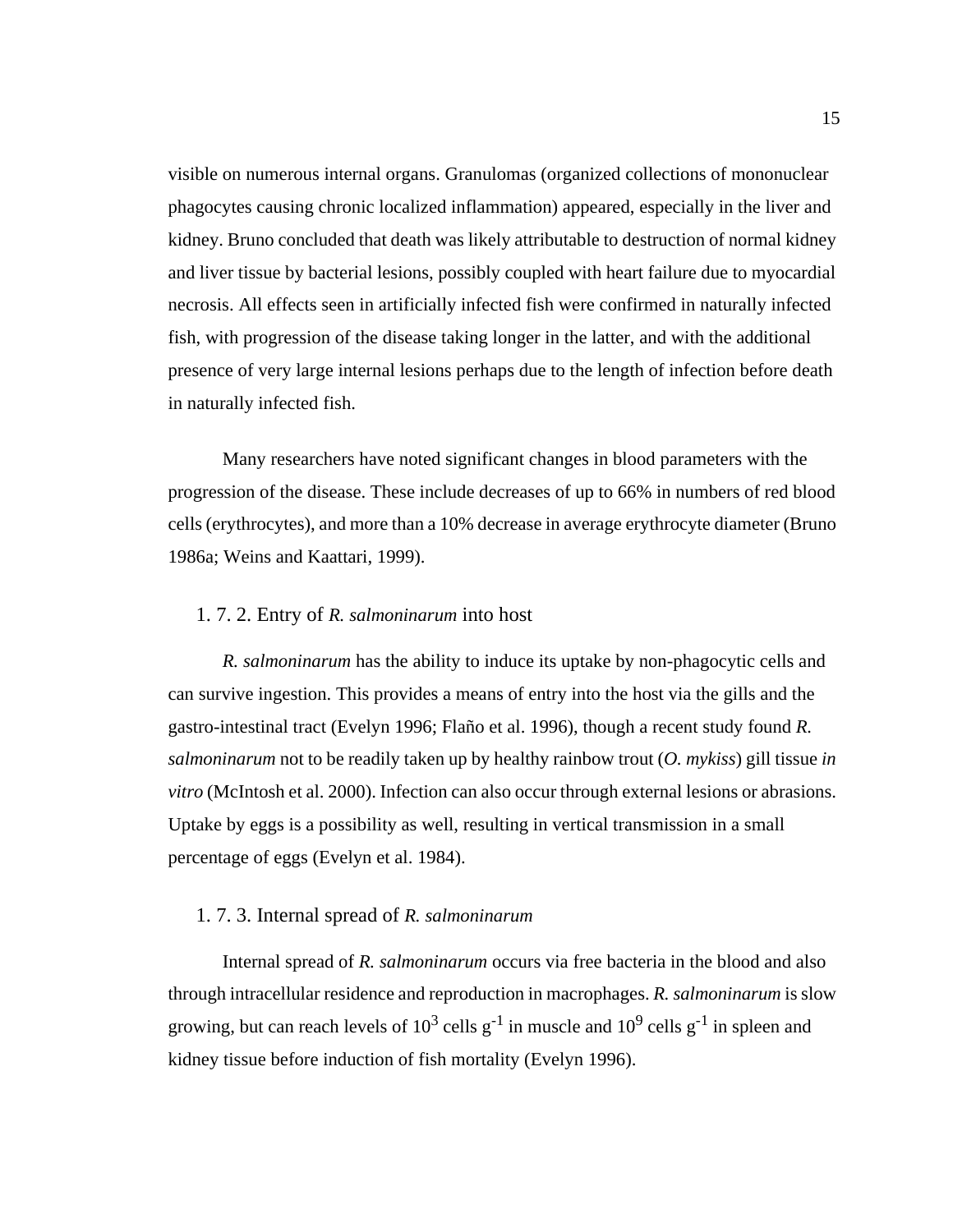visible on numerous internal organs. Granulomas (organized collections of mononuclear phagocytes causing chronic localized inflammation) appeared, especially in the liver and kidney. Bruno concluded that death was likely attributable to destruction of normal kidney and liver tissue by bacterial lesions, possibly coupled with heart failure due to myocardial necrosis. All effects seen in artificially infected fish were confirmed in naturally infected fish, with progression of the disease taking longer in the latter, and with the additional presence of very large internal lesions perhaps due to the length of infection before death in naturally infected fish.

Many researchers have noted significant changes in blood parameters with the progression of the disease. These include decreases of up to 66% in numbers of red blood cells (erythrocytes), and more than a 10% decrease in average erythrocyte diameter (Bruno 1986a; Weins and Kaattari, 1999).

### 1. 7. 2. Entry of *R. salmoninarum* into host

*R. salmoninarum* has the ability to induce its uptake by non-phagocytic cells and can survive ingestion. This provides a means of entry into the host via the gills and the gastro-intestinal tract (Evelyn 1996; Flaño et al. 1996), though a recent study found *R. salmoninarum* not to be readily taken up by healthy rainbow trout (*O. mykiss*) gill tissue *in vitro* (McIntosh et al. 2000). Infection can also occur through external lesions or abrasions. Uptake by eggs is a possibility as well, resulting in vertical transmission in a small percentage of eggs (Evelyn et al. 1984).

### 1. 7. 3. Internal spread of *R. salmoninarum*

Internal spread of *R. salmoninarum* occurs via free bacteria in the blood and also through intracellular residence and reproduction in macrophages. *R. salmoninarum* is slow growing, but can reach levels of $10^3$ cells $g^{-1}$ in muscle and $10^9$ cells $g^{-1}$ in spleen and kidney tissue before induction of fish mortality (Evelyn 1996).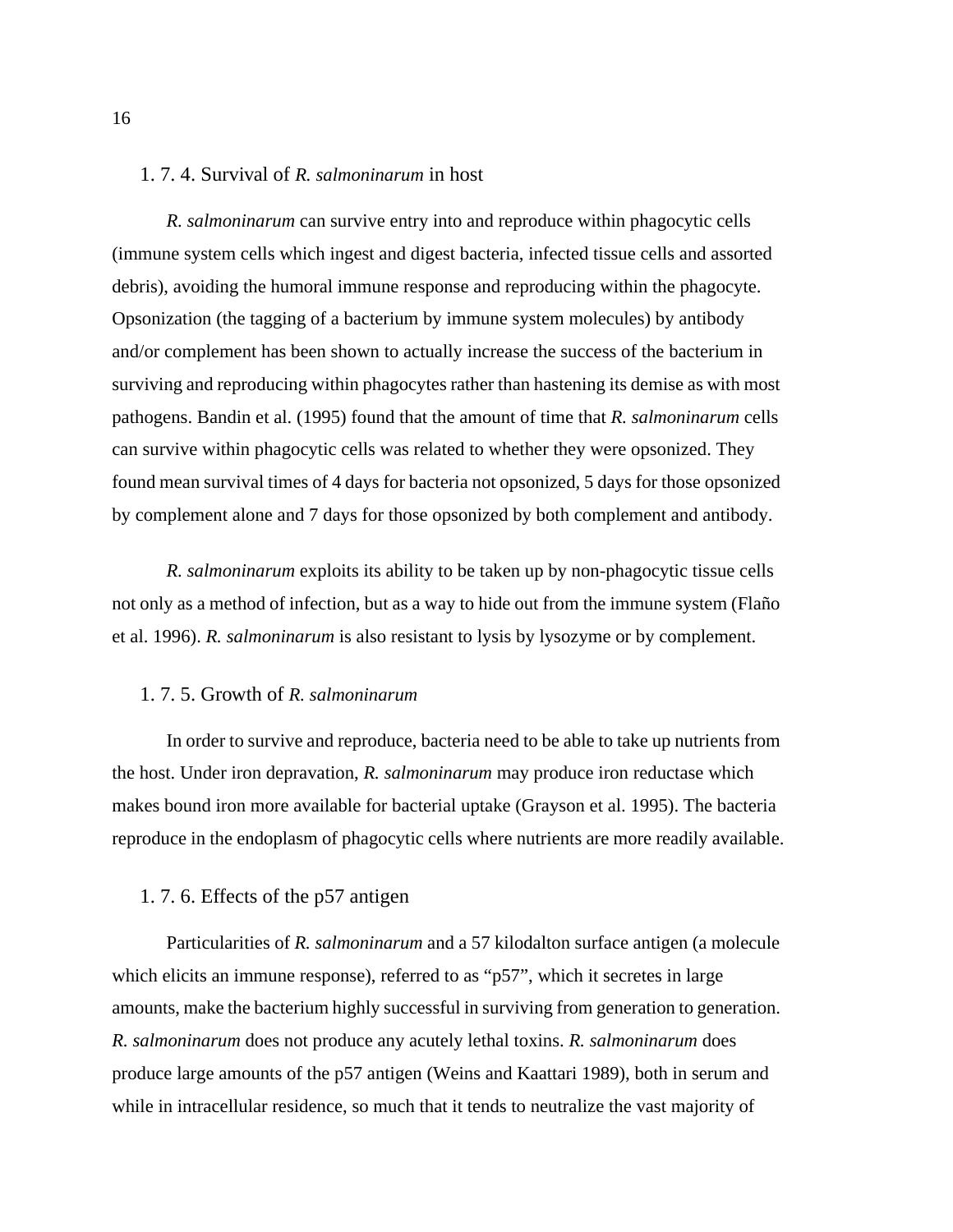### 1. 7. 4. Survival of *R. salmoninarum* in host

*R. salmoninarum* can survive entry into and reproduce within phagocytic cells (immune system cells which ingest and digest bacteria, infected tissue cells and assorted debris), avoiding the humoral immune response and reproducing within the phagocyte. Opsonization (the tagging of a bacterium by immune system molecules) by antibody and/or complement has been shown to actually increase the success of the bacterium in surviving and reproducing within phagocytes rather than hastening its demise as with most pathogens. Bandin et al. (1995) found that the amount of time that *R. salmoninarum* cells can survive within phagocytic cells was related to whether they were opsonized. They found mean survival times of 4 days for bacteria not opsonized, 5 days for those opsonized by complement alone and 7 days for those opsonized by both complement and antibody.

*R. salmoninarum* exploits its ability to be taken up by non-phagocytic tissue cells not only as a method of infection, but as a way to hide out from the immune system (Flaño et al. 1996). *R. salmoninarum* is also resistant to lysis by lysozyme or by complement.

### 1. 7. 5. Growth of *R. salmoninarum*

In order to survive and reproduce, bacteria need to be able to take up nutrients from the host. Under iron depravation, *R. salmoninarum* may produce iron reductase which makes bound iron more available for bacterial uptake (Grayson et al. 1995). The bacteria reproduce in the endoplasm of phagocytic cells where nutrients are more readily available.

### 1. 7. 6. Effects of the p57 antigen

Particularities of *R. salmoninarum* and a 57 kilodalton surface antigen (a molecule which elicits an immune response), referred to as “p57”, which it secretes in large amounts, make the bacterium highly successful in surviving from generation to generation. *R. salmoninarum* does not produce any acutely lethal toxins. *R. salmoninarum* does produce large amounts of the p57 antigen (Weins and Kaattari 1989), both in serum and while in intracellular residence, so much that it tends to neutralize the vast majority of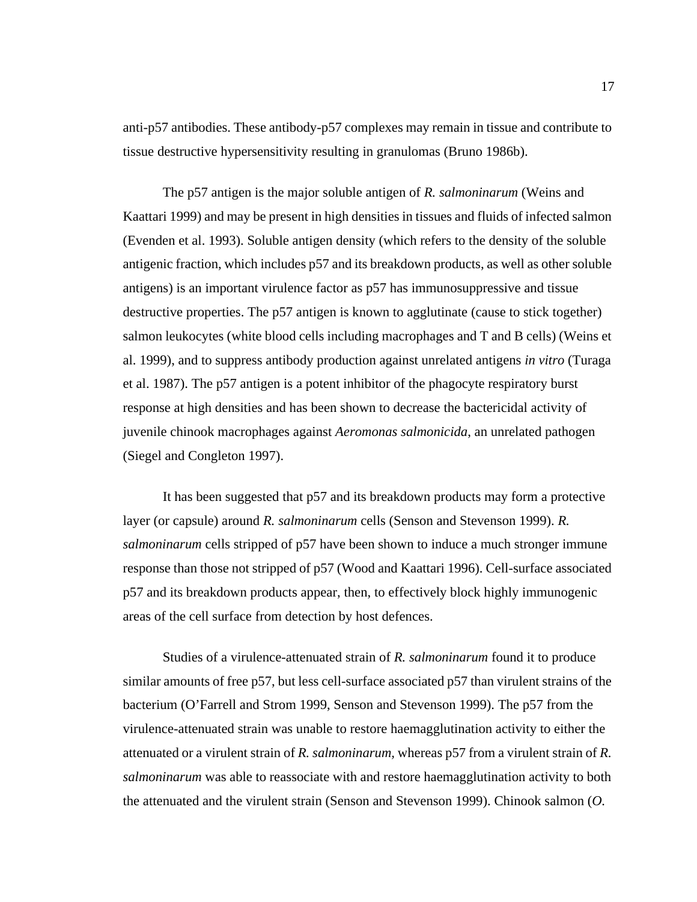anti-p57 antibodies. These antibody-p57 complexes may remain in tissue and contribute to tissue destructive hypersensitivity resulting in granulomas (Bruno 1986b).

The p57 antigen is the major soluble antigen of *R. salmoninarum* (Weins and Kaattari 1999) and may be present in high densities in tissues and fluids of infected salmon (Evenden et al. 1993). Soluble antigen density (which refers to the density of the soluble antigenic fraction, which includes p57 and its breakdown products, as well as other soluble antigens) is an important virulence factor as p57 has immunosuppressive and tissue destructive properties. The p57 antigen is known to agglutinate (cause to stick together) salmon leukocytes (white blood cells including macrophages and T and B cells) (Weins et al. 1999), and to suppress antibody production against unrelated antigens *in vitro* (Turaga et al. 1987). The p57 antigen is a potent inhibitor of the phagocyte respiratory burst response at high densities and has been shown to decrease the bactericidal activity of juvenile chinook macrophages against *Aeromonas salmonicida*, an unrelated pathogen (Siegel and Congleton 1997).

It has been suggested that p57 and its breakdown products may form a protective layer (or capsule) around *R. salmoninarum* cells (Senson and Stevenson 1999). *R. salmoninarum* cells stripped of p57 have been shown to induce a much stronger immune response than those not stripped of p57 (Wood and Kaattari 1996). Cell-surface associated p57 and its breakdown products appear, then, to effectively block highly immunogenic areas of the cell surface from detection by host defences.

Studies of a virulence-attenuated strain of *R. salmoninarum* found it to produce similar amounts of free p57, but less cell-surface associated p57 than virulent strains of the bacterium (O'Farrell and Strom 1999, Senson and Stevenson 1999). The p57 from the virulence-attenuated strain was unable to restore haemagglutination activity to either the attenuated or a virulent strain of *R. salmoninarum,* whereas p57 from a virulent strain of *R. salmoninarum* was able to reassociate with and restore haemagglutination activity to both the attenuated and the virulent strain (Senson and Stevenson 1999). Chinook salmon (*O.*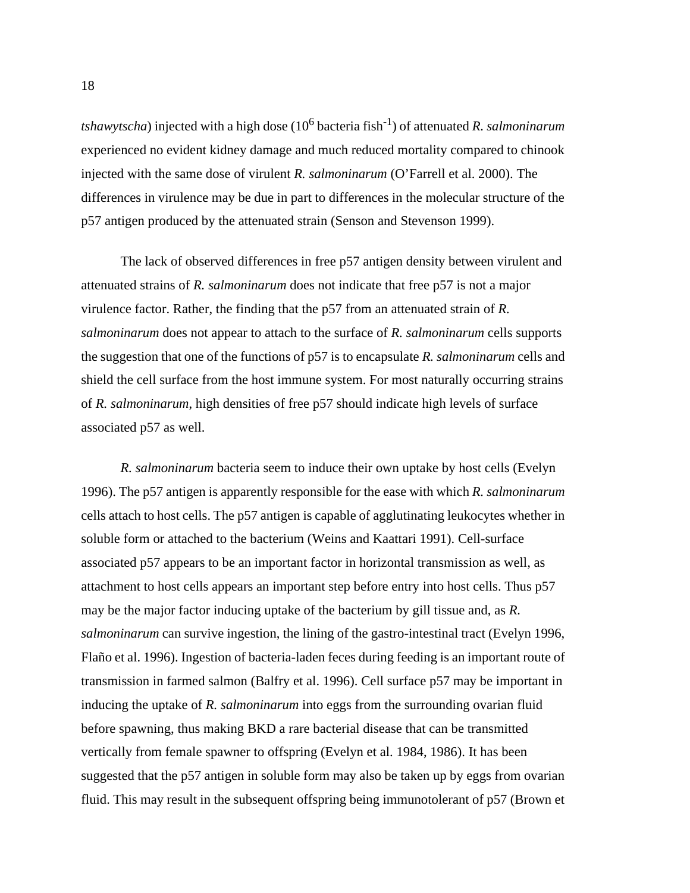*tshawytscha*) injected with a high dose ($10^6$ bacteria fish$^{-1}$) of attenuated *R. salmoninarum* experienced no evident kidney damage and much reduced mortality compared to chinook injected with the same dose of virulent *R. salmoninarum* (O'Farrell et al. 2000). The differences in virulence may be due in part to differences in the molecular structure of the p57 antigen produced by the attenuated strain (Senson and Stevenson 1999).

The lack of observed differences in free p57 antigen density between virulent and attenuated strains of *R. salmoninarum* does not indicate that free p57 is not a major virulence factor. Rather, the finding that the p57 from an attenuated strain of *R. salmoninarum* does not appear to attach to the surface of *R. salmoninarum* cells supports the suggestion that one of the functions of p57 is to encapsulate *R. salmoninarum* cells and shield the cell surface from the host immune system. For most naturally occurring strains of *R. salmoninarum*, high densities of free p57 should indicate high levels of surface associated p57 as well.

*R. salmoninarum* bacteria seem to induce their own uptake by host cells (Evelyn 1996). The p57 antigen is apparently responsible for the ease with which *R. salmoninarum* cells attach to host cells. The p57 antigen is capable of agglutinating leukocytes whether in soluble form or attached to the bacterium (Weins and Kaattari 1991). Cell-surface associated p57 appears to be an important factor in horizontal transmission as well, as attachment to host cells appears an important step before entry into host cells. Thus p57 may be the major factor inducing uptake of the bacterium by gill tissue and, as *R. salmoninarum* can survive ingestion, the lining of the gastro-intestinal tract (Evelyn 1996, Flaño et al. 1996). Ingestion of bacteria-laden feces during feeding is an important route of transmission in farmed salmon (Balfry et al. 1996). Cell surface p57 may be important in inducing the uptake of *R. salmoninarum* into eggs from the surrounding ovarian fluid before spawning, thus making BKD a rare bacterial disease that can be transmitted vertically from female spawner to offspring (Evelyn et al. 1984, 1986). It has been suggested that the p57 antigen in soluble form may also be taken up by eggs from ovarian fluid. This may result in the subsequent offspring being immunotolerant of p57 (Brown et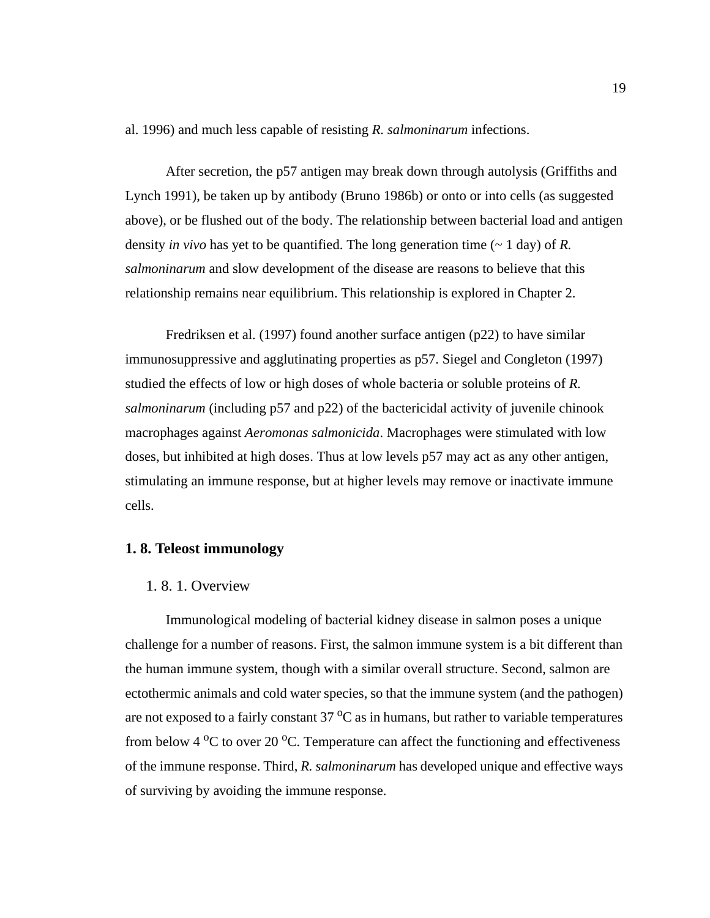al. 1996) and much less capable of resisting *R. salmoninarum* infections.

After secretion, the p57 antigen may break down through autolysis (Griffiths and Lynch 1991), be taken up by antibody (Bruno 1986b) or onto or into cells (as suggested above), or be flushed out of the body. The relationship between bacterial load and antigen density *in vivo* has yet to be quantified. The long generation time (~ 1 day) of *R. salmoninarum* and slow development of the disease are reasons to believe that this relationship remains near equilibrium. This relationship is explored in Chapter 2.

Fredriksen et al. (1997) found another surface antigen (p22) to have similar immunosuppressive and agglutinating properties as p57. Siegel and Congleton (1997) studied the effects of low or high doses of whole bacteria or soluble proteins of *R. salmoninarum* (including p57 and p22) of the bactericidal activity of juvenile chinook macrophages against *Aeromonas salmonicida*. Macrophages were stimulated with low doses, but inhibited at high doses. Thus at low levels p57 may act as any other antigen, stimulating an immune response, but at higher levels may remove or inactivate immune cells.

## 1. 8. Teleost immunology

### 1. 8. 1. Overview

Immunological modeling of bacterial kidney disease in salmon poses a unique challenge for a number of reasons. First, the salmon immune system is a bit different than the human immune system, though with a similar overall structure. Second, salmon are ectothermic animals and cold water species, so that the immune system (and the pathogen) are not exposed to a fairly constant 37 $^{o}$C as in humans, but rather to variable temperatures from below 4 $^{o}$C to over 20 $^{o}$C. Temperature can affect the functioning and effectiveness of the immune response. Third, *R. salmoninarum* has developed unique and effective ways of surviving by avoiding the immune response.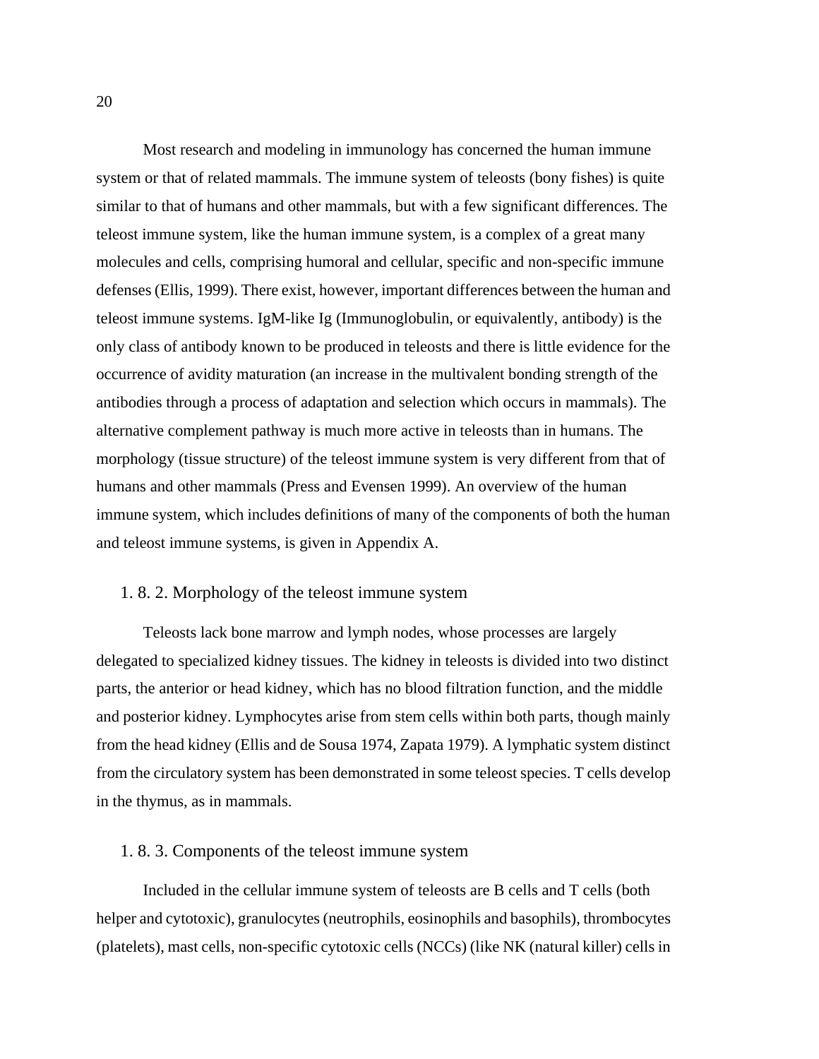Most research and modeling in immunology has concerned the human immune system or that of related mammals. The immune system of teleosts (bony fishes) is quite similar to that of humans and other mammals, but with a few significant differences. The teleost immune system, like the human immune system, is a complex of a great many molecules and cells, comprising humoral and cellular, specific and non-specific immune defenses (Ellis, 1999). There exist, however, important differences between the human and teleost immune systems. IgM-like Ig (Immunoglobulin, or equivalently, antibody) is the only class of antibody known to be produced in teleosts and there is little evidence for the occurrence of avidity maturation (an increase in the multivalent bonding strength of the antibodies through a process of adaptation and selection which occurs in mammals). The alternative complement pathway is much more active in teleosts than in humans. The morphology (tissue structure) of the teleost immune system is very different from that of humans and other mammals (Press and Evensen 1999). An overview of the human immune system, which includes definitions of many of the components of both the human and teleost immune systems, is given in Appendix A.

### 1. 8. 2. Morphology of the teleost immune system

Teleosts lack bone marrow and lymph nodes, whose processes are largely delegated to specialized kidney tissues. The kidney in teleosts is divided into two distinct parts, the anterior or head kidney, which has no blood filtration function, and the middle and posterior kidney. Lymphocytes arise from stem cells within both parts, though mainly from the head kidney (Ellis and de Sousa 1974, Zapata 1979). A lymphatic system distinct from the circulatory system has been demonstrated in some teleost species. T cells develop in the thymus, as in mammals.

### 1. 8. 3. Components of the teleost immune system

Included in the cellular immune system of teleosts are B cells and T cells (both helper and cytotoxic), granulocytes (neutrophils, eosinophils and basophils), thrombocytes (platelets), mast cells, non-specific cytotoxic cells (NCCs) (like NK (natural killer) cells in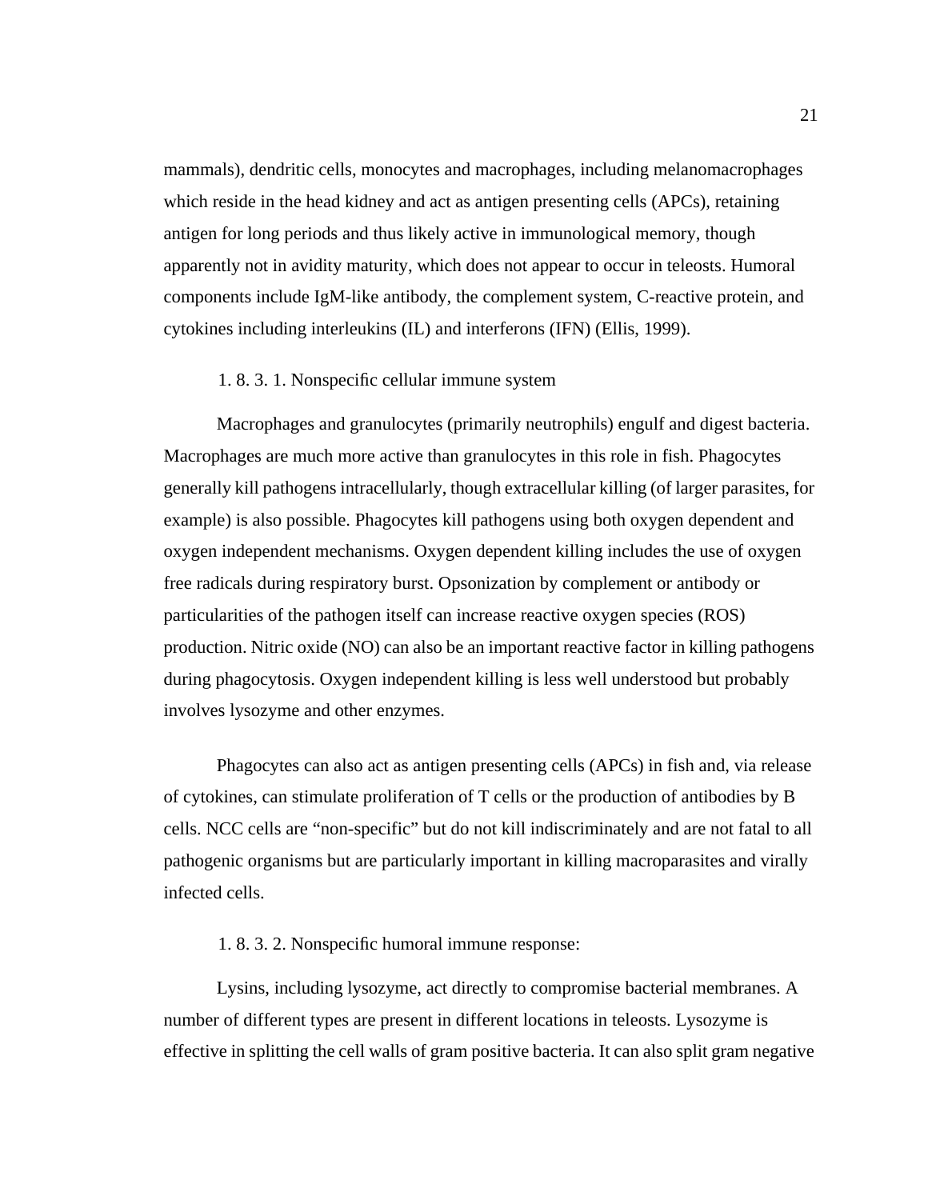mammals), dendritic cells, monocytes and macrophages, including melanomacrophages which reside in the head kidney and act as antigen presenting cells (APCs), retaining antigen for long periods and thus likely active in immunological memory, though apparently not in avidity maturity, which does not appear to occur in teleosts. Humoral components include IgM-like antibody, the complement system, C-reactive protein, and cytokines including interleukins (IL) and interferons (IFN) (Ellis, 1999).

#### 1. 8. 3. 1. Nonspecific cellular immune system

Macrophages and granulocytes (primarily neutrophils) engulf and digest bacteria. Macrophages are much more active than granulocytes in this role in fish. Phagocytes generally kill pathogens intracellularly, though extracellular killing (of larger parasites, for example) is also possible. Phagocytes kill pathogens using both oxygen dependent and oxygen independent mechanisms. Oxygen dependent killing includes the use of oxygen free radicals during respiratory burst. Opsonization by complement or antibody or particularities of the pathogen itself can increase reactive oxygen species (ROS) production. Nitric oxide (NO) can also be an important reactive factor in killing pathogens during phagocytosis. Oxygen independent killing is less well understood but probably involves lysozyme and other enzymes.

Phagocytes can also act as antigen presenting cells (APCs) in fish and, via release of cytokines, can stimulate proliferation of T cells or the production of antibodies by B cells. NCC cells are "non-specific" but do not kill indiscriminately and are not fatal to all pathogenic organisms but are particularly important in killing macroparasites and virally infected cells.

#### 1. 8. 3. 2. Nonspecific humoral immune response:

Lysins, including lysozyme, act directly to compromise bacterial membranes. A number of different types are present in different locations in teleosts. Lysozyme is effective in splitting the cell walls of gram positive bacteria. It can also split gram negative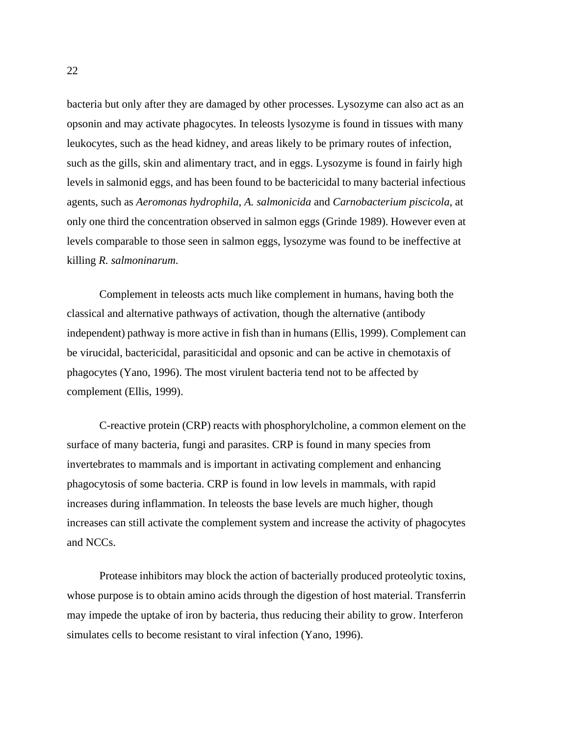bacteria but only after they are damaged by other processes. Lysozyme can also act as an opsonin and may activate phagocytes. In teleosts lysozyme is found in tissues with many leukocytes, such as the head kidney, and areas likely to be primary routes of infection, such as the gills, skin and alimentary tract, and in eggs. Lysozyme is found in fairly high levels in salmonid eggs, and has been found to be bactericidal to many bacterial infectious agents, such as *Aeromonas hydrophila*, *A. salmonicida* and *Carnobacterium piscicola*, at only one third the concentration observed in salmon eggs (Grinde 1989). However even at levels comparable to those seen in salmon eggs, lysozyme was found to be ineffective at killing *R. salmoninarum*.

Complement in teleosts acts much like complement in humans, having both the classical and alternative pathways of activation, though the alternative (antibody independent) pathway is more active in fish than in humans (Ellis, 1999). Complement can be virucidal, bactericidal, parasiticidal and opsonic and can be active in chemotaxis of phagocytes (Yano, 1996). The most virulent bacteria tend not to be affected by complement (Ellis, 1999).

C-reactive protein (CRP) reacts with phosphorylcholine, a common element on the surface of many bacteria, fungi and parasites. CRP is found in many species from invertebrates to mammals and is important in activating complement and enhancing phagocytosis of some bacteria. CRP is found in low levels in mammals, with rapid increases during inflammation. In teleosts the base levels are much higher, though increases can still activate the complement system and increase the activity of phagocytes and NCCs.

Protease inhibitors may block the action of bacterially produced proteolytic toxins, whose purpose is to obtain amino acids through the digestion of host material. Transferrin may impede the uptake of iron by bacteria, thus reducing their ability to grow. Interferon simulates cells to become resistant to viral infection (Yano, 1996).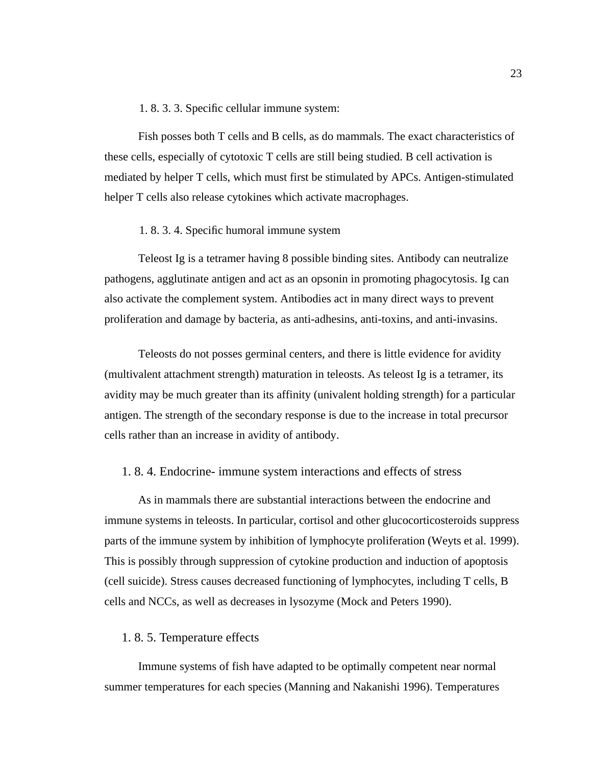#### 1. 8. 3. 3. Specific cellular immune system:

Fish posses both T cells and B cells, as do mammals. The exact characteristics of these cells, especially of cytotoxic T cells are still being studied. B cell activation is mediated by helper T cells, which must first be stimulated by APCs. Antigen-stimulated helper T cells also release cytokines which activate macrophages.

#### 1. 8. 3. 4. Specific humoral immune system

Teleost Ig is a tetramer having 8 possible binding sites. Antibody can neutralize pathogens, agglutinate antigen and act as an opsonin in promoting phagocytosis. Ig can also activate the complement system. Antibodies act in many direct ways to prevent proliferation and damage by bacteria, as anti-adhesins, anti-toxins, and anti-invasins.

Teleosts do not posses germinal centers, and there is little evidence for avidity (multivalent attachment strength) maturation in teleosts. As teleost Ig is a tetramer, its avidity may be much greater than its affinity (univalent holding strength) for a particular antigen. The strength of the secondary response is due to the increase in total precursor cells rather than an increase in avidity of antibody.

### 1. 8. 4. Endocrine- immune system interactions and effects of stress

As in mammals there are substantial interactions between the endocrine and immune systems in teleosts. In particular, cortisol and other glucocorticosteroids suppress parts of the immune system by inhibition of lymphocyte proliferation (Weyts et al. 1999). This is possibly through suppression of cytokine production and induction of apoptosis (cell suicide). Stress causes decreased functioning of lymphocytes, including T cells, B cells and NCCs, as well as decreases in lysozyme (Mock and Peters 1990).

### 1. 8. 5. Temperature effects

Immune systems of fish have adapted to be optimally competent near normal summer temperatures for each species (Manning and Nakanishi 1996). Temperatures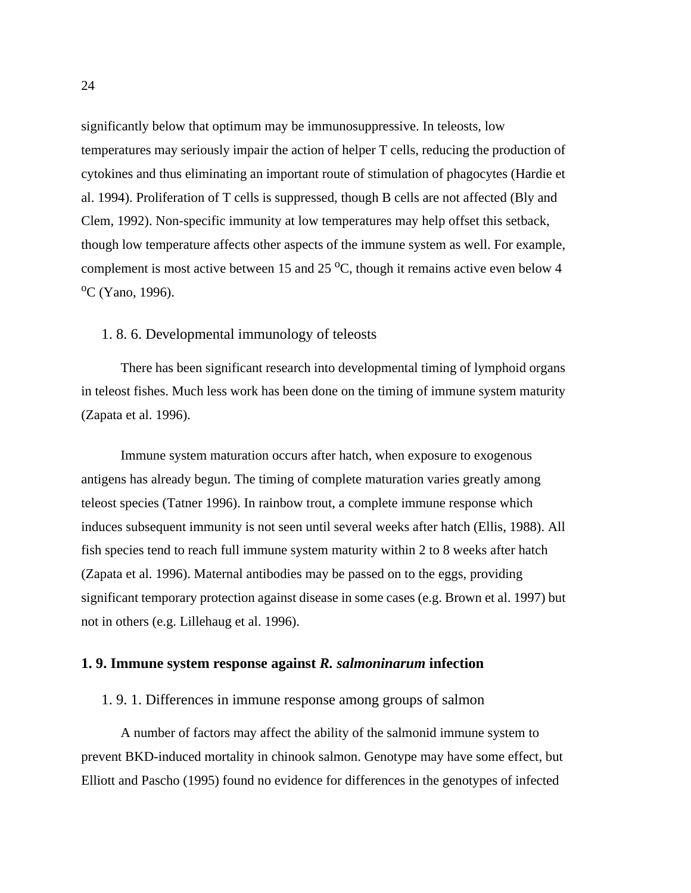significantly below that optimum may be immunosuppressive. In teleosts, low temperatures may seriously impair the action of helper T cells, reducing the production of cytokines and thus eliminating an important route of stimulation of phagocytes (Hardie et al. 1994). Proliferation of T cells is suppressed, though B cells are not affected (Bly and Clem, 1992). Non-specific immunity at low temperatures may help offset this setback, though low temperature affects other aspects of the immune system as well. For example, complement is most active between 15 and 25 $^{o}$C, though it remains active even below 4 $^{o}$C (Yano, 1996).

### 1. 8. 6. Developmental immunology of teleosts

There has been significant research into developmental timing of lymphoid organs in teleost fishes. Much less work has been done on the timing of immune system maturity (Zapata et al. 1996).

Immune system maturation occurs after hatch, when exposure to exogenous antigens has already begun. The timing of complete maturation varies greatly among teleost species (Tatner 1996). In rainbow trout, a complete immune response which induces subsequent immunity is not seen until several weeks after hatch (Ellis, 1988). All fish species tend to reach full immune system maturity within 2 to 8 weeks after hatch (Zapata et al. 1996). Maternal antibodies may be passed on to the eggs, providing significant temporary protection against disease in some cases (e.g. Brown et al. 1997) but not in others (e.g. Lillehaug et al. 1996).

## 1. 9. Immune system response against *R. salmoninarum* infection

### 1. 9. 1. Differences in immune response among groups of salmon

A number of factors may affect the ability of the salmonid immune system to prevent BKD-induced mortality in chinook salmon. Genotype may have some effect, but Elliott and Pascho (1995) found no evidence for differences in the genotypes of infected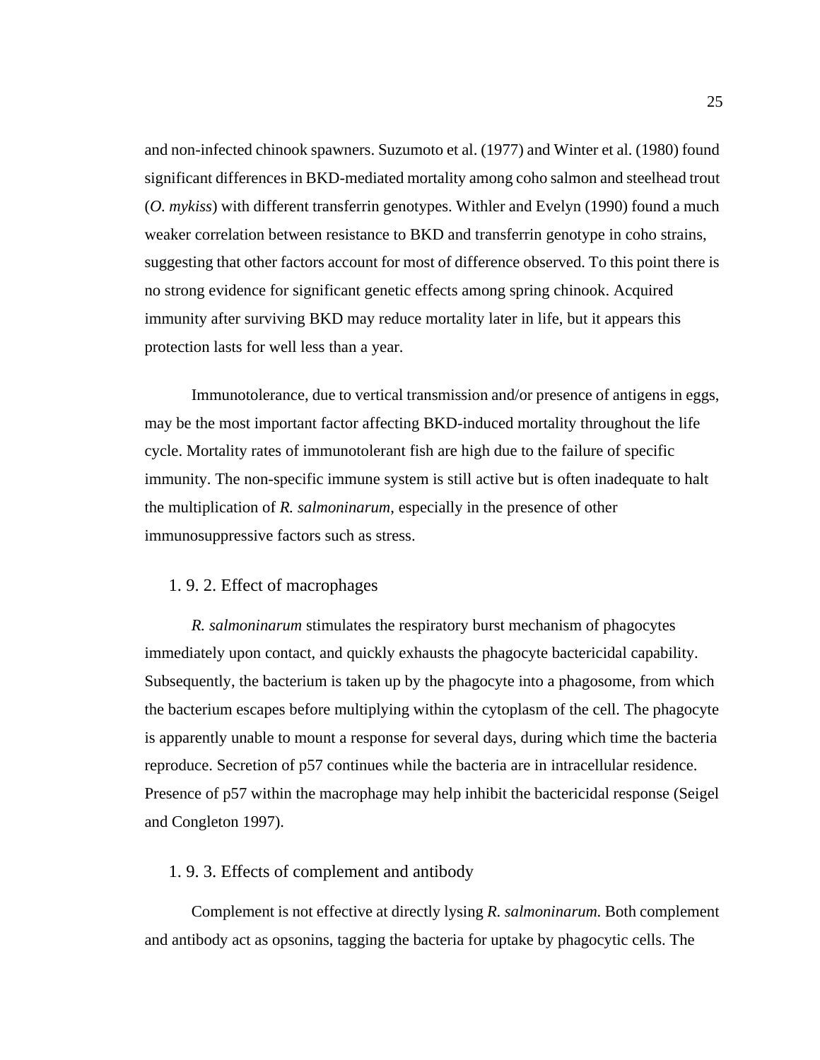and non-infected chinook spawners. Suzumoto et al. (1977) and Winter et al. (1980) found significant differences in BKD-mediated mortality among coho salmon and steelhead trout (*O. mykiss*) with different transferrin genotypes. Withler and Evelyn (1990) found a much weaker correlation between resistance to BKD and transferrin genotype in coho strains, suggesting that other factors account for most of difference observed. To this point there is no strong evidence for significant genetic effects among spring chinook. Acquired immunity after surviving BKD may reduce mortality later in life, but it appears this protection lasts for well less than a year.

Immunotolerance, due to vertical transmission and/or presence of antigens in eggs, may be the most important factor affecting BKD-induced mortality throughout the life cycle. Mortality rates of immunotolerant fish are high due to the failure of specific immunity. The non-specific immune system is still active but is often inadequate to halt the multiplication of *R. salmoninarum*, especially in the presence of other immunosuppressive factors such as stress.

### 1. 9. 2. Effect of macrophages

*R. salmoninarum* stimulates the respiratory burst mechanism of phagocytes immediately upon contact, and quickly exhausts the phagocyte bactericidal capability. Subsequently, the bacterium is taken up by the phagocyte into a phagosome, from which the bacterium escapes before multiplying within the cytoplasm of the cell. The phagocyte is apparently unable to mount a response for several days, during which time the bacteria reproduce. Secretion of p57 continues while the bacteria are in intracellular residence. Presence of p57 within the macrophage may help inhibit the bactericidal response (Seigel and Congleton 1997).

### 1. 9. 3. Effects of complement and antibody

Complement is not effective at directly lysing *R. salmoninarum.* Both complement and antibody act as opsonins, tagging the bacteria for uptake by phagocytic cells. The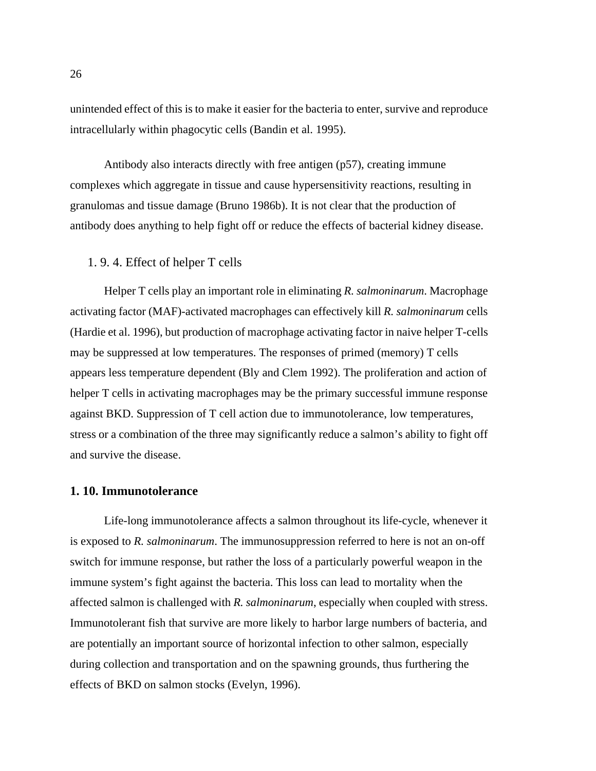unintended effect of this is to make it easier for the bacteria to enter, survive and reproduce intracellularly within phagocytic cells (Bandin et al. 1995).

Antibody also interacts directly with free antigen (p57), creating immune complexes which aggregate in tissue and cause hypersensitivity reactions, resulting in granulomas and tissue damage (Bruno 1986b). It is not clear that the production of antibody does anything to help fight off or reduce the effects of bacterial kidney disease.

### 1. 9. 4. Effect of helper T cells

Helper T cells play an important role in eliminating *R. salmoninarum*. Macrophage activating factor (MAF)-activated macrophages can effectively kill *R. salmoninarum* cells (Hardie et al. 1996), but production of macrophage activating factor in naive helper T-cells may be suppressed at low temperatures. The responses of primed (memory) T cells appears less temperature dependent (Bly and Clem 1992). The proliferation and action of helper T cells in activating macrophages may be the primary successful immune response against BKD. Suppression of T cell action due to immunotolerance, low temperatures, stress or a combination of the three may significantly reduce a salmon's ability to fight off and survive the disease.

## 1. 10. Immunotolerance

Life-long immunotolerance affects a salmon throughout its life-cycle, whenever it is exposed to *R. salmoninarum*. The immunosuppression referred to here is not an on-off switch for immune response, but rather the loss of a particularly powerful weapon in the immune system's fight against the bacteria. This loss can lead to mortality when the affected salmon is challenged with *R. salmoninarum*, especially when coupled with stress. Immunotolerant fish that survive are more likely to harbor large numbers of bacteria, and are potentially an important source of horizontal infection to other salmon, especially during collection and transportation and on the spawning grounds, thus furthering the effects of BKD on salmon stocks (Evelyn, 1996).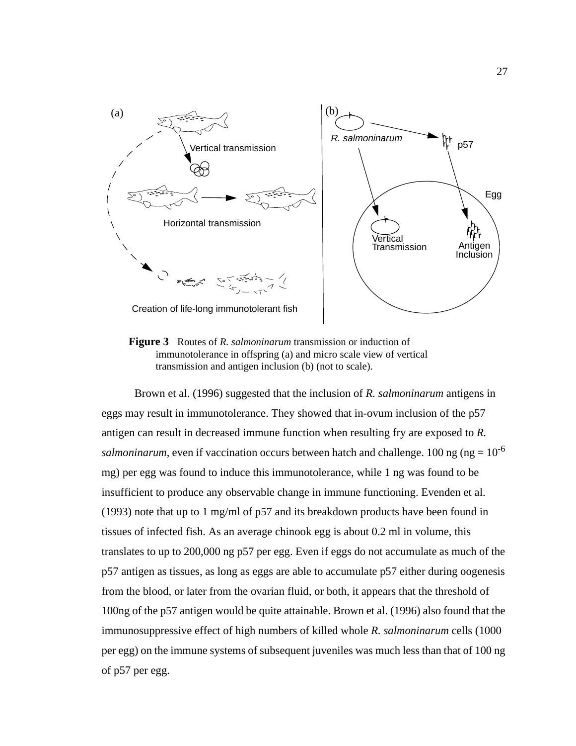(a)

Vertical transmission

Horizontal transmission

Creation of life-long immunotolerant fish

(b)

*R. salmoninarum*

p57

Egg

Vertical Transmission

Antigen Inclusion

**Figure 3** Routes of *R. salmoninarum* transmission or induction of immunotolerance in offspring (a) and micro scale view of vertical transmission and antigen inclusion (b) (not to scale).

Brown et al. (1996) suggested that the inclusion of *R. salmoninarum* antigens in eggs may result in immunotolerance. They showed that in-ovum inclusion of the p57 antigen can result in decreased immune function when resulting fry are exposed to *R. salmoninarum*, even if vaccination occurs between hatch and challenge. 100 ng (ng = $10^{-6}$ mg) per egg was found to induce this immunotolerance, while 1 ng was found to be insufficient to produce any observable change in immune functioning. Evenden et al. (1993) note that up to 1 mg/ml of p57 and its breakdown products have been found in tissues of infected fish. As an average chinook egg is about 0.2 ml in volume, this translates to up to 200,000 ng p57 per egg. Even if eggs do not accumulate as much of the p57 antigen as tissues, as long as eggs are able to accumulate p57 either during oogenesis from the blood, or later from the ovarian fluid, or both, it appears that the threshold of 100ng of the p57 antigen would be quite attainable. Brown et al. (1996) also found that the immunosuppressive effect of high numbers of killed whole *R. salmoninarum* cells (1000 per egg) on the immune systems of subsequent juveniles was much less than that of 100 ng of p57 per egg.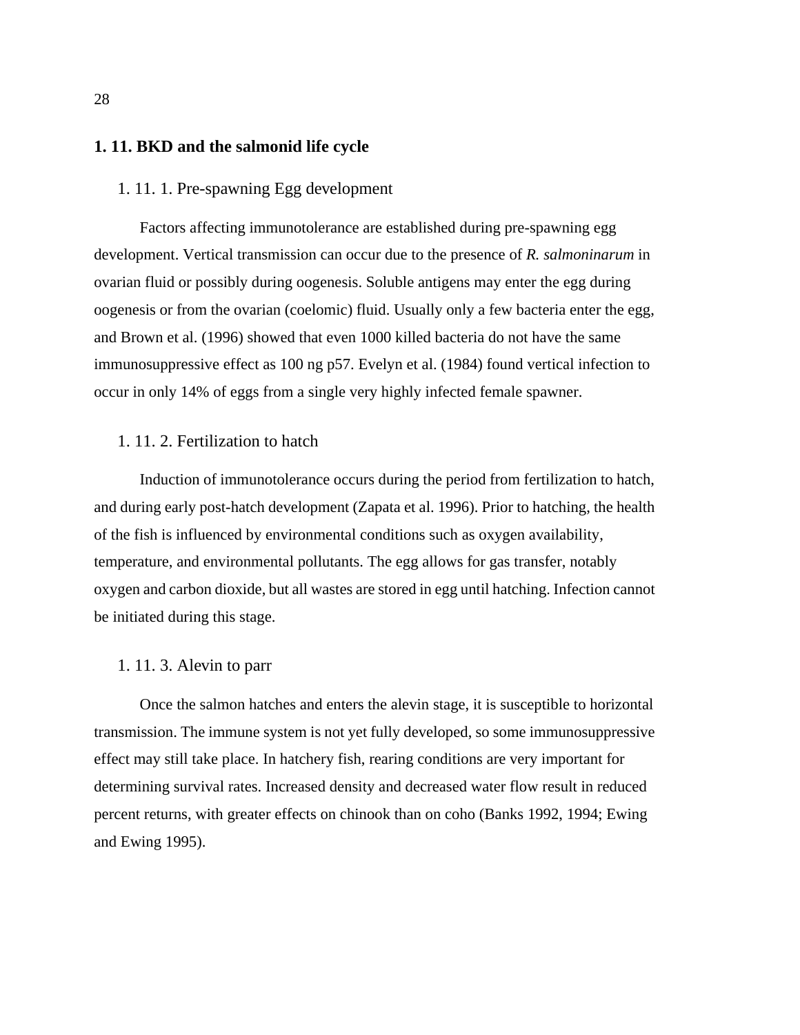## 1. 11. BKD and the salmonid life cycle

### 1. 11. 1. Pre-spawning Egg development

Factors affecting immunotolerance are established during pre-spawning egg development. Vertical transmission can occur due to the presence of *R. salmoninarum* in ovarian fluid or possibly during oogenesis. Soluble antigens may enter the egg during oogenesis or from the ovarian (coelomic) fluid. Usually only a few bacteria enter the egg, and Brown et al. (1996) showed that even 1000 killed bacteria do not have the same immunosuppressive effect as 100 ng p57. Evelyn et al. (1984) found vertical infection to occur in only 14% of eggs from a single very highly infected female spawner.

### 1. 11. 2. Fertilization to hatch

Induction of immunotolerance occurs during the period from fertilization to hatch, and during early post-hatch development (Zapata et al. 1996). Prior to hatching, the health of the fish is influenced by environmental conditions such as oxygen availability, temperature, and environmental pollutants. The egg allows for gas transfer, notably oxygen and carbon dioxide, but all wastes are stored in egg until hatching. Infection cannot be initiated during this stage.

### 1. 11. 3. Alevin to parr

Once the salmon hatches and enters the alevin stage, it is susceptible to horizontal transmission. The immune system is not yet fully developed, so some immunosuppressive effect may still take place. In hatchery fish, rearing conditions are very important for determining survival rates. Increased density and decreased water flow result in reduced percent returns, with greater effects on chinook than on coho (Banks 1992, 1994; Ewing and Ewing 1995).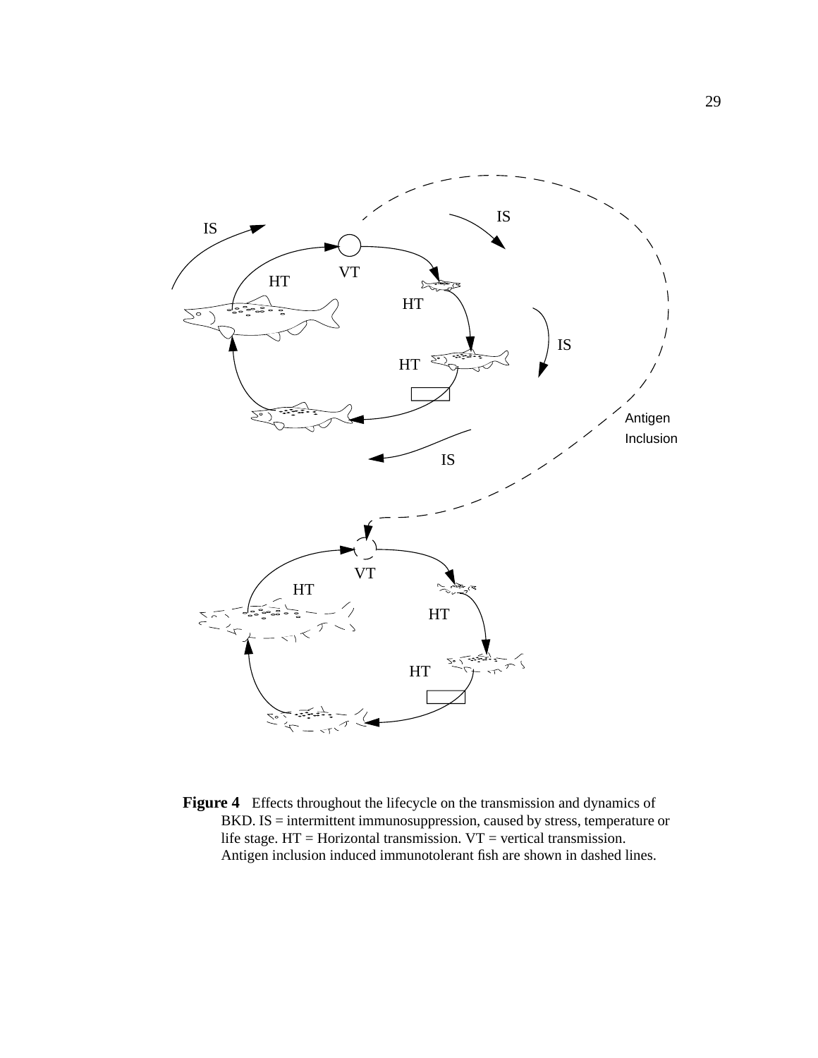**Figure 4** Effects throughout the lifecycle on the transmission and dynamics of BKD. IS = intermittent immunosuppression, caused by stress, temperature or life stage. HT = Horizontal transmission. VT = vertical transmission. Antigen inclusion induced immunotolerant fish are shown in dashed lines.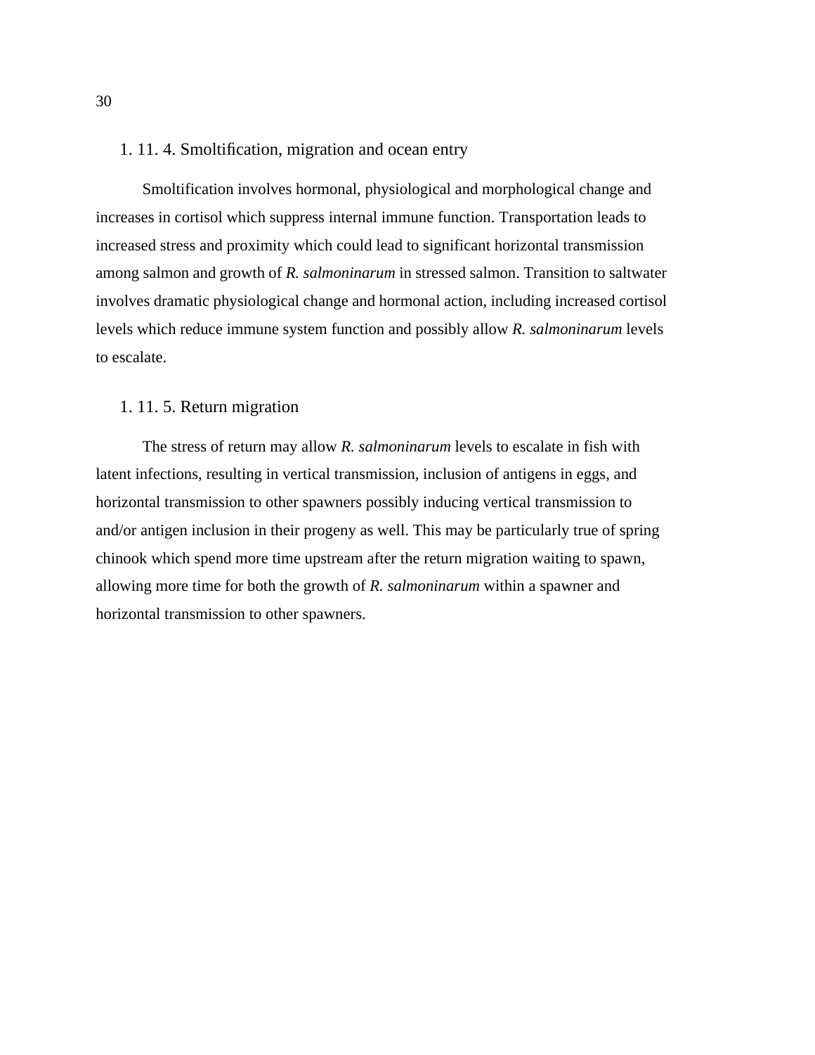### 1. 11. 4. Smoltification, migration and ocean entry

Smoltification involves hormonal, physiological and morphological change and increases in cortisol which suppress internal immune function. Transportation leads to increased stress and proximity which could lead to significant horizontal transmission among salmon and growth of *R. salmoninarum* in stressed salmon. Transition to saltwater involves dramatic physiological change and hormonal action, including increased cortisol levels which reduce immune system function and possibly allow *R. salmoninarum* levels to escalate.

### 1. 11. 5. Return migration

The stress of return may allow *R. salmoninarum* levels to escalate in fish with latent infections, resulting in vertical transmission, inclusion of antigens in eggs, and horizontal transmission to other spawners possibly inducing vertical transmission to and/or antigen inclusion in their progeny as well. This may be particularly true of spring chinook which spend more time upstream after the return migration waiting to spawn, allowing more time for both the growth of *R. salmoninarum* within a spawner and horizontal transmission to other spawners.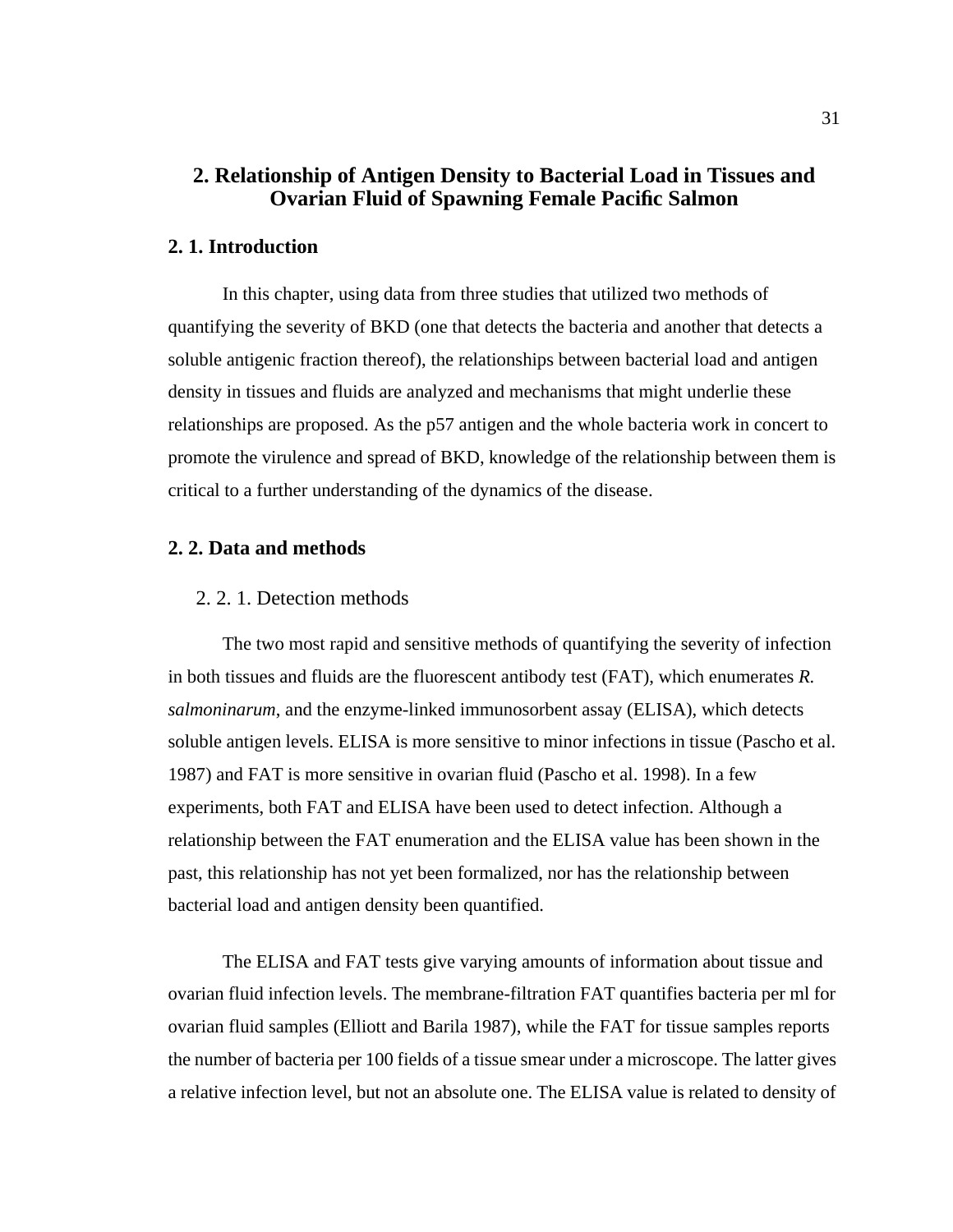# 2. Relationship of Antigen Density to Bacterial Load in Tissues and Ovarian Fluid of Spawning Female Pacific Salmon

## 2. 1. Introduction

In this chapter, using data from three studies that utilized two methods of quantifying the severity of BKD (one that detects the bacteria and another that detects a soluble antigenic fraction thereof), the relationships between bacterial load and antigen density in tissues and fluids are analyzed and mechanisms that might underlie these relationships are proposed. As the p57 antigen and the whole bacteria work in concert to promote the virulence and spread of BKD, knowledge of the relationship between them is critical to a further understanding of the dynamics of the disease.

## 2. 2. Data and methods

### 2. 2. 1. Detection methods

The two most rapid and sensitive methods of quantifying the severity of infection in both tissues and fluids are the fluorescent antibody test (FAT), which enumerates *R. salmoninarum*, and the enzyme-linked immunosorbent assay (ELISA), which detects soluble antigen levels. ELISA is more sensitive to minor infections in tissue (Pascho et al. 1987) and FAT is more sensitive in ovarian fluid (Pascho et al. 1998). In a few experiments, both FAT and ELISA have been used to detect infection. Although a relationship between the FAT enumeration and the ELISA value has been shown in the past, this relationship has not yet been formalized, nor has the relationship between bacterial load and antigen density been quantified.

The ELISA and FAT tests give varying amounts of information about tissue and ovarian fluid infection levels. The membrane-filtration FAT quantifies bacteria per ml for ovarian fluid samples (Elliott and Barila 1987), while the FAT for tissue samples reports the number of bacteria per 100 fields of a tissue smear under a microscope. The latter gives a relative infection level, but not an absolute one. The ELISA value is related to density of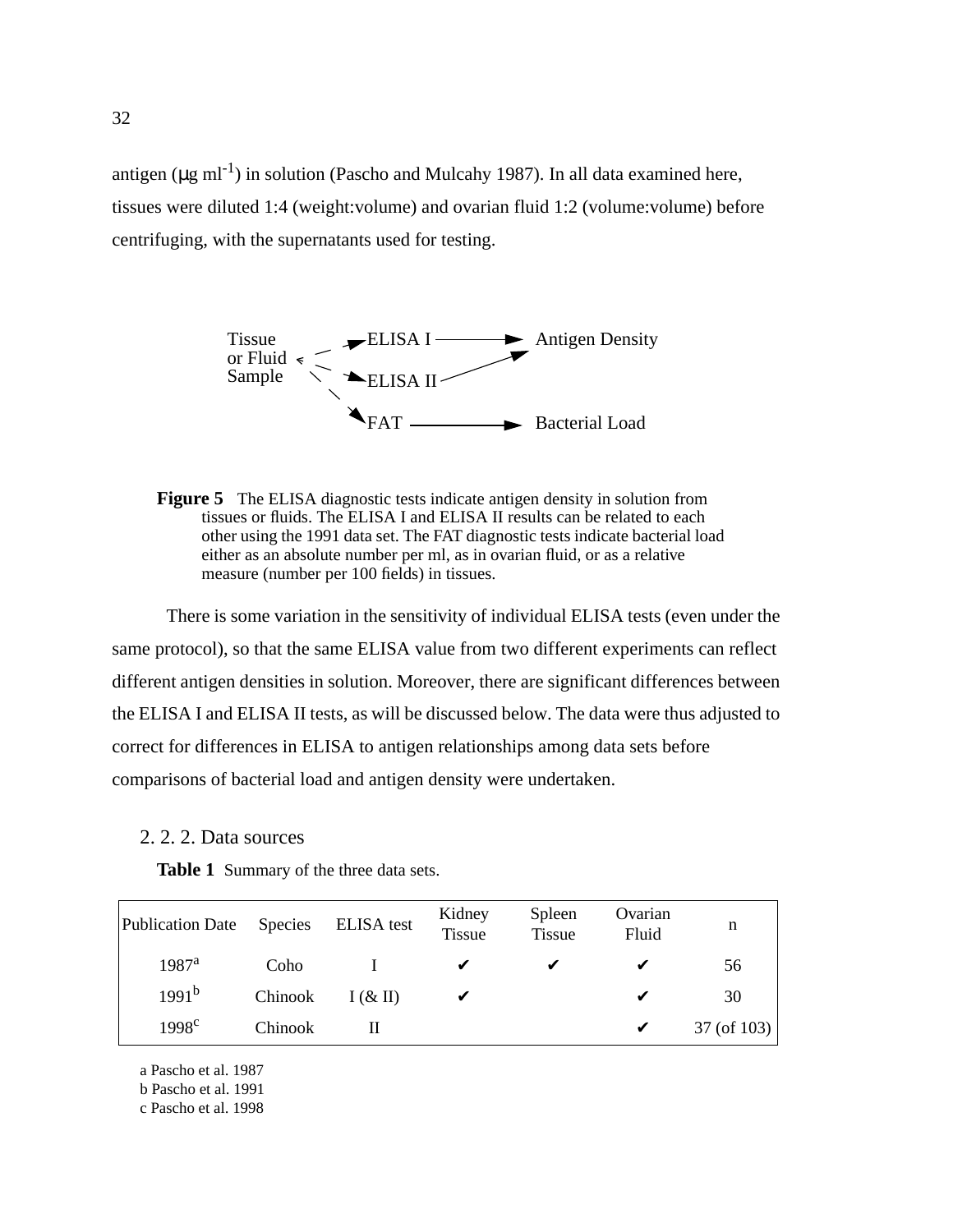antigen ($\mu$g ml$^{-1}$) in solution (Pascho and Mulcahy 1987). In all data examined here, tissues were diluted 1:4 (weight:volume) and ovarian fluid 1:2 (volume:volume) before centrifuging, with the supernatants used for testing.

Tissue or Fluid Sample → ELISA I → Antigen Density
Tissue or Fluid Sample → ELISA II → Antigen Density
Tissue or Fluid Sample → FAT → Bacterial Load

**Figure 5** The ELISA diagnostic tests indicate antigen density in solution from tissues or fluids. The ELISA I and ELISA II results can be related to each other using the 1991 data set. The FAT diagnostic tests indicate bacterial load either as an absolute number per ml, as in ovarian fluid, or as a relative measure (number per 100 fields) in tissues.

There is some variation in the sensitivity of individual ELISA tests (even under the same protocol), so that the same ELISA value from two different experiments can reflect different antigen densities in solution. Moreover, there are significant differences between the ELISA I and ELISA II tests, as will be discussed below. The data were thus adjusted to correct for differences in ELISA to antigen relationships among data sets before comparisons of bacterial load and antigen density were undertaken.

### 2. 2. 2. Data sources

**Table 1** Summary of the three data sets.

| Publication Date | Species | ELISA test | Kidney Tissue | Spleen Tissue | Ovarian Fluid | n |
|---|---|---|---|---|---|---|
| 1987[a] | Coho | I | ✔ | ✔ | ✔ | 56 |
| 1991[b] | Chinook | I (& II) | ✔ | | ✔ | 30 |
| 1998[c] | Chinook | II | | | ✔ | 37 (of 103) |

a Pascho et al. 1987
b Pascho et al. 1991
c Pascho et al. 1998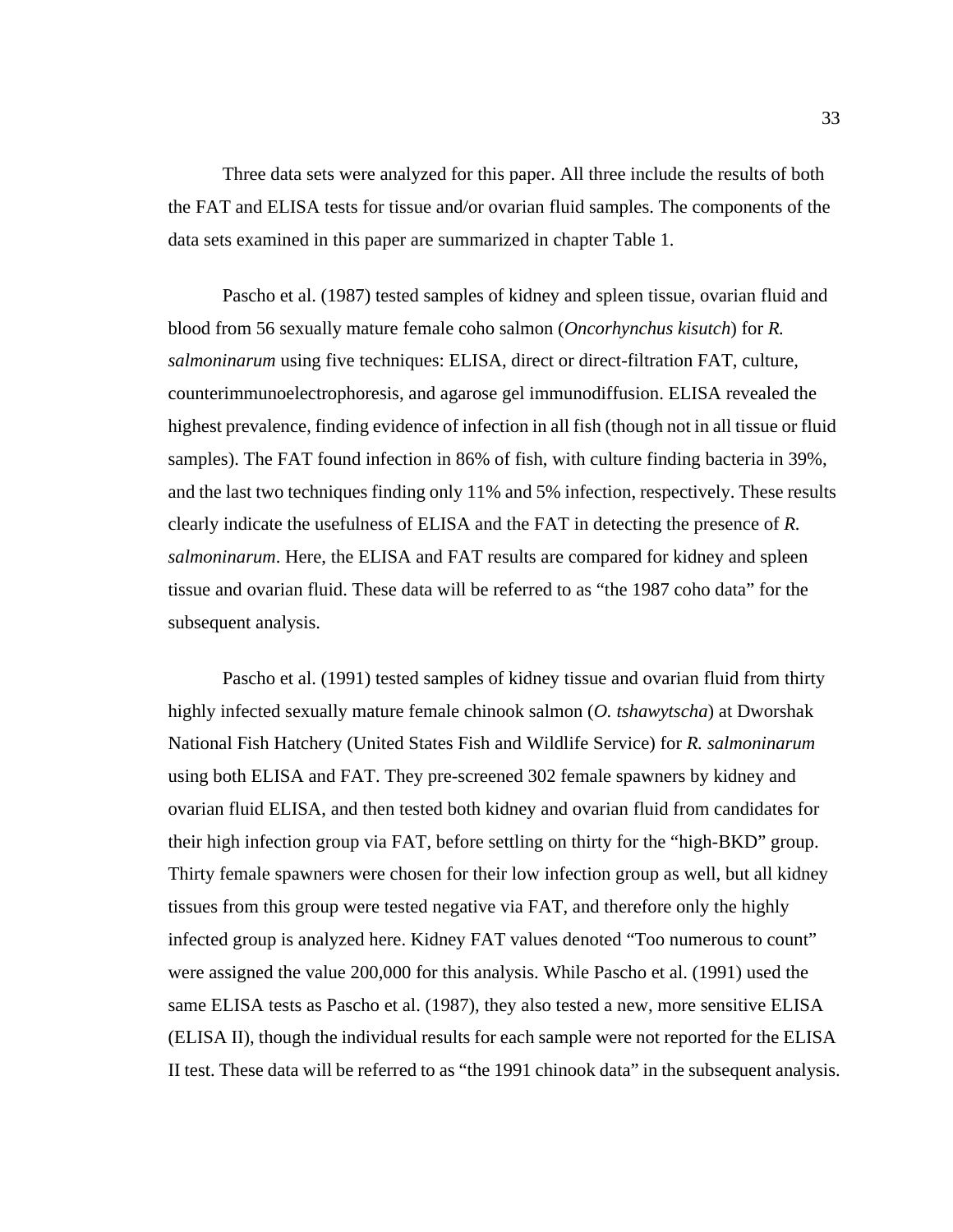Three data sets were analyzed for this paper. All three include the results of both the FAT and ELISA tests for tissue and/or ovarian fluid samples. The components of the data sets examined in this paper are summarized in chapter Table 1.

Pascho et al. (1987) tested samples of kidney and spleen tissue, ovarian fluid and blood from 56 sexually mature female coho salmon (*Oncorhynchus kisutch*) for *R. salmoninarum* using five techniques: ELISA, direct or direct-filtration FAT, culture, counterimmunoelectrophoresis, and agarose gel immunodiffusion. ELISA revealed the highest prevalence, finding evidence of infection in all fish (though not in all tissue or fluid samples). The FAT found infection in 86% of fish, with culture finding bacteria in 39%, and the last two techniques finding only 11% and 5% infection, respectively. These results clearly indicate the usefulness of ELISA and the FAT in detecting the presence of *R. salmoninarum*. Here, the ELISA and FAT results are compared for kidney and spleen tissue and ovarian fluid. These data will be referred to as "the 1987 coho data" for the subsequent analysis.

Pascho et al. (1991) tested samples of kidney tissue and ovarian fluid from thirty highly infected sexually mature female chinook salmon (*O. tshawytscha*) at Dworshak National Fish Hatchery (United States Fish and Wildlife Service) for *R. salmoninarum* using both ELISA and FAT. They pre-screened 302 female spawners by kidney and ovarian fluid ELISA, and then tested both kidney and ovarian fluid from candidates for their high infection group via FAT, before settling on thirty for the "high-BKD" group. Thirty female spawners were chosen for their low infection group as well, but all kidney tissues from this group were tested negative via FAT, and therefore only the highly infected group is analyzed here. Kidney FAT values denoted "Too numerous to count" were assigned the value 200,000 for this analysis. While Pascho et al. (1991) used the same ELISA tests as Pascho et al. (1987), they also tested a new, more sensitive ELISA (ELISA II), though the individual results for each sample were not reported for the ELISA II test. These data will be referred to as "the 1991 chinook data" in the subsequent analysis.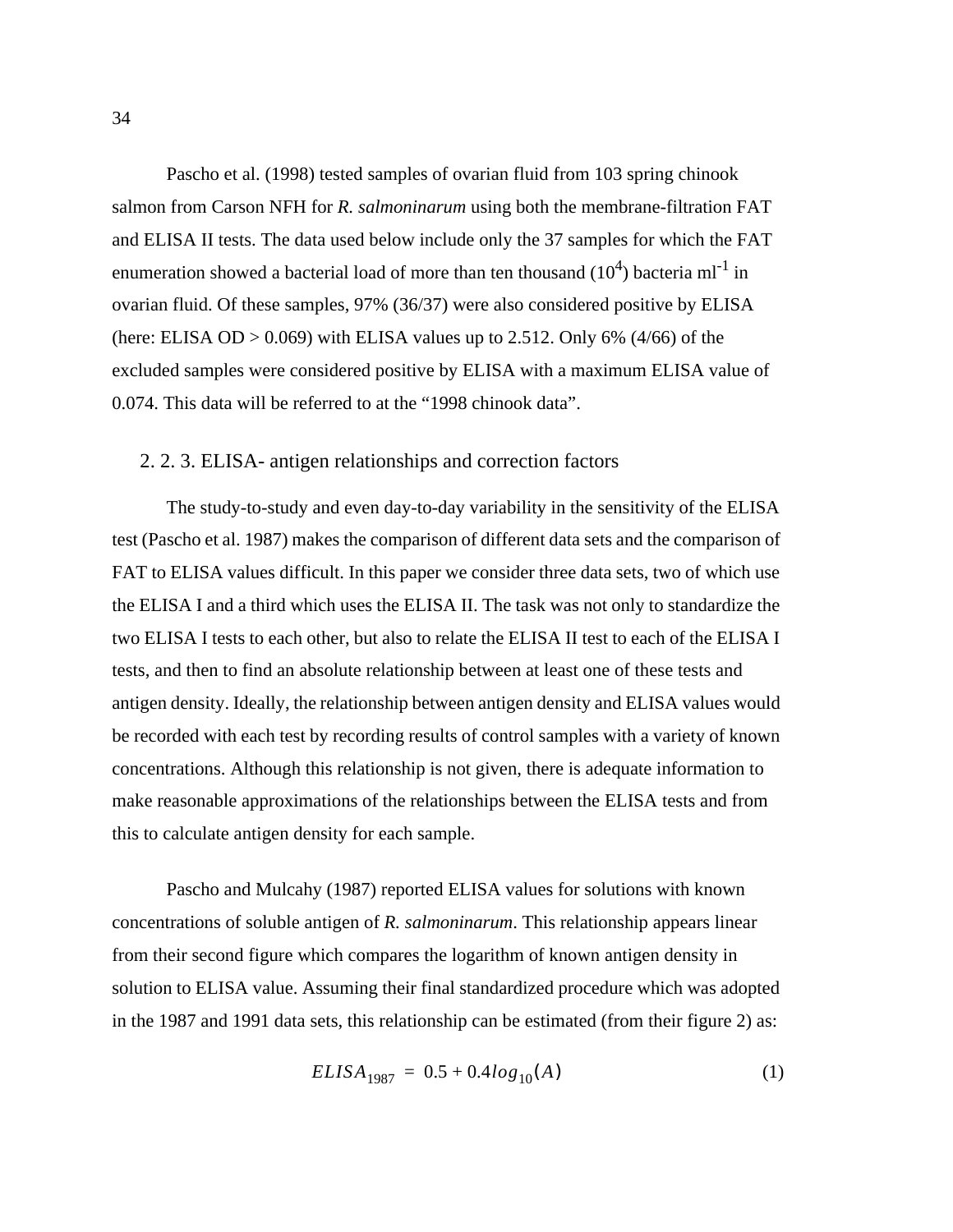Pascho et al. (1998) tested samples of ovarian fluid from 103 spring chinook salmon from Carson NFH for *R. salmoninarum* using both the membrane-filtration FAT and ELISA II tests. The data used below include only the 37 samples for which the FAT enumeration showed a bacterial load of more than ten thousand ($10^4$) bacteria $ml^{-1}$ in ovarian fluid. Of these samples, 97% (36/37) were also considered positive by ELISA (here: ELISA OD > 0.069) with ELISA values up to 2.512. Only 6% (4/66) of the excluded samples were considered positive by ELISA with a maximum ELISA value of 0.074. This data will be referred to at the "1998 chinook data".

### 2. 2. 3. ELISA- antigen relationships and correction factors

The study-to-study and even day-to-day variability in the sensitivity of the ELISA test (Pascho et al. 1987) makes the comparison of different data sets and the comparison of FAT to ELISA values difficult. In this paper we consider three data sets, two of which use the ELISA I and a third which uses the ELISA II. The task was not only to standardize the two ELISA I tests to each other, but also to relate the ELISA II test to each of the ELISA I tests, and then to find an absolute relationship between at least one of these tests and antigen density. Ideally, the relationship between antigen density and ELISA values would be recorded with each test by recording results of control samples with a variety of known concentrations. Although this relationship is not given, there is adequate information to make reasonable approximations of the relationships between the ELISA tests and from this to calculate antigen density for each sample.

Pascho and Mulcahy (1987) reported ELISA values for solutions with known concentrations of soluble antigen of *R. salmoninarum*. This relationship appears linear from their second figure which compares the logarithm of known antigen density in solution to ELISA value. Assuming their final standardized procedure which was adopted in the 1987 and 1991 data sets, this relationship can be estimated (from their figure 2) as:

$$ELISA_{1987} = 0.5 + 0.4log_{10}(A) \tag{1}$$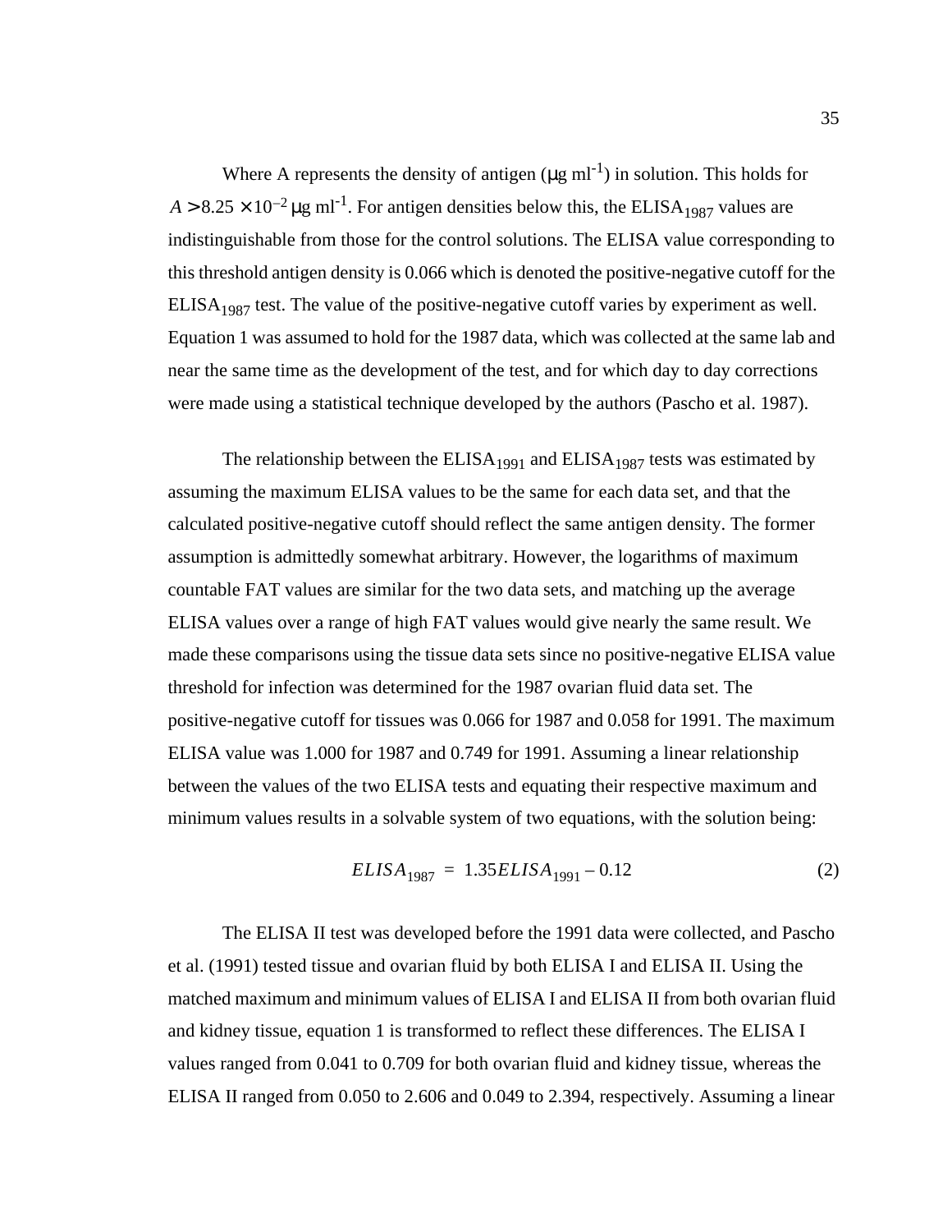Where A represents the density of antigen (μg ml$^{-1}$) in solution. This holds for $A > 8.25 \times 10^{-2}$ μg ml$^{-1}$. For antigen densities below this, the $ELISA_{1987}$ values are indistinguishable from those for the control solutions. The ELISA value corresponding to this threshold antigen density is 0.066 which is denoted the positive-negative cutoff for the $ELISA_{1987}$ test. The value of the positive-negative cutoff varies by experiment as well. Equation 1 was assumed to hold for the 1987 data, which was collected at the same lab and near the same time as the development of the test, and for which day to day corrections were made using a statistical technique developed by the authors (Pascho et al. 1987).

The relationship between the $ELISA_{1991}$ and $ELISA_{1987}$ tests was estimated by assuming the maximum ELISA values to be the same for each data set, and that the calculated positive-negative cutoff should reflect the same antigen density. The former assumption is admittedly somewhat arbitrary. However, the logarithms of maximum countable FAT values are similar for the two data sets, and matching up the average ELISA values over a range of high FAT values would give nearly the same result. We made these comparisons using the tissue data sets since no positive-negative ELISA value threshold for infection was determined for the 1987 ovarian fluid data set. The positive-negative cutoff for tissues was 0.066 for 1987 and 0.058 for 1991. The maximum ELISA value was 1.000 for 1987 and 0.749 for 1991. Assuming a linear relationship between the values of the two ELISA tests and equating their respective maximum and minimum values results in a solvable system of two equations, with the solution being:

$$ELISA_{1987} = 1.35 ELISA_{1991} - 0.12 \tag{2}$$

The ELISA II test was developed before the 1991 data were collected, and Pascho et al. (1991) tested tissue and ovarian fluid by both ELISA I and ELISA II. Using the matched maximum and minimum values of ELISA I and ELISA II from both ovarian fluid and kidney tissue, equation 1 is transformed to reflect these differences. The ELISA I values ranged from 0.041 to 0.709 for both ovarian fluid and kidney tissue, whereas the ELISA II ranged from 0.050 to 2.606 and 0.049 to 2.394, respectively. Assuming a linear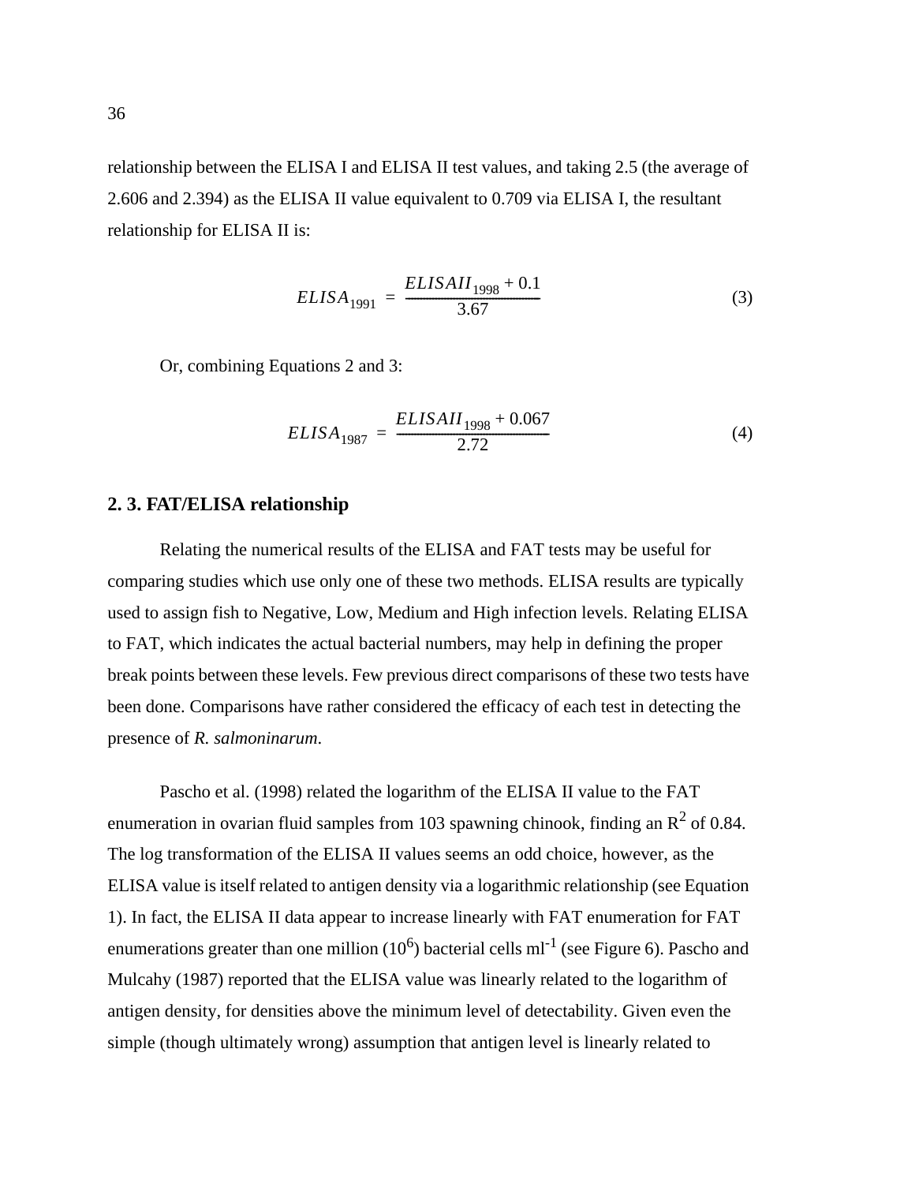relationship between the ELISA I and ELISA II test values, and taking 2.5 (the average of 2.606 and 2.394) as the ELISA II value equivalent to 0.709 via ELISA I, the resultant relationship for ELISA II is:

$$ELISA_{1991} = \frac{ELISAII_{1998} + 0.1}{3.67} \tag{3}$$

Or, combining Equations 2 and 3:

$$ELISA_{1987} = \frac{ELISAII_{1998} + 0.067}{2.72} \tag{4}$$

## 2. 3. FAT/ELISA relationship

Relating the numerical results of the ELISA and FAT tests may be useful for comparing studies which use only one of these two methods. ELISA results are typically used to assign fish to Negative, Low, Medium and High infection levels. Relating ELISA to FAT, which indicates the actual bacterial numbers, may help in defining the proper break points between these levels. Few previous direct comparisons of these two tests have been done. Comparisons have rather considered the efficacy of each test in detecting the presence of *R. salmoninarum*.

Pascho et al. (1998) related the logarithm of the ELISA II value to the FAT enumeration in ovarian fluid samples from 103 spawning chinook, finding an $R^2$ of 0.84. The log transformation of the ELISA II values seems an odd choice, however, as the ELISA value is itself related to antigen density via a logarithmic relationship (see Equation 1). In fact, the ELISA II data appear to increase linearly with FAT enumeration for FAT enumerations greater than one million ($10^6$) bacterial cells $ml^{-1}$ (see Figure 6). Pascho and Mulcahy (1987) reported that the ELISA value was linearly related to the logarithm of antigen density, for densities above the minimum level of detectability. Given even the simple (though ultimately wrong) assumption that antigen level is linearly related to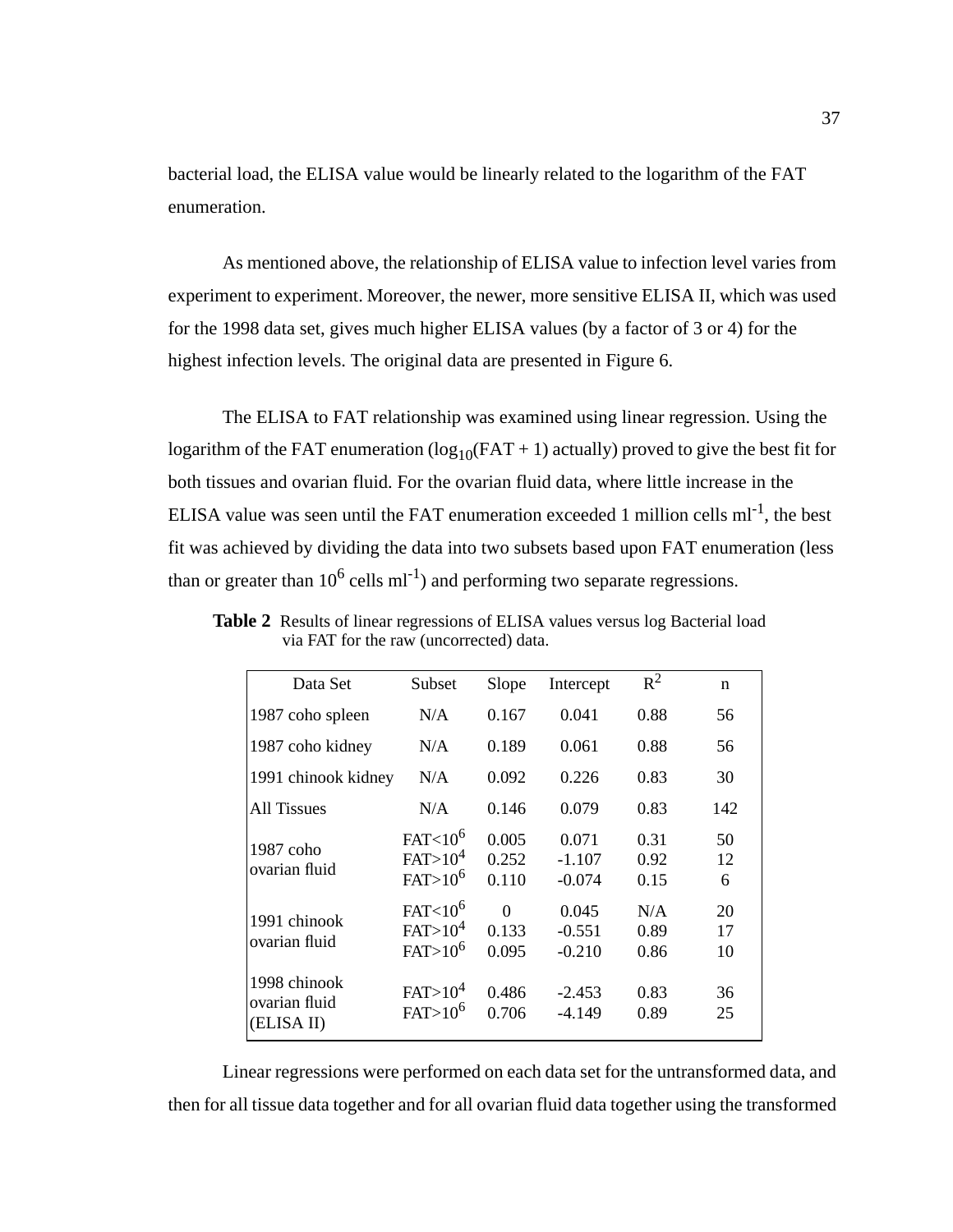bacterial load, the ELISA value would be linearly related to the logarithm of the FAT enumeration.

As mentioned above, the relationship of ELISA value to infection level varies from experiment to experiment. Moreover, the newer, more sensitive ELISA II, which was used for the 1998 data set, gives much higher ELISA values (by a factor of 3 or 4) for the highest infection levels. The original data are presented in Figure 6.

The ELISA to FAT relationship was examined using linear regression. Using the logarithm of the FAT enumeration ($\log_{10}$(FAT + 1) actually) proved to give the best fit for both tissues and ovarian fluid. For the ovarian fluid data, where little increase in the ELISA value was seen until the FAT enumeration exceeded 1 million cells ml$^{-1}$, the best fit was achieved by dividing the data into two subsets based upon FAT enumeration (less than or greater than $10^6$ cells ml$^{-1}$) and performing two separate regressions.

**Table 2** Results of linear regressions of ELISA values versus log Bacterial load via FAT for the raw (uncorrected) data.

| Data Set | Subset | Slope | Intercept | $R^2$ | n |
|---|---|---|---|---|---|
| 1987 coho spleen | N/A | 0.167 | 0.041 | 0.88 | 56 |
| 1987 coho kidney | N/A | 0.189 | 0.061 | 0.88 | 56 |
| 1991 chinook kidney | N/A | 0.092 | 0.226 | 0.83 | 30 |
| All Tissues | N/A | 0.146 | 0.079 | 0.83 | 142 |
| 1987 coho ovarian fluid | FAT<$10^6$ | 0.005 | 0.071 | 0.31 | 50 |
| | FAT>$10^4$ | 0.252 | -1.107 | 0.92 | 12 |
| | FAT>$10^6$ | 0.110 | -0.074 | 0.15 | 6 |
| 1991 chinook ovarian fluid | FAT<$10^6$ | 0 | 0.045 | N/A | 20 |
| | FAT>$10^4$ | 0.133 | -0.551 | 0.89 | 17 |
| | FAT>$10^6$ | 0.095 | -0.210 | 0.86 | 10 |
| 1998 chinook ovarian fluid (ELISA II) | FAT>$10^4$ | 0.486 | -2.453 | 0.83 | 36 |
| | FAT>$10^6$ | 0.706 | -4.149 | 0.89 | 25 |

Linear regressions were performed on each data set for the untransformed data, and then for all tissue data together and for all ovarian fluid data together using the transformed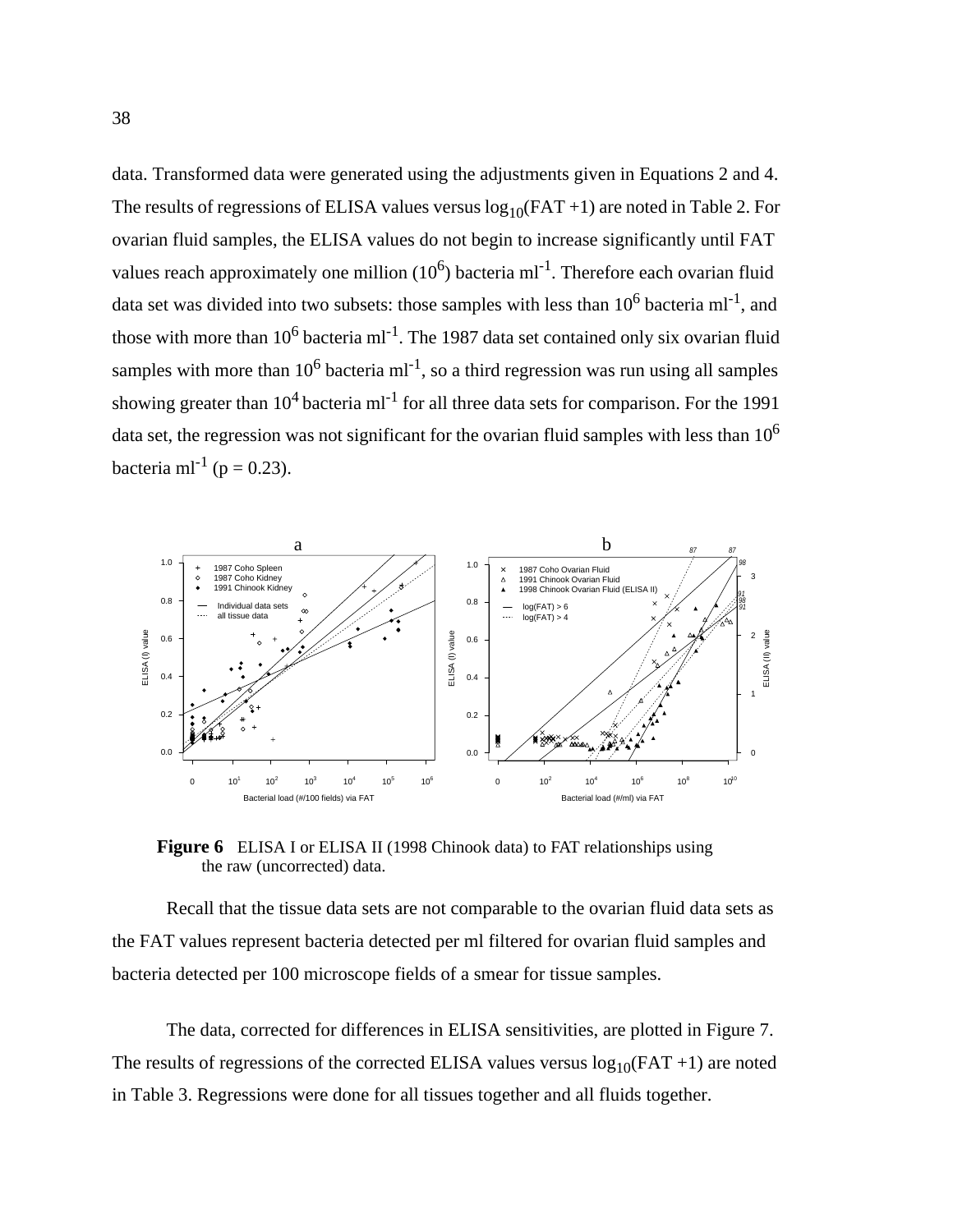data. Transformed data were generated using the adjustments given in Equations 2 and 4. The results of regressions of ELISA values versus $\log_{10}(FAT + 1)$ are noted in Table 2. For ovarian fluid samples, the ELISA values do not begin to increase significantly until FAT values reach approximately one million ($10^6$) bacteria ml$^{-1}$. Therefore each ovarian fluid data set was divided into two subsets: those samples with less than $10^6$ bacteria ml$^{-1}$, and those with more than $10^6$ bacteria ml$^{-1}$. The 1987 data set contained only six ovarian fluid samples with more than $10^6$ bacteria ml$^{-1}$, so a third regression was run using all samples showing greater than $10^4$ bacteria ml$^{-1}$ for all three data sets for comparison. For the 1991 data set, the regression was not significant for the ovarian fluid samples with less than $10^6$ bacteria ml$^{-1}$ ($p = 0.23$).

**Figure 6** ELISA I or ELISA II (1998 Chinook data) to FAT relationships using the raw (uncorrected) data.

Recall that the tissue data sets are not comparable to the ovarian fluid data sets as the FAT values represent bacteria detected per ml filtered for ovarian fluid samples and bacteria detected per 100 microscope fields of a smear for tissue samples.

The data, corrected for differences in ELISA sensitivities, are plotted in Figure 7. The results of regressions of the corrected ELISA values versus $\log_{10}(FAT + 1)$ are noted in Table 3. Regressions were done for all tissues together and all fluids together.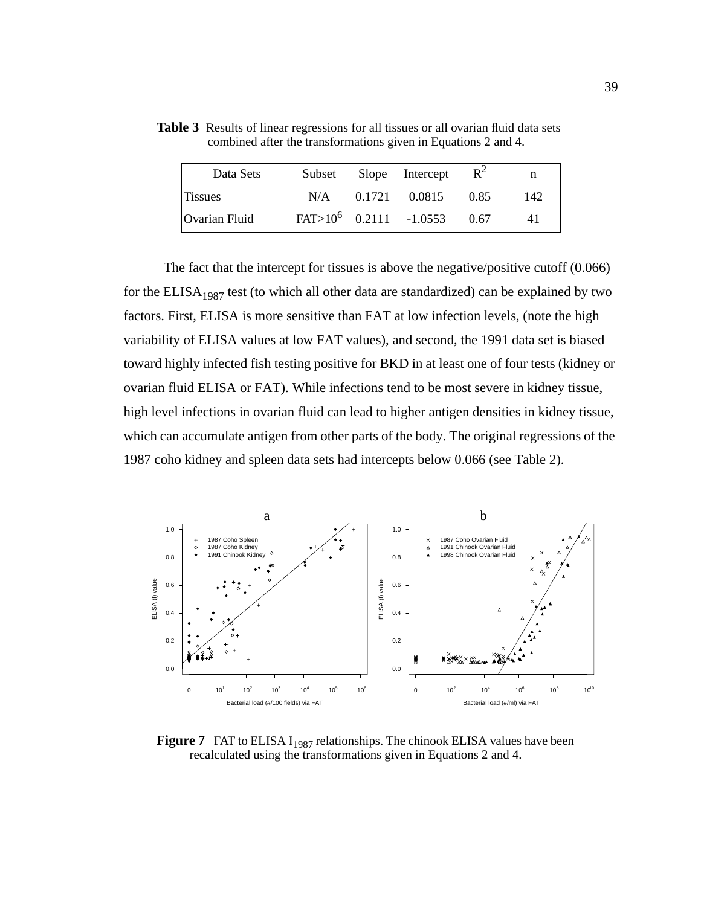**Table 3** Results of linear regressions for all tissues or all ovarian fluid data sets combined after the transformations given in Equations 2 and 4.

| Data Sets | Subset | Slope | Intercept | $R^2$ | n |
|---|---|---|---|---|---|
| Tissues | N/A | 0.1721 | 0.0815 | 0.85 | 142 |
| Ovarian Fluid | FAT>$10^6$ | 0.2111 | -1.0553 | 0.67 | 41 |

The fact that the intercept for tissues is above the negative/positive cutoff (0.066) for the $ELISA_{1987}$ test (to which all other data are standardized) can be explained by two factors. First, ELISA is more sensitive than FAT at low infection levels, (note the high variability of ELISA values at low FAT values), and second, the 1991 data set is biased toward highly infected fish testing positive for BKD in at least one of four tests (kidney or ovarian fluid ELISA or FAT). While infections tend to be most severe in kidney tissue, high level infections in ovarian fluid can lead to higher antigen densities in kidney tissue, which can accumulate antigen from other parts of the body. The original regressions of the 1987 coho kidney and spleen data sets had intercepts below 0.066 (see Table 2).

**Figure 7** FAT to ELISA $I_{1987}$ relationships. The chinook ELISA values have been recalculated using the transformations given in Equations 2 and 4.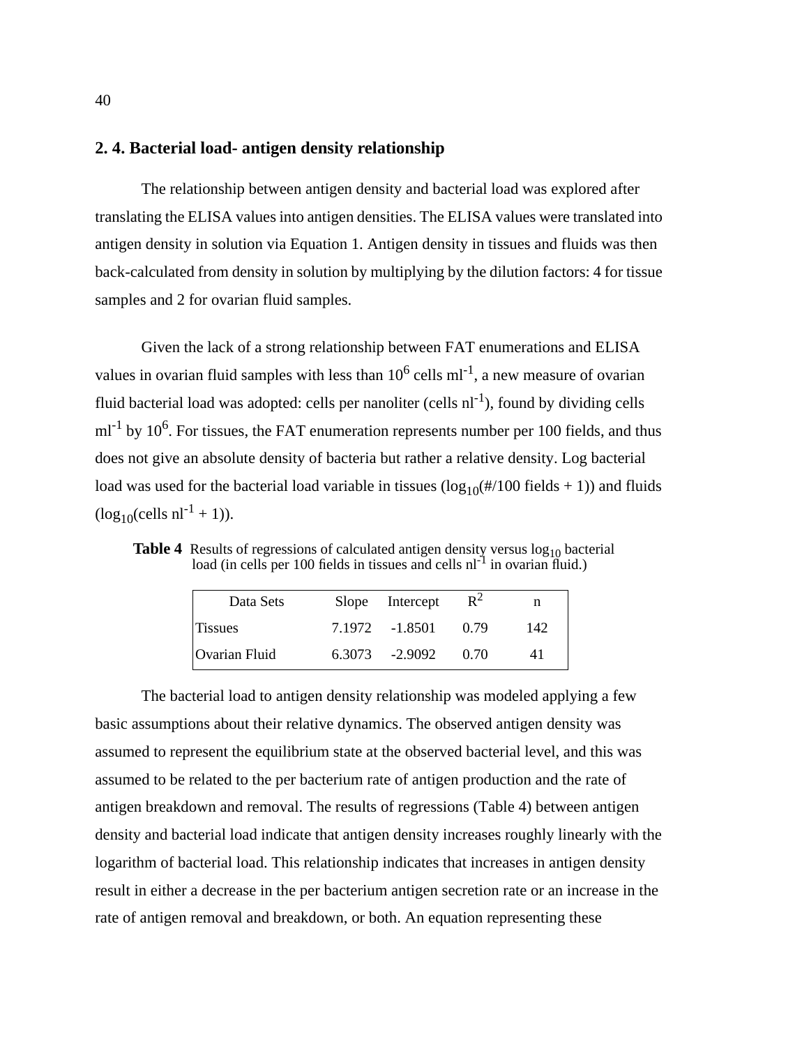## 2. 4. Bacterial load- antigen density relationship

The relationship between antigen density and bacterial load was explored after translating the ELISA values into antigen densities. The ELISA values were translated into antigen density in solution via Equation 1. Antigen density in tissues and fluids was then back-calculated from density in solution by multiplying by the dilution factors: 4 for tissue samples and 2 for ovarian fluid samples.

Given the lack of a strong relationship between FAT enumerations and ELISA values in ovarian fluid samples with less than $10^6$ cells $ml^{-1}$, a new measure of ovarian fluid bacterial load was adopted: cells per nanoliter (cells $nl^{-1}$), found by dividing cells $ml^{-1}$ by $10^6$. For tissues, the FAT enumeration represents number per 100 fields, and thus does not give an absolute density of bacteria but rather a relative density. Log bacterial load was used for the bacterial load variable in tissues ($\log_{10}$(#/100 fields + 1)) and fluids ($\log_{10}$(cells $nl^{-1}$ + 1)).

**Table 4** Results of regressions of calculated antigen density versus $\log_{10}$ bacterial load (in cells per 100 fields in tissues and cells $nl^{-1}$ in ovarian fluid.)

| Data Sets | Slope | Intercept | $R^2$ | n |
|---|---|---|---|---|
| Tissues | 7.1972 | -1.8501 | 0.79 | 142 |
| Ovarian Fluid | 6.3073 | -2.9092 | 0.70 | 41 |

The bacterial load to antigen density relationship was modeled applying a few basic assumptions about their relative dynamics. The observed antigen density was assumed to represent the equilibrium state at the observed bacterial level, and this was assumed to be related to the per bacterium rate of antigen production and the rate of antigen breakdown and removal. The results of regressions (Table 4) between antigen density and bacterial load indicate that antigen density increases roughly linearly with the logarithm of bacterial load. This relationship indicates that increases in antigen density result in either a decrease in the per bacterium antigen secretion rate or an increase in the rate of antigen removal and breakdown, or both. An equation representing these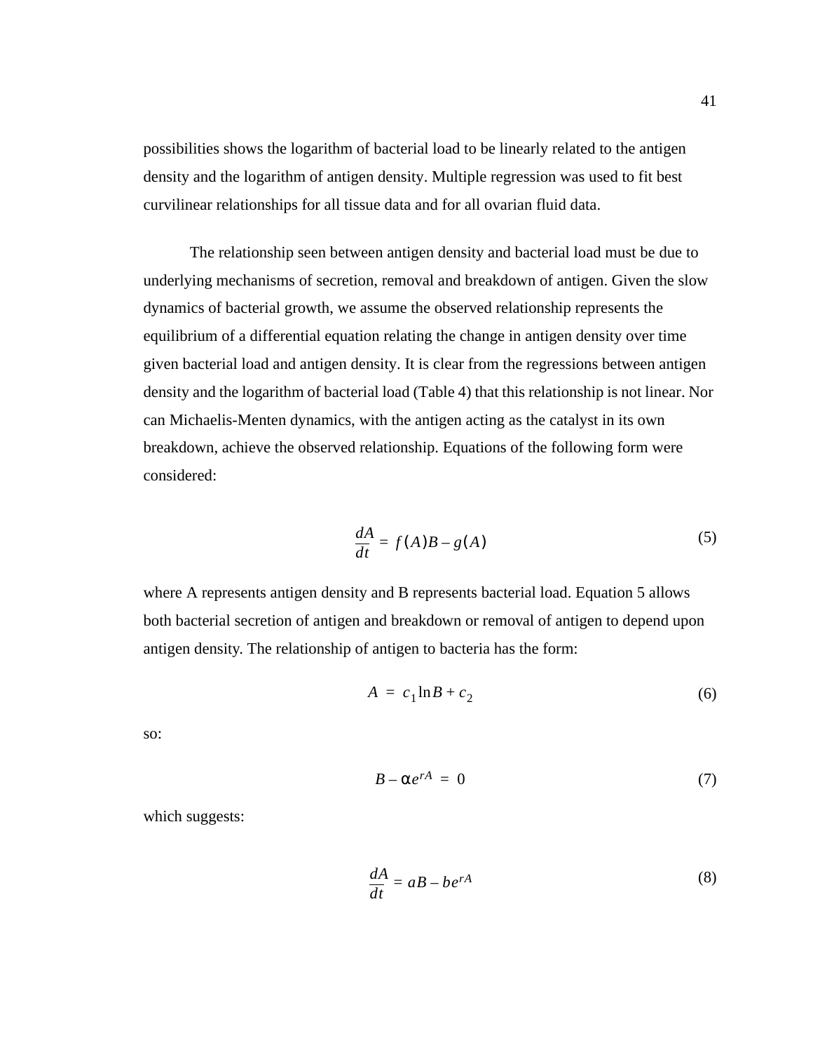possibilities shows the logarithm of bacterial load to be linearly related to the antigen density and the logarithm of antigen density. Multiple regression was used to fit best curvilinear relationships for all tissue data and for all ovarian fluid data.

The relationship seen between antigen density and bacterial load must be due to underlying mechanisms of secretion, removal and breakdown of antigen. Given the slow dynamics of bacterial growth, we assume the observed relationship represents the equilibrium of a differential equation relating the change in antigen density over time given bacterial load and antigen density. It is clear from the regressions between antigen density and the logarithm of bacterial load (Table 4) that this relationship is not linear. Nor can Michaelis-Menten dynamics, with the antigen acting as the catalyst in its own breakdown, achieve the observed relationship. Equations of the following form were considered:

$$\frac{dA}{dt} = f(A)B - g(A) \tag{5}$$

where A represents antigen density and B represents bacterial load. Equation 5 allows both bacterial secretion of antigen and breakdown or removal of antigen to depend upon antigen density. The relationship of antigen to bacteria has the form:

$$A = c_1 \ln B + c_2 \tag{6}$$

so:

$$B - \alpha e^{rA} = 0 \tag{7}$$

which suggests:

$$\frac{dA}{dt} = aB - be^{rA} \tag{8}$$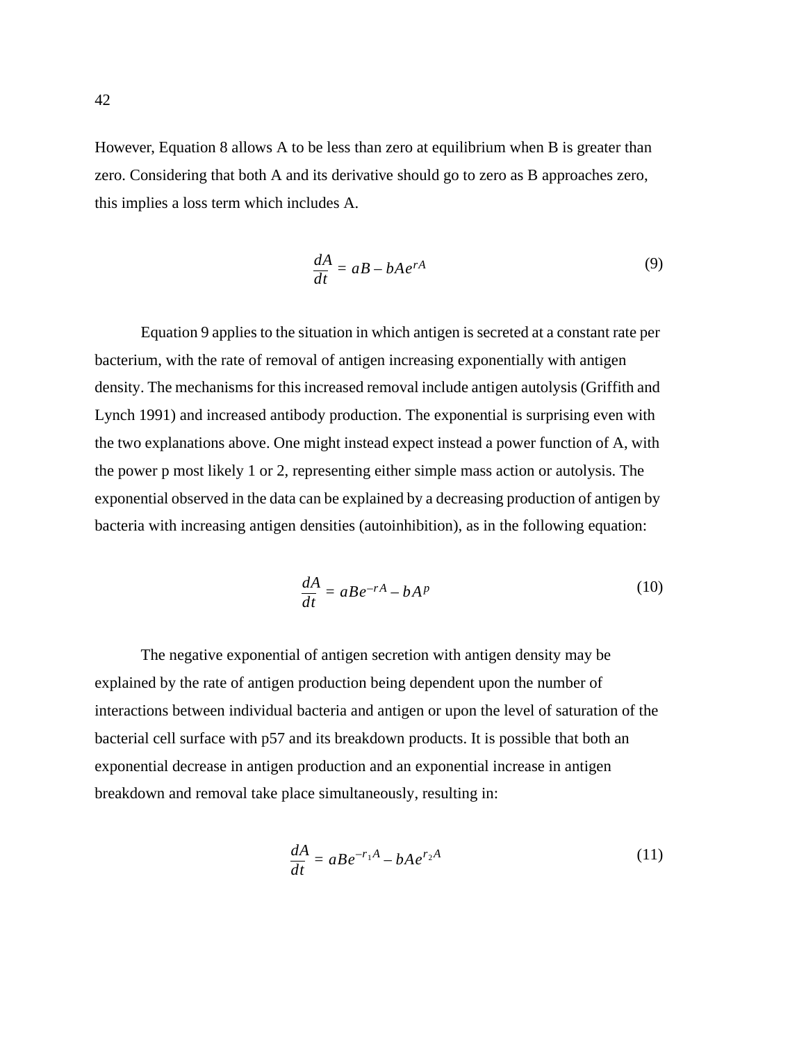However, Equation 8 allows A to be less than zero at equilibrium when B is greater than zero. Considering that both A and its derivative should go to zero as B approaches zero, this implies a loss term which includes A.

$$\frac{dA}{dt} = aB - bAe^{rA} \tag{9}$$

Equation 9 applies to the situation in which antigen is secreted at a constant rate per bacterium, with the rate of removal of antigen increasing exponentially with antigen density. The mechanisms for this increased removal include antigen autolysis (Griffith and Lynch 1991) and increased antibody production. The exponential is surprising even with the two explanations above. One might instead expect instead a power function of A, with the power p most likely 1 or 2, representing either simple mass action or autolysis. The exponential observed in the data can be explained by a decreasing production of antigen by bacteria with increasing antigen densities (autoinhibition), as in the following equation:

$$\frac{dA}{dt} = aBe^{-rA} - bA^{p} \tag{10}$$

The negative exponential of antigen secretion with antigen density may be explained by the rate of antigen production being dependent upon the number of interactions between individual bacteria and antigen or upon the level of saturation of the bacterial cell surface with p57 and its breakdown products. It is possible that both an exponential decrease in antigen production and an exponential increase in antigen breakdown and removal take place simultaneously, resulting in:

$$\frac{dA}{dt} = aBe^{-r_1 A} - bAe^{r_2 A} \tag{11}$$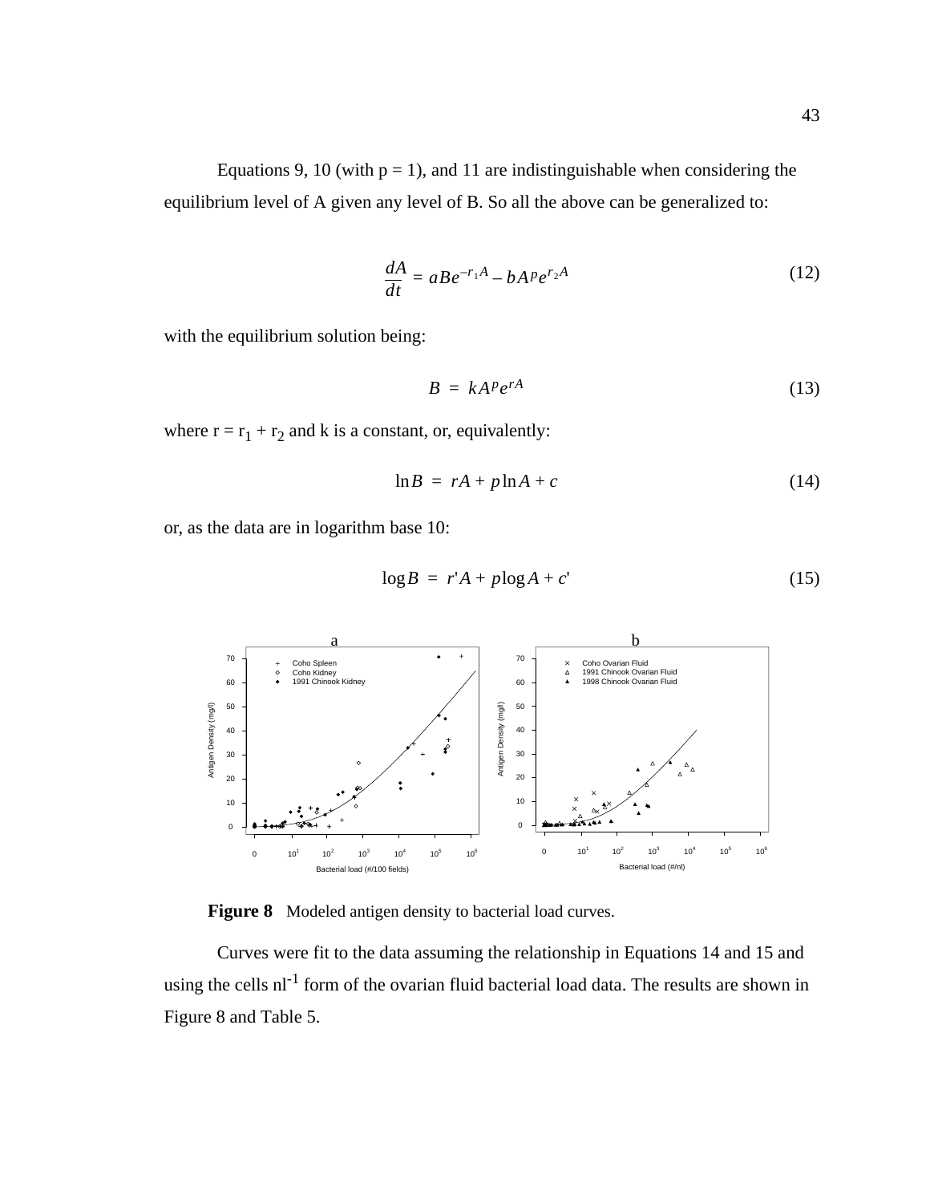Equations 9, 10 (with p = 1), and 11 are indistinguishable when considering the equilibrium level of A given any level of B. So all the above can be generalized to:

$$\frac{dA}{dt} = aBe^{-r_1 A} - bA^p e^{r_2 A} \tag{12}$$

with the equilibrium solution being:

$$B = kA^p e^{rA} \tag{13}$$

where $r = r_1 + r_2$ and k is a constant, or, equivalently:

$$\ln B = rA + p\ln A + c \tag{14}$$

or, as the data are in logarithm base 10:

$$\log B = r'A + p\log A + c' \tag{15}$$

**Figure 8** Modeled antigen density to bacterial load curves.

Curves were fit to the data assuming the relationship in Equations 14 and 15 and using the cells $nl^{-1}$ form of the ovarian fluid bacterial load data. The results are shown in Figure 8 and Table 5.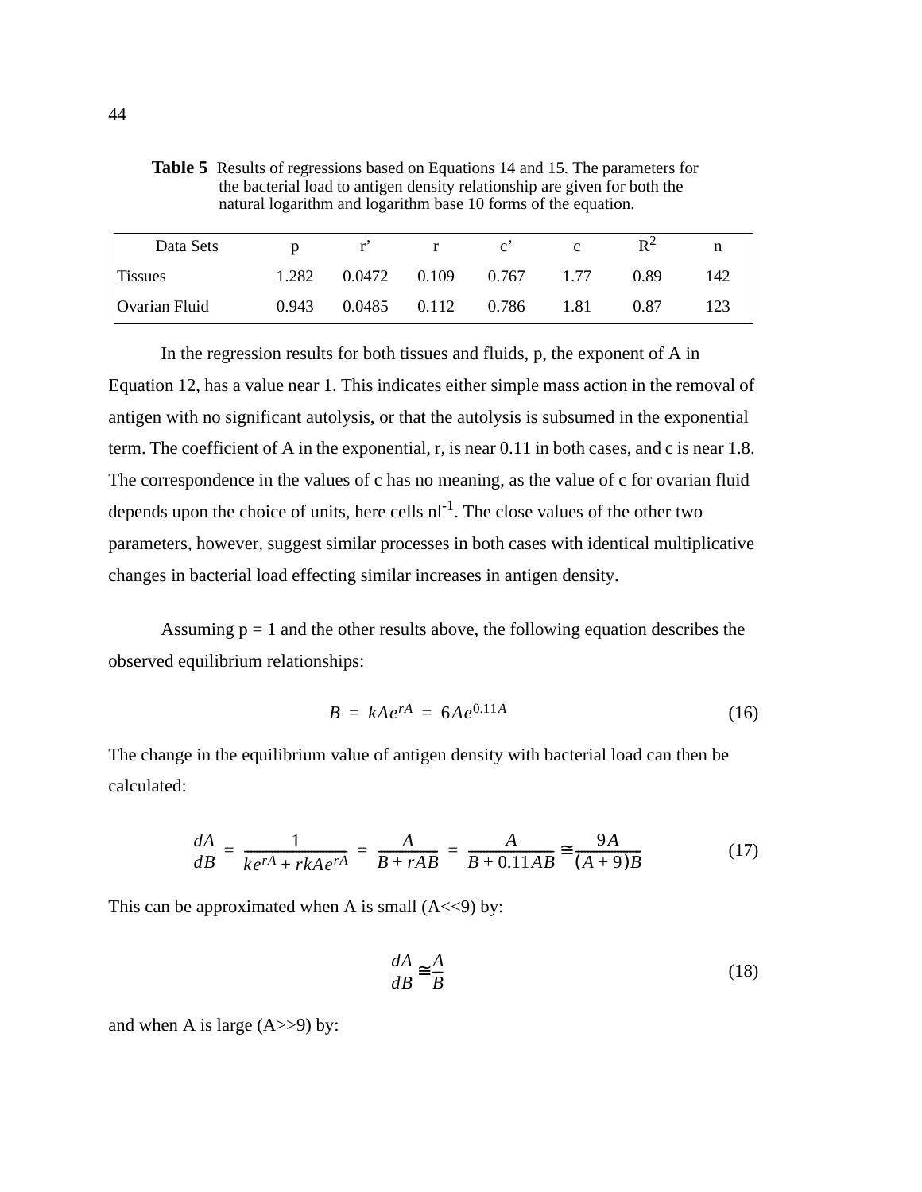**Table 5** Results of regressions based on Equations 14 and 15. The parameters for the bacterial load to antigen density relationship are given for both the natural logarithm and logarithm base 10 forms of the equation.

| Data Sets | p | r’ | r | c’ | c | $R^2$ | n |
|---|---|---|---|---|---|---|---|
| Tissues | 1.282 | 0.0472 | 0.109 | 0.767 | 1.77 | 0.89 | 142 |
| Ovarian Fluid | 0.943 | 0.0485 | 0.112 | 0.786 | 1.81 | 0.87 | 123 |

In the regression results for both tissues and fluids, p, the exponent of A in Equation 12, has a value near 1. This indicates either simple mass action in the removal of antigen with no significant autolysis, or that the autolysis is subsumed in the exponential term. The coefficient of A in the exponential, r, is near 0.11 in both cases, and c is near 1.8. The correspondence in the values of c has no meaning, as the value of c for ovarian fluid depends upon the choice of units, here cells $nl^{-1}$. The close values of the other two parameters, however, suggest similar processes in both cases with identical multiplicative changes in bacterial load effecting similar increases in antigen density.

Assuming p = 1 and the other results above, the following equation describes the observed equilibrium relationships:

$$B = kAe^{rA} = 6Ae^{0.11A} \tag{16}$$

The change in the equilibrium value of antigen density with bacterial load can then be calculated:

$$\frac{dA}{dB} = \frac{1}{ke^{rA} + rkAe^{rA}} = \frac{A}{B + rAB} = \frac{A}{B + 0.11AB} \cong \frac{9A}{(A+9)B} \tag{17}$$

This can be approximated when A is small (A<<9) by:

$$\frac{dA}{dB} \cong \frac{A}{B} \tag{18}$$

and when A is large (A>>9) by: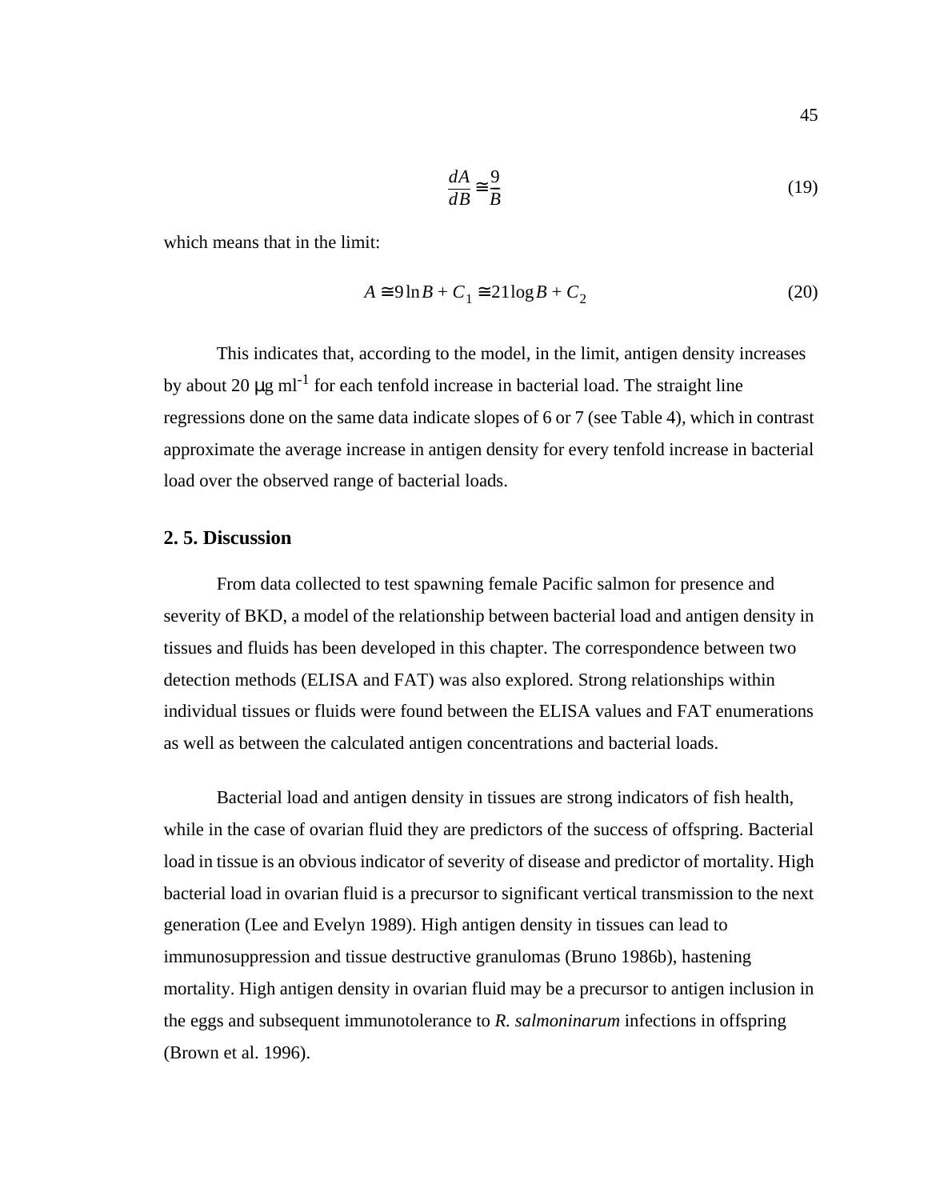$$\frac{dA}{dB} \cong \frac{9}{B} \tag{19}$$

which means that in the limit:

$$A \cong 9 \ln B + C_1 \cong 21 \log B + C_2 \tag{20}$$

This indicates that, according to the model, in the limit, antigen density increases by about 20 μg ml$^{-1}$ for each tenfold increase in bacterial load. The straight line regressions done on the same data indicate slopes of 6 or 7 (see Table 4), which in contrast approximate the average increase in antigen density for every tenfold increase in bacterial load over the observed range of bacterial loads.

## 2. 5. Discussion

From data collected to test spawning female Pacific salmon for presence and severity of BKD, a model of the relationship between bacterial load and antigen density in tissues and fluids has been developed in this chapter. The correspondence between two detection methods (ELISA and FAT) was also explored. Strong relationships within individual tissues or fluids were found between the ELISA values and FAT enumerations as well as between the calculated antigen concentrations and bacterial loads.

Bacterial load and antigen density in tissues are strong indicators of fish health, while in the case of ovarian fluid they are predictors of the success of offspring. Bacterial load in tissue is an obvious indicator of severity of disease and predictor of mortality. High bacterial load in ovarian fluid is a precursor to significant vertical transmission to the next generation (Lee and Evelyn 1989). High antigen density in tissues can lead to immunosuppression and tissue destructive granulomas (Bruno 1986b), hastening mortality. High antigen density in ovarian fluid may be a precursor to antigen inclusion in the eggs and subsequent immunotolerance to *R. salmoninarum* infections in offspring (Brown et al. 1996).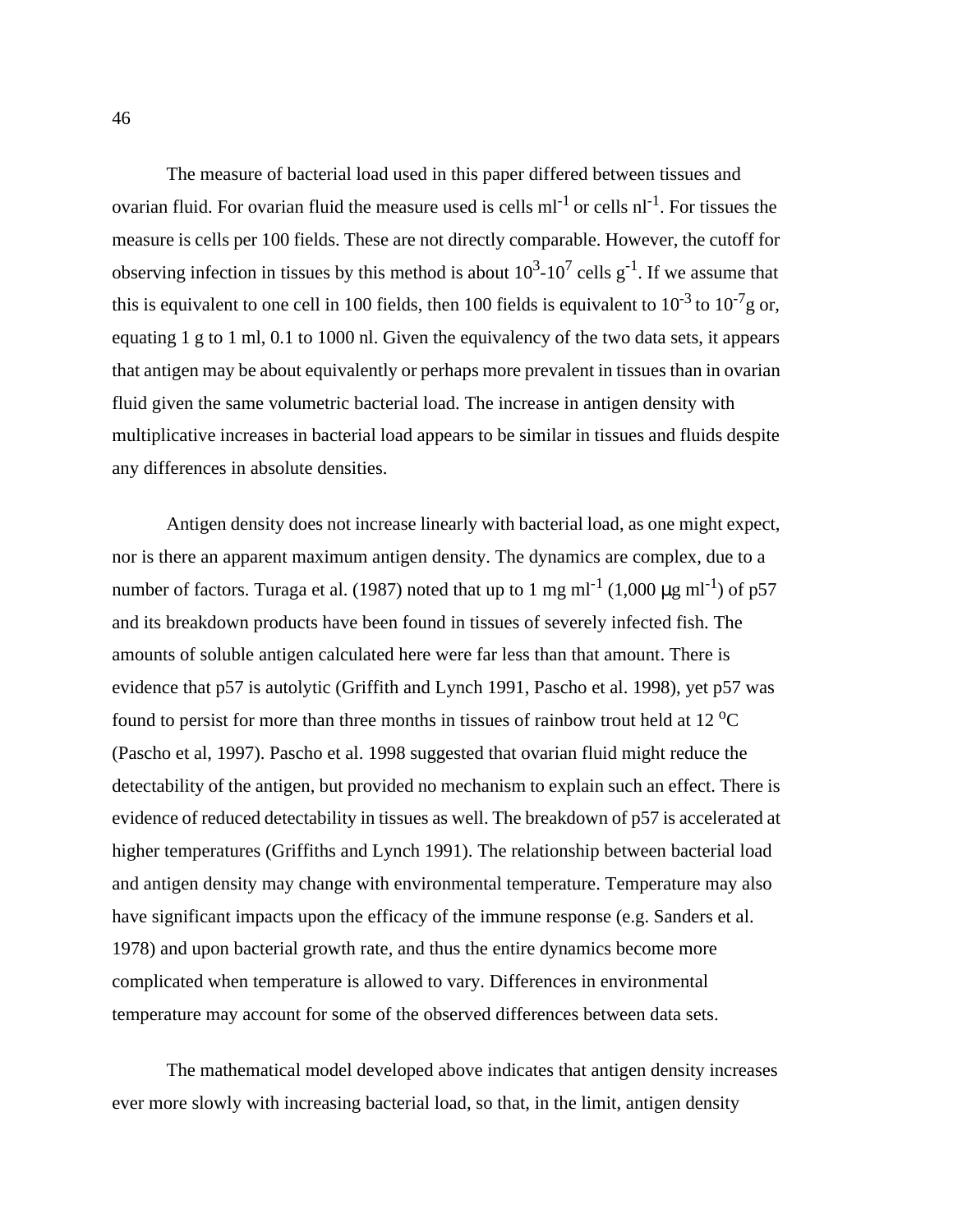The measure of bacterial load used in this paper differed between tissues and ovarian fluid. For ovarian fluid the measure used is cells $ml^{-1}$ or cells $nl^{-1}$. For tissues the measure is cells per 100 fields. These are not directly comparable. However, the cutoff for observing infection in tissues by this method is about $10^3$-$10^7$ cells $g^{-1}$. If we assume that this is equivalent to one cell in 100 fields, then 100 fields is equivalent to $10^{-3}$ to $10^{-7}$g or, equating 1 g to 1 ml, 0.1 to 1000 nl. Given the equivalency of the two data sets, it appears that antigen may be about equivalently or perhaps more prevalent in tissues than in ovarian fluid given the same volumetric bacterial load. The increase in antigen density with multiplicative increases in bacterial load appears to be similar in tissues and fluids despite any differences in absolute densities.

Antigen density does not increase linearly with bacterial load, as one might expect, nor is there an apparent maximum antigen density. The dynamics are complex, due to a number of factors. Turaga et al. (1987) noted that up to 1 mg $ml^{-1}$ (1,000 $\mu$g $ml^{-1}$) of p57 and its breakdown products have been found in tissues of severely infected fish. The amounts of soluble antigen calculated here were far less than that amount. There is evidence that p57 is autolytic (Griffith and Lynch 1991, Pascho et al. 1998), yet p57 was found to persist for more than three months in tissues of rainbow trout held at 12 $^{o}$C (Pascho et al, 1997). Pascho et al. 1998 suggested that ovarian fluid might reduce the detectability of the antigen, but provided no mechanism to explain such an effect. There is evidence of reduced detectability in tissues as well. The breakdown of p57 is accelerated at higher temperatures (Griffiths and Lynch 1991). The relationship between bacterial load and antigen density may change with environmental temperature. Temperature may also have significant impacts upon the efficacy of the immune response (e.g. Sanders et al. 1978) and upon bacterial growth rate, and thus the entire dynamics become more complicated when temperature is allowed to vary. Differences in environmental temperature may account for some of the observed differences between data sets.

The mathematical model developed above indicates that antigen density increases ever more slowly with increasing bacterial load, so that, in the limit, antigen density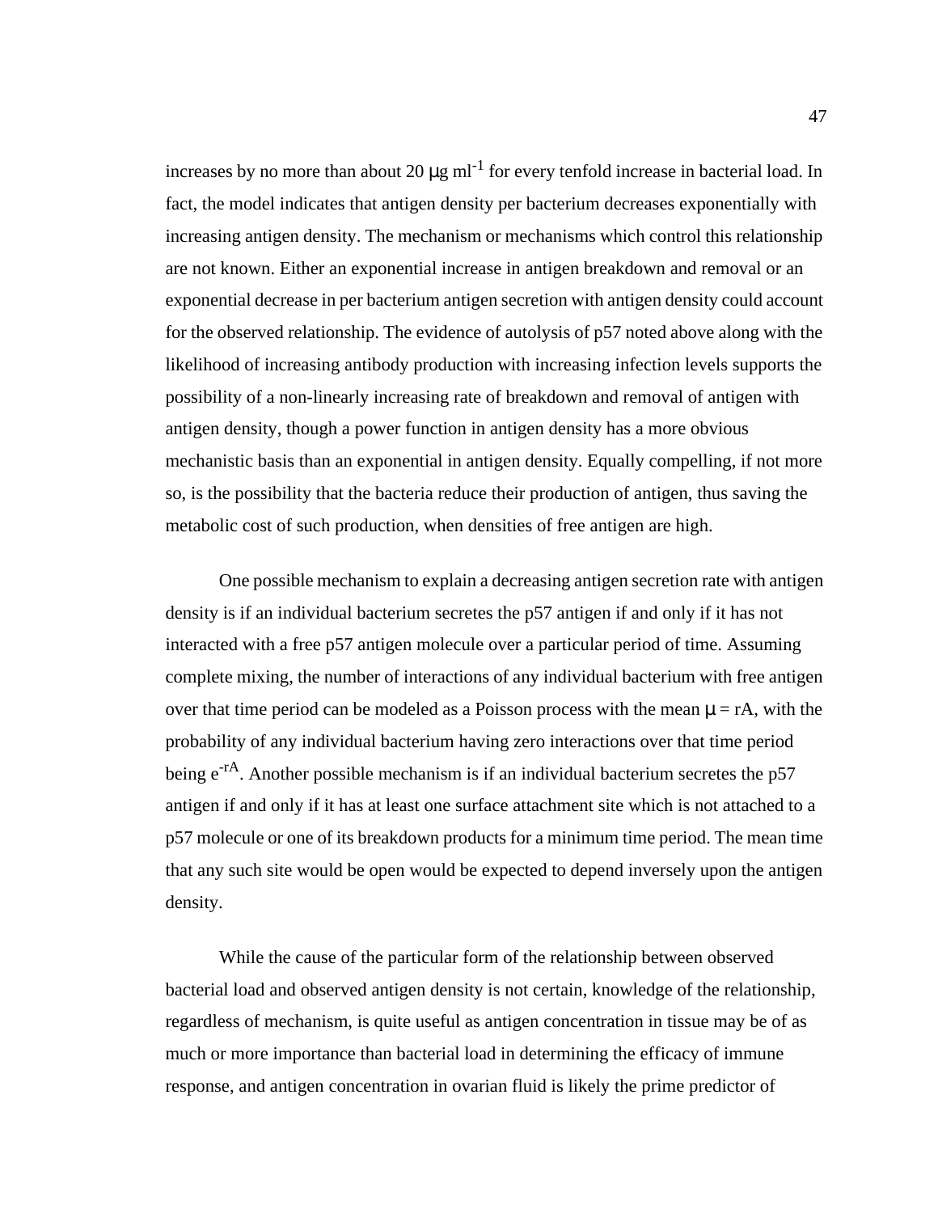increases by no more than about 20 $\mu g\ ml^{-1}$ for every tenfold increase in bacterial load. In fact, the model indicates that antigen density per bacterium decreases exponentially with increasing antigen density. The mechanism or mechanisms which control this relationship are not known. Either an exponential increase in antigen breakdown and removal or an exponential decrease in per bacterium antigen secretion with antigen density could account for the observed relationship. The evidence of autolysis of p57 noted above along with the likelihood of increasing antibody production with increasing infection levels supports the possibility of a non-linearly increasing rate of breakdown and removal of antigen with antigen density, though a power function in antigen density has a more obvious mechanistic basis than an exponential in antigen density. Equally compelling, if not more so, is the possibility that the bacteria reduce their production of antigen, thus saving the metabolic cost of such production, when densities of free antigen are high.

One possible mechanism to explain a decreasing antigen secretion rate with antigen density is if an individual bacterium secretes the p57 antigen if and only if it has not interacted with a free p57 antigen molecule over a particular period of time. Assuming complete mixing, the number of interactions of any individual bacterium with free antigen over that time period can be modeled as a Poisson process with the mean $\mu = rA$, with the probability of any individual bacterium having zero interactions over that time period being $e^{-rA}$. Another possible mechanism is if an individual bacterium secretes the p57 antigen if and only if it has at least one surface attachment site which is not attached to a p57 molecule or one of its breakdown products for a minimum time period. The mean time that any such site would be open would be expected to depend inversely upon the antigen density.

While the cause of the particular form of the relationship between observed bacterial load and observed antigen density is not certain, knowledge of the relationship, regardless of mechanism, is quite useful as antigen concentration in tissue may be of as much or more importance than bacterial load in determining the efficacy of immune response, and antigen concentration in ovarian fluid is likely the prime predictor of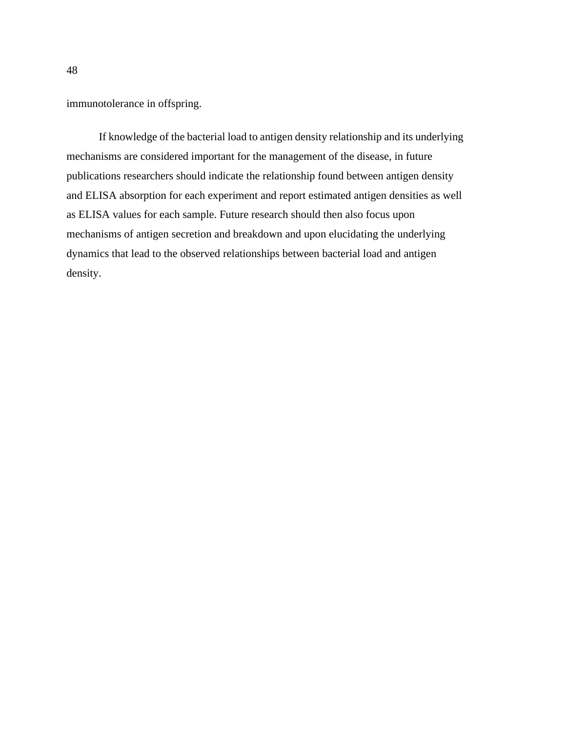immunotolerance in offspring.

If knowledge of the bacterial load to antigen density relationship and its underlying mechanisms are considered important for the management of the disease, in future publications researchers should indicate the relationship found between antigen density and ELISA absorption for each experiment and report estimated antigen densities as well as ELISA values for each sample. Future research should then also focus upon mechanisms of antigen secretion and breakdown and upon elucidating the underlying dynamics that lead to the observed relationships between bacterial load and antigen density.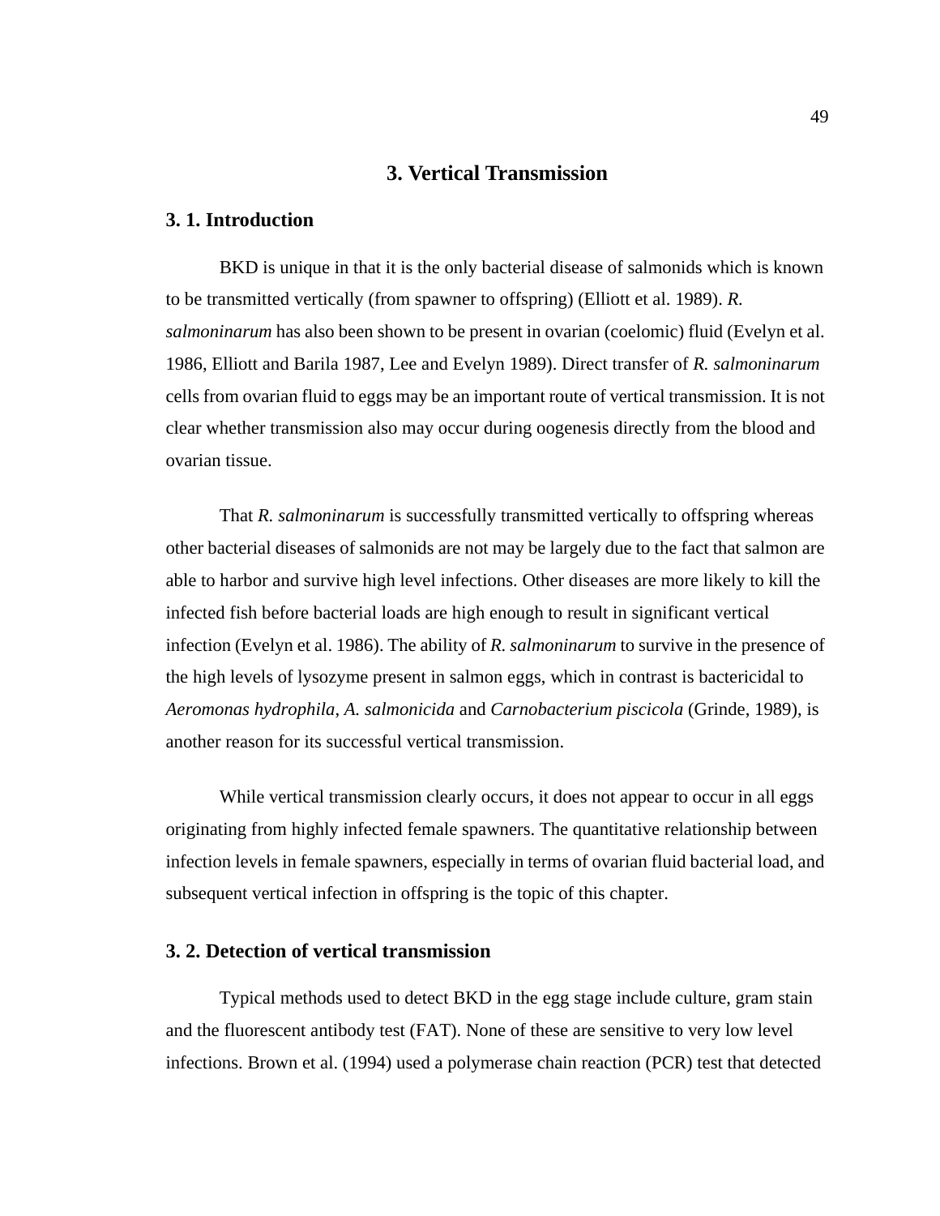# 3. Vertical Transmission

## 3. 1. Introduction

BKD is unique in that it is the only bacterial disease of salmonids which is known to be transmitted vertically (from spawner to offspring) (Elliott et al. 1989). *R. salmoninarum* has also been shown to be present in ovarian (coelomic) fluid (Evelyn et al. 1986, Elliott and Barila 1987, Lee and Evelyn 1989). Direct transfer of *R. salmoninarum* cells from ovarian fluid to eggs may be an important route of vertical transmission. It is not clear whether transmission also may occur during oogenesis directly from the blood and ovarian tissue.

That *R. salmoninarum* is successfully transmitted vertically to offspring whereas other bacterial diseases of salmonids are not may be largely due to the fact that salmon are able to harbor and survive high level infections. Other diseases are more likely to kill the infected fish before bacterial loads are high enough to result in significant vertical infection (Evelyn et al. 1986). The ability of *R. salmoninarum* to survive in the presence of the high levels of lysozyme present in salmon eggs, which in contrast is bactericidal to *Aeromonas hydrophila*, *A. salmonicida* and *Carnobacterium piscicola* (Grinde, 1989), is another reason for its successful vertical transmission.

While vertical transmission clearly occurs, it does not appear to occur in all eggs originating from highly infected female spawners. The quantitative relationship between infection levels in female spawners, especially in terms of ovarian fluid bacterial load, and subsequent vertical infection in offspring is the topic of this chapter.

## 3. 2. Detection of vertical transmission

Typical methods used to detect BKD in the egg stage include culture, gram stain and the fluorescent antibody test (FAT). None of these are sensitive to very low level infections. Brown et al. (1994) used a polymerase chain reaction (PCR) test that detected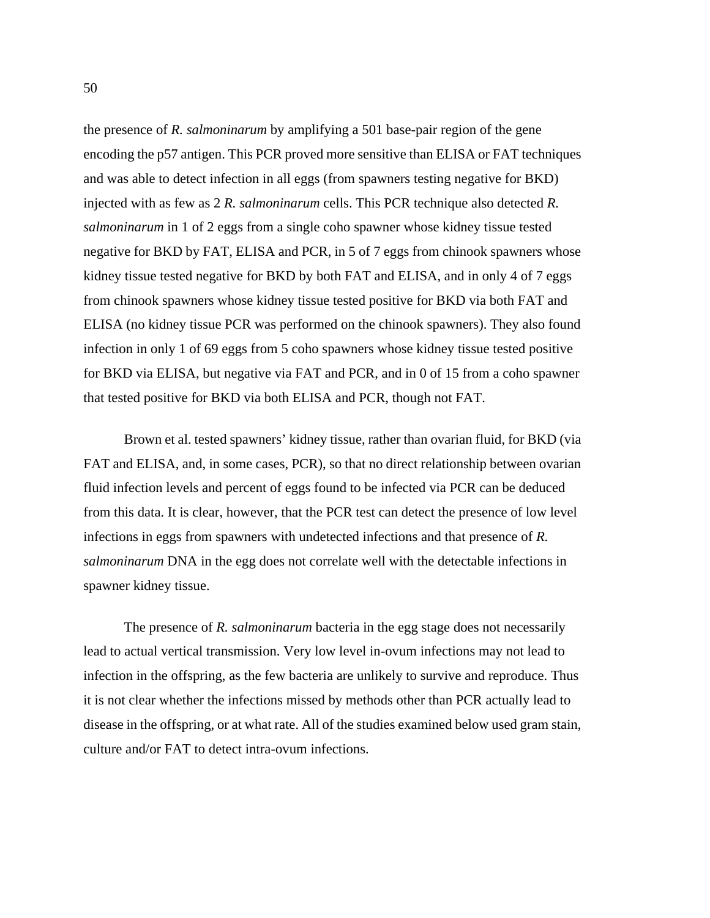the presence of *R. salmoninarum* by amplifying a 501 base-pair region of the gene encoding the p57 antigen. This PCR proved more sensitive than ELISA or FAT techniques and was able to detect infection in all eggs (from spawners testing negative for BKD) injected with as few as 2 *R. salmoninarum* cells. This PCR technique also detected *R. salmoninarum* in 1 of 2 eggs from a single coho spawner whose kidney tissue tested negative for BKD by FAT, ELISA and PCR, in 5 of 7 eggs from chinook spawners whose kidney tissue tested negative for BKD by both FAT and ELISA, and in only 4 of 7 eggs from chinook spawners whose kidney tissue tested positive for BKD via both FAT and ELISA (no kidney tissue PCR was performed on the chinook spawners). They also found infection in only 1 of 69 eggs from 5 coho spawners whose kidney tissue tested positive for BKD via ELISA, but negative via FAT and PCR, and in 0 of 15 from a coho spawner that tested positive for BKD via both ELISA and PCR, though not FAT.

Brown et al. tested spawners' kidney tissue, rather than ovarian fluid, for BKD (via FAT and ELISA, and, in some cases, PCR), so that no direct relationship between ovarian fluid infection levels and percent of eggs found to be infected via PCR can be deduced from this data. It is clear, however, that the PCR test can detect the presence of low level infections in eggs from spawners with undetected infections and that presence of *R. salmoninarum* DNA in the egg does not correlate well with the detectable infections in spawner kidney tissue.

The presence of *R. salmoninarum* bacteria in the egg stage does not necessarily lead to actual vertical transmission. Very low level in-ovum infections may not lead to infection in the offspring, as the few bacteria are unlikely to survive and reproduce. Thus it is not clear whether the infections missed by methods other than PCR actually lead to disease in the offspring, or at what rate. All of the studies examined below used gram stain, culture and/or FAT to detect intra-ovum infections.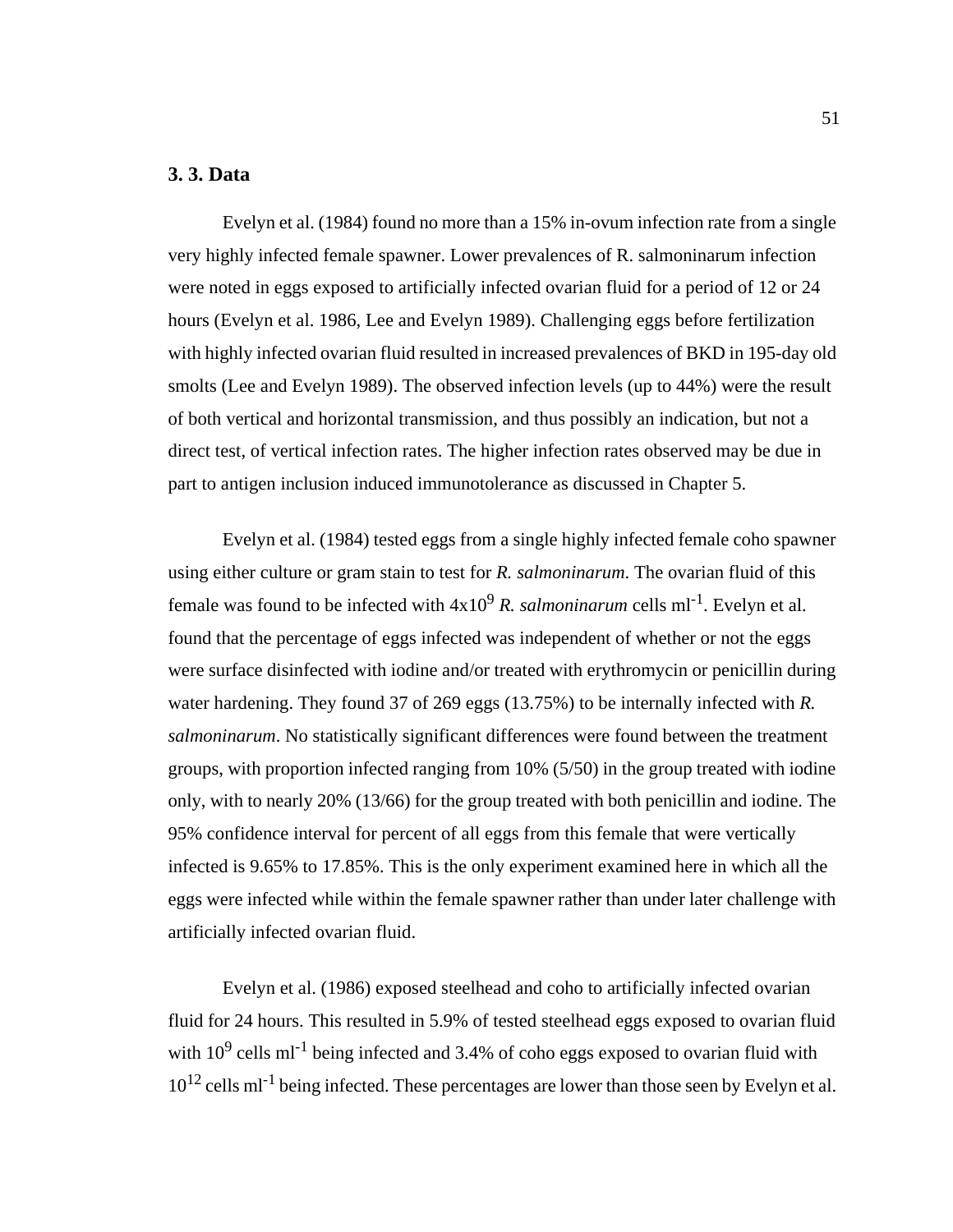### 3. 3. Data

Evelyn et al. (1984) found no more than a 15% in-ovum infection rate from a single very highly infected female spawner. Lower prevalences of R. salmoninarum infection were noted in eggs exposed to artificially infected ovarian fluid for a period of 12 or 24 hours (Evelyn et al. 1986, Lee and Evelyn 1989). Challenging eggs before fertilization with highly infected ovarian fluid resulted in increased prevalences of BKD in 195-day old smolts (Lee and Evelyn 1989). The observed infection levels (up to 44%) were the result of both vertical and horizontal transmission, and thus possibly an indication, but not a direct test, of vertical infection rates. The higher infection rates observed may be due in part to antigen inclusion induced immunotolerance as discussed in Chapter 5.

Evelyn et al. (1984) tested eggs from a single highly infected female coho spawner using either culture or gram stain to test for *R. salmoninarum*. The ovarian fluid of this female was found to be infected with $4\text{x}10^9$ *R. salmoninarum* cells $\text{ml}^{-1}$. Evelyn et al. found that the percentage of eggs infected was independent of whether or not the eggs were surface disinfected with iodine and/or treated with erythromycin or penicillin during water hardening. They found 37 of 269 eggs (13.75%) to be internally infected with *R. salmoninarum*. No statistically significant differences were found between the treatment groups, with proportion infected ranging from 10% (5/50) in the group treated with iodine only, with to nearly 20% (13/66) for the group treated with both penicillin and iodine. The 95% confidence interval for percent of all eggs from this female that were vertically infected is 9.65% to 17.85%. This is the only experiment examined here in which all the eggs were infected while within the female spawner rather than under later challenge with artificially infected ovarian fluid.

Evelyn et al. (1986) exposed steelhead and coho to artificially infected ovarian fluid for 24 hours. This resulted in 5.9% of tested steelhead eggs exposed to ovarian fluid with $10^9$ cells $\text{ml}^{-1}$ being infected and 3.4% of coho eggs exposed to ovarian fluid with $10^{12}$ cells $\text{ml}^{-1}$ being infected. These percentages are lower than those seen by Evelyn et al.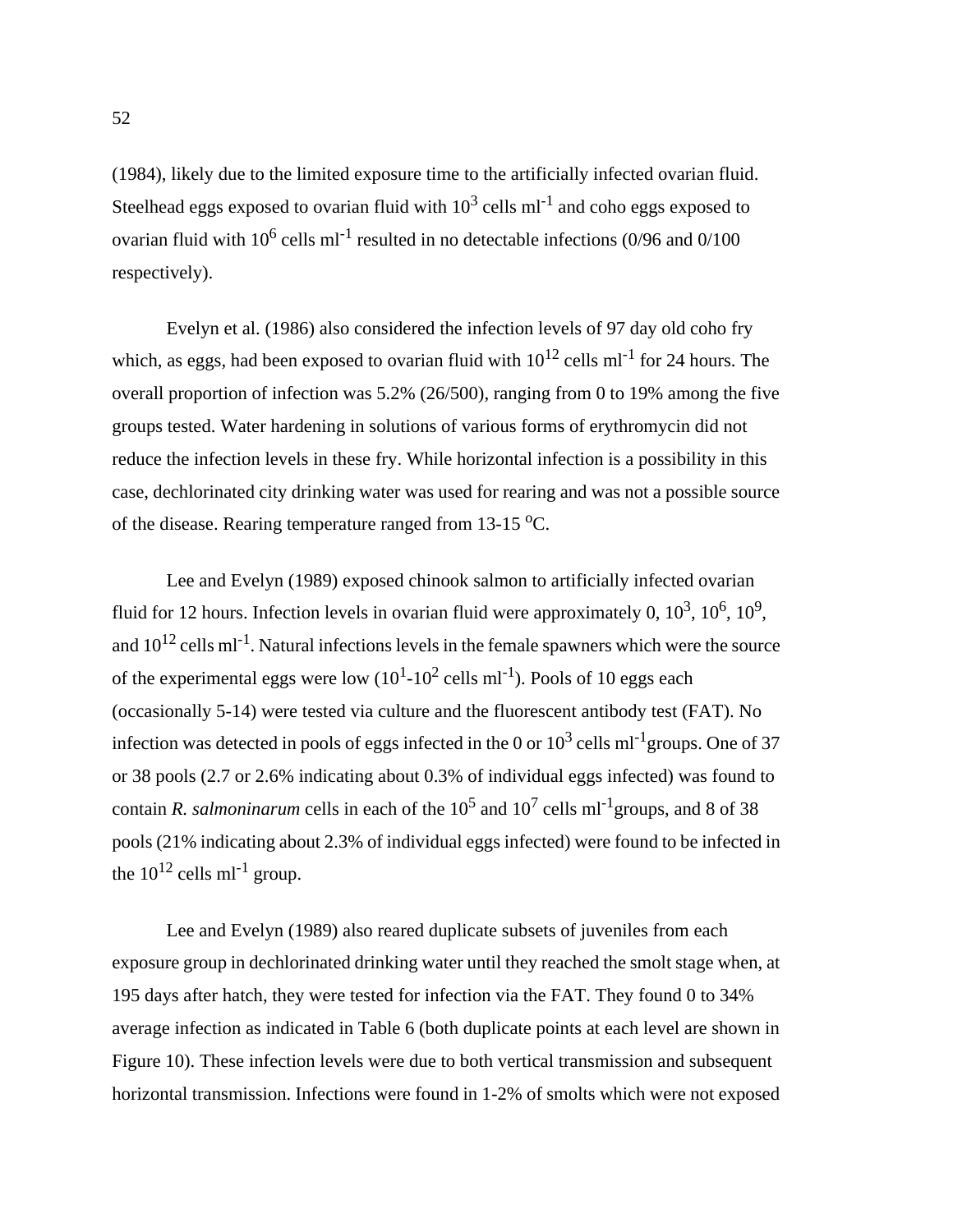(1984), likely due to the limited exposure time to the artificially infected ovarian fluid. Steelhead eggs exposed to ovarian fluid with $10^3$ cells $ml^{-1}$ and coho eggs exposed to ovarian fluid with $10^6$ cells $ml^{-1}$ resulted in no detectable infections (0/96 and 0/100 respectively).

Evelyn et al. (1986) also considered the infection levels of 97 day old coho fry which, as eggs, had been exposed to ovarian fluid with $10^{12}$ cells $ml^{-1}$ for 24 hours. The overall proportion of infection was 5.2% (26/500), ranging from 0 to 19% among the five groups tested. Water hardening in solutions of various forms of erythromycin did not reduce the infection levels in these fry. While horizontal infection is a possibility in this case, dechlorinated city drinking water was used for rearing and was not a possible source of the disease. Rearing temperature ranged from 13-15 $^oC$.

Lee and Evelyn (1989) exposed chinook salmon to artificially infected ovarian fluid for 12 hours. Infection levels in ovarian fluid were approximately 0, $10^3$, $10^6$, $10^9$, and $10^{12}$ cells $ml^{-1}$. Natural infections levels in the female spawners which were the source of the experimental eggs were low ($10^1$-$10^2$ cells $ml^{-1}$). Pools of 10 eggs each (occasionally 5-14) were tested via culture and the fluorescent antibody test (FAT). No infection was detected in pools of eggs infected in the 0 or $10^3$ cells $ml^{-1}$groups. One of 37 or 38 pools (2.7 or 2.6% indicating about 0.3% of individual eggs infected) was found to contain *R. salmoninarum* cells in each of the $10^5$ and $10^7$ cells $ml^{-1}$groups, and 8 of 38 pools (21% indicating about 2.3% of individual eggs infected) were found to be infected in the $10^{12}$ cells $ml^{-1}$ group.

Lee and Evelyn (1989) also reared duplicate subsets of juveniles from each exposure group in dechlorinated drinking water until they reached the smolt stage when, at 195 days after hatch, they were tested for infection via the FAT. They found 0 to 34% average infection as indicated in Table 6 (both duplicate points at each level are shown in Figure 10). These infection levels were due to both vertical transmission and subsequent horizontal transmission. Infections were found in 1-2% of smolts which were not exposed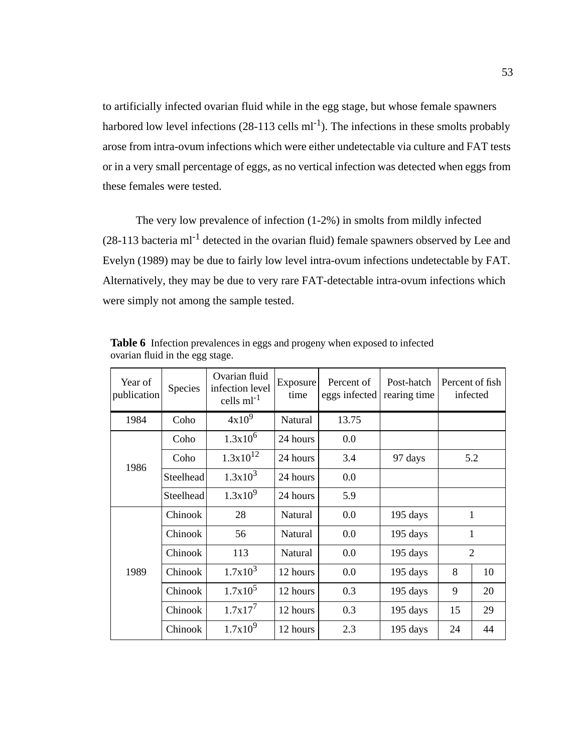to artificially infected ovarian fluid while in the egg stage, but whose female spawners harbored low level infections (28-113 cells $ml^{-1}$). The infections in these smolts probably arose from intra-ovum infections which were either undetectable via culture and FAT tests or in a very small percentage of eggs, as no vertical infection was detected when eggs from these females were tested.

The very low prevalence of infection (1-2%) in smolts from mildly infected (28-113 bacteria $ml^{-1}$ detected in the ovarian fluid) female spawners observed by Lee and Evelyn (1989) may be due to fairly low level intra-ovum infections undetectable by FAT. Alternatively, they may be due to very rare FAT-detectable intra-ovum infections which were simply not among the sample tested.

**Table 6** Infection prevalences in eggs and progeny when exposed to infected ovarian fluid in the egg stage.

| Year of publication | Species | Ovarian fluid infection level cells $ml^{-1}$ | Exposure time | Percent of eggs infected | Post-hatch rearing time | Percent of fish infected | |
|---|---|---|---|---|---|---|---|
| 1984 | Coho | $4x10^9$ | Natural | 13.75 | | | |
| 1986 | Coho | $1.3x10^6$ | 24 hours | 0.0 | | | |
| | Coho | $1.3x10^{12}$ | 24 hours | 3.4 | 97 days | 5.2 | |
| | Steelhead | $1.3x10^3$ | 24 hours | 0.0 | | | |
| | Steelhead | $1.3x10^9$ | 24 hours | 5.9 | | | |
| 1989 | Chinook | 28 | Natural | 0.0 | 195 days | 1 | |
| | Chinook | 56 | Natural | 0.0 | 195 days | 1 | |
| | Chinook | 113 | Natural | 0.0 | 195 days | 2 | |
| | Chinook | $1.7x10^3$ | 12 hours | 0.0 | 195 days | 8 | 10 |
| | Chinook | $1.7x10^5$ | 12 hours | 0.3 | 195 days | 9 | 20 |
| | Chinook | $1.7x17^7$ | 12 hours | 0.3 | 195 days | 15 | 29 |
| | Chinook | $1.7x10^9$ | 12 hours | 2.3 | 195 days | 24 | 44 |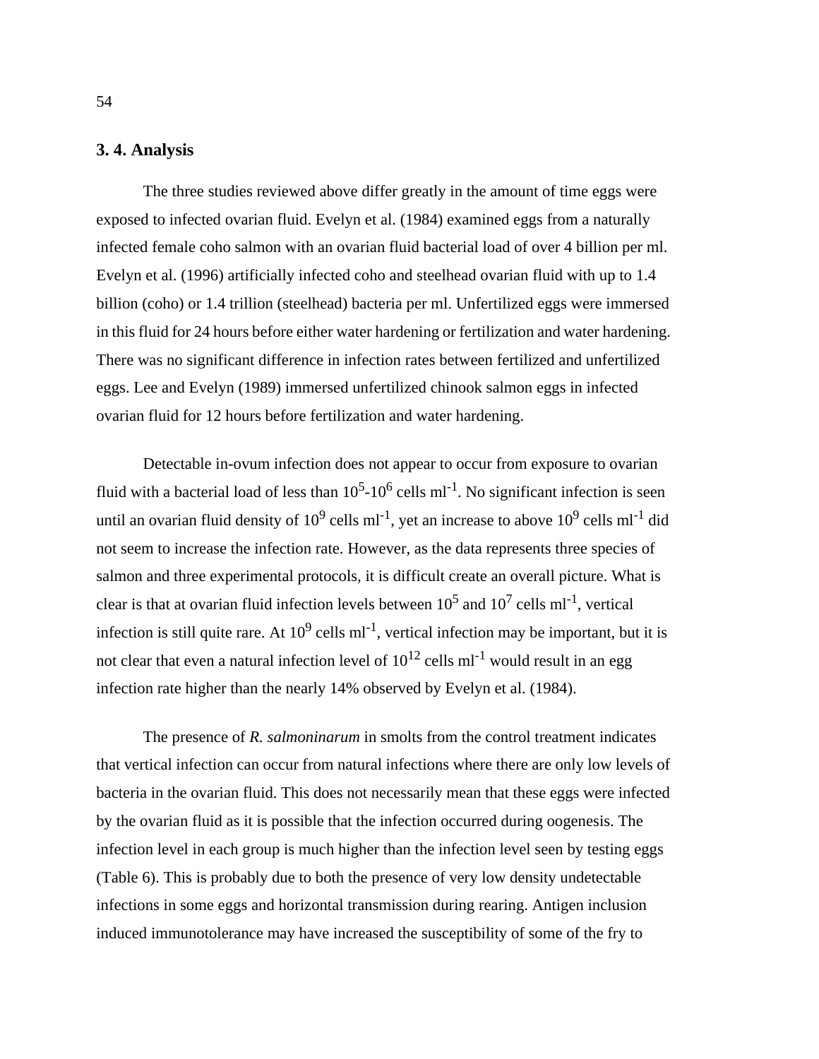## 3. 4. Analysis

The three studies reviewed above differ greatly in the amount of time eggs were exposed to infected ovarian fluid. Evelyn et al. (1984) examined eggs from a naturally infected female coho salmon with an ovarian fluid bacterial load of over 4 billion per ml. Evelyn et al. (1996) artificially infected coho and steelhead ovarian fluid with up to 1.4 billion (coho) or 1.4 trillion (steelhead) bacteria per ml. Unfertilized eggs were immersed in this fluid for 24 hours before either water hardening or fertilization and water hardening. There was no significant difference in infection rates between fertilized and unfertilized eggs. Lee and Evelyn (1989) immersed unfertilized chinook salmon eggs in infected ovarian fluid for 12 hours before fertilization and water hardening.

Detectable in-ovum infection does not appear to occur from exposure to ovarian fluid with a bacterial load of less than $10^5$-$10^6$ cells ml$^{-1}$. No significant infection is seen until an ovarian fluid density of $10^9$ cells ml$^{-1}$, yet an increase to above $10^9$ cells ml$^{-1}$ did not seem to increase the infection rate. However, as the data represents three species of salmon and three experimental protocols, it is difficult create an overall picture. What is clear is that at ovarian fluid infection levels between $10^5$ and $10^7$ cells ml$^{-1}$, vertical infection is still quite rare. At $10^9$ cells ml$^{-1}$, vertical infection may be important, but it is not clear that even a natural infection level of $10^{12}$ cells ml$^{-1}$ would result in an egg infection rate higher than the nearly 14% observed by Evelyn et al. (1984).

The presence of *R. salmoninarum* in smolts from the control treatment indicates that vertical infection can occur from natural infections where there are only low levels of bacteria in the ovarian fluid. This does not necessarily mean that these eggs were infected by the ovarian fluid as it is possible that the infection occurred during oogenesis. The infection level in each group is much higher than the infection level seen by testing eggs (Table 6). This is probably due to both the presence of very low density undetectable infections in some eggs and horizontal transmission during rearing. Antigen inclusion induced immunotolerance may have increased the susceptibility of some of the fry to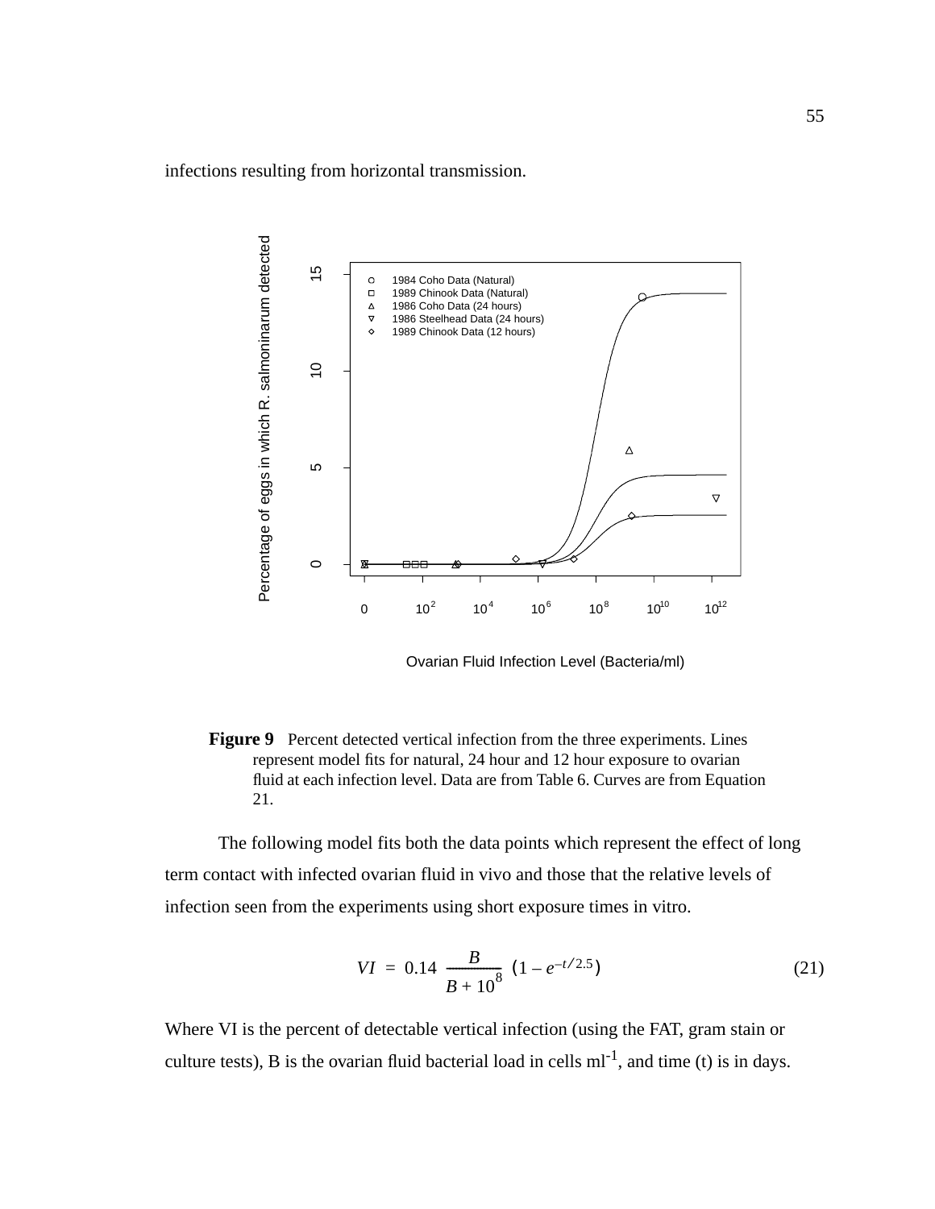infections resulting from horizontal transmission.

**Figure 9** Percent detected vertical infection from the three experiments. Lines represent model fits for natural, 24 hour and 12 hour exposure to ovarian fluid at each infection level. Data are from Table 6. Curves are from Equation 21.

The following model fits both the data points which represent the effect of long term contact with infected ovarian fluid in vivo and those that the relative levels of infection seen from the experiments using short exposure times in vitro.

$$VI = 0.14 \frac{B}{B + 10^8} \left(1 - e^{-t/2.5}\right) \tag{21}$$

Where VI is the percent of detectable vertical infection (using the FAT, gram stain or culture tests), B is the ovarian fluid bacterial load in cells $ml^{-1}$, and time (t) is in days.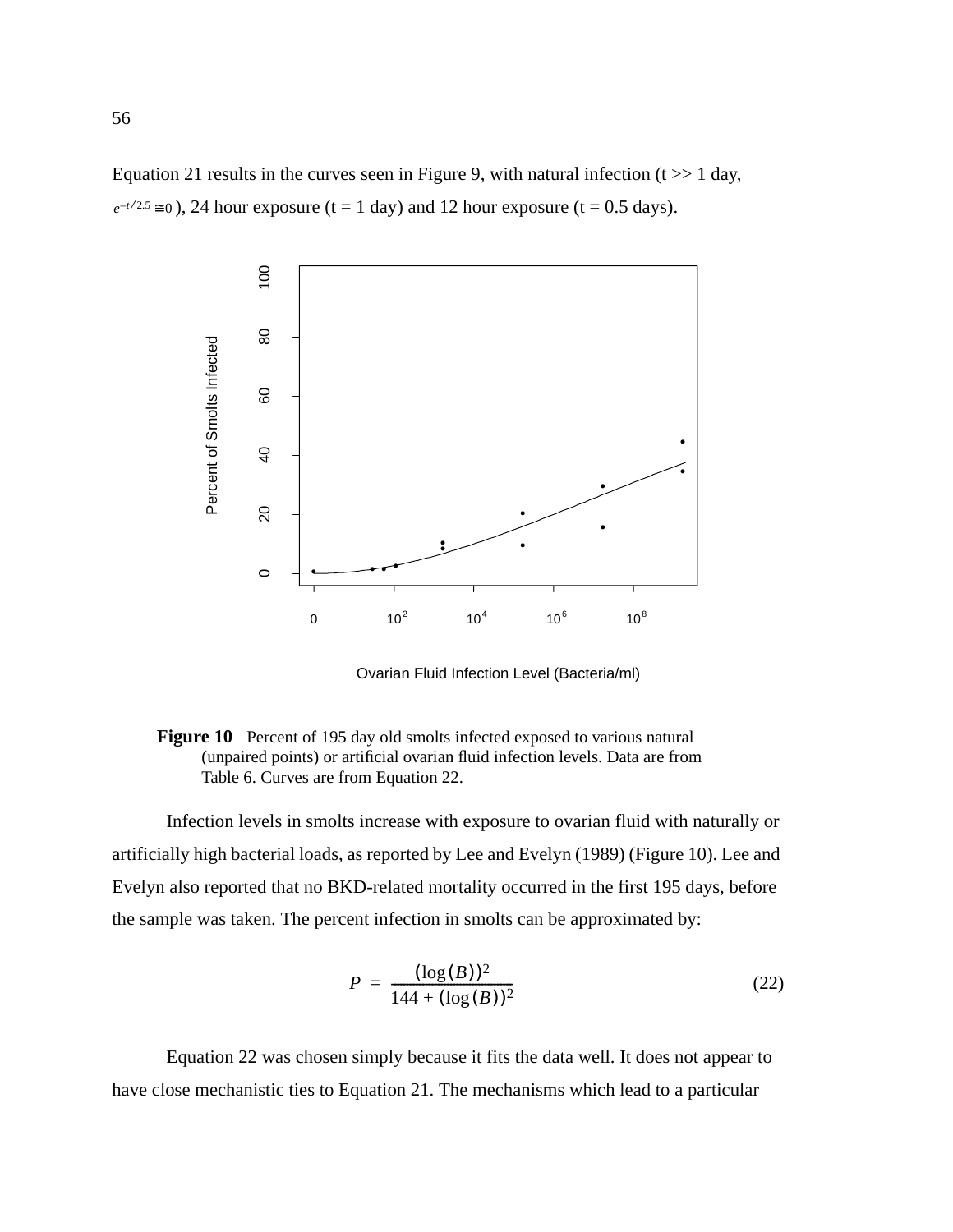Equation 21 results in the curves seen in Figure 9, with natural infection (t >> 1 day, $e^{-t/2.5} \cong 0$ ), 24 hour exposure (t = 1 day) and 12 hour exposure (t = 0.5 days).

**Figure 10** Percent of 195 day old smolts infected exposed to various natural (unpaired points) or artificial ovarian fluid infection levels. Data are from Table 6. Curves are from Equation 22.

Infection levels in smolts increase with exposure to ovarian fluid with naturally or artificially high bacterial loads, as reported by Lee and Evelyn (1989) (Figure 10). Lee and Evelyn also reported that no BKD-related mortality occurred in the first 195 days, before the sample was taken. The percent infection in smolts can be approximated by:

$$P = \frac{(\log(B))^2}{144 + (\log(B))^2} \tag{22}$$

Equation 22 was chosen simply because it fits the data well. It does not appear to have close mechanistic ties to Equation 21. The mechanisms which lead to a particular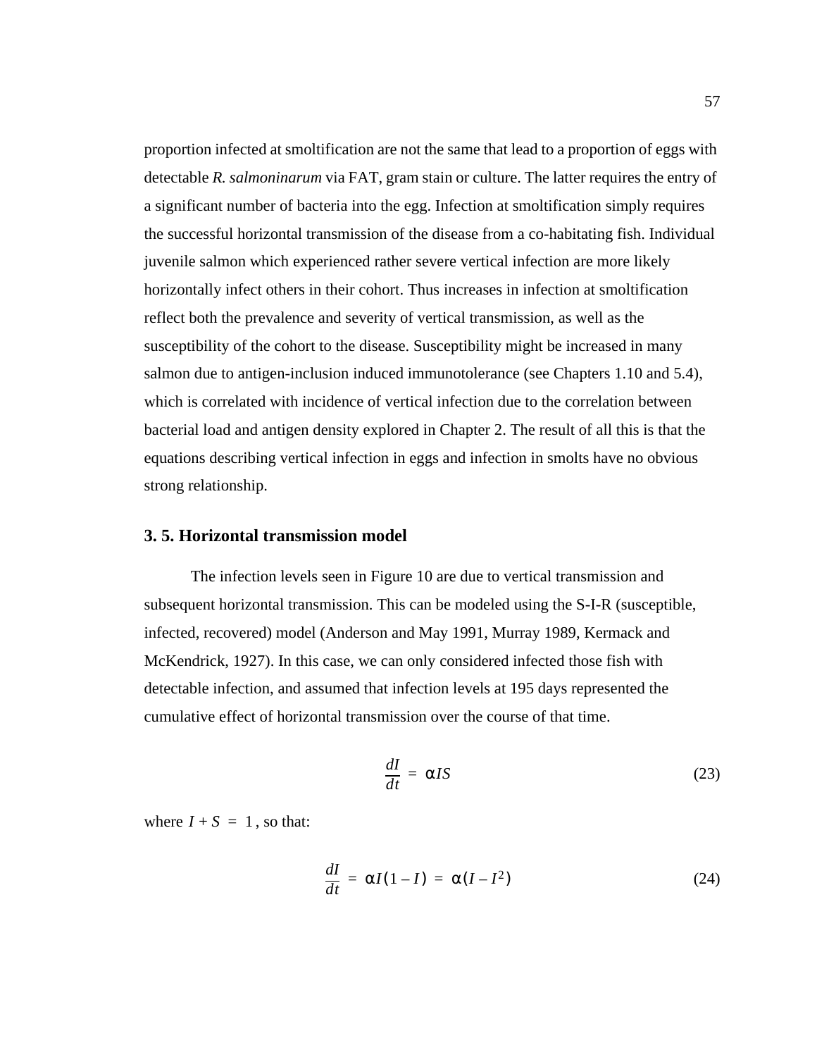proportion infected at smoltification are not the same that lead to a proportion of eggs with detectable *R. salmoninarum* via FAT, gram stain or culture. The latter requires the entry of a significant number of bacteria into the egg. Infection at smoltification simply requires the successful horizontal transmission of the disease from a co-habitating fish. Individual juvenile salmon which experienced rather severe vertical infection are more likely horizontally infect others in their cohort. Thus increases in infection at smoltification reflect both the prevalence and severity of vertical transmission, as well as the susceptibility of the cohort to the disease. Susceptibility might be increased in many salmon due to antigen-inclusion induced immunotolerance (see Chapters 1.10 and 5.4), which is correlated with incidence of vertical infection due to the correlation between bacterial load and antigen density explored in Chapter 2. The result of all this is that the equations describing vertical infection in eggs and infection in smolts have no obvious strong relationship.

## 3. 5. Horizontal transmission model

The infection levels seen in Figure 10 are due to vertical transmission and subsequent horizontal transmission. This can be modeled using the S-I-R (susceptible, infected, recovered) model (Anderson and May 1991, Murray 1989, Kermack and McKendrick, 1927). In this case, we can only considered infected those fish with detectable infection, and assumed that infection levels at 195 days represented the cumulative effect of horizontal transmission over the course of that time.

$$\frac{dI}{dt} = \alpha IS \tag{23}$$

where $I + S = 1$, so that:

$$\frac{dI}{dt} = \alpha I(1 - I) = \alpha(I - I^2) \tag{24}$$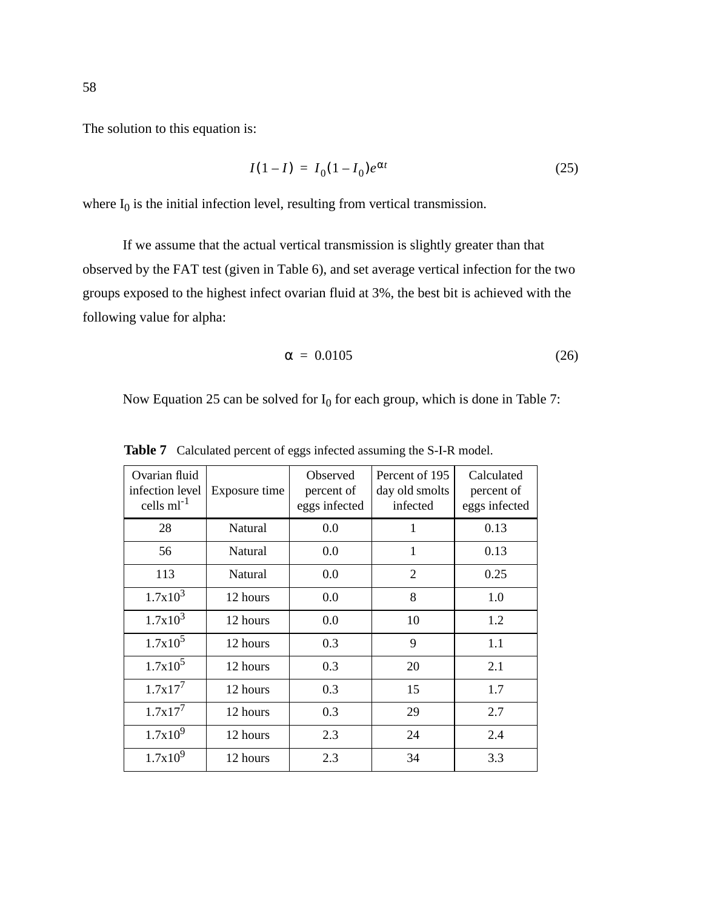The solution to this equation is:

$$I(1-I) = I_0(1-I_0)e^{\alpha t} \tag{25}$$

where $I_0$ is the initial infection level, resulting from vertical transmission.

If we assume that the actual vertical transmission is slightly greater than that observed by the FAT test (given in Table 6), and set average vertical infection for the two groups exposed to the highest infect ovarian fluid at 3%, the best bit is achieved with the following value for alpha:

$$\alpha = 0.0105 \tag{26}$$

Now Equation 25 can be solved for $I_0$ for each group, which is done in Table 7:

**Table 7** Calculated percent of eggs infected assuming the S-I-R model.

| Ovarian fluid infection level cells $ml^{-1}$ | Exposure time | Observed percent of eggs infected | Percent of 195 day old smolts infected | Calculated percent of eggs infected |
|---|---|---|---|---|
| 28 | Natural | 0.0 | 1 | 0.13 |
| 56 | Natural | 0.0 | 1 | 0.13 |
| 113 | Natural | 0.0 | 2 | 0.25 |
| $1.7\text{x}10^3$ | 12 hours | 0.0 | 8 | 1.0 |
| $1.7\text{x}10^3$ | 12 hours | 0.0 | 10 | 1.2 |
| $1.7\text{x}10^5$ | 12 hours | 0.3 | 9 | 1.1 |
| $1.7\text{x}10^5$ | 12 hours | 0.3 | 20 | 2.1 |
| $1.7\text{x}17^7$ | 12 hours | 0.3 | 15 | 1.7 |
| $1.7\text{x}17^7$ | 12 hours | 0.3 | 29 | 2.7 |
| $1.7\text{x}10^9$ | 12 hours | 2.3 | 24 | 2.4 |
| $1.7\text{x}10^9$ | 12 hours | 2.3 | 34 | 3.3 |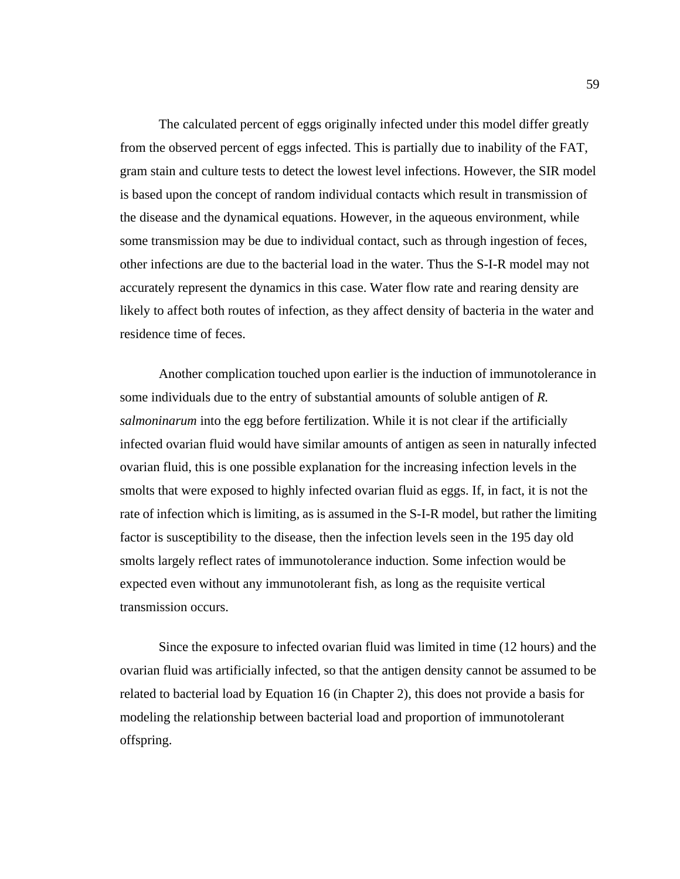The calculated percent of eggs originally infected under this model differ greatly from the observed percent of eggs infected. This is partially due to inability of the FAT, gram stain and culture tests to detect the lowest level infections. However, the SIR model is based upon the concept of random individual contacts which result in transmission of the disease and the dynamical equations. However, in the aqueous environment, while some transmission may be due to individual contact, such as through ingestion of feces, other infections are due to the bacterial load in the water. Thus the S-I-R model may not accurately represent the dynamics in this case. Water flow rate and rearing density are likely to affect both routes of infection, as they affect density of bacteria in the water and residence time of feces.

Another complication touched upon earlier is the induction of immunotolerance in some individuals due to the entry of substantial amounts of soluble antigen of *R. salmoninarum* into the egg before fertilization. While it is not clear if the artificially infected ovarian fluid would have similar amounts of antigen as seen in naturally infected ovarian fluid, this is one possible explanation for the increasing infection levels in the smolts that were exposed to highly infected ovarian fluid as eggs. If, in fact, it is not the rate of infection which is limiting, as is assumed in the S-I-R model, but rather the limiting factor is susceptibility to the disease, then the infection levels seen in the 195 day old smolts largely reflect rates of immunotolerance induction. Some infection would be expected even without any immunotolerant fish, as long as the requisite vertical transmission occurs.

Since the exposure to infected ovarian fluid was limited in time (12 hours) and the ovarian fluid was artificially infected, so that the antigen density cannot be assumed to be related to bacterial load by Equation 16 (in Chapter 2), this does not provide a basis for modeling the relationship between bacterial load and proportion of immunotolerant offspring.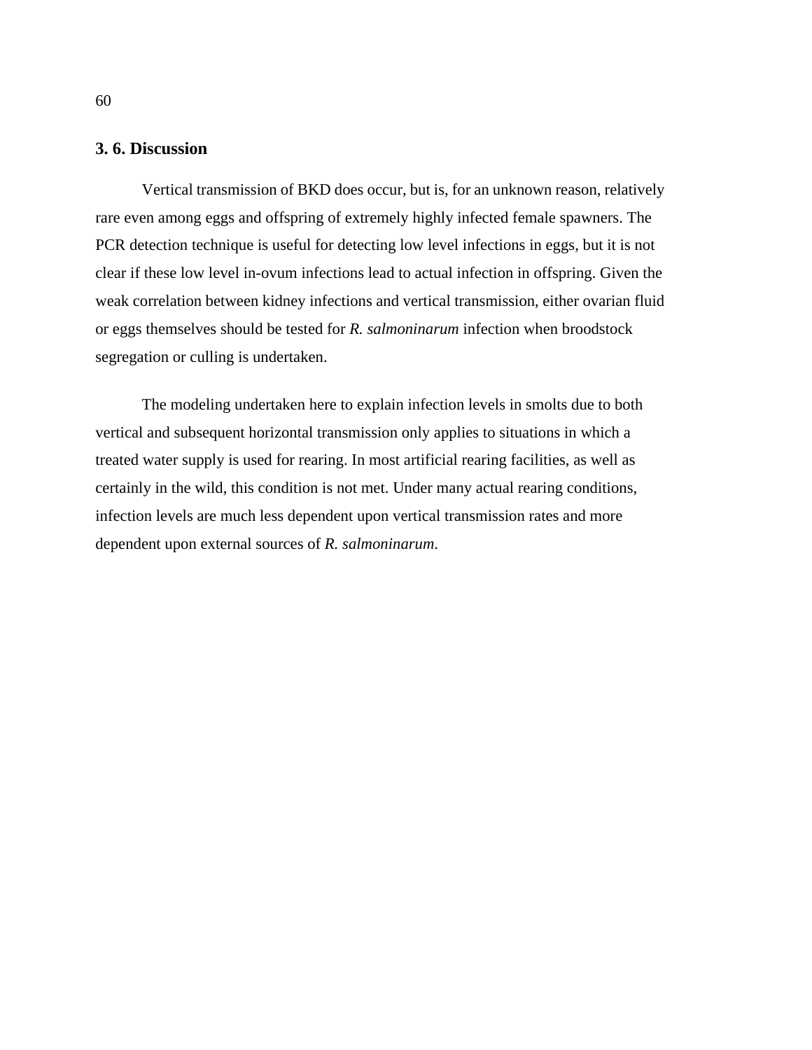## 3. 6. Discussion

Vertical transmission of BKD does occur, but is, for an unknown reason, relatively rare even among eggs and offspring of extremely highly infected female spawners. The PCR detection technique is useful for detecting low level infections in eggs, but it is not clear if these low level in-ovum infections lead to actual infection in offspring. Given the weak correlation between kidney infections and vertical transmission, either ovarian fluid or eggs themselves should be tested for *R. salmoninarum* infection when broodstock segregation or culling is undertaken.

The modeling undertaken here to explain infection levels in smolts due to both vertical and subsequent horizontal transmission only applies to situations in which a treated water supply is used for rearing. In most artificial rearing facilities, as well as certainly in the wild, this condition is not met. Under many actual rearing conditions, infection levels are much less dependent upon vertical transmission rates and more dependent upon external sources of *R. salmoninarum*.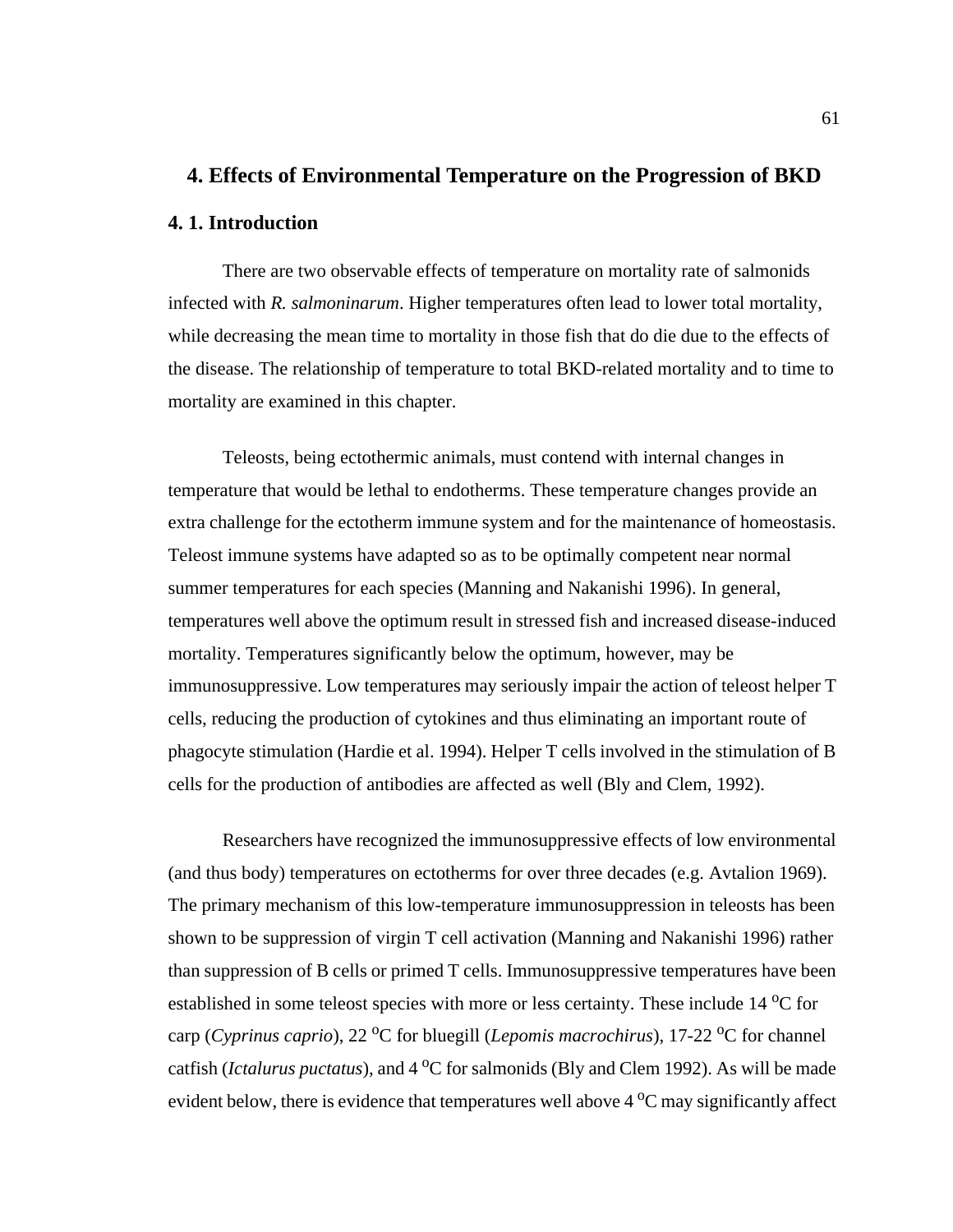# 4. Effects of Environmental Temperature on the Progression of BKD

## 4. 1. Introduction

There are two observable effects of temperature on mortality rate of salmonids infected with *R. salmoninarum*. Higher temperatures often lead to lower total mortality, while decreasing the mean time to mortality in those fish that do die due to the effects of the disease. The relationship of temperature to total BKD-related mortality and to time to mortality are examined in this chapter.

Teleosts, being ectothermic animals, must contend with internal changes in temperature that would be lethal to endotherms. These temperature changes provide an extra challenge for the ectotherm immune system and for the maintenance of homeostasis. Teleost immune systems have adapted so as to be optimally competent near normal summer temperatures for each species (Manning and Nakanishi 1996). In general, temperatures well above the optimum result in stressed fish and increased disease-induced mortality. Temperatures significantly below the optimum, however, may be immunosuppressive. Low temperatures may seriously impair the action of teleost helper T cells, reducing the production of cytokines and thus eliminating an important route of phagocyte stimulation (Hardie et al. 1994). Helper T cells involved in the stimulation of B cells for the production of antibodies are affected as well (Bly and Clem, 1992).

Researchers have recognized the immunosuppressive effects of low environmental (and thus body) temperatures on ectotherms for over three decades (e.g. Avtalion 1969). The primary mechanism of this low-temperature immunosuppression in teleosts has been shown to be suppression of virgin T cell activation (Manning and Nakanishi 1996) rather than suppression of B cells or primed T cells. Immunosuppressive temperatures have been established in some teleost species with more or less certainty. These include 14 $^{o}$C for carp (*Cyprinus caprio*), 22 $^{o}$C for bluegill (*Lepomis macrochirus*), 17-22 $^{o}$C for channel catfish (*Ictalurus puctatus*), and 4 $^{o}$C for salmonids (Bly and Clem 1992). As will be made evident below, there is evidence that temperatures well above 4 $^{o}$C may significantly affect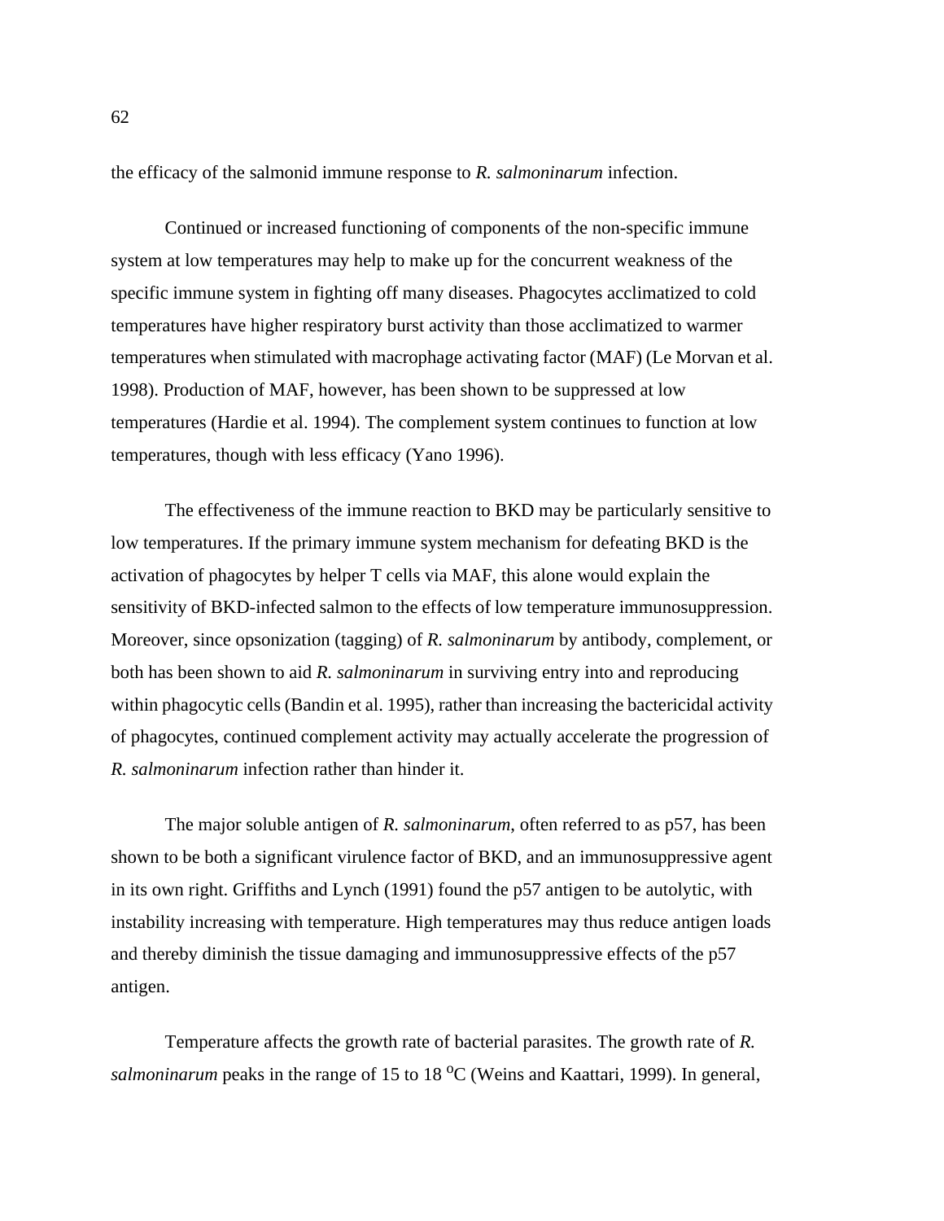the efficacy of the salmonid immune response to *R. salmoninarum* infection.

Continued or increased functioning of components of the non-specific immune system at low temperatures may help to make up for the concurrent weakness of the specific immune system in fighting off many diseases. Phagocytes acclimatized to cold temperatures have higher respiratory burst activity than those acclimatized to warmer temperatures when stimulated with macrophage activating factor (MAF) (Le Morvan et al. 1998). Production of MAF, however, has been shown to be suppressed at low temperatures (Hardie et al. 1994). The complement system continues to function at low temperatures, though with less efficacy (Yano 1996).

The effectiveness of the immune reaction to BKD may be particularly sensitive to low temperatures. If the primary immune system mechanism for defeating BKD is the activation of phagocytes by helper T cells via MAF, this alone would explain the sensitivity of BKD-infected salmon to the effects of low temperature immunosuppression. Moreover, since opsonization (tagging) of *R. salmoninarum* by antibody, complement, or both has been shown to aid *R. salmoninarum* in surviving entry into and reproducing within phagocytic cells (Bandin et al. 1995), rather than increasing the bactericidal activity of phagocytes, continued complement activity may actually accelerate the progression of *R. salmoninarum* infection rather than hinder it.

The major soluble antigen of *R. salmoninarum*, often referred to as p57, has been shown to be both a significant virulence factor of BKD, and an immunosuppressive agent in its own right. Griffiths and Lynch (1991) found the p57 antigen to be autolytic, with instability increasing with temperature. High temperatures may thus reduce antigen loads and thereby diminish the tissue damaging and immunosuppressive effects of the p57 antigen.

Temperature affects the growth rate of bacterial parasites. The growth rate of *R. salmoninarum* peaks in the range of 15 to 18 $^{o}$C (Weins and Kaattari, 1999). In general,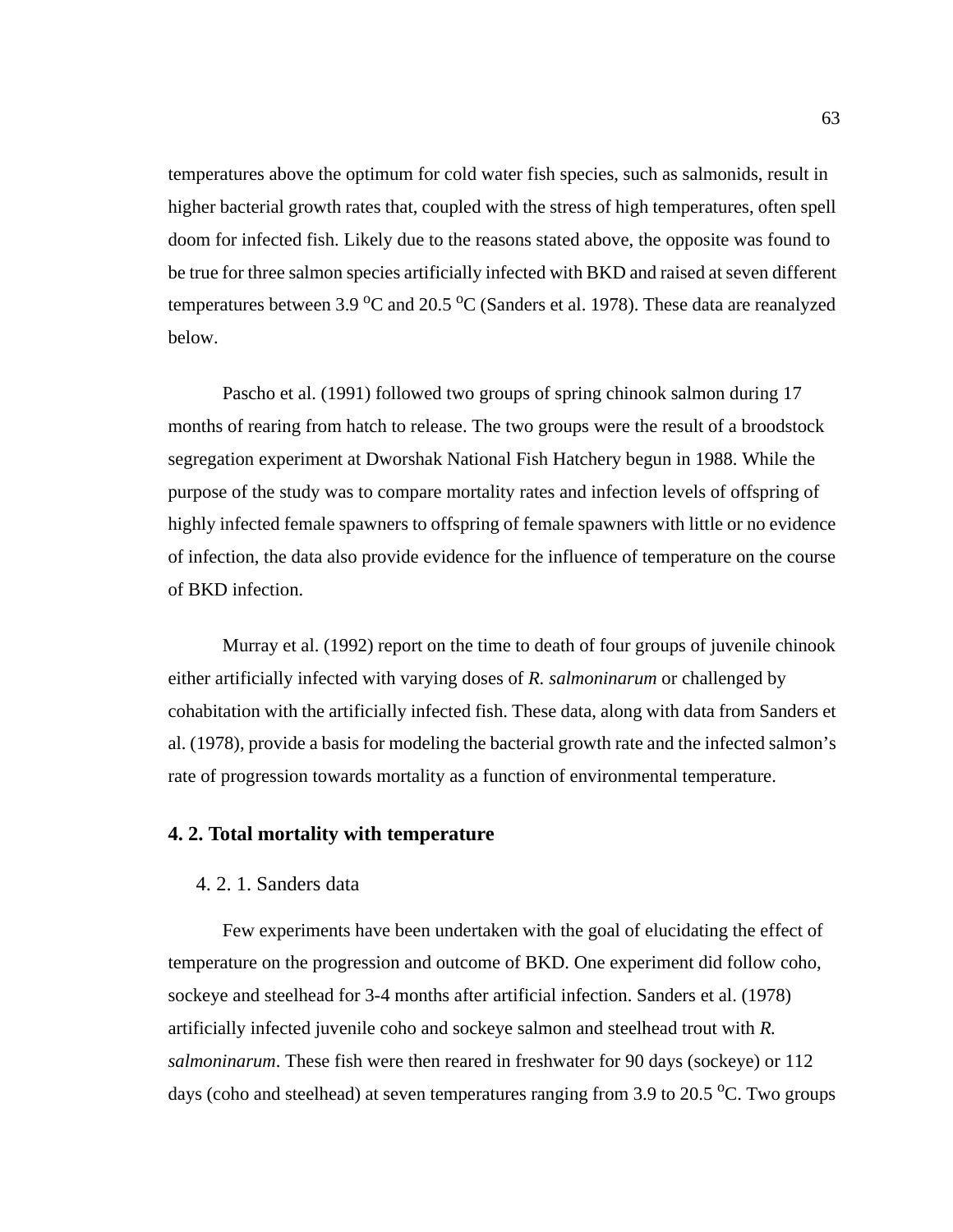temperatures above the optimum for cold water fish species, such as salmonids, result in higher bacterial growth rates that, coupled with the stress of high temperatures, often spell doom for infected fish. Likely due to the reasons stated above, the opposite was found to be true for three salmon species artificially infected with BKD and raised at seven different temperatures between 3.9 $^{o}$C and 20.5 $^{o}$C (Sanders et al. 1978). These data are reanalyzed below.

Pascho et al. (1991) followed two groups of spring chinook salmon during 17 months of rearing from hatch to release. The two groups were the result of a broodstock segregation experiment at Dworshak National Fish Hatchery begun in 1988. While the purpose of the study was to compare mortality rates and infection levels of offspring of highly infected female spawners to offspring of female spawners with little or no evidence of infection, the data also provide evidence for the influence of temperature on the course of BKD infection.

Murray et al. (1992) report on the time to death of four groups of juvenile chinook either artificially infected with varying doses of *R. salmoninarum* or challenged by cohabitation with the artificially infected fish. These data, along with data from Sanders et al. (1978), provide a basis for modeling the bacterial growth rate and the infected salmon's rate of progression towards mortality as a function of environmental temperature.

## 4. 2. Total mortality with temperature

### 4. 2. 1. Sanders data

Few experiments have been undertaken with the goal of elucidating the effect of temperature on the progression and outcome of BKD. One experiment did follow coho, sockeye and steelhead for 3-4 months after artificial infection. Sanders et al. (1978) artificially infected juvenile coho and sockeye salmon and steelhead trout with *R. salmoninarum*. These fish were then reared in freshwater for 90 days (sockeye) or 112 days (coho and steelhead) at seven temperatures ranging from 3.9 to 20.5 $^{o}$C. Two groups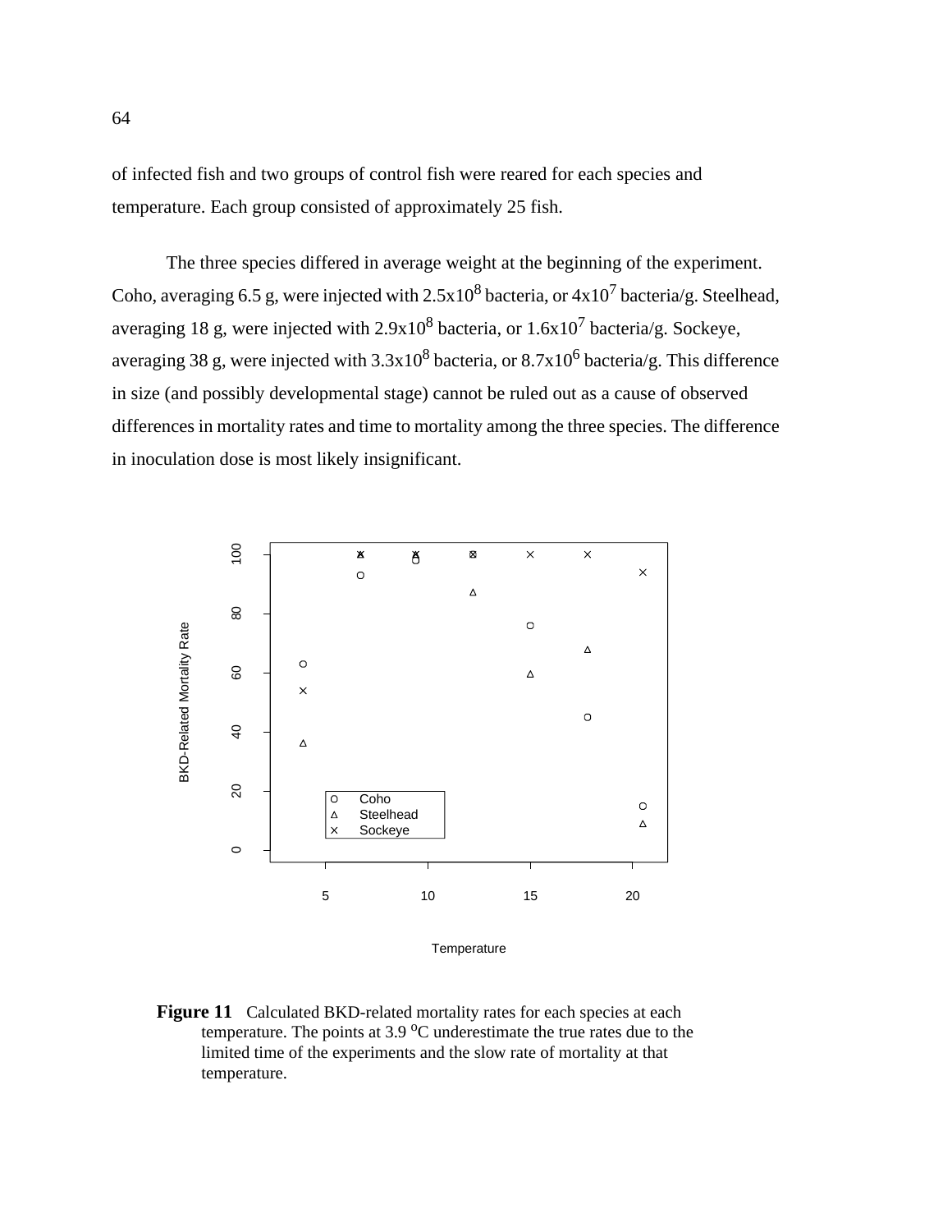of infected fish and two groups of control fish were reared for each species and temperature. Each group consisted of approximately 25 fish.

The three species differed in average weight at the beginning of the experiment. Coho, averaging 6.5 g, were injected with $2.5 \times 10^8$ bacteria, or $4 \times 10^7$ bacteria/g. Steelhead, averaging 18 g, were injected with $2.9 \times 10^8$ bacteria, or $1.6 \times 10^7$ bacteria/g. Sockeye, averaging 38 g, were injected with $3.3 \times 10^8$ bacteria, or $8.7 \times 10^6$ bacteria/g. This difference in size (and possibly developmental stage) cannot be ruled out as a cause of observed differences in mortality rates and time to mortality among the three species. The difference in inoculation dose is most likely insignificant.

**Figure 11** Calculated BKD-related mortality rates for each species at each temperature. The points at 3.9 $^{o}$C underestimate the true rates due to the limited time of the experiments and the slow rate of mortality at that temperature.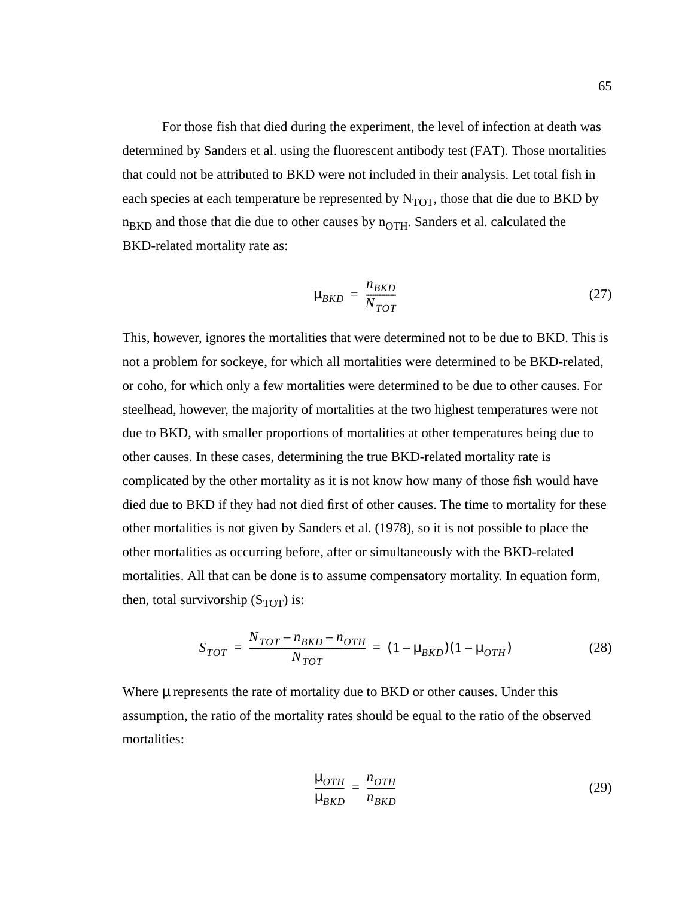For those fish that died during the experiment, the level of infection at death was determined by Sanders et al. using the fluorescent antibody test (FAT). Those mortalities that could not be attributed to BKD were not included in their analysis. Let total fish in each species at each temperature be represented by $N_{TOT}$, those that die due to BKD by $n_{BKD}$ and those that die due to other causes by $n_{OTH}$. Sanders et al. calculated the BKD-related mortality rate as:

$$\mu_{BKD} = \frac{n_{BKD}}{N_{TOT}} \tag{27}$$

This, however, ignores the mortalities that were determined not to be due to BKD. This is not a problem for sockeye, for which all mortalities were determined to be BKD-related, or coho, for which only a few mortalities were determined to be due to other causes. For steelhead, however, the majority of mortalities at the two highest temperatures were not due to BKD, with smaller proportions of mortalities at other temperatures being due to other causes. In these cases, determining the true BKD-related mortality rate is complicated by the other mortality as it is not know how many of those fish would have died due to BKD if they had not died first of other causes. The time to mortality for these other mortalities is not given by Sanders et al. (1978), so it is not possible to place the other mortalities as occurring before, after or simultaneously with the BKD-related mortalities. All that can be done is to assume compensatory mortality. In equation form, then, total survivorship ($S_{TOT}$) is:

$$S_{TOT} = \frac{N_{TOT} - n_{BKD} - n_{OTH}}{N_{TOT}} = (1 - \mu_{BKD})(1 - \mu_{OTH}) \tag{28}$$

Where $\mu$ represents the rate of mortality due to BKD or other causes. Under this assumption, the ratio of the mortality rates should be equal to the ratio of the observed mortalities:

$$\frac{\mu_{OTH}}{\mu_{BKD}} = \frac{n_{OTH}}{n_{BKD}} \tag{29}$$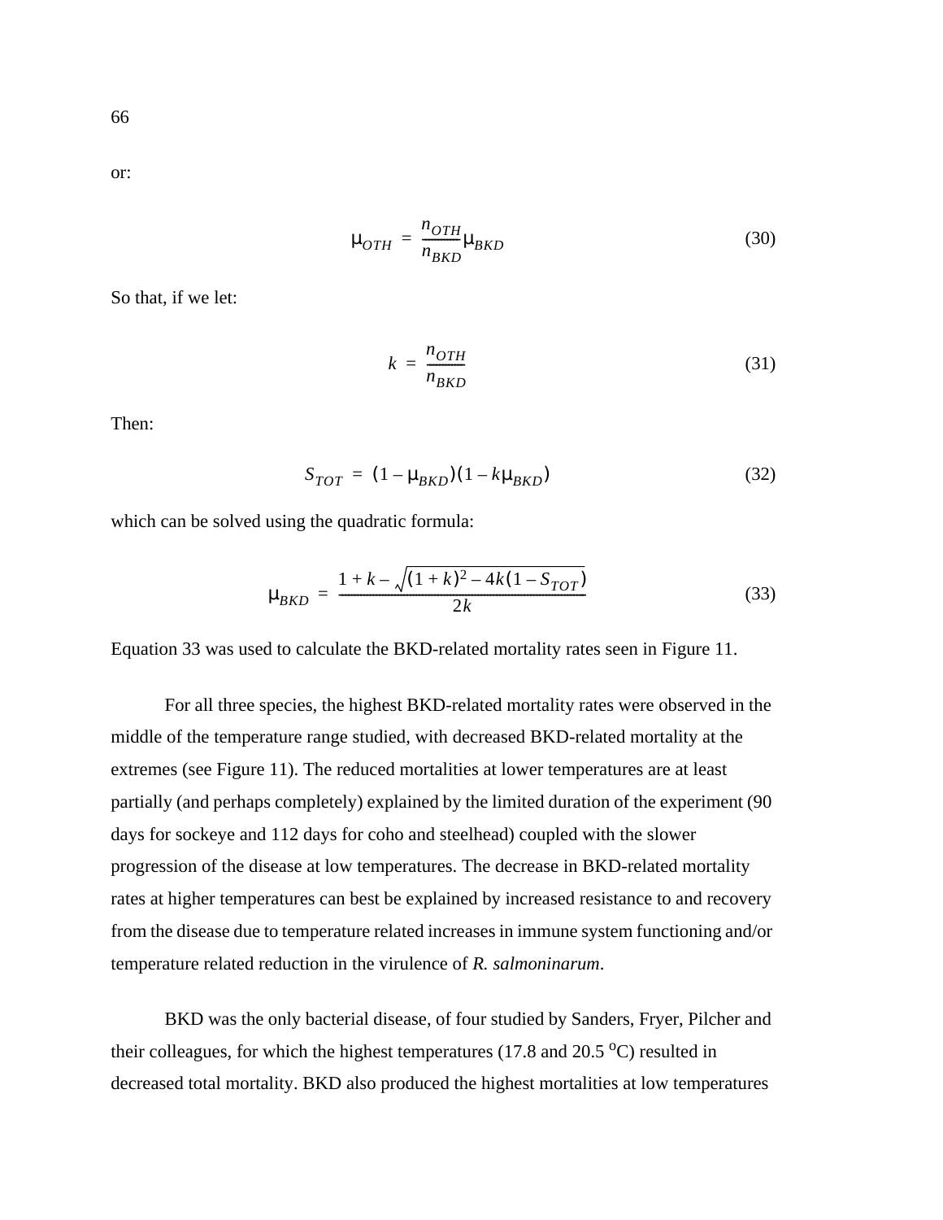or:

$$\mu_{OTH} = \frac{n_{OTH}}{n_{BKD}}\mu_{BKD} \tag{30}$$

So that, if we let:

$$k = \frac{n_{OTH}}{n_{BKD}} \tag{31}$$

Then:

$$S_{TOT} = (1 - \mu_{BKD})(1 - k\mu_{BKD}) \tag{32}$$

which can be solved using the quadratic formula:

$$\mu_{BKD} = \frac{1 + k - \sqrt{(1 + k)^2 - 4k(1 - S_{TOT})}}{2k} \tag{33}$$

Equation 33 was used to calculate the BKD-related mortality rates seen in Figure 11.

For all three species, the highest BKD-related mortality rates were observed in the middle of the temperature range studied, with decreased BKD-related mortality at the extremes (see Figure 11). The reduced mortalities at lower temperatures are at least partially (and perhaps completely) explained by the limited duration of the experiment (90 days for sockeye and 112 days for coho and steelhead) coupled with the slower progression of the disease at low temperatures. The decrease in BKD-related mortality rates at higher temperatures can best be explained by increased resistance to and recovery from the disease due to temperature related increases in immune system functioning and/or temperature related reduction in the virulence of *R. salmoninarum*.

BKD was the only bacterial disease, of four studied by Sanders, Fryer, Pilcher and their colleagues, for which the highest temperatures (17.8 and 20.5 $^{o}$C) resulted in decreased total mortality. BKD also produced the highest mortalities at low temperatures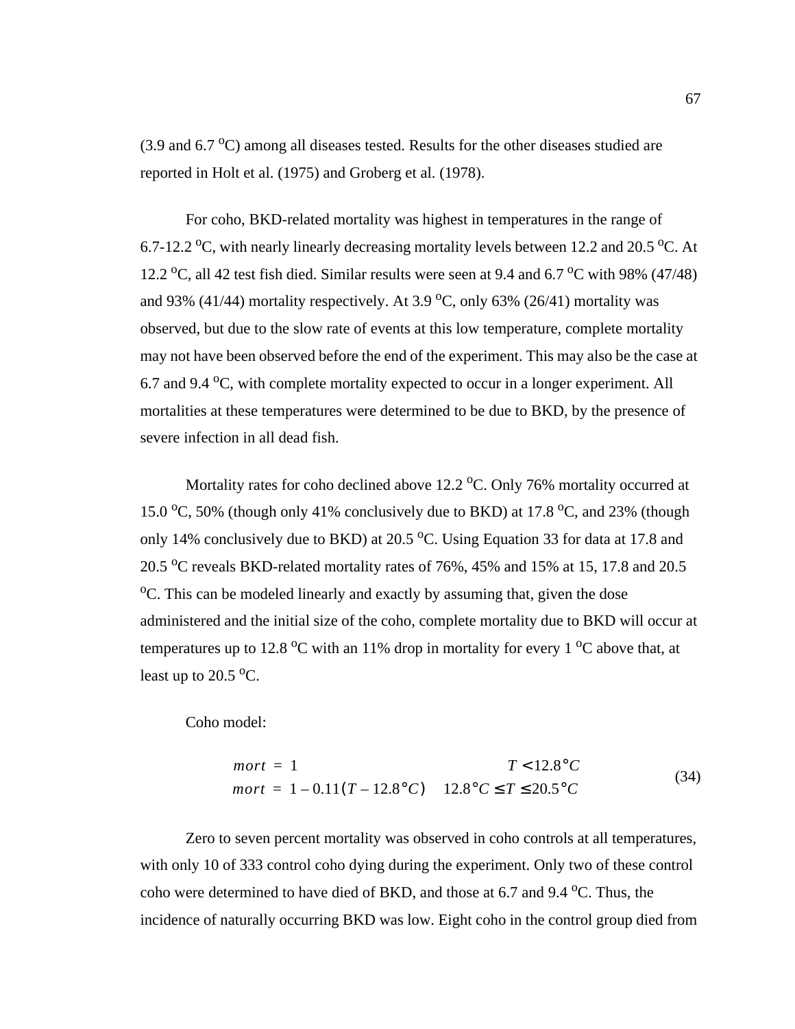(3.9 and 6.7 $^{o}$C) among all diseases tested. Results for the other diseases studied are reported in Holt et al. (1975) and Groberg et al. (1978).

For coho, BKD-related mortality was highest in temperatures in the range of 6.7-12.2 $^{o}$C, with nearly linearly decreasing mortality levels between 12.2 and 20.5 $^{o}$C. At 12.2 $^{o}$C, all 42 test fish died. Similar results were seen at 9.4 and 6.7 $^{o}$C with 98% (47/48) and 93% (41/44) mortality respectively. At 3.9 $^{o}$C, only 63% (26/41) mortality was observed, but due to the slow rate of events at this low temperature, complete mortality may not have been observed before the end of the experiment. This may also be the case at 6.7 and 9.4 $^{o}$C, with complete mortality expected to occur in a longer experiment. All mortalities at these temperatures were determined to be due to BKD, by the presence of severe infection in all dead fish.

Mortality rates for coho declined above 12.2 $^{o}$C. Only 76% mortality occurred at 15.0 $^{o}$C, 50% (though only 41% conclusively due to BKD) at 17.8 $^{o}$C, and 23% (though only 14% conclusively due to BKD) at 20.5 $^{o}$C. Using Equation 33 for data at 17.8 and 20.5 $^{o}$C reveals BKD-related mortality rates of 76%, 45% and 15% at 15, 17.8 and 20.5 $^{o}$C. This can be modeled linearly and exactly by assuming that, given the dose administered and the initial size of the coho, complete mortality due to BKD will occur at temperatures up to 12.8 $^{o}$C with an 11% drop in mortality for every 1 $^{o}$C above that, at least up to 20.5 $^{o}$C.

Coho model:

$$
\begin{aligned}
mort &= 1 && T < 12.8°C \\
mort &= 1 - 0.11(T - 12.8°C) && 12.8°C \le T \le 20.5°C
\end{aligned}
\tag{34}
$$

Zero to seven percent mortality was observed in coho controls at all temperatures, with only 10 of 333 control coho dying during the experiment. Only two of these control coho were determined to have died of BKD, and those at 6.7 and 9.4 $^{o}$C. Thus, the incidence of naturally occurring BKD was low. Eight coho in the control group died from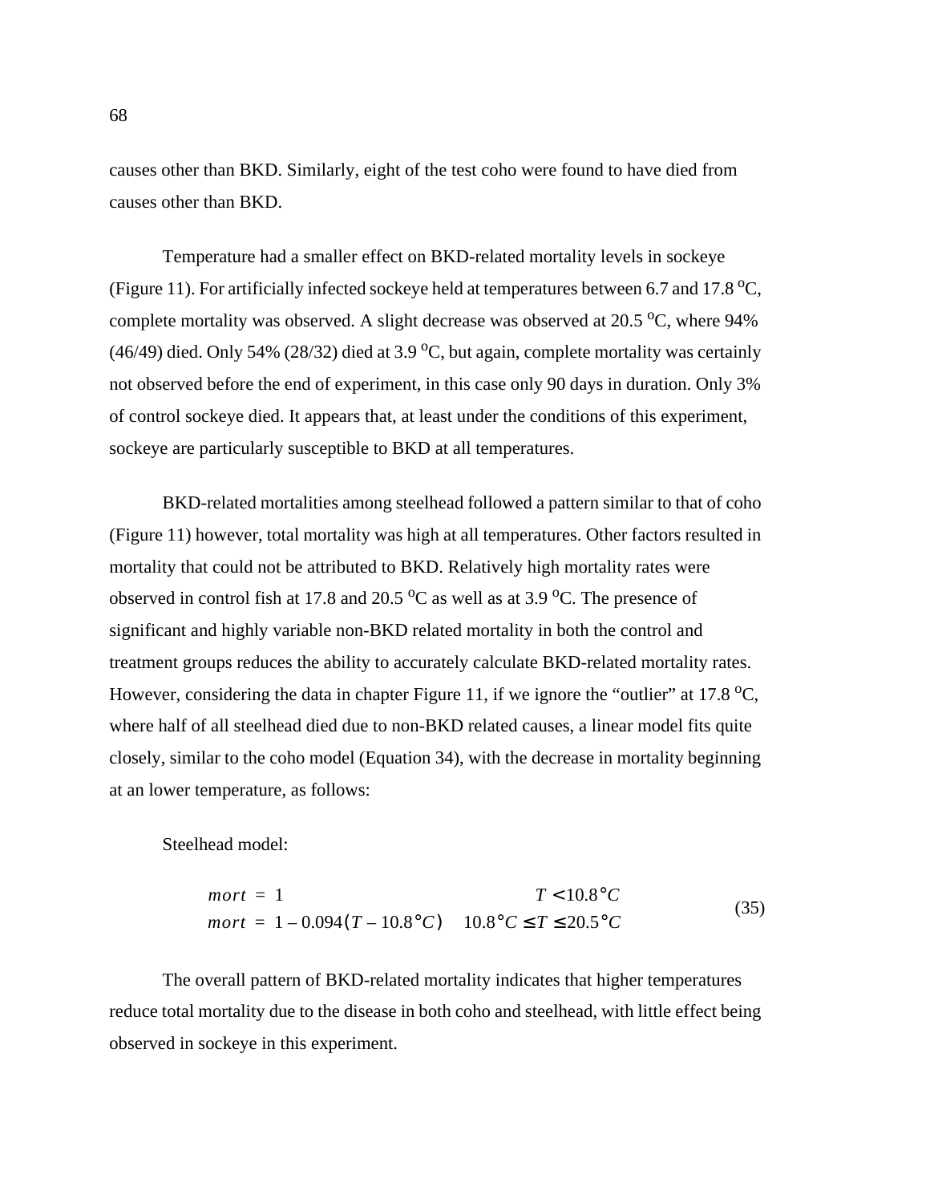causes other than BKD. Similarly, eight of the test coho were found to have died from causes other than BKD.

Temperature had a smaller effect on BKD-related mortality levels in sockeye (Figure 11). For artificially infected sockeye held at temperatures between 6.7 and 17.8 $^{o}$C, complete mortality was observed. A slight decrease was observed at 20.5 $^{o}$C, where 94% (46/49) died. Only 54% (28/32) died at 3.9 $^{o}$C, but again, complete mortality was certainly not observed before the end of experiment, in this case only 90 days in duration. Only 3% of control sockeye died. It appears that, at least under the conditions of this experiment, sockeye are particularly susceptible to BKD at all temperatures.

BKD-related mortalities among steelhead followed a pattern similar to that of coho (Figure 11) however, total mortality was high at all temperatures. Other factors resulted in mortality that could not be attributed to BKD. Relatively high mortality rates were observed in control fish at 17.8 and 20.5 $^{o}$C as well as at 3.9 $^{o}$C. The presence of significant and highly variable non-BKD related mortality in both the control and treatment groups reduces the ability to accurately calculate BKD-related mortality rates. However, considering the data in chapter Figure 11, if we ignore the “outlier” at 17.8 $^{o}$C, where half of all steelhead died due to non-BKD related causes, a linear model fits quite closely, similar to the coho model (Equation 34), with the decrease in mortality beginning at an lower temperature, as follows:

Steelhead model:

$$
\begin{aligned}
mort &= 1 & T < 10.8°C \\
mort &= 1 - 0.094(T - 10.8°C) & 10.8°C \le T \le 20.5°C
\end{aligned}
\tag{35}
$$

The overall pattern of BKD-related mortality indicates that higher temperatures reduce total mortality due to the disease in both coho and steelhead, with little effect being observed in sockeye in this experiment.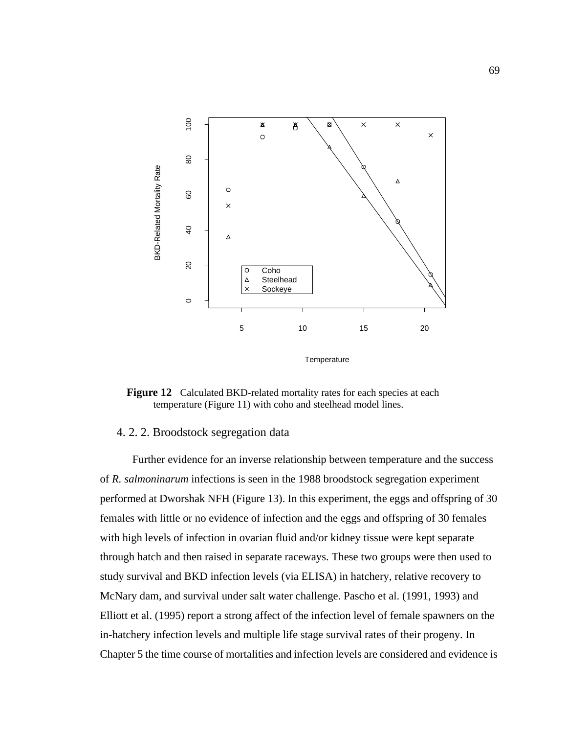**Figure 12** Calculated BKD-related mortality rates for each species at each temperature (Figure 11) with coho and steelhead model lines.

### 4. 2. 2. Broodstock segregation data

Further evidence for an inverse relationship between temperature and the success of *R. salmoninarum* infections is seen in the 1988 broodstock segregation experiment performed at Dworshak NFH (Figure 13). In this experiment, the eggs and offspring of 30 females with little or no evidence of infection and the eggs and offspring of 30 females with high levels of infection in ovarian fluid and/or kidney tissue were kept separate through hatch and then raised in separate raceways. These two groups were then used to study survival and BKD infection levels (via ELISA) in hatchery, relative recovery to McNary dam, and survival under salt water challenge. Pascho et al. (1991, 1993) and Elliott et al. (1995) report a strong affect of the infection level of female spawners on the in-hatchery infection levels and multiple life stage survival rates of their progeny. In Chapter 5 the time course of mortalities and infection levels are considered and evidence is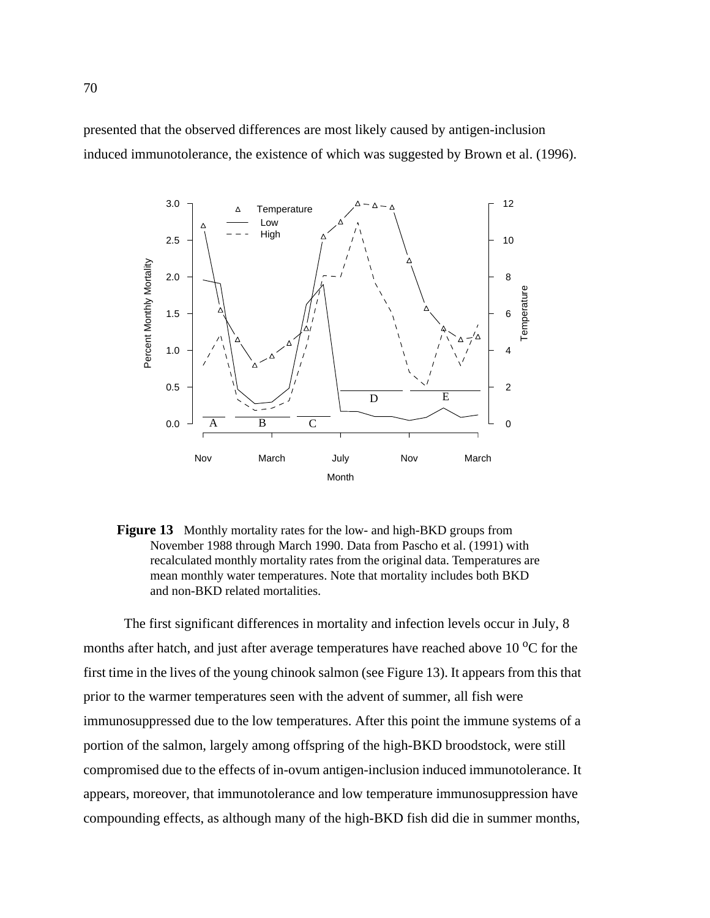presented that the observed differences are most likely caused by antigen-inclusion induced immunotolerance, the existence of which was suggested by Brown et al. (1996).

**Figure 13** Monthly mortality rates for the low- and high-BKD groups from November 1988 through March 1990. Data from Pascho et al. (1991) with recalculated monthly mortality rates from the original data. Temperatures are mean monthly water temperatures. Note that mortality includes both BKD and non-BKD related mortalities.

The first significant differences in mortality and infection levels occur in July, 8 months after hatch, and just after average temperatures have reached above 10 $^oC$ for the first time in the lives of the young chinook salmon (see Figure 13). It appears from this that prior to the warmer temperatures seen with the advent of summer, all fish were immunosuppressed due to the low temperatures. After this point the immune systems of a portion of the salmon, largely among offspring of the high-BKD broodstock, were still compromised due to the effects of in-ovum antigen-inclusion induced immunotolerance. It appears, moreover, that immunotolerance and low temperature immunosuppression have compounding effects, as although many of the high-BKD fish did die in summer months,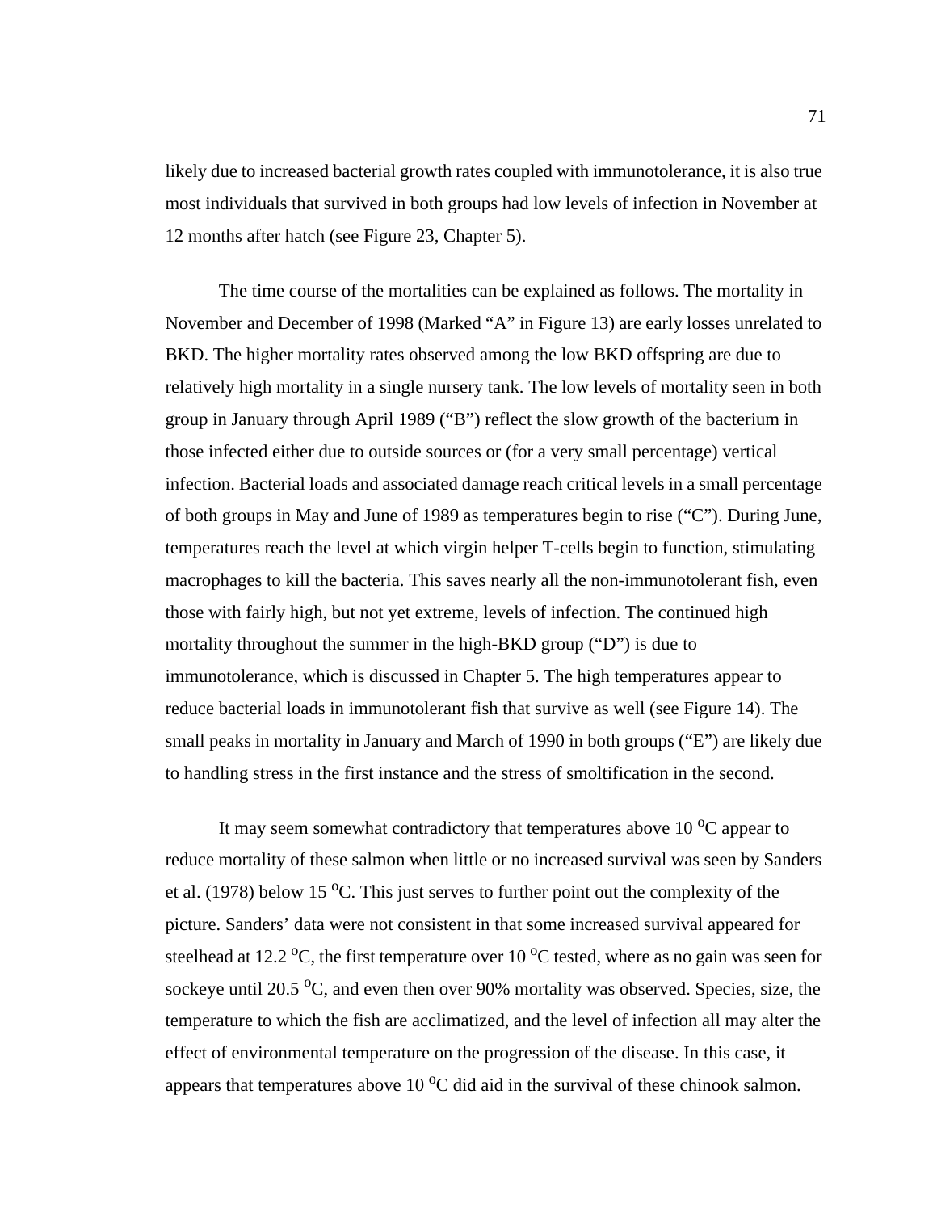likely due to increased bacterial growth rates coupled with immunotolerance, it is also true most individuals that survived in both groups had low levels of infection in November at 12 months after hatch (see Figure 23, Chapter 5).

The time course of the mortalities can be explained as follows. The mortality in November and December of 1998 (Marked “A” in Figure 13) are early losses unrelated to BKD. The higher mortality rates observed among the low BKD offspring are due to relatively high mortality in a single nursery tank. The low levels of mortality seen in both group in January through April 1989 (“B”) reflect the slow growth of the bacterium in those infected either due to outside sources or (for a very small percentage) vertical infection. Bacterial loads and associated damage reach critical levels in a small percentage of both groups in May and June of 1989 as temperatures begin to rise (“C”). During June, temperatures reach the level at which virgin helper T-cells begin to function, stimulating macrophages to kill the bacteria. This saves nearly all the non-immunotolerant fish, even those with fairly high, but not yet extreme, levels of infection. The continued high mortality throughout the summer in the high-BKD group (“D”) is due to immunotolerance, which is discussed in Chapter 5. The high temperatures appear to reduce bacterial loads in immunotolerant fish that survive as well (see Figure 14). The small peaks in mortality in January and March of 1990 in both groups (“E”) are likely due to handling stress in the first instance and the stress of smoltification in the second.

It may seem somewhat contradictory that temperatures above 10 $^{o}$C appear to reduce mortality of these salmon when little or no increased survival was seen by Sanders et al. (1978) below 15 $^{o}$C. This just serves to further point out the complexity of the picture. Sanders’ data were not consistent in that some increased survival appeared for steelhead at 12.2 $^{o}$C, the first temperature over 10 $^{o}$C tested, where as no gain was seen for sockeye until 20.5 $^{o}$C, and even then over 90% mortality was observed. Species, size, the temperature to which the fish are acclimatized, and the level of infection all may alter the effect of environmental temperature on the progression of the disease. In this case, it appears that temperatures above 10 $^{o}$C did aid in the survival of these chinook salmon.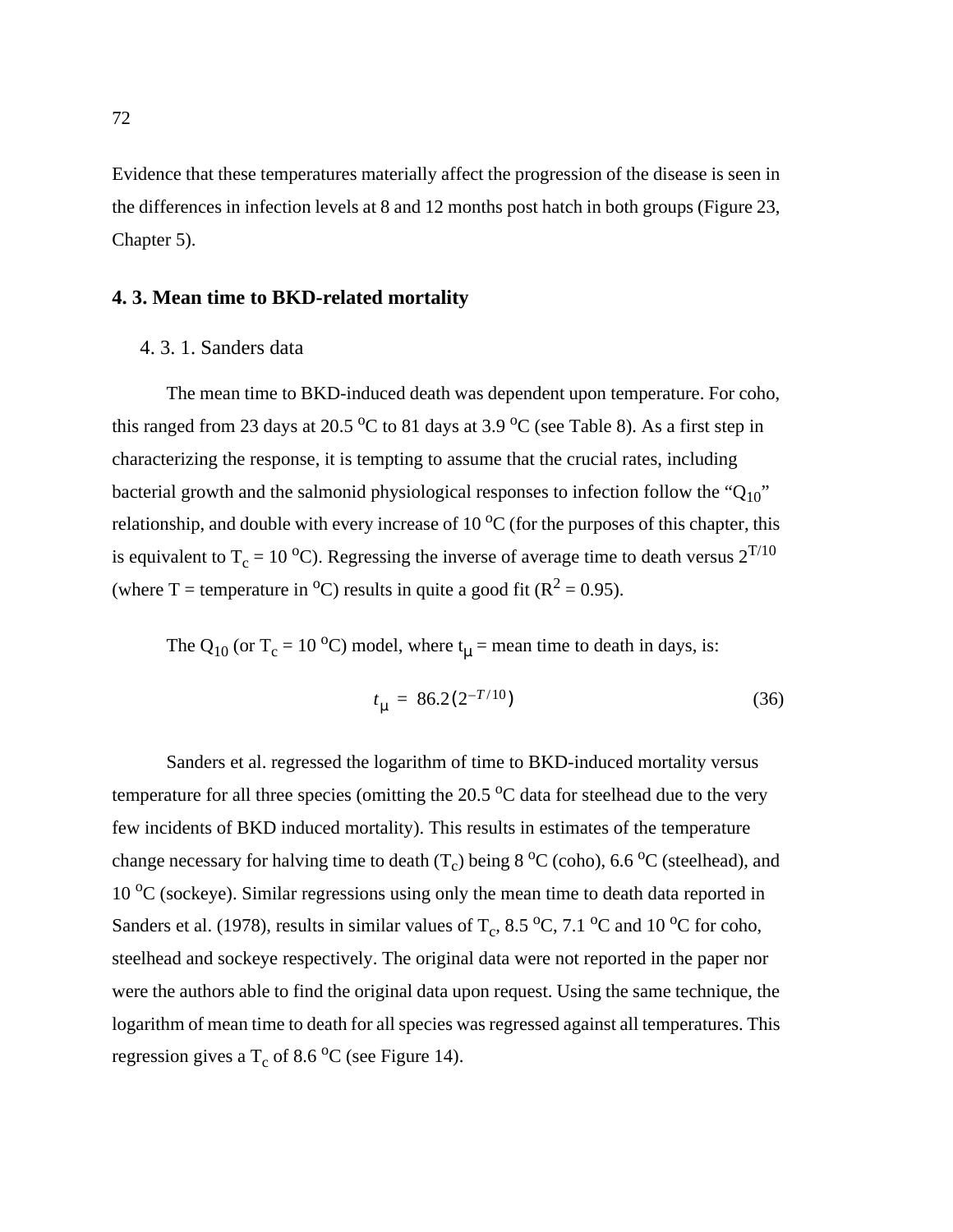Evidence that these temperatures materially affect the progression of the disease is seen in the differences in infection levels at 8 and 12 months post hatch in both groups (Figure 23, Chapter 5).

## 4. 3. Mean time to BKD-related mortality

### 4. 3. 1. Sanders data

The mean time to BKD-induced death was dependent upon temperature. For coho, this ranged from 23 days at 20.5 $^{o}$C to 81 days at 3.9 $^{o}$C (see Table 8). As a first step in characterizing the response, it is tempting to assume that the crucial rates, including bacterial growth and the salmonid physiological responses to infection follow the "$Q_{10}$" relationship, and double with every increase of 10 $^{o}$C (for the purposes of this chapter, this is equivalent to $T_c$ = 10 $^{o}$C). Regressing the inverse of average time to death versus $2^{T/10}$ (where T = temperature in $^{o}$C) results in quite a good fit ($R^2$ = 0.95).

The $Q_{10}$ (or $T_c$ = 10 $^{o}$C) model, where $t_{\mu}$ = mean time to death in days, is:

$$t_{\mu} = 86.2(2^{-T/10}) \tag{36}$$

Sanders et al. regressed the logarithm of time to BKD-induced mortality versus temperature for all three species (omitting the 20.5 $^{o}$C data for steelhead due to the very few incidents of BKD induced mortality). This results in estimates of the temperature change necessary for halving time to death ($T_c$) being 8 $^{o}$C (coho), 6.6 $^{o}$C (steelhead), and 10 $^{o}$C (sockeye). Similar regressions using only the mean time to death data reported in Sanders et al. (1978), results in similar values of $T_c$, 8.5 $^{o}$C, 7.1 $^{o}$C and 10 $^{o}$C for coho, steelhead and sockeye respectively. The original data were not reported in the paper nor were the authors able to find the original data upon request. Using the same technique, the logarithm of mean time to death for all species was regressed against all temperatures. This regression gives a $T_c$ of 8.6 $^{o}$C (see Figure 14).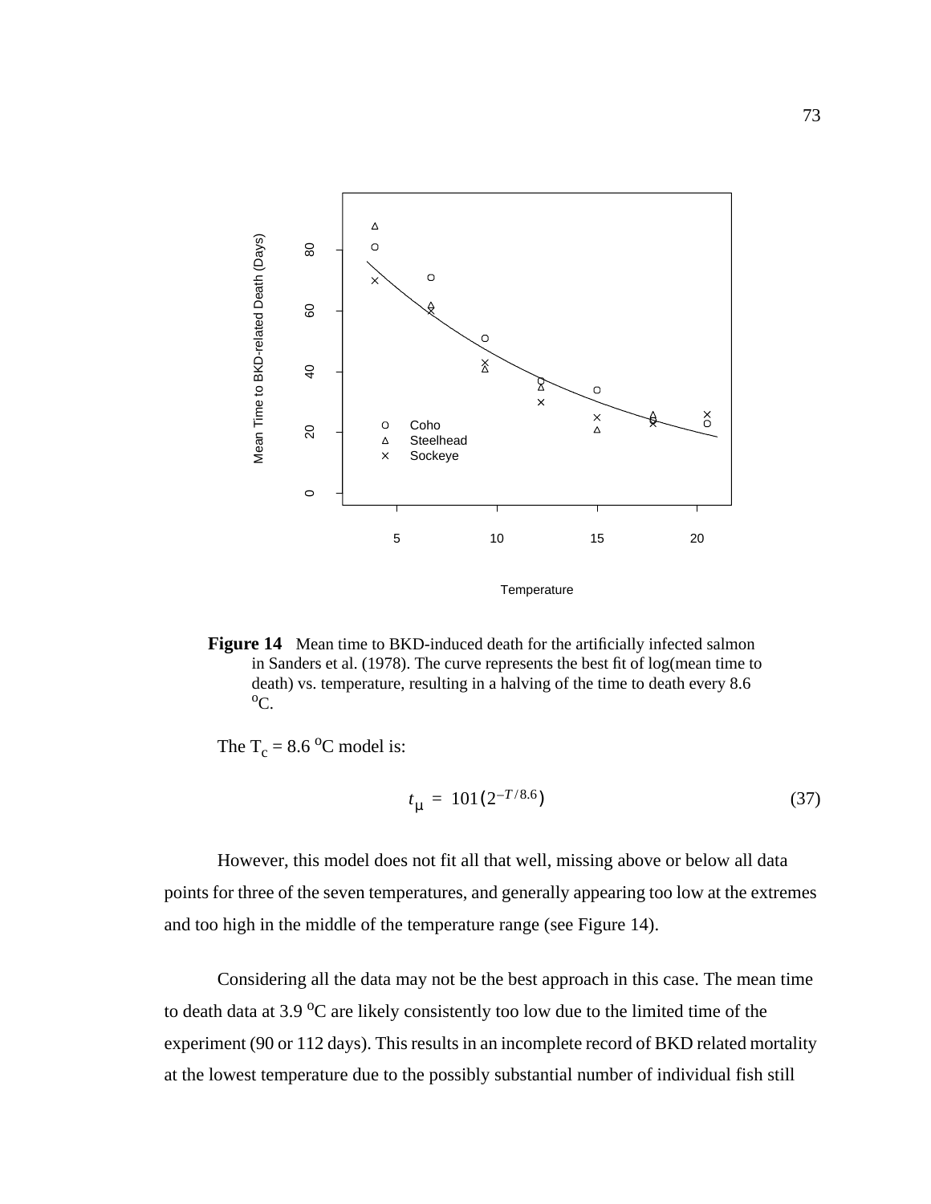**Figure 14** Mean time to BKD-induced death for the artificially infected salmon in Sanders et al. (1978). The curve represents the best fit of log(mean time to death) vs. temperature, resulting in a halving of the time to death every 8.6 $^oC$.

The $T_c$ = 8.6 $^oC$ model is:

$$t_\mu = 101(2^{-T/8.6}) \tag{37}$$

However, this model does not fit all that well, missing above or below all data points for three of the seven temperatures, and generally appearing too low at the extremes and too high in the middle of the temperature range (see Figure 14).

Considering all the data may not be the best approach in this case. The mean time to death data at 3.9 $^oC$ are likely consistently too low due to the limited time of the experiment (90 or 112 days). This results in an incomplete record of BKD related mortality at the lowest temperature due to the possibly substantial number of individual fish still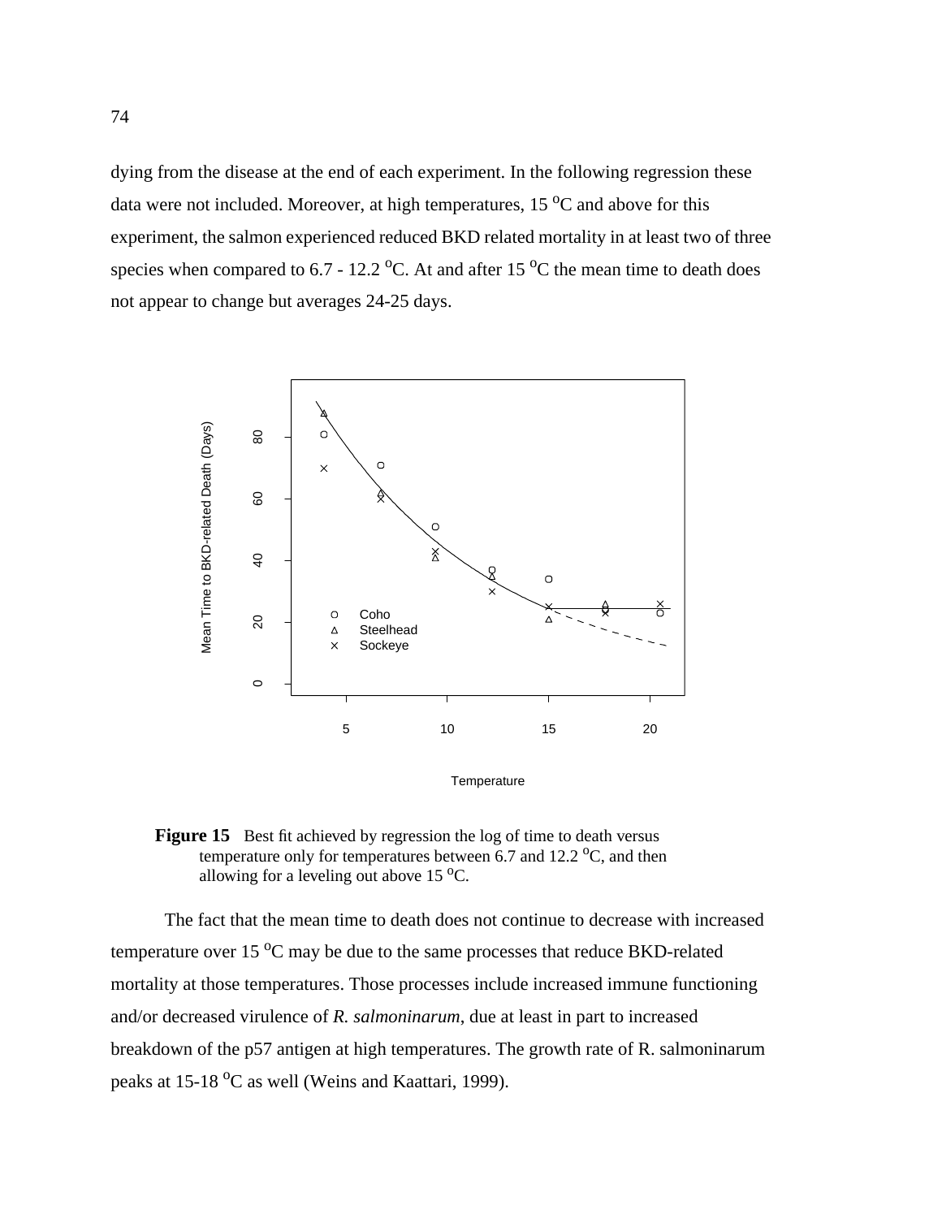dying from the disease at the end of each experiment. In the following regression these data were not included. Moreover, at high temperatures, 15 $^{o}$C and above for this experiment, the salmon experienced reduced BKD related mortality in at least two of three species when compared to 6.7 - 12.2 $^{o}$C. At and after 15 $^{o}$C the mean time to death does not appear to change but averages 24-25 days.

**Figure 15** Best fit achieved by regression the log of time to death versus temperature only for temperatures between 6.7 and 12.2 $^{o}$C, and then allowing for a leveling out above 15 $^{o}$C.

The fact that the mean time to death does not continue to decrease with increased temperature over 15 $^{o}$C may be due to the same processes that reduce BKD-related mortality at those temperatures. Those processes include increased immune functioning and/or decreased virulence of *R. salmoninarum*, due at least in part to increased breakdown of the p57 antigen at high temperatures. The growth rate of R. salmoninarum peaks at 15-18 $^{o}$C as well (Weins and Kaattari, 1999).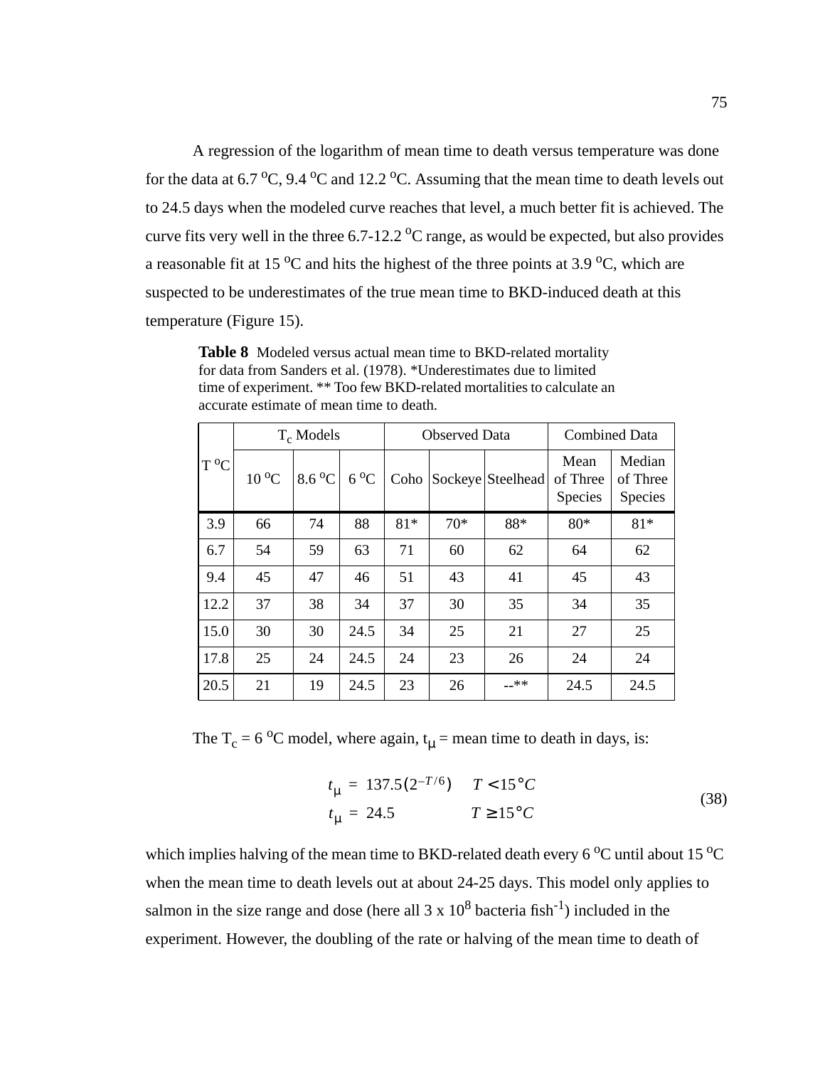A regression of the logarithm of mean time to death versus temperature was done for the data at 6.7 $^{o}$C, 9.4 $^{o}$C and 12.2 $^{o}$C. Assuming that the mean time to death levels out to 24.5 days when the modeled curve reaches that level, a much better fit is achieved. The curve fits very well in the three 6.7-12.2 $^{o}$C range, as would be expected, but also provides a reasonable fit at 15 $^{o}$C and hits the highest of the three points at 3.9 $^{o}$C, which are suspected to be underestimates of the true mean time to BKD-induced death at this temperature (Figure 15).

**Table 8** Modeled versus actual mean time to BKD-related mortality for data from Sanders et al. (1978). *Underestimates due to limited time of experiment. ** Too few BKD-related mortalities to calculate an accurate estimate of mean time to death.

| T $^{o}$C | $T_c$ Models | | | Observed Data | | | Combined Data | |
|---|---|---|---|---|---|---|---|---|
| | 10 $^{o}$C | 8.6 $^{o}$C | 6 $^{o}$C | Coho | Sockeye | Steelhead | Mean of Three Species | Median of Three Species |
| 3.9 | 66 | 74 | 88 | 81* | 70* | 88* | 80* | 81* |
| 6.7 | 54 | 59 | 63 | 71 | 60 | 62 | 64 | 62 |
| 9.4 | 45 | 47 | 46 | 51 | 43 | 41 | 45 | 43 |
| 12.2 | 37 | 38 | 34 | 37 | 30 | 35 | 34 | 35 |
| 15.0 | 30 | 30 | 24.5 | 34 | 25 | 21 | 27 | 25 |
| 17.8 | 25 | 24 | 24.5 | 24 | 23 | 26 | 24 | 24 |
| 20.5 | 21 | 19 | 24.5 | 23 | 26 | --** | 24.5 | 24.5 |

The $T_c$ = 6 $^{o}$C model, where again, $t_{\mu}$ = mean time to death in days, is:

$$
\begin{aligned}
t_{\mu} &= 137.5(2^{-T/6}) \quad & T < 15°C \\
t_{\mu} &= 24.5 \quad & T \geq 15°C
\end{aligned}
\tag{38}
$$

which implies halving of the mean time to BKD-related death every 6 $^{o}$C until about 15 $^{o}$C when the mean time to death levels out at about 24-25 days. This model only applies to salmon in the size range and dose (here all 3 x $10^{8}$ bacteria fish$^{-1}$) included in the experiment. However, the doubling of the rate or halving of the mean time to death of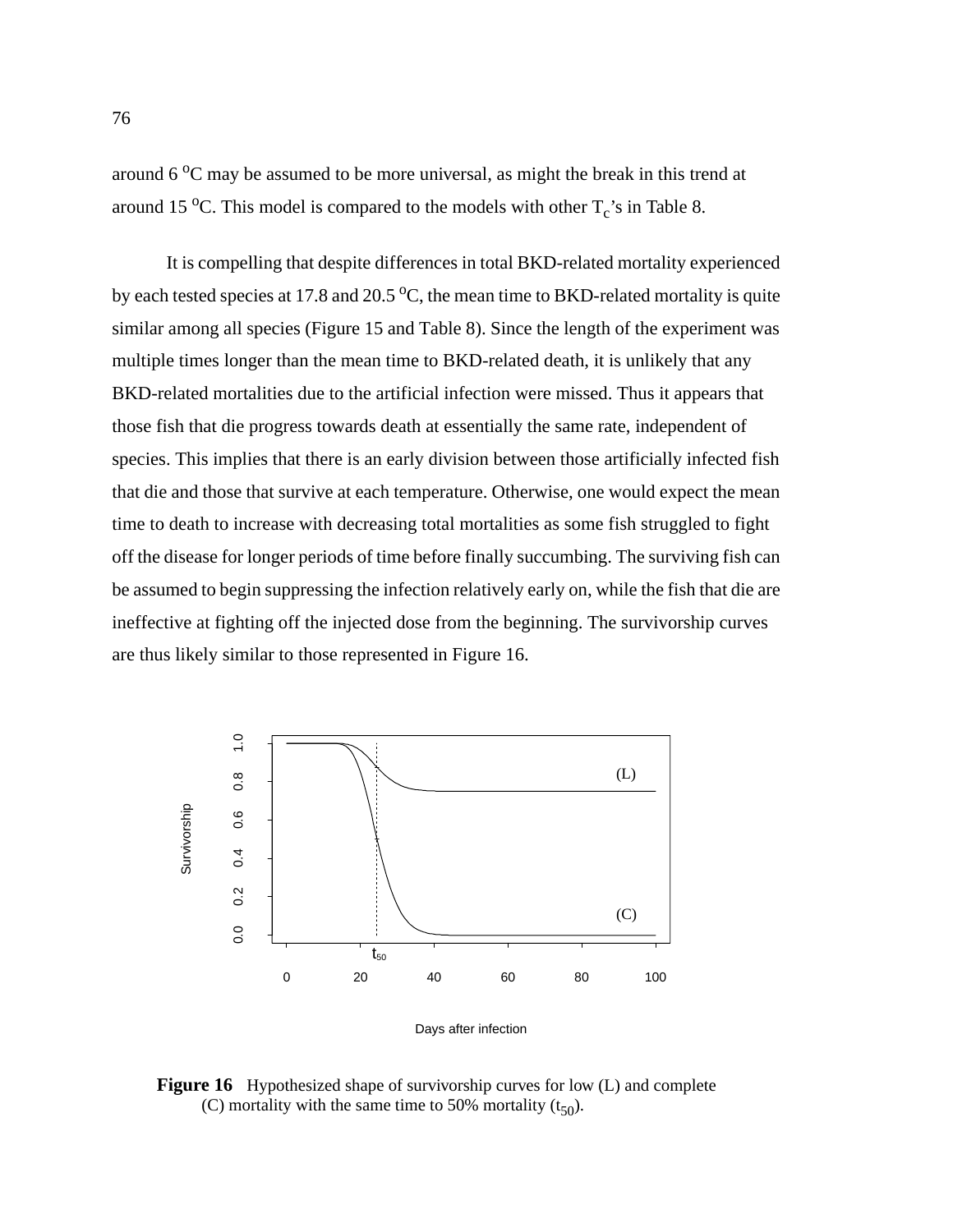around 6 $^{o}$C may be assumed to be more universal, as might the break in this trend at around 15 $^{o}$C. This model is compared to the models with other $T_c$'s in Table 8.

It is compelling that despite differences in total BKD-related mortality experienced by each tested species at 17.8 and 20.5 $^{o}$C, the mean time to BKD-related mortality is quite similar among all species (Figure 15 and Table 8). Since the length of the experiment was multiple times longer than the mean time to BKD-related death, it is unlikely that any BKD-related mortalities due to the artificial infection were missed. Thus it appears that those fish that die progress towards death at essentially the same rate, independent of species. This implies that there is an early division between those artificially infected fish that die and those that survive at each temperature. Otherwise, one would expect the mean time to death to increase with decreasing total mortalities as some fish struggled to fight off the disease for longer periods of time before finally succumbing. The surviving fish can be assumed to begin suppressing the infection relatively early on, while the fish that die are ineffective at fighting off the injected dose from the beginning. The survivorship curves are thus likely similar to those represented in Figure 16.

**Figure 16** Hypothesized shape of survivorship curves for low (L) and complete (C) mortality with the same time to 50% mortality ($t_{50}$).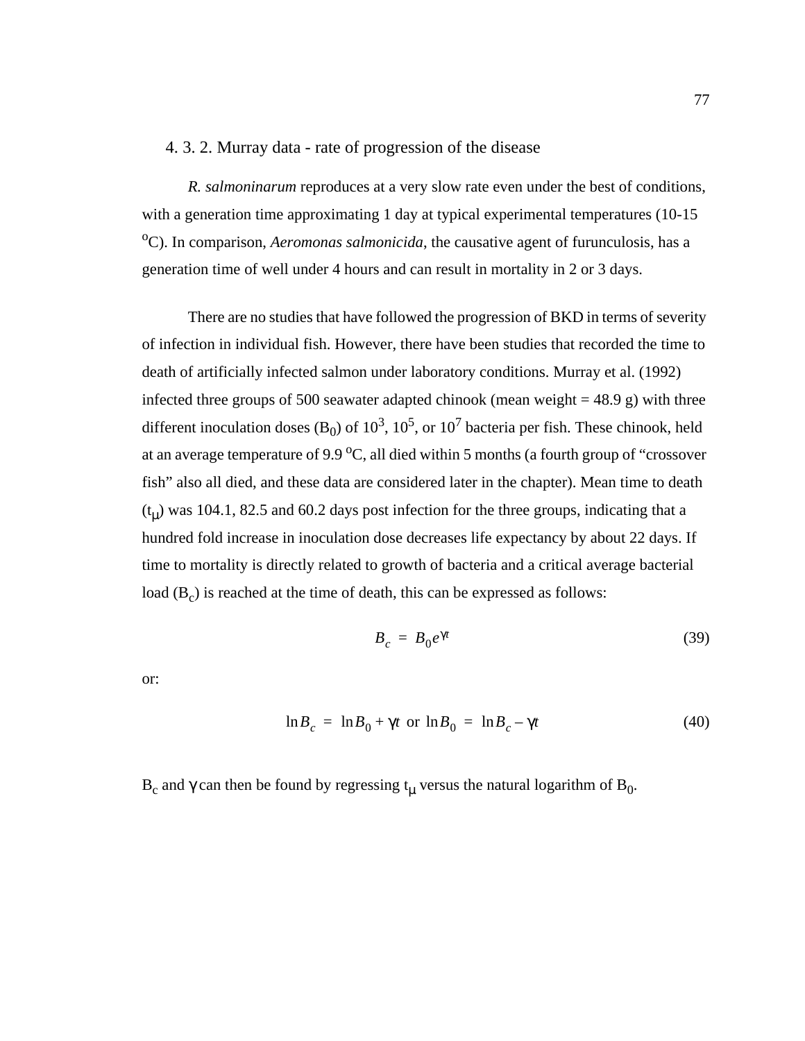### 4. 3. 2. Murray data - rate of progression of the disease

*R. salmoninarum* reproduces at a very slow rate even under the best of conditions, with a generation time approximating 1 day at typical experimental temperatures (10-15 $^{o}$C). In comparison, *Aeromonas salmonicida*, the causative agent of furunculosis, has a generation time of well under 4 hours and can result in mortality in 2 or 3 days.

There are no studies that have followed the progression of BKD in terms of severity of infection in individual fish. However, there have been studies that recorded the time to death of artificially infected salmon under laboratory conditions. Murray et al. (1992) infected three groups of 500 seawater adapted chinook (mean weight = 48.9 g) with three different inoculation doses ($B_0$) of $10^3$, $10^5$, or $10^7$ bacteria per fish. These chinook, held at an average temperature of 9.9 $^{o}$C, all died within 5 months (a fourth group of "crossover fish" also all died, and these data are considered later in the chapter). Mean time to death ($t_\mu$) was 104.1, 82.5 and 60.2 days post infection for the three groups, indicating that a hundred fold increase in inoculation dose decreases life expectancy by about 22 days. If time to mortality is directly related to growth of bacteria and a critical average bacterial load ($B_c$) is reached at the time of death, this can be expressed as follows:

$$B_c = B_0 e^{\gamma t} \tag{39}$$

or:

$$\ln B_c = \ln B_0 + \gamma t \text{ or } \ln B_0 = \ln B_c - \gamma t \tag{40}$$

$B_c$ and $\gamma$ can then be found by regressing $t_\mu$ versus the natural logarithm of $B_0$.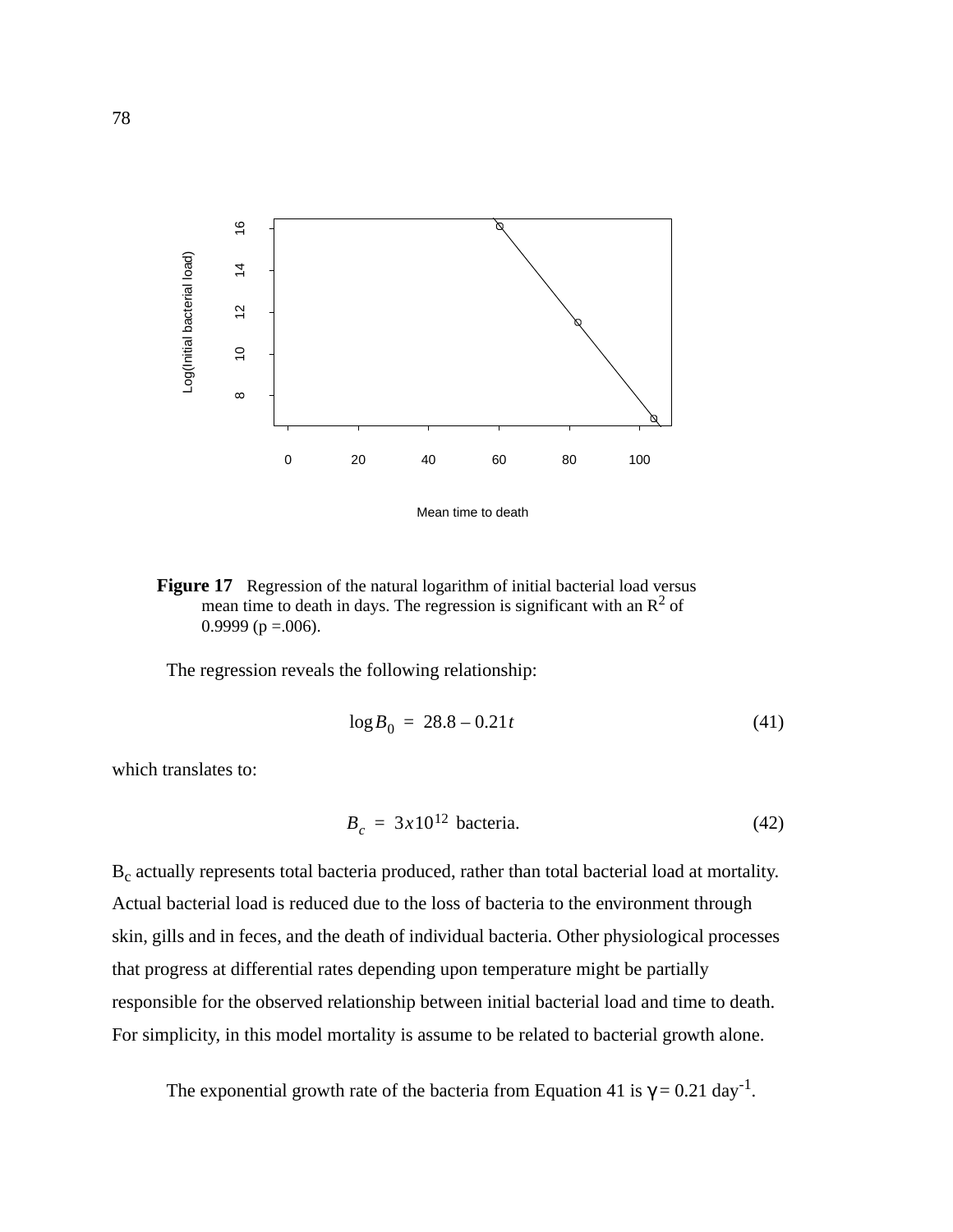**Figure 17** Regression of the natural logarithm of initial bacterial load versus mean time to death in days. The regression is significant with an $R^2$ of 0.9999 (p =.006).

The regression reveals the following relationship:

$$\log B_0 = 28.8 - 0.21t \tag{41}$$

which translates to:

$$B_c = 3x10^{12} \text{ bacteria.} \tag{42}$$

$B_c$ actually represents total bacteria produced, rather than total bacterial load at mortality. Actual bacterial load is reduced due to the loss of bacteria to the environment through skin, gills and in feces, and the death of individual bacteria. Other physiological processes that progress at differential rates depending upon temperature might be partially responsible for the observed relationship between initial bacterial load and time to death. For simplicity, in this model mortality is assume to be related to bacterial growth alone.

The exponential growth rate of the bacteria from Equation 41 is $\gamma = 0.21$ day$^{-1}$.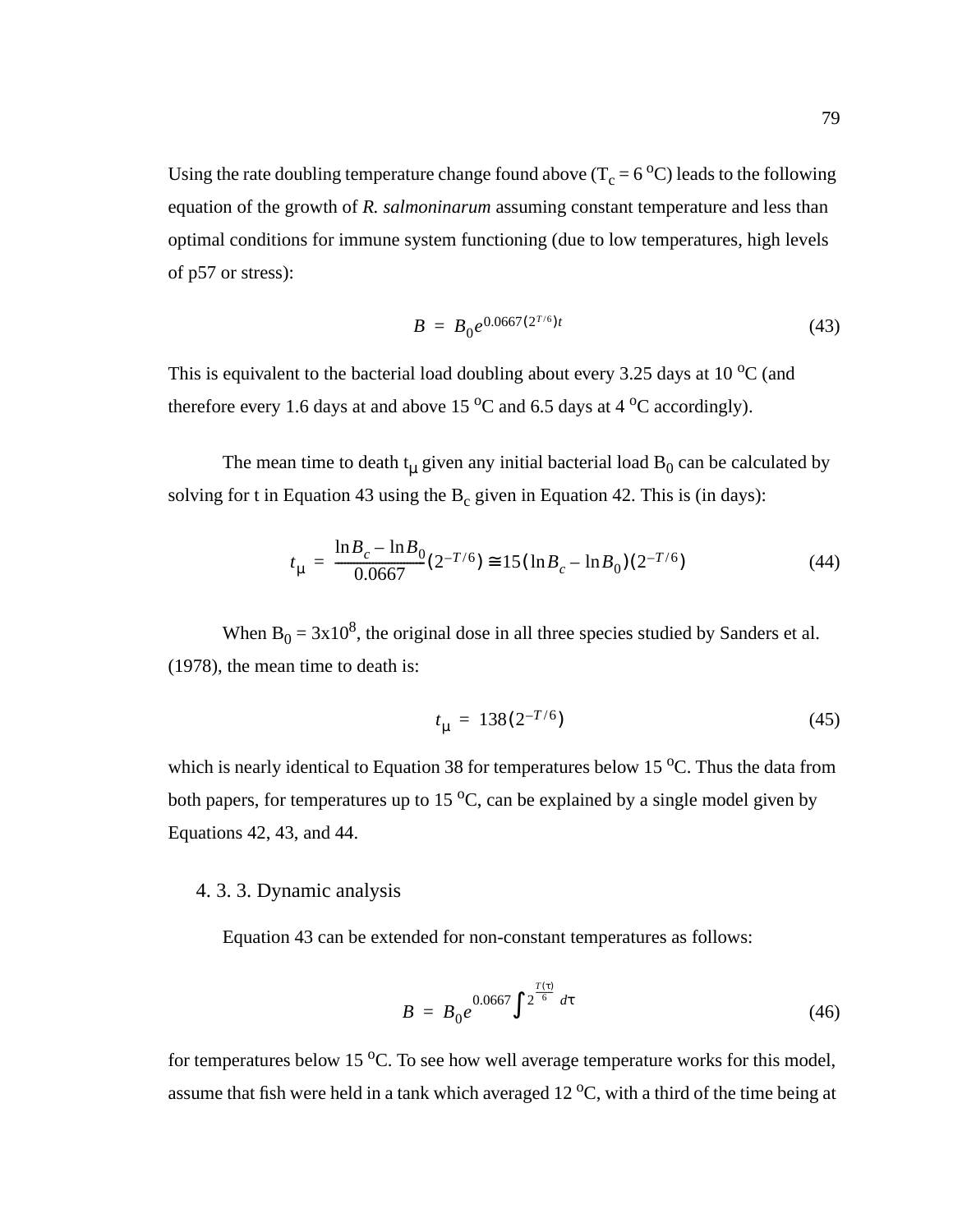Using the rate doubling temperature change found above ($T_c = 6\ ^oC$) leads to the following equation of the growth of *R. salmoninarum* assuming constant temperature and less than optimal conditions for immune system functioning (due to low temperatures, high levels of p57 or stress):

$$B = B_0 e^{0.0667(2^{T/6})t} \tag{43}$$

This is equivalent to the bacterial load doubling about every 3.25 days at 10 $^oC$ (and therefore every 1.6 days at and above 15 $^oC$ and 6.5 days at 4 $^oC$ accordingly).

The mean time to death $t_\mu$ given any initial bacterial load $B_0$ can be calculated by solving for t in Equation 43 using the $B_c$ given in Equation 42. This is (in days):

$$t_\mu = \frac{\ln B_c - \ln B_0}{0.0667}(2^{-T/6}) \cong 15(\ln B_c - \ln B_0)(2^{-T/6}) \tag{44}$$

When $B_0 = 3 \times 10^8$, the original dose in all three species studied by Sanders et al. (1978), the mean time to death is:

$$t_\mu = 138(2^{-T/6}) \tag{45}$$

which is nearly identical to Equation 38 for temperatures below 15 $^oC$. Thus the data from both papers, for temperatures up to 15 $^oC$, can be explained by a single model given by Equations 42, 43, and 44.

### 4. 3. 3. Dynamic analysis

Equation 43 can be extended for non-constant temperatures as follows:

$$B = B_0 e^{0.0667 \int 2^{\frac{T(\tau)}{6}} d\tau} \tag{46}$$

for temperatures below 15 $^oC$. To see how well average temperature works for this model, assume that fish were held in a tank which averaged 12 $^oC$, with a third of the time being at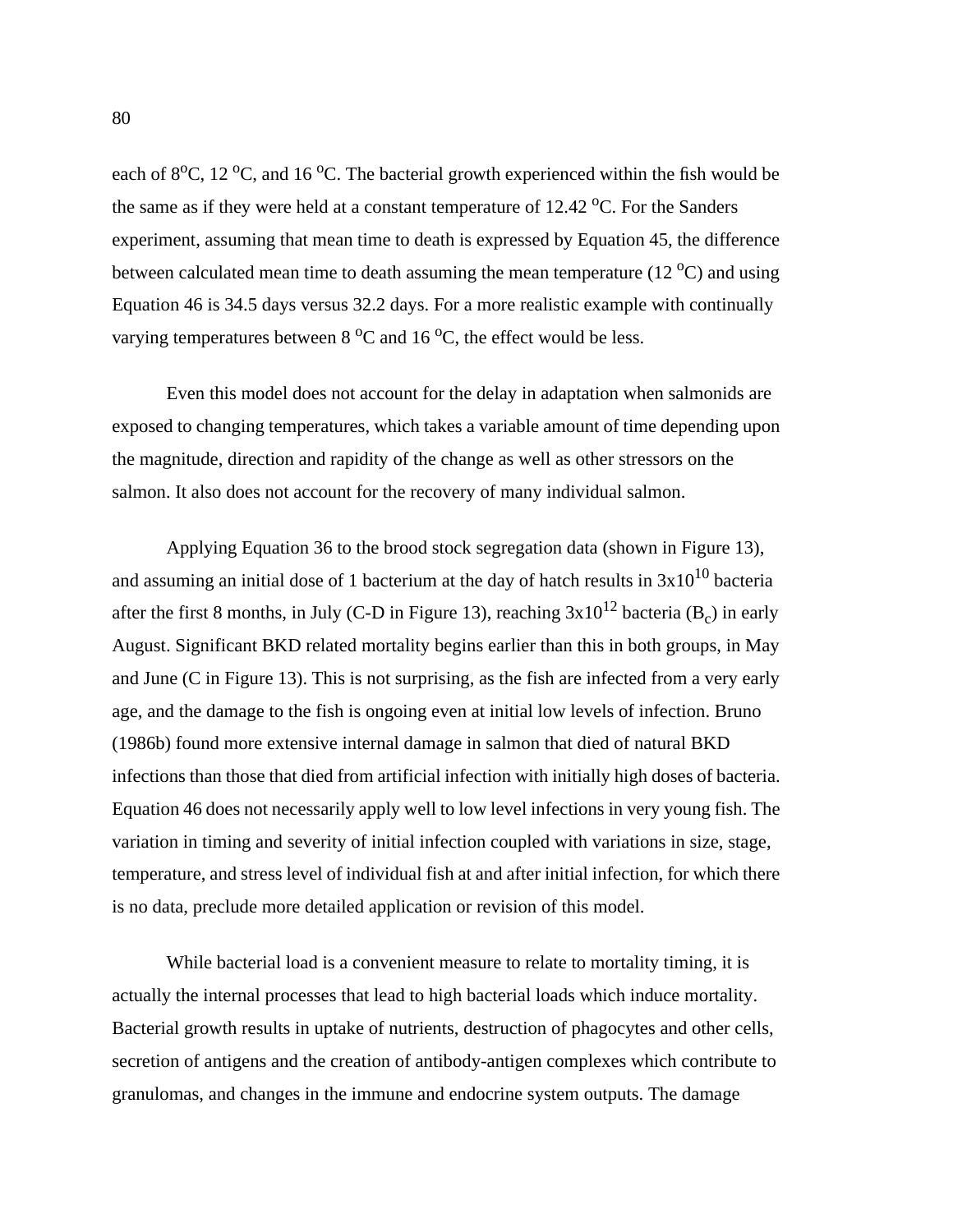each of 8°C, 12 °C, and 16 °C. The bacterial growth experienced within the fish would be the same as if they were held at a constant temperature of 12.42 °C. For the Sanders experiment, assuming that mean time to death is expressed by Equation 45, the difference between calculated mean time to death assuming the mean temperature (12 °C) and using Equation 46 is 34.5 days versus 32.2 days. For a more realistic example with continually varying temperatures between 8 °C and 16 °C, the effect would be less.

Even this model does not account for the delay in adaptation when salmonids are exposed to changing temperatures, which takes a variable amount of time depending upon the magnitude, direction and rapidity of the change as well as other stressors on the salmon. It also does not account for the recovery of many individual salmon.

Applying Equation 36 to the brood stock segregation data (shown in Figure 13), and assuming an initial dose of 1 bacterium at the day of hatch results in $3 \times 10^{10}$ bacteria after the first 8 months, in July (C-D in Figure 13), reaching $3 \times 10^{12}$ bacteria ($B_c$) in early August. Significant BKD related mortality begins earlier than this in both groups, in May and June (C in Figure 13). This is not surprising, as the fish are infected from a very early age, and the damage to the fish is ongoing even at initial low levels of infection. Bruno (1986b) found more extensive internal damage in salmon that died of natural BKD infections than those that died from artificial infection with initially high doses of bacteria. Equation 46 does not necessarily apply well to low level infections in very young fish. The variation in timing and severity of initial infection coupled with variations in size, stage, temperature, and stress level of individual fish at and after initial infection, for which there is no data, preclude more detailed application or revision of this model.

While bacterial load is a convenient measure to relate to mortality timing, it is actually the internal processes that lead to high bacterial loads which induce mortality. Bacterial growth results in uptake of nutrients, destruction of phagocytes and other cells, secretion of antigens and the creation of antibody-antigen complexes which contribute to granulomas, and changes in the immune and endocrine system outputs. The damage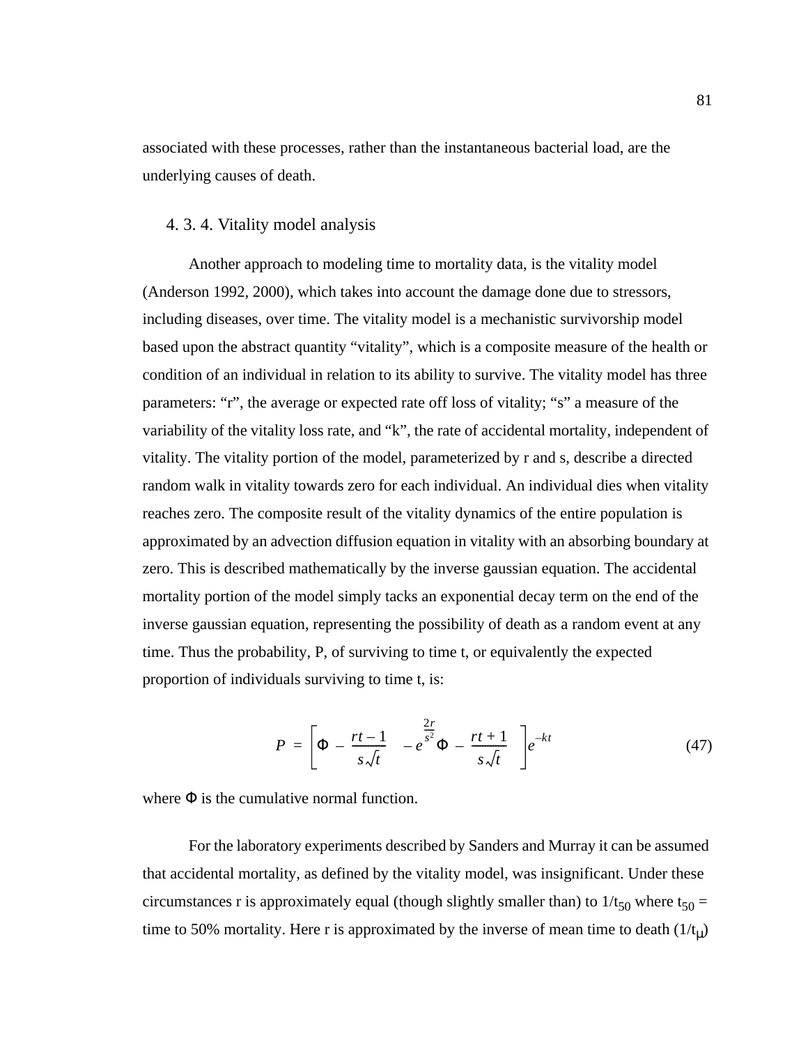associated with these processes, rather than the instantaneous bacterial load, are the underlying causes of death.

### 4. 3. 4. Vitality model analysis

Another approach to modeling time to mortality data, is the vitality model (Anderson 1992, 2000), which takes into account the damage done due to stressors, including diseases, over time. The vitality model is a mechanistic survivorship model based upon the abstract quantity “vitality”, which is a composite measure of the health or condition of an individual in relation to its ability to survive. The vitality model has three parameters: “r”, the average or expected rate off loss of vitality; “s” a measure of the variability of the vitality loss rate, and “k”, the rate of accidental mortality, independent of vitality. The vitality portion of the model, parameterized by r and s, describe a directed random walk in vitality towards zero for each individual. An individual dies when vitality reaches zero. The composite result of the vitality dynamics of the entire population is approximated by an advection diffusion equation in vitality with an absorbing boundary at zero. This is described mathematically by the inverse gaussian equation. The accidental mortality portion of the model simply tacks an exponential decay term on the end of the inverse gaussian equation, representing the possibility of death as a random event at any time. Thus the probability, P, of surviving to time t, or equivalently the expected proportion of individuals surviving to time t, is:

$$P = \left[\Phi\left(-\frac{rt-1}{s\sqrt{t}}\right) - e^{\frac{2r}{s^2}}\Phi\left(-\frac{rt+1}{s\sqrt{t}}\right)\right]e^{-kt} \tag{47}$$

where $\Phi$ is the cumulative normal function.

For the laboratory experiments described by Sanders and Murray it can be assumed that accidental mortality, as defined by the vitality model, was insignificant. Under these circumstances r is approximately equal (though slightly smaller than) to $1/t_{50}$ where $t_{50}$ = time to 50% mortality. Here r is approximated by the inverse of mean time to death ($1/t_{\mu}$)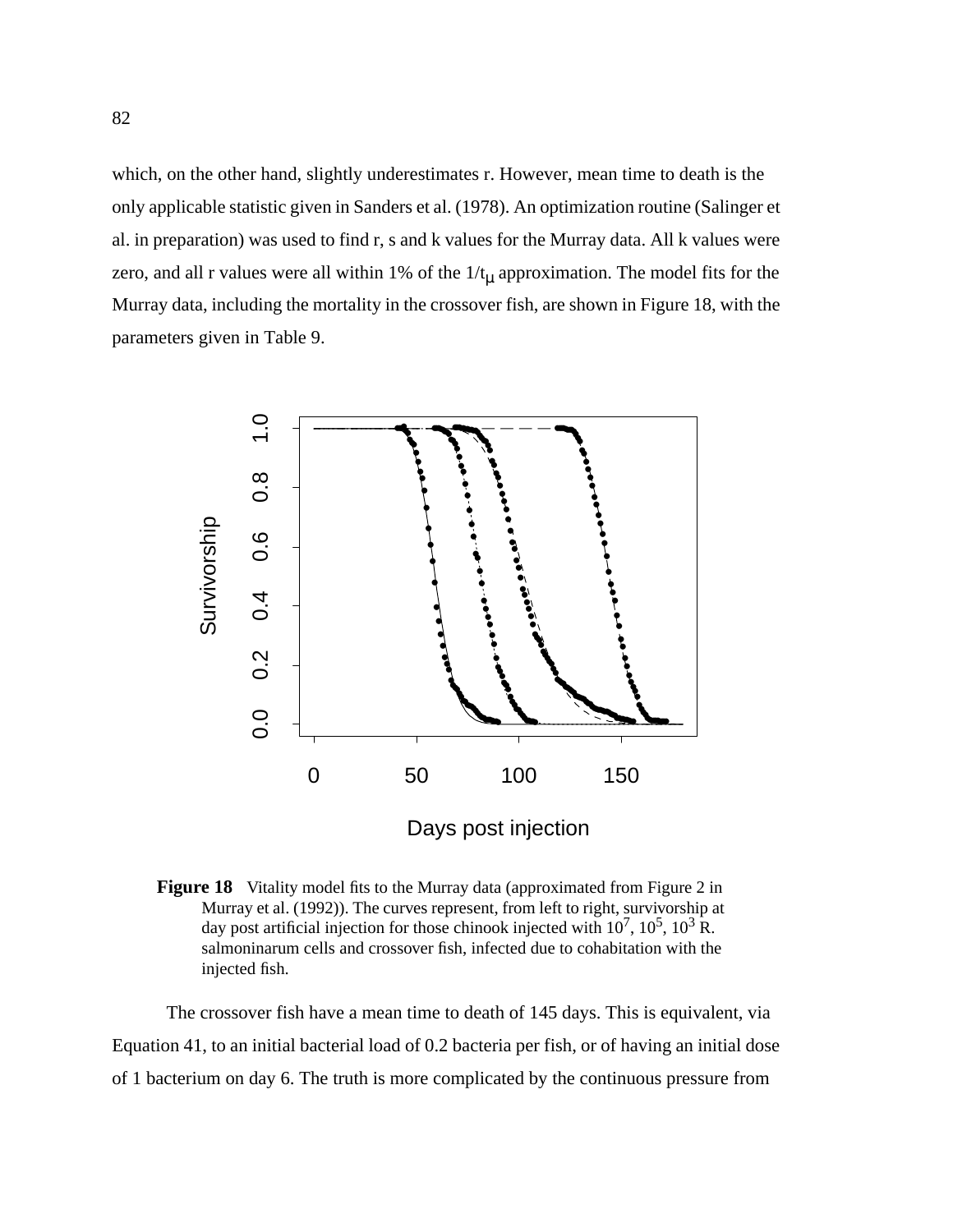which, on the other hand, slightly underestimates r. However, mean time to death is the only applicable statistic given in Sanders et al. (1978). An optimization routine (Salinger et al. in preparation) was used to find r, s and k values for the Murray data. All k values were zero, and all r values were all within 1% of the $1/t_\mu$ approximation. The model fits for the Murray data, including the mortality in the crossover fish, are shown in Figure 18, with the parameters given in Table 9.

**Figure 18** Vitality model fits to the Murray data (approximated from Figure 2 in Murray et al. (1992)). The curves represent, from left to right, survivorship at day post artificial injection for those chinook injected with $10^7$, $10^5$, $10^3$ R. salmoninarum cells and crossover fish, infected due to cohabitation with the injected fish.

The crossover fish have a mean time to death of 145 days. This is equivalent, via Equation 41, to an initial bacterial load of 0.2 bacteria per fish, or of having an initial dose of 1 bacterium on day 6. The truth is more complicated by the continuous pressure from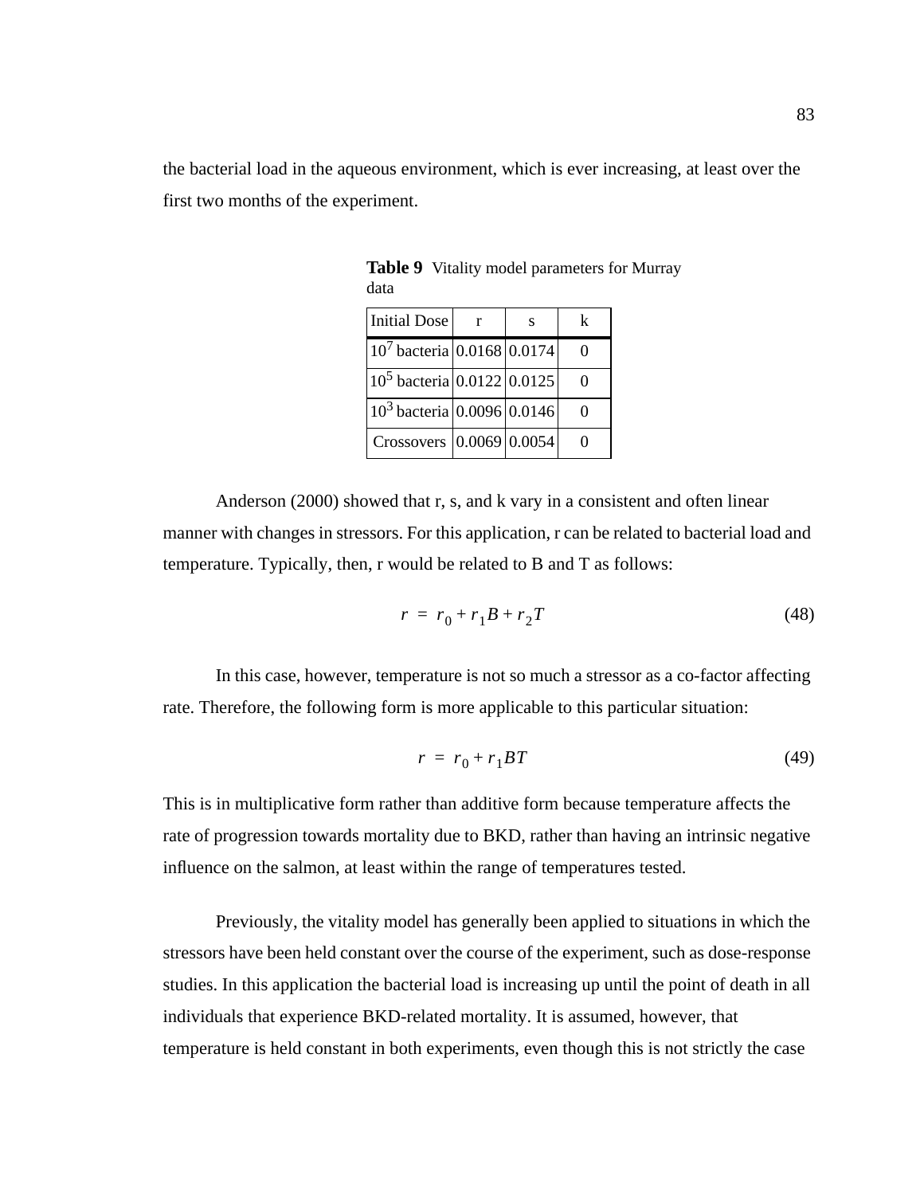the bacterial load in the aqueous environment, which is ever increasing, at least over the first two months of the experiment.

**Table 9** Vitality model parameters for Murray data

| Initial Dose | r | s | k |
|---|---|---|---|
| $10^7$ bacteria | 0.0168 | 0.0174 | 0 |
| $10^5$ bacteria | 0.0122 | 0.0125 | 0 |
| $10^3$ bacteria | 0.0096 | 0.0146 | 0 |
| Crossovers | 0.0069 | 0.0054 | 0 |

Anderson (2000) showed that r, s, and k vary in a consistent and often linear manner with changes in stressors. For this application, r can be related to bacterial load and temperature. Typically, then, r would be related to B and T as follows:

$$r = r_0 + r_1 B + r_2 T \tag{48}$$

In this case, however, temperature is not so much a stressor as a co-factor affecting rate. Therefore, the following form is more applicable to this particular situation:

$$r = r_0 + r_1 BT \tag{49}$$

This is in multiplicative form rather than additive form because temperature affects the rate of progression towards mortality due to BKD, rather than having an intrinsic negative influence on the salmon, at least within the range of temperatures tested.

Previously, the vitality model has generally been applied to situations in which the stressors have been held constant over the course of the experiment, such as dose-response studies. In this application the bacterial load is increasing up until the point of death in all individuals that experience BKD-related mortality. It is assumed, however, that temperature is held constant in both experiments, even though this is not strictly the case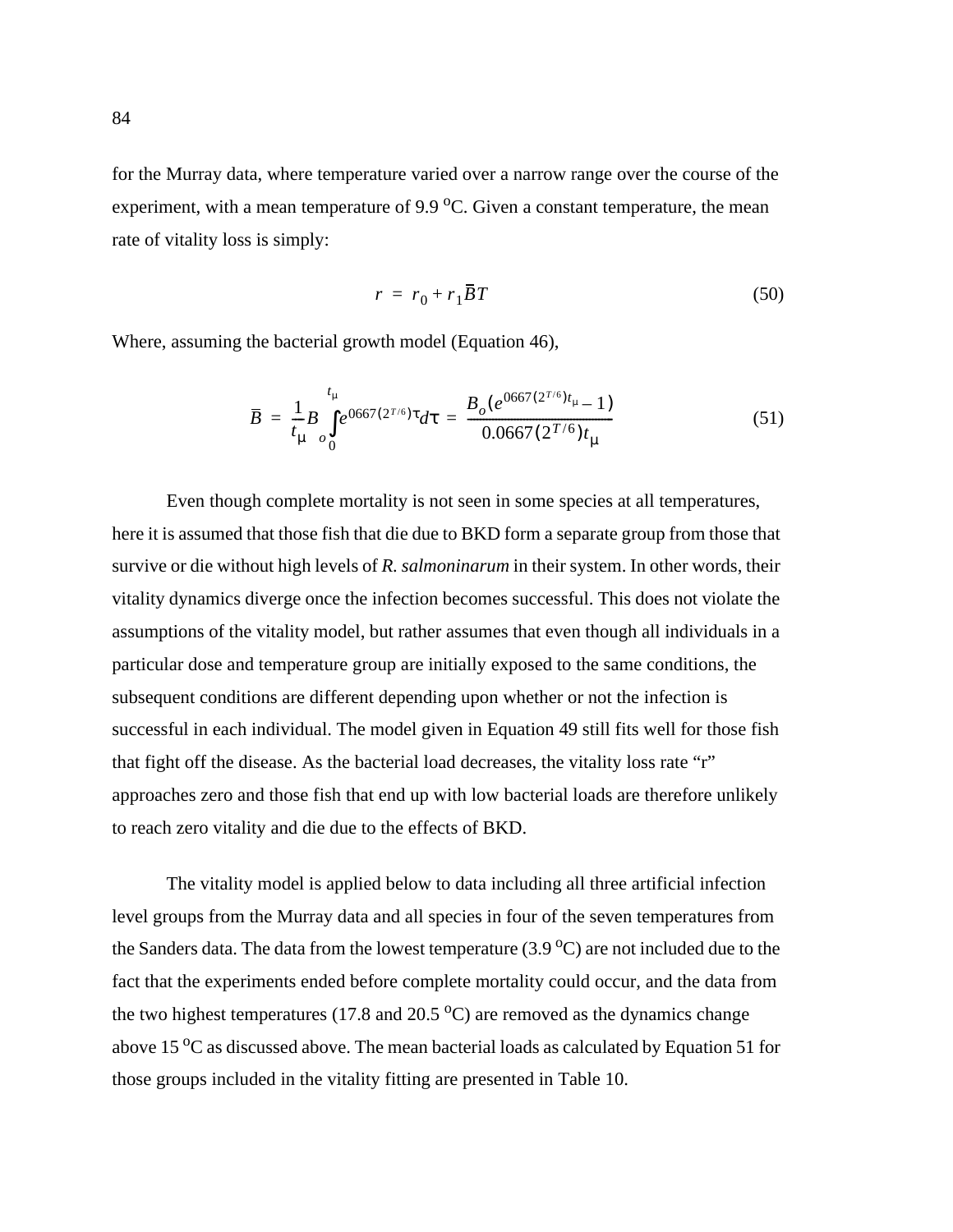for the Murray data, where temperature varied over a narrow range over the course of the experiment, with a mean temperature of 9.9 $^{o}$C. Given a constant temperature, the mean rate of vitality loss is simply:

$$r = r_0 + r_1 \bar{B} T \tag{50}$$

Where, assuming the bacterial growth model (Equation 46),

$$\bar{B} = \frac{1}{t_\mu} B_o \int_0^{t_\mu} e^{0667(2^{T/6})\tau} d\tau = \frac{B_o(e^{0667(2^{T/6})t_\mu} - 1)}{0.0667(2^{T/6})t_\mu} \tag{51}$$

Even though complete mortality is not seen in some species at all temperatures, here it is assumed that those fish that die due to BKD form a separate group from those that survive or die without high levels of *R. salmoninarum* in their system. In other words, their vitality dynamics diverge once the infection becomes successful. This does not violate the assumptions of the vitality model, but rather assumes that even though all individuals in a particular dose and temperature group are initially exposed to the same conditions, the subsequent conditions are different depending upon whether or not the infection is successful in each individual. The model given in Equation 49 still fits well for those fish that fight off the disease. As the bacterial load decreases, the vitality loss rate “r” approaches zero and those fish that end up with low bacterial loads are therefore unlikely to reach zero vitality and die due to the effects of BKD.

The vitality model is applied below to data including all three artificial infection level groups from the Murray data and all species in four of the seven temperatures from the Sanders data. The data from the lowest temperature (3.9 $^{o}$C) are not included due to the fact that the experiments ended before complete mortality could occur, and the data from the two highest temperatures (17.8 and 20.5 $^{o}$C) are removed as the dynamics change above 15 $^{o}$C as discussed above. The mean bacterial loads as calculated by Equation 51 for those groups included in the vitality fitting are presented in Table 10.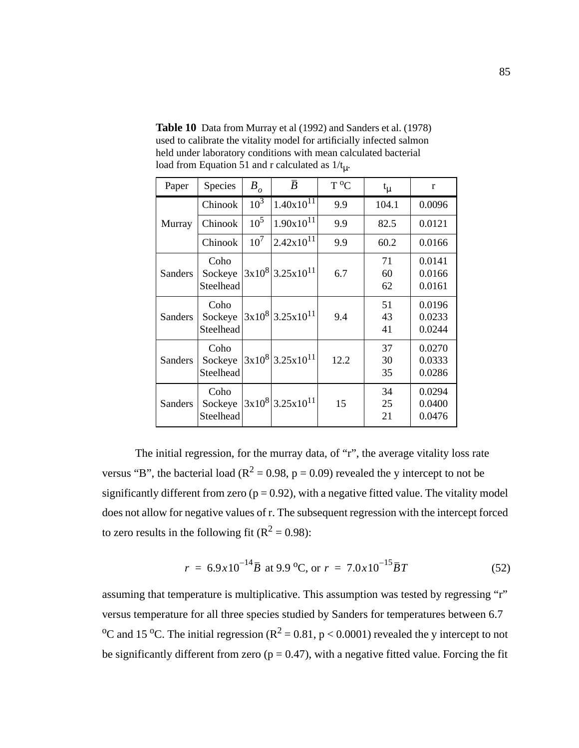**Table 10** Data from Murray et al (1992) and Sanders et al. (1978) used to calibrate the vitality model for artificially infected salmon held under laboratory conditions with mean calculated bacterial load from Equation 51 and r calculated as $1/t_\mu$.

| Paper | Species | $B_o$ | $\bar{B}$ | T °C | $t_\mu$ | r |
|---|---|---|---|---|---|---|
| Murray | Chinook | $10^3$ | $1.40x10^{11}$ | 9.9 | 104.1 | 0.0096 |
| | Chinook | $10^5$ | $1.90x10^{11}$ | 9.9 | 82.5 | 0.0121 |
| | Chinook | $10^7$ | $2.42x10^{11}$ | 9.9 | 60.2 | 0.0166 |
| Sanders | Coho<br>Sockeye<br>Steelhead | $3x10^8$ | $3.25x10^{11}$ | 6.7 | 71<br>60<br>62 | 0.0141<br>0.0166<br>0.0161 |
| Sanders | Coho<br>Sockeye<br>Steelhead | $3x10^8$ | $3.25x10^{11}$ | 9.4 | 51<br>43<br>41 | 0.0196<br>0.0233<br>0.0244 |
| Sanders | Coho<br>Sockeye<br>Steelhead | $3x10^8$ | $3.25x10^{11}$ | 12.2 | 37<br>30<br>35 | 0.0270<br>0.0333<br>0.0286 |
| Sanders | Coho<br>Sockeye<br>Steelhead | $3x10^8$ | $3.25x10^{11}$ | 15 | 34<br>25<br>21 | 0.0294<br>0.0400<br>0.0476 |

The initial regression, for the murray data, of "r", the average vitality loss rate versus "B", the bacterial load ($R^2 = 0.98$, $p = 0.09$) revealed the y intercept to not be significantly different from zero ($p = 0.92$), with a negative fitted value. The vitality model does not allow for negative values of r. The subsequent regression with the intercept forced to zero results in the following fit ($R^2 = 0.98$):

$$r = 6.9x10^{-14}\bar{B} \text{ at } 9.9\ ^{o}\text{C, or } r = 7.0x10^{-15}\bar{B}T \tag{52}$$

assuming that temperature is multiplicative. This assumption was tested by regressing "r" versus temperature for all three species studied by Sanders for temperatures between 6.7 °C and 15 °C. The initial regression ($R^2 = 0.81$, $p < 0.0001$) revealed the y intercept to not be significantly different from zero ($p = 0.47$), with a negative fitted value. Forcing the fit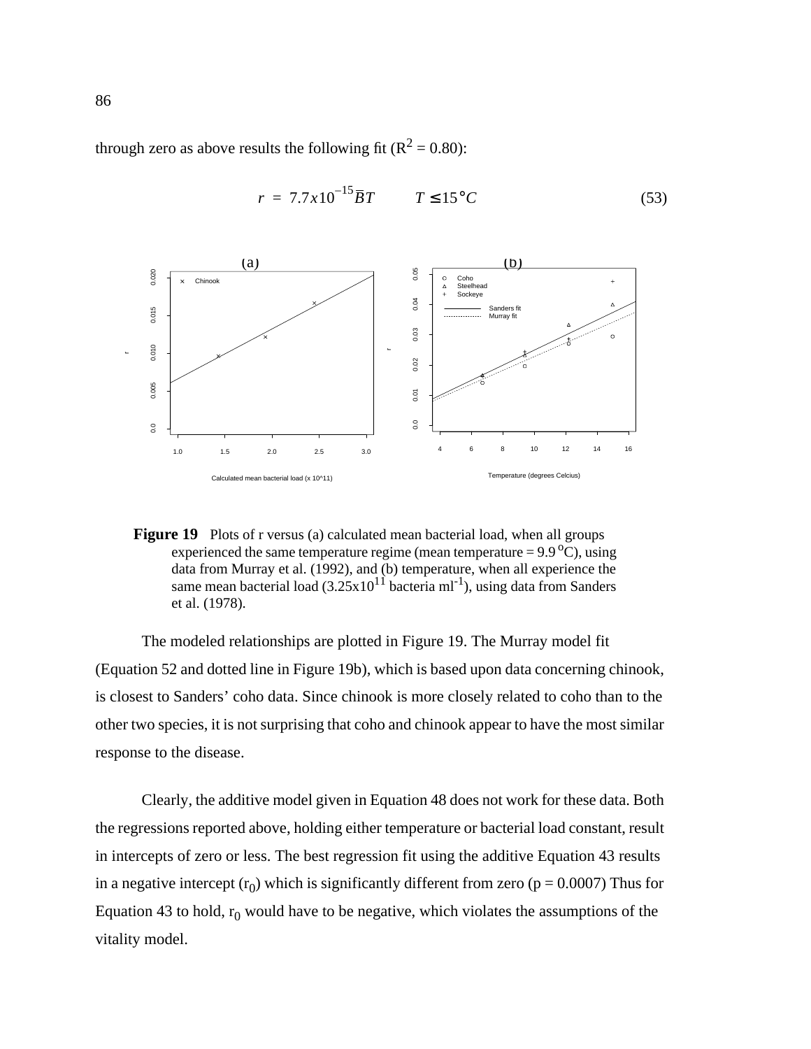through zero as above results the following fit ($R^2 = 0.80$):

$$r = 7.7x10^{-15}\bar{B}T \qquad T \leq 15°C \tag{53}$$

**Figure 19** Plots of r versus (a) calculated mean bacterial load, when all groups experienced the same temperature regime (mean temperature = 9.9 $^{o}$C), using data from Murray et al. (1992), and (b) temperature, when all experience the same mean bacterial load ($3.25x10^{11}$ bacteria ml$^{-1}$), using data from Sanders et al. (1978).

The modeled relationships are plotted in Figure 19. The Murray model fit (Equation 52 and dotted line in Figure 19b), which is based upon data concerning chinook, is closest to Sanders' coho data. Since chinook is more closely related to coho than to the other two species, it is not surprising that coho and chinook appear to have the most similar response to the disease.

Clearly, the additive model given in Equation 48 does not work for these data. Both the regressions reported above, holding either temperature or bacterial load constant, result in intercepts of zero or less. The best regression fit using the additive Equation 43 results in a negative intercept ($r_0$) which is significantly different from zero ($p = 0.0007$) Thus for Equation 43 to hold, $r_0$ would have to be negative, which violates the assumptions of the vitality model.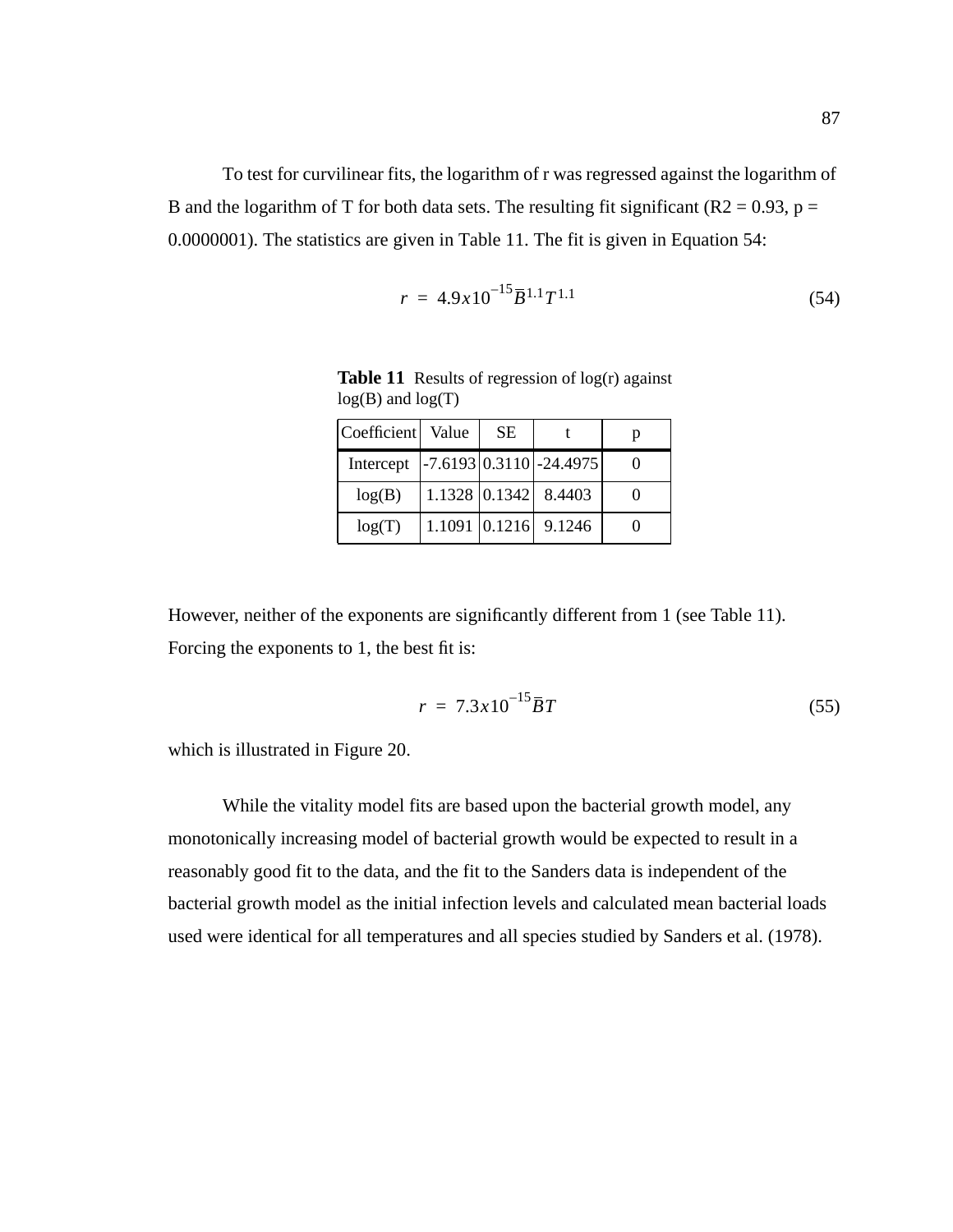To test for curvilinear fits, the logarithm of r was regressed against the logarithm of B and the logarithm of T for both data sets. The resulting fit significant (R2 = 0.93, p = 0.0000001). The statistics are given in Table 11. The fit is given in Equation 54:

$$r = 4.9x10^{-15}\bar{B}^{1.1}T^{1.1} \tag{54}$$

**Table 11** Results of regression of log(r) against log(B) and log(T)

| Coefficient | Value | SE | t | p |
|---|---|---|---|---|
| Intercept | -7.6193 | 0.3110 | -24.4975 | 0 |
| log(B) | 1.1328 | 0.1342 | 8.4403 | 0 |
| log(T) | 1.1091 | 0.1216 | 9.1246 | 0 |

However, neither of the exponents are significantly different from 1 (see Table 11). Forcing the exponents to 1, the best fit is:

$$r = 7.3x10^{-15}\bar{B}T \tag{55}$$

which is illustrated in Figure 20.

While the vitality model fits are based upon the bacterial growth model, any monotonically increasing model of bacterial growth would be expected to result in a reasonably good fit to the data, and the fit to the Sanders data is independent of the bacterial growth model as the initial infection levels and calculated mean bacterial loads used were identical for all temperatures and all species studied by Sanders et al. (1978).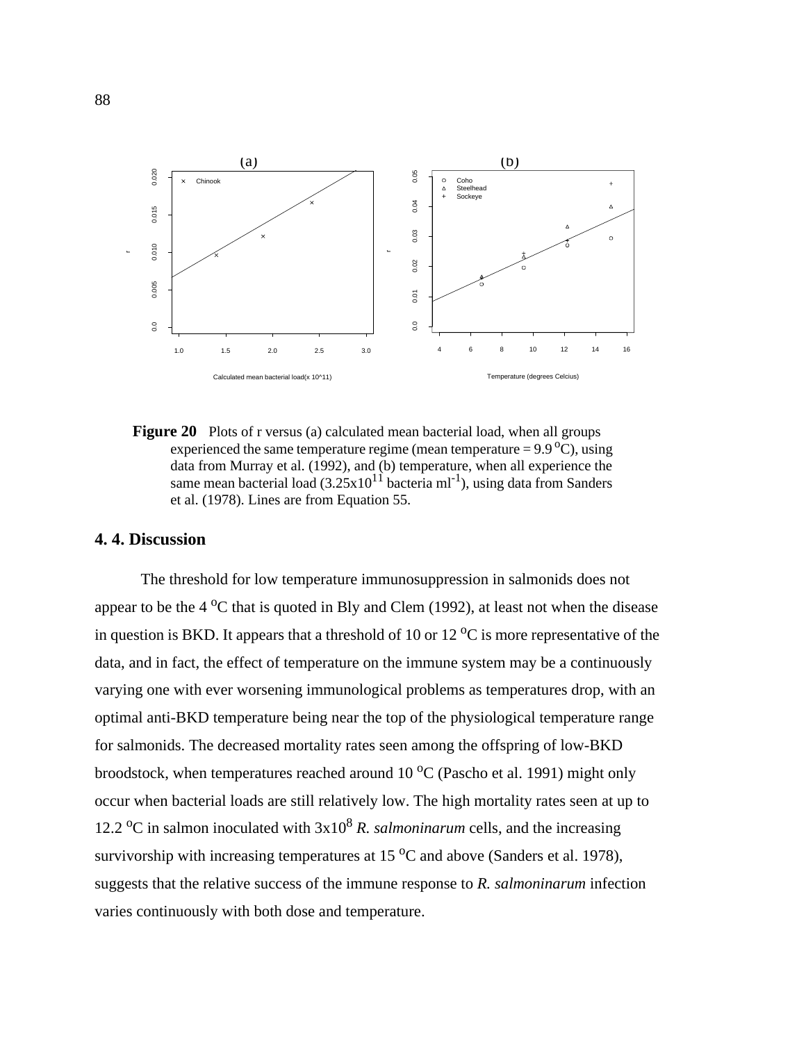**Figure 20** Plots of r versus (a) calculated mean bacterial load, when all groups experienced the same temperature regime (mean temperature = 9.9 $^oC$), using data from Murray et al. (1992), and (b) temperature, when all experience the same mean bacterial load ($3.25 \times 10^{11}$ bacteria $ml^{-1}$), using data from Sanders et al. (1978). Lines are from Equation 55.

## 4. 4. Discussion

The threshold for low temperature immunosuppression in salmonids does not appear to be the 4 $^oC$ that is quoted in Bly and Clem (1992), at least not when the disease in question is BKD. It appears that a threshold of 10 or 12 $^oC$ is more representative of the data, and in fact, the effect of temperature on the immune system may be a continuously varying one with ever worsening immunological problems as temperatures drop, with an optimal anti-BKD temperature being near the top of the physiological temperature range for salmonids. The decreased mortality rates seen among the offspring of low-BKD broodstock, when temperatures reached around 10 $^oC$ (Pascho et al. 1991) might only occur when bacterial loads are still relatively low. The high mortality rates seen at up to 12.2 $^oC$ in salmon inoculated with $3 \times 10^8$ *R. salmoninarum* cells, and the increasing survivorship with increasing temperatures at 15 $^oC$ and above (Sanders et al. 1978), suggests that the relative success of the immune response to *R. salmoninarum* infection varies continuously with both dose and temperature.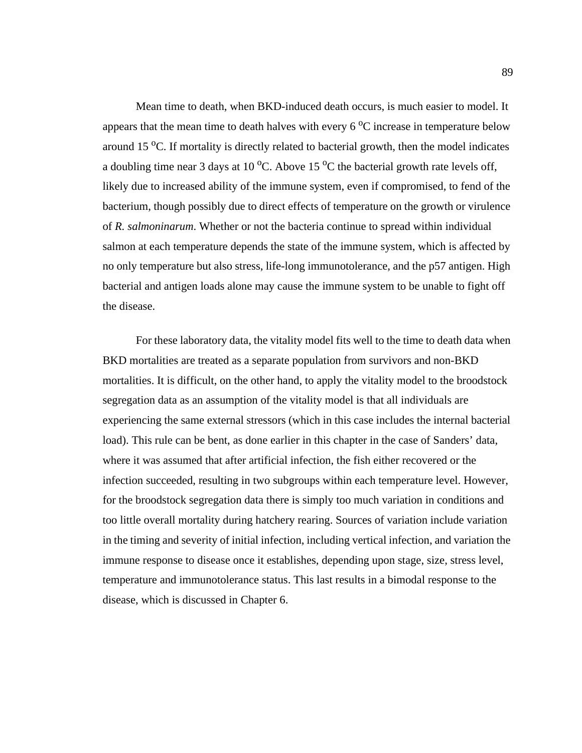Mean time to death, when BKD-induced death occurs, is much easier to model. It appears that the mean time to death halves with every 6 $^{o}$C increase in temperature below around 15 $^{o}$C. If mortality is directly related to bacterial growth, then the model indicates a doubling time near 3 days at 10 $^{o}$C. Above 15 $^{o}$C the bacterial growth rate levels off, likely due to increased ability of the immune system, even if compromised, to fend of the bacterium, though possibly due to direct effects of temperature on the growth or virulence of *R. salmoninarum*. Whether or not the bacteria continue to spread within individual salmon at each temperature depends the state of the immune system, which is affected by no only temperature but also stress, life-long immunotolerance, and the p57 antigen. High bacterial and antigen loads alone may cause the immune system to be unable to fight off the disease.

For these laboratory data, the vitality model fits well to the time to death data when BKD mortalities are treated as a separate population from survivors and non-BKD mortalities. It is difficult, on the other hand, to apply the vitality model to the broodstock segregation data as an assumption of the vitality model is that all individuals are experiencing the same external stressors (which in this case includes the internal bacterial load). This rule can be bent, as done earlier in this chapter in the case of Sanders' data, where it was assumed that after artificial infection, the fish either recovered or the infection succeeded, resulting in two subgroups within each temperature level. However, for the broodstock segregation data there is simply too much variation in conditions and too little overall mortality during hatchery rearing. Sources of variation include variation in the timing and severity of initial infection, including vertical infection, and variation the immune response to disease once it establishes, depending upon stage, size, stress level, temperature and immunotolerance status. This last results in a bimodal response to the disease, which is discussed in Chapter 6.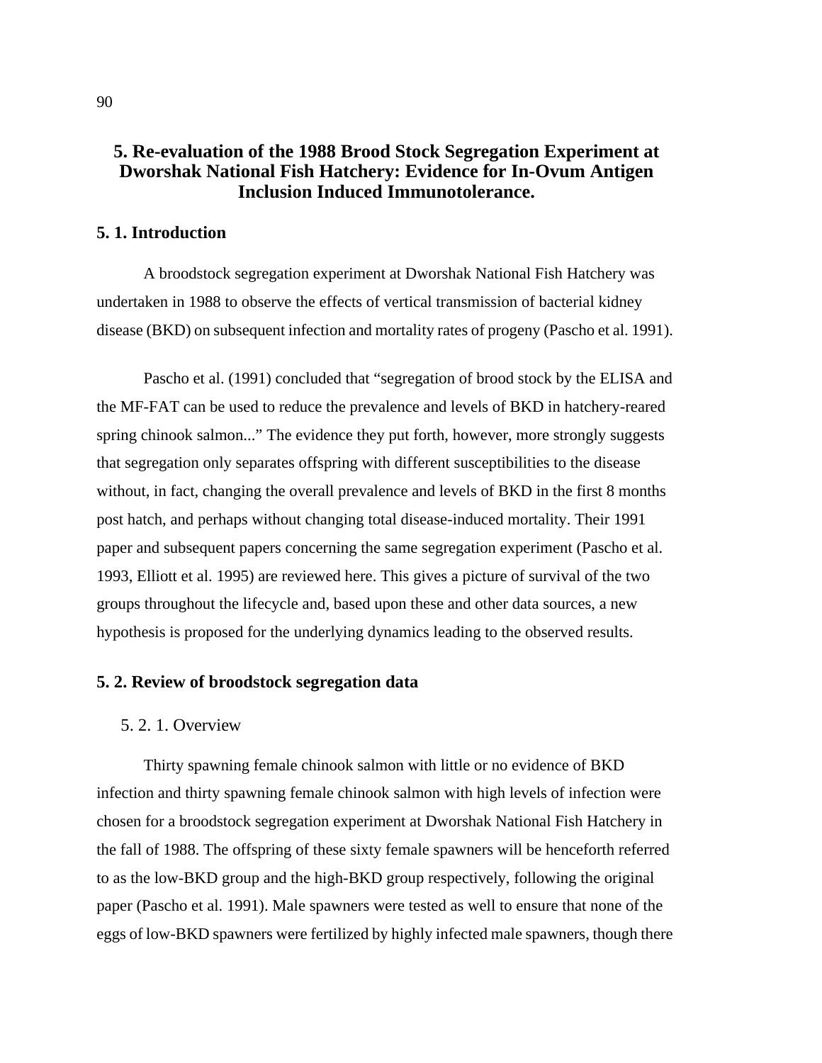# 5. Re-evaluation of the 1988 Brood Stock Segregation Experiment at Dworshak National Fish Hatchery: Evidence for In-Ovum Antigen Inclusion Induced Immunotolerance.

## 5. 1. Introduction

A broodstock segregation experiment at Dworshak National Fish Hatchery was undertaken in 1988 to observe the effects of vertical transmission of bacterial kidney disease (BKD) on subsequent infection and mortality rates of progeny (Pascho et al. 1991).

Pascho et al. (1991) concluded that "segregation of brood stock by the ELISA and the MF-FAT can be used to reduce the prevalence and levels of BKD in hatchery-reared spring chinook salmon..." The evidence they put forth, however, more strongly suggests that segregation only separates offspring with different susceptibilities to the disease without, in fact, changing the overall prevalence and levels of BKD in the first 8 months post hatch, and perhaps without changing total disease-induced mortality. Their 1991 paper and subsequent papers concerning the same segregation experiment (Pascho et al. 1993, Elliott et al. 1995) are reviewed here. This gives a picture of survival of the two groups throughout the lifecycle and, based upon these and other data sources, a new hypothesis is proposed for the underlying dynamics leading to the observed results.

## 5. 2. Review of broodstock segregation data

### 5. 2. 1. Overview

Thirty spawning female chinook salmon with little or no evidence of BKD infection and thirty spawning female chinook salmon with high levels of infection were chosen for a broodstock segregation experiment at Dworshak National Fish Hatchery in the fall of 1988. The offspring of these sixty female spawners will be henceforth referred to as the low-BKD group and the high-BKD group respectively, following the original paper (Pascho et al. 1991). Male spawners were tested as well to ensure that none of the eggs of low-BKD spawners were fertilized by highly infected male spawners, though there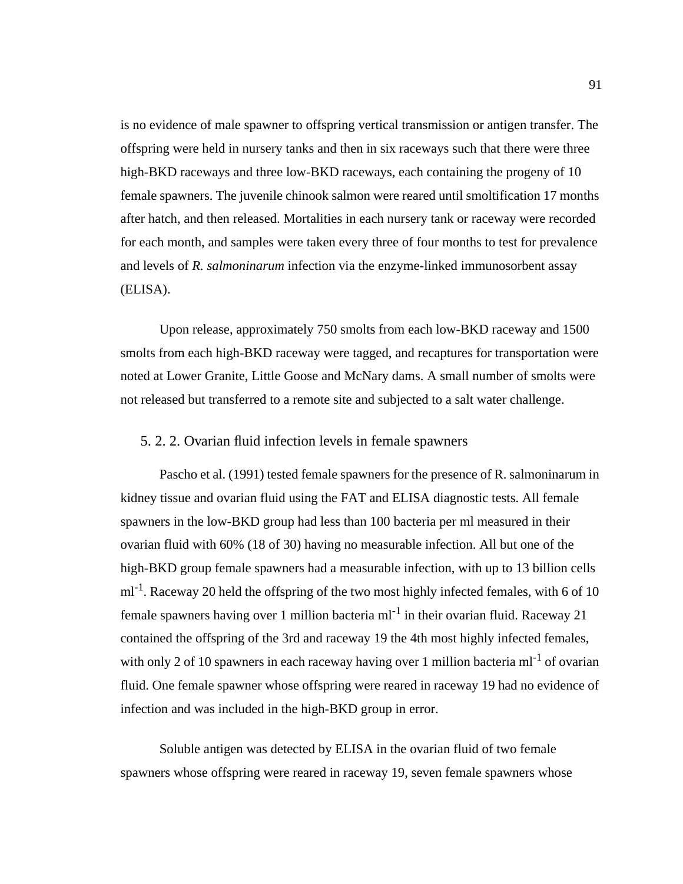is no evidence of male spawner to offspring vertical transmission or antigen transfer. The offspring were held in nursery tanks and then in six raceways such that there were three high-BKD raceways and three low-BKD raceways, each containing the progeny of 10 female spawners. The juvenile chinook salmon were reared until smoltification 17 months after hatch, and then released. Mortalities in each nursery tank or raceway were recorded for each month, and samples were taken every three of four months to test for prevalence and levels of *R. salmoninarum* infection via the enzyme-linked immunosorbent assay (ELISA).

Upon release, approximately 750 smolts from each low-BKD raceway and 1500 smolts from each high-BKD raceway were tagged, and recaptures for transportation were noted at Lower Granite, Little Goose and McNary dams. A small number of smolts were not released but transferred to a remote site and subjected to a salt water challenge.

### 5. 2. 2. Ovarian fluid infection levels in female spawners

Pascho et al. (1991) tested female spawners for the presence of R. salmoninarum in kidney tissue and ovarian fluid using the FAT and ELISA diagnostic tests. All female spawners in the low-BKD group had less than 100 bacteria per ml measured in their ovarian fluid with 60% (18 of 30) having no measurable infection. All but one of the high-BKD group female spawners had a measurable infection, with up to 13 billion cells $ml^{-1}$. Raceway 20 held the offspring of the two most highly infected females, with 6 of 10 female spawners having over 1 million bacteria $ml^{-1}$ in their ovarian fluid. Raceway 21 contained the offspring of the 3rd and raceway 19 the 4th most highly infected females, with only 2 of 10 spawners in each raceway having over 1 million bacteria $ml^{-1}$ of ovarian fluid. One female spawner whose offspring were reared in raceway 19 had no evidence of infection and was included in the high-BKD group in error.

Soluble antigen was detected by ELISA in the ovarian fluid of two female spawners whose offspring were reared in raceway 19, seven female spawners whose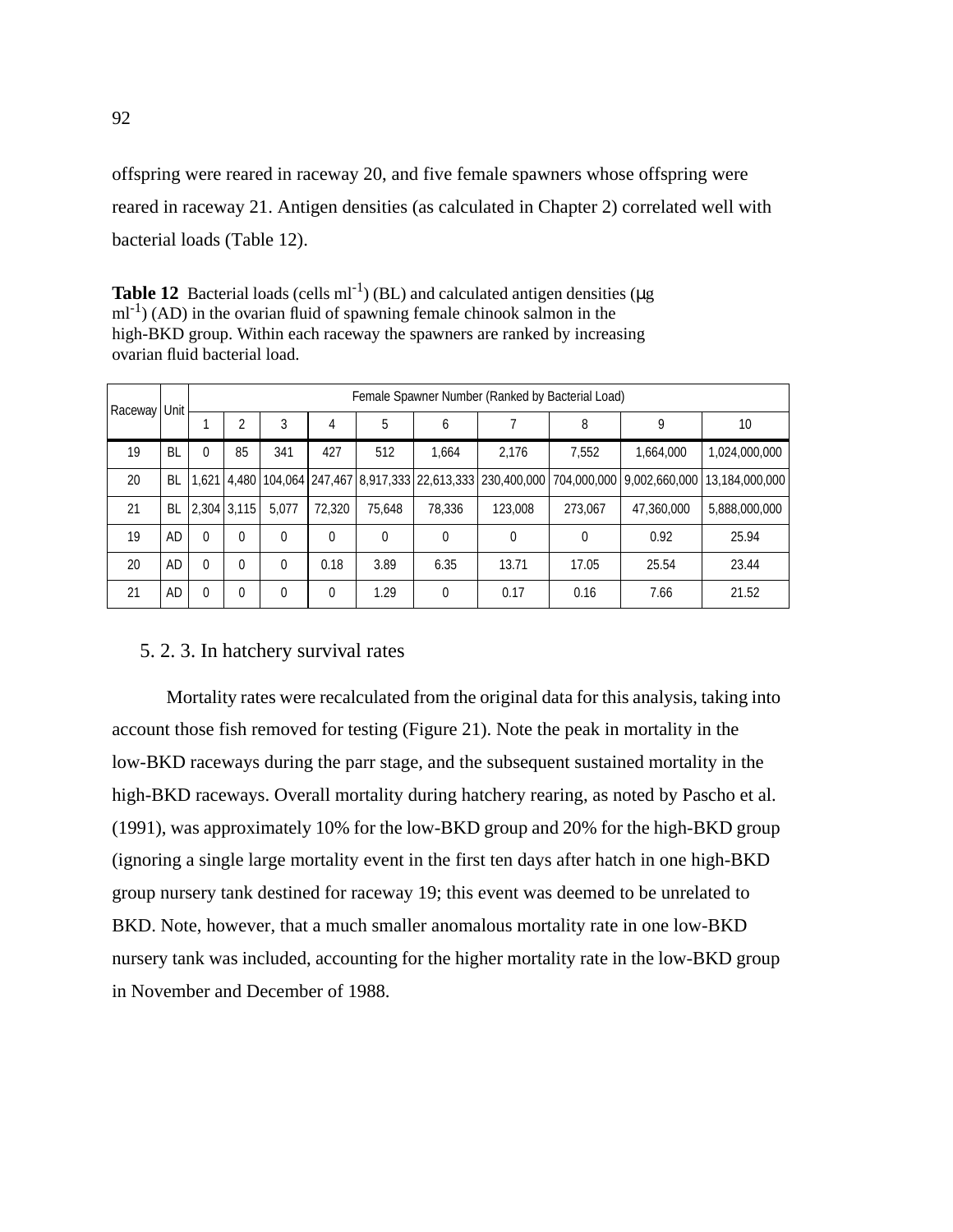offspring were reared in raceway 20, and five female spawners whose offspring were reared in raceway 21. Antigen densities (as calculated in Chapter 2) correlated well with bacterial loads (Table 12).

**Table 12** Bacterial loads (cells ml$^{-1}$) (BL) and calculated antigen densities (μg ml$^{-1}$) (AD) in the ovarian fluid of spawning female chinook salmon in the high-BKD group. Within each raceway the spawners are ranked by increasing ovarian fluid bacterial load.

| Raceway | Unit | Female Spawner Number (Ranked by Bacterial Load) | | | | | | | | | |
|---|---|---|---|---|---|---|---|---|---|---|---|
| | | 1 | 2 | 3 | 4 | 5 | 6 | 7 | 8 | 9 | 10 |
| 19 | BL | 0 | 85 | 341 | 427 | 512 | 1,664 | 2,176 | 7,552 | 1,664,000 | 1,024,000,000 |
| 20 | BL | 1,621 | 4,480 | 104,064 | 247,467 | 8,917,333 | 22,613,333 | 230,400,000 | 704,000,000 | 9,002,660,000 | 13,184,000,000 |
| 21 | BL | 2,304 | 3,115 | 5,077 | 72,320 | 75,648 | 78,336 | 123,008 | 273,067 | 47,360,000 | 5,888,000,000 |
| 19 | AD | 0 | 0 | 0 | 0 | 0 | 0 | 0 | 0 | 0.92 | 25.94 |
| 20 | AD | 0 | 0 | 0 | 0.18 | 3.89 | 6.35 | 13.71 | 17.05 | 25.54 | 23.44 |
| 21 | AD | 0 | 0 | 0 | 0 | 1.29 | 0 | 0.17 | 0.16 | 7.66 | 21.52 |

### 5. 2. 3. In hatchery survival rates

Mortality rates were recalculated from the original data for this analysis, taking into account those fish removed for testing (Figure 21). Note the peak in mortality in the low-BKD raceways during the parr stage, and the subsequent sustained mortality in the high-BKD raceways. Overall mortality during hatchery rearing, as noted by Pascho et al. (1991), was approximately 10% for the low-BKD group and 20% for the high-BKD group (ignoring a single large mortality event in the first ten days after hatch in one high-BKD group nursery tank destined for raceway 19; this event was deemed to be unrelated to BKD. Note, however, that a much smaller anomalous mortality rate in one low-BKD nursery tank was included, accounting for the higher mortality rate in the low-BKD group in November and December of 1988.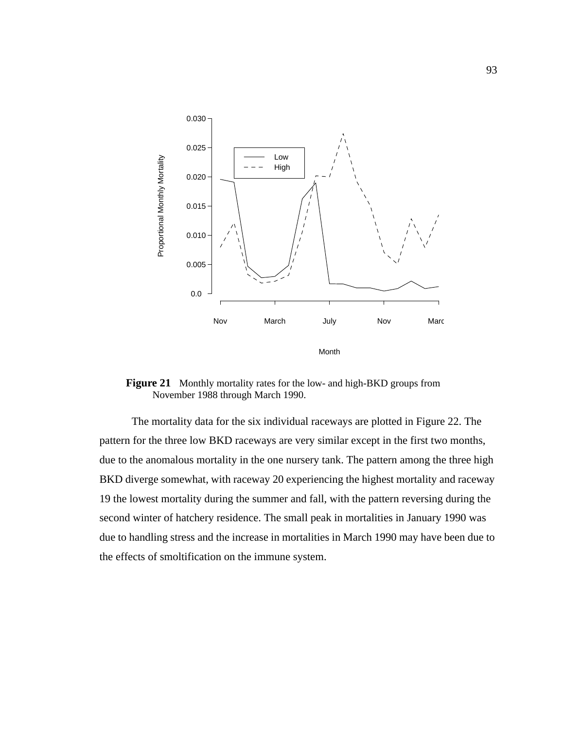**Figure 21** Monthly mortality rates for the low- and high-BKD groups from November 1988 through March 1990.

The mortality data for the six individual raceways are plotted in Figure 22. The pattern for the three low BKD raceways are very similar except in the first two months, due to the anomalous mortality in the one nursery tank. The pattern among the three high BKD diverge somewhat, with raceway 20 experiencing the highest mortality and raceway 19 the lowest mortality during the summer and fall, with the pattern reversing during the second winter of hatchery residence. The small peak in mortalities in January 1990 was due to handling stress and the increase in mortalities in March 1990 may have been due to the effects of smoltification on the immune system.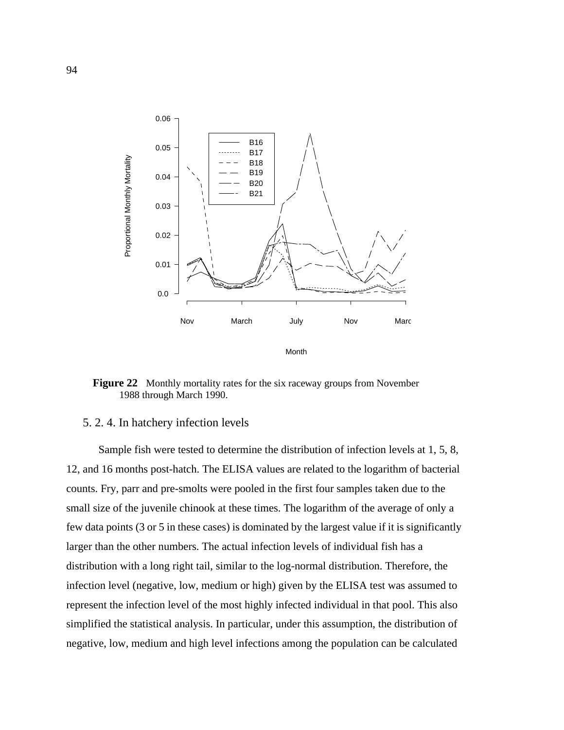**Figure 22** Monthly mortality rates for the six raceway groups from November 1988 through March 1990.

### 5. 2. 4. In hatchery infection levels

Sample fish were tested to determine the distribution of infection levels at 1, 5, 8, 12, and 16 months post-hatch. The ELISA values are related to the logarithm of bacterial counts. Fry, parr and pre-smolts were pooled in the first four samples taken due to the small size of the juvenile chinook at these times. The logarithm of the average of only a few data points (3 or 5 in these cases) is dominated by the largest value if it is significantly larger than the other numbers. The actual infection levels of individual fish has a distribution with a long right tail, similar to the log-normal distribution. Therefore, the infection level (negative, low, medium or high) given by the ELISA test was assumed to represent the infection level of the most highly infected individual in that pool. This also simplified the statistical analysis. In particular, under this assumption, the distribution of negative, low, medium and high level infections among the population can be calculated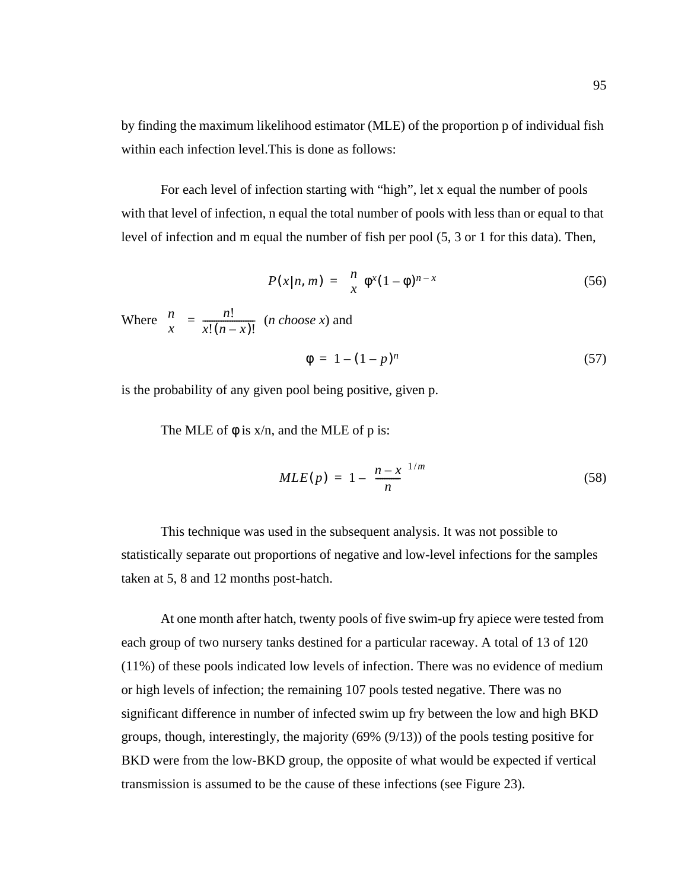by finding the maximum likelihood estimator (MLE) of the proportion p of individual fish within each infection level.This is done as follows:

For each level of infection starting with “high”, let x equal the number of pools with that level of infection, n equal the total number of pools with less than or equal to that level of infection and m equal the number of fish per pool (5, 3 or 1 for this data). Then,

$$P(x|n, m) = \binom{n}{x} \phi^x (1 - \phi)^{n - x} \tag{56}$$

Where $\binom{n}{x} = \frac{n!}{x!(n - x)!}$ (*n choose x*) and

$$\phi = 1 - (1 - p)^n \tag{57}$$

is the probability of any given pool being positive, given p.

The MLE of $\phi$ is x/n, and the MLE of p is:

$$MLE(p) = 1 - \left(\frac{n - x}{n}\right)^{1/m} \tag{58}$$

This technique was used in the subsequent analysis. It was not possible to statistically separate out proportions of negative and low-level infections for the samples taken at 5, 8 and 12 months post-hatch.

At one month after hatch, twenty pools of five swim-up fry apiece were tested from each group of two nursery tanks destined for a particular raceway. A total of 13 of 120 (11%) of these pools indicated low levels of infection. There was no evidence of medium or high levels of infection; the remaining 107 pools tested negative. There was no significant difference in number of infected swim up fry between the low and high BKD groups, though, interestingly, the majority (69% (9/13)) of the pools testing positive for BKD were from the low-BKD group, the opposite of what would be expected if vertical transmission is assumed to be the cause of these infections (see Figure 23).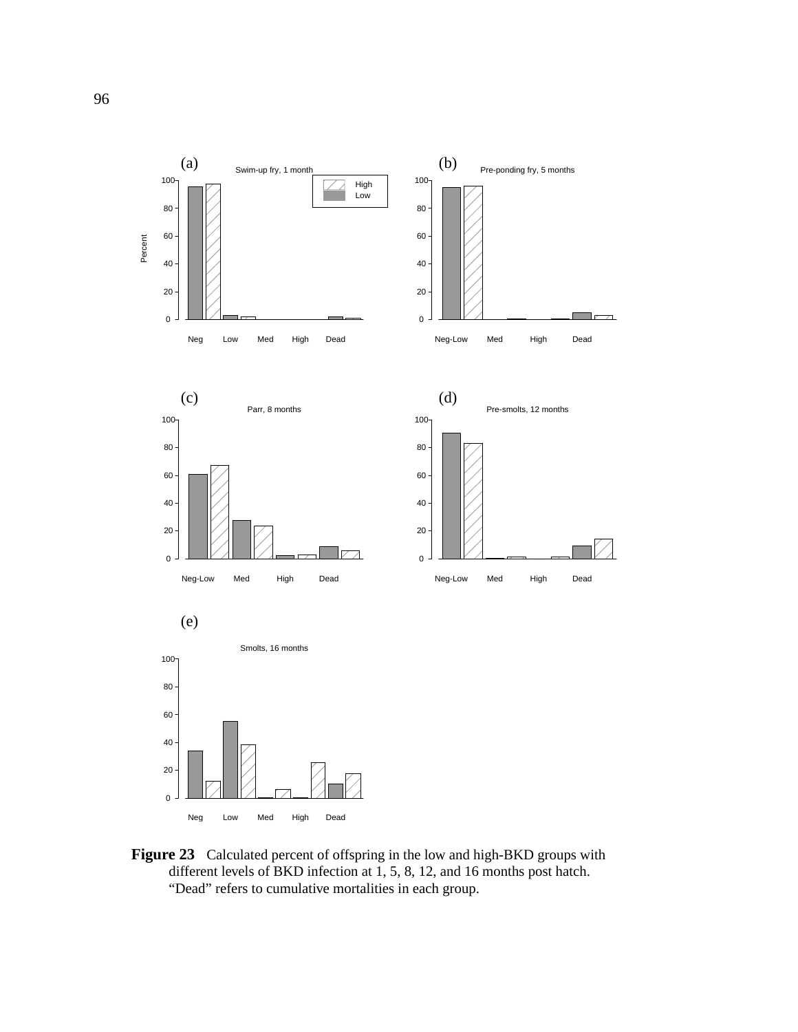**Figure 23** Calculated percent of offspring in the low and high-BKD groups with different levels of BKD infection at 1, 5, 8, 12, and 16 months post hatch. "Dead" refers to cumulative mortalities in each group.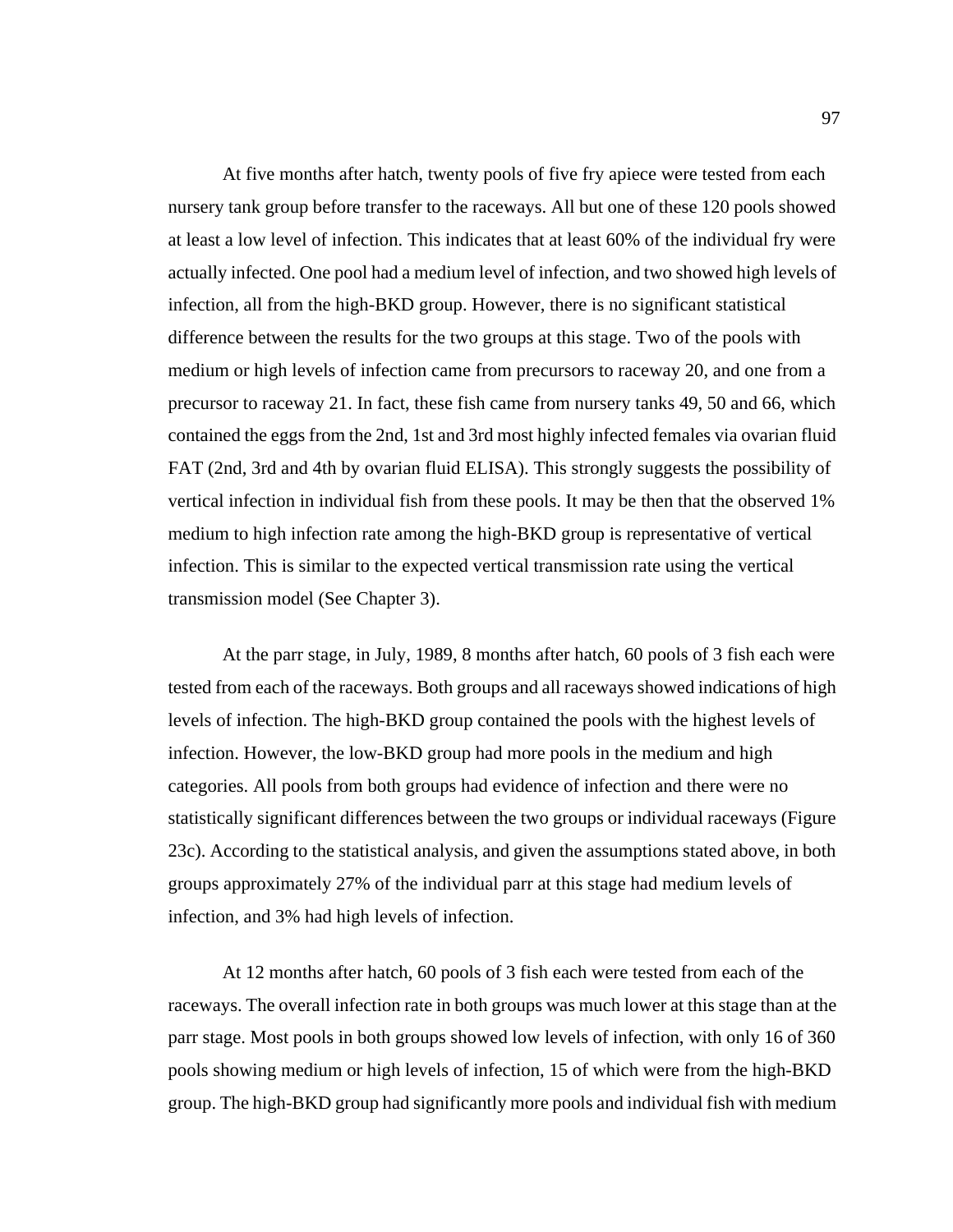At five months after hatch, twenty pools of five fry apiece were tested from each nursery tank group before transfer to the raceways. All but one of these 120 pools showed at least a low level of infection. This indicates that at least 60% of the individual fry were actually infected. One pool had a medium level of infection, and two showed high levels of infection, all from the high-BKD group. However, there is no significant statistical difference between the results for the two groups at this stage. Two of the pools with medium or high levels of infection came from precursors to raceway 20, and one from a precursor to raceway 21. In fact, these fish came from nursery tanks 49, 50 and 66, which contained the eggs from the 2nd, 1st and 3rd most highly infected females via ovarian fluid FAT (2nd, 3rd and 4th by ovarian fluid ELISA). This strongly suggests the possibility of vertical infection in individual fish from these pools. It may be then that the observed 1% medium to high infection rate among the high-BKD group is representative of vertical infection. This is similar to the expected vertical transmission rate using the vertical transmission model (See Chapter 3).

At the parr stage, in July, 1989, 8 months after hatch, 60 pools of 3 fish each were tested from each of the raceways. Both groups and all raceways showed indications of high levels of infection. The high-BKD group contained the pools with the highest levels of infection. However, the low-BKD group had more pools in the medium and high categories. All pools from both groups had evidence of infection and there were no statistically significant differences between the two groups or individual raceways (Figure 23c). According to the statistical analysis, and given the assumptions stated above, in both groups approximately 27% of the individual parr at this stage had medium levels of infection, and 3% had high levels of infection.

At 12 months after hatch, 60 pools of 3 fish each were tested from each of the raceways. The overall infection rate in both groups was much lower at this stage than at the parr stage. Most pools in both groups showed low levels of infection, with only 16 of 360 pools showing medium or high levels of infection, 15 of which were from the high-BKD group. The high-BKD group had significantly more pools and individual fish with medium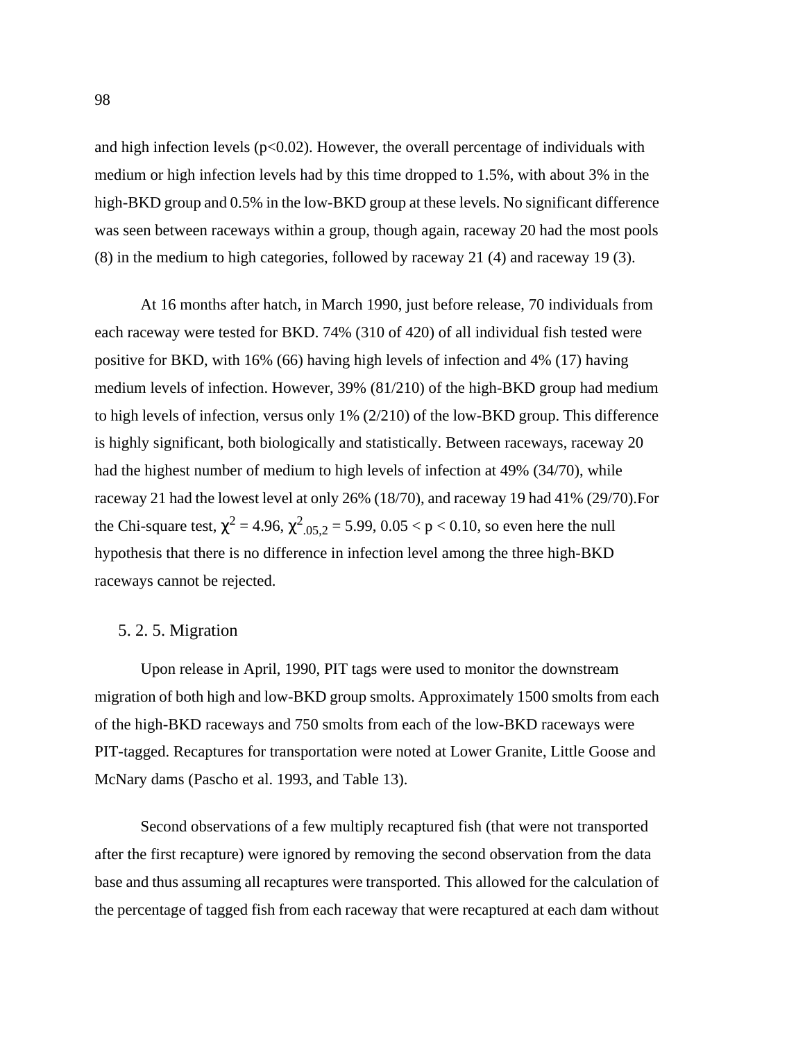and high infection levels ($p<0.02$). However, the overall percentage of individuals with medium or high infection levels had by this time dropped to 1.5%, with about 3% in the high-BKD group and 0.5% in the low-BKD group at these levels. No significant difference was seen between raceways within a group, though again, raceway 20 had the most pools (8) in the medium to high categories, followed by raceway 21 (4) and raceway 19 (3).

At 16 months after hatch, in March 1990, just before release, 70 individuals from each raceway were tested for BKD. 74% (310 of 420) of all individual fish tested were positive for BKD, with 16% (66) having high levels of infection and 4% (17) having medium levels of infection. However, 39% (81/210) of the high-BKD group had medium to high levels of infection, versus only 1% (2/210) of the low-BKD group. This difference is highly significant, both biologically and statistically. Between raceways, raceway 20 had the highest number of medium to high levels of infection at 49% (34/70), while raceway 21 had the lowest level at only 26% (18/70), and raceway 19 had 41% (29/70).For the Chi-square test, $\chi^2 = 4.96$, $\chi^2_{.05,2} = 5.99$, $0.05 < p < 0.10$, so even here the null hypothesis that there is no difference in infection level among the three high-BKD raceways cannot be rejected.

### 5. 2. 5. Migration

Upon release in April, 1990, PIT tags were used to monitor the downstream migration of both high and low-BKD group smolts. Approximately 1500 smolts from each of the high-BKD raceways and 750 smolts from each of the low-BKD raceways were PIT-tagged. Recaptures for transportation were noted at Lower Granite, Little Goose and McNary dams (Pascho et al. 1993, and Table 13).

Second observations of a few multiply recaptured fish (that were not transported after the first recapture) were ignored by removing the second observation from the data base and thus assuming all recaptures were transported. This allowed for the calculation of the percentage of tagged fish from each raceway that were recaptured at each dam without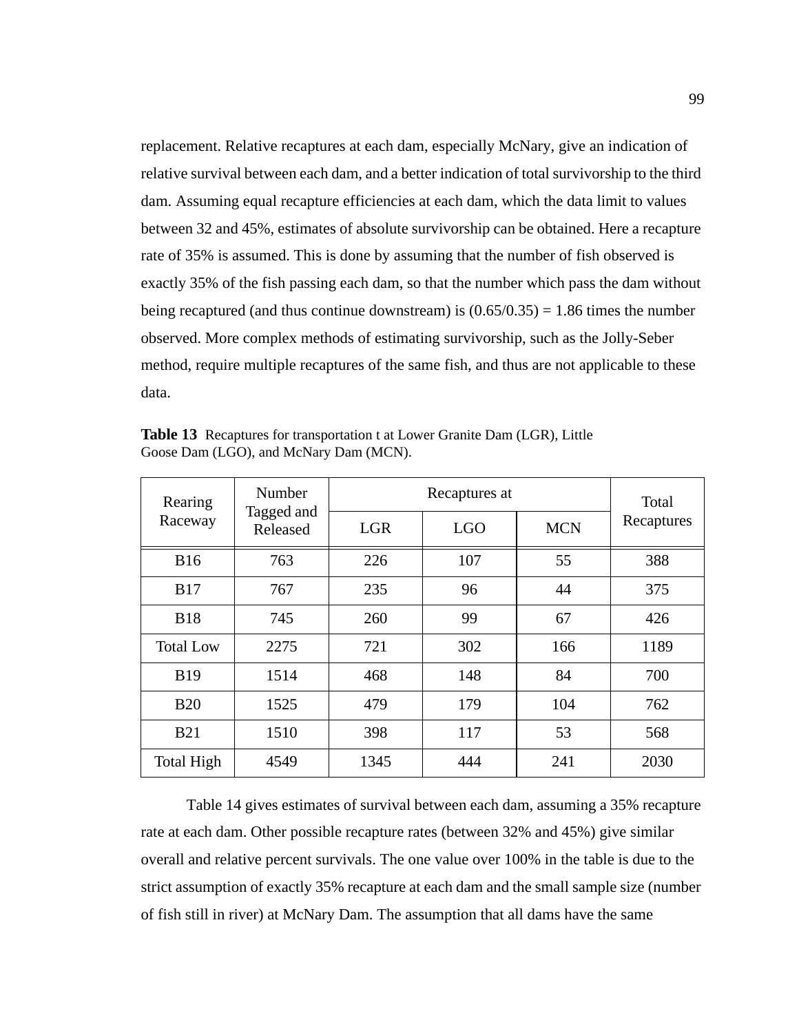replacement. Relative recaptures at each dam, especially McNary, give an indication of relative survival between each dam, and a better indication of total survivorship to the third dam. Assuming equal recapture efficiencies at each dam, which the data limit to values between 32 and 45%, estimates of absolute survivorship can be obtained. Here a recapture rate of 35% is assumed. This is done by assuming that the number of fish observed is exactly 35% of the fish passing each dam, so that the number which pass the dam without being recaptured (and thus continue downstream) is (0.65/0.35) = 1.86 times the number observed. More complex methods of estimating survivorship, such as the Jolly-Seber method, require multiple recaptures of the same fish, and thus are not applicable to these data.

**Table 13** Recaptures for transportation t at Lower Granite Dam (LGR), Little Goose Dam (LGO), and McNary Dam (MCN).

| Rearing Raceway | Number Tagged and Released | Recaptures at | | | Total Recaptures |
|---|---|---|---|---|---|
| | | LGR | LGO | MCN | |
| B16 | 763 | 226 | 107 | 55 | 388 |
| B17 | 767 | 235 | 96 | 44 | 375 |
| B18 | 745 | 260 | 99 | 67 | 426 |
| Total Low | 2275 | 721 | 302 | 166 | 1189 |
| B19 | 1514 | 468 | 148 | 84 | 700 |
| B20 | 1525 | 479 | 179 | 104 | 762 |
| B21 | 1510 | 398 | 117 | 53 | 568 |
| Total High | 4549 | 1345 | 444 | 241 | 2030 |

Table 14 gives estimates of survival between each dam, assuming a 35% recapture rate at each dam. Other possible recapture rates (between 32% and 45%) give similar overall and relative percent survivals. The one value over 100% in the table is due to the strict assumption of exactly 35% recapture at each dam and the small sample size (number of fish still in river) at McNary Dam. The assumption that all dams have the same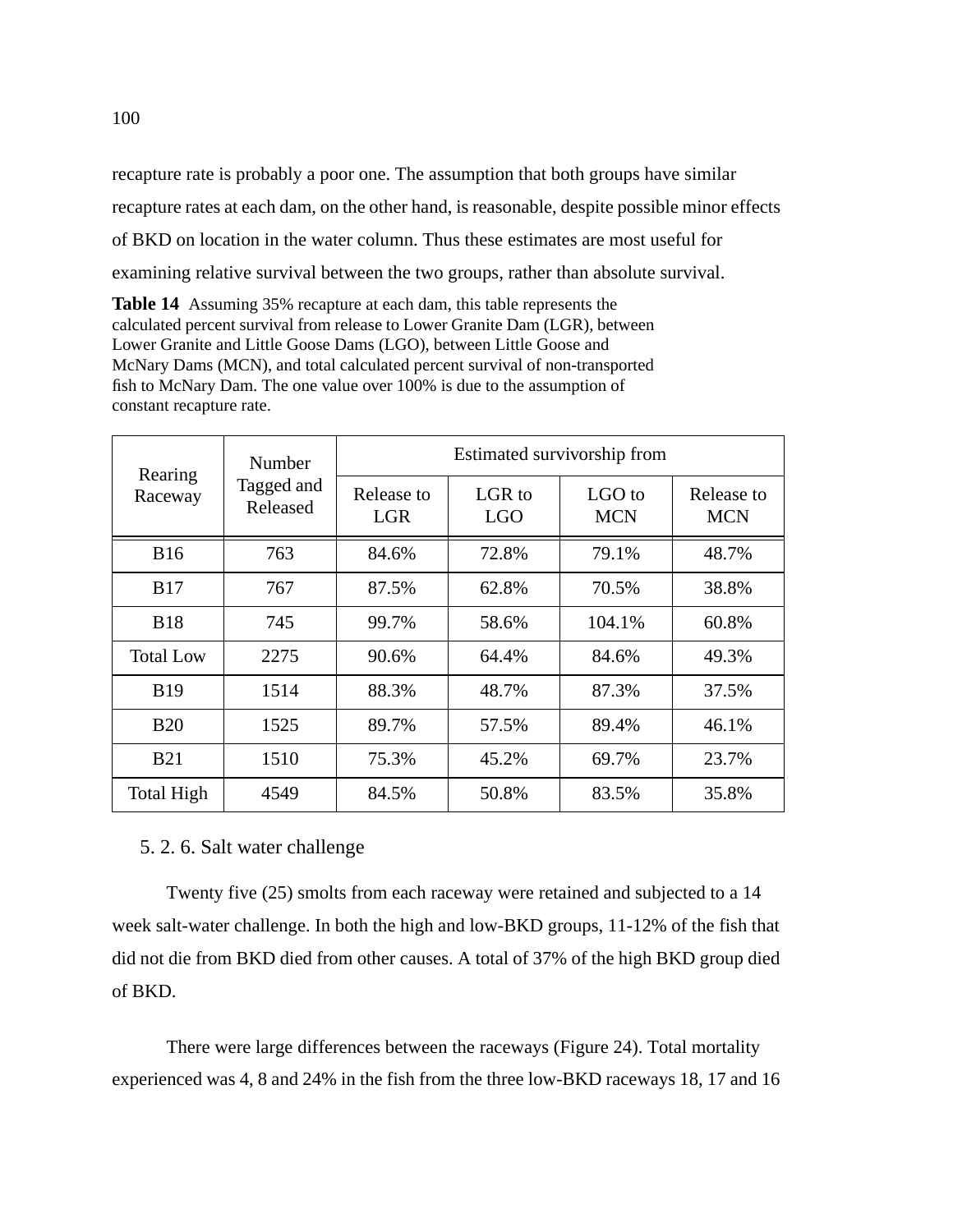recapture rate is probably a poor one. The assumption that both groups have similar recapture rates at each dam, on the other hand, is reasonable, despite possible minor effects of BKD on location in the water column. Thus these estimates are most useful for examining relative survival between the two groups, rather than absolute survival.

**Table 14** Assuming 35% recapture at each dam, this table represents the calculated percent survival from release to Lower Granite Dam (LGR), between Lower Granite and Little Goose Dams (LGO), between Little Goose and McNary Dams (MCN), and total calculated percent survival of non-transported fish to McNary Dam. The one value over 100% is due to the assumption of constant recapture rate.

| Rearing Raceway | Number Tagged and Released | Estimated survivorship from | | | |
|---|---|---|---|---|---|
| | | Release to LGR | LGR to LGO | LGO to MCN | Release to MCN |
| B16 | 763 | 84.6% | 72.8% | 79.1% | 48.7% |
| B17 | 767 | 87.5% | 62.8% | 70.5% | 38.8% |
| B18 | 745 | 99.7% | 58.6% | 104.1% | 60.8% |
| Total Low | 2275 | 90.6% | 64.4% | 84.6% | 49.3% |
| B19 | 1514 | 88.3% | 48.7% | 87.3% | 37.5% |
| B20 | 1525 | 89.7% | 57.5% | 89.4% | 46.1% |
| B21 | 1510 | 75.3% | 45.2% | 69.7% | 23.7% |
| Total High | 4549 | 84.5% | 50.8% | 83.5% | 35.8% |

### 5. 2. 6. Salt water challenge

Twenty five (25) smolts from each raceway were retained and subjected to a 14 week salt-water challenge. In both the high and low-BKD groups, 11-12% of the fish that did not die from BKD died from other causes. A total of 37% of the high BKD group died of BKD.

There were large differences between the raceways (Figure 24). Total mortality experienced was 4, 8 and 24% in the fish from the three low-BKD raceways 18, 17 and 16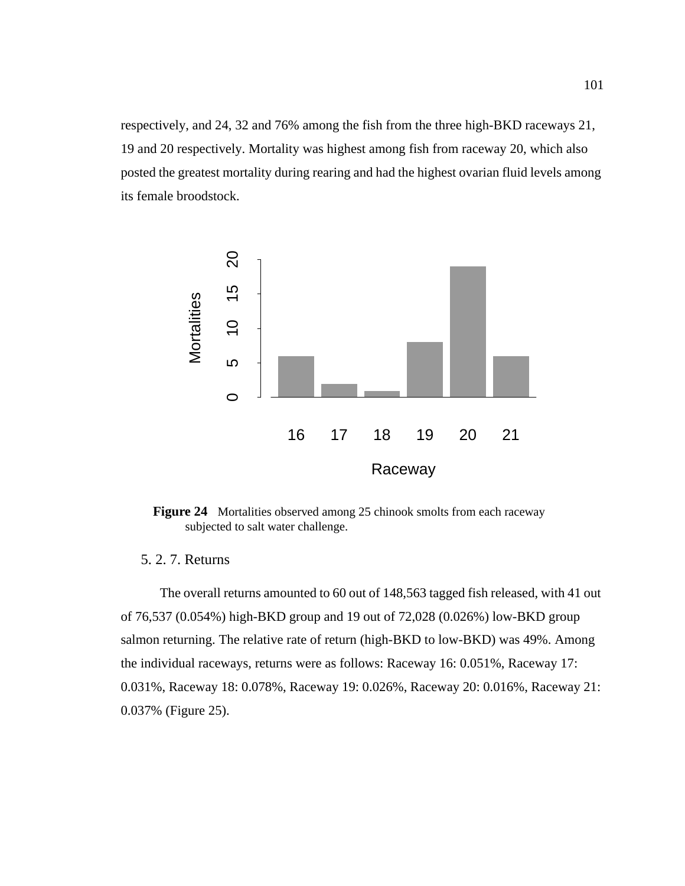respectively, and 24, 32 and 76% among the fish from the three high-BKD raceways 21, 19 and 20 respectively. Mortality was highest among fish from raceway 20, which also posted the greatest mortality during rearing and had the highest ovarian fluid levels among its female broodstock.

**Figure 24** Mortalities observed among 25 chinook smolts from each raceway subjected to salt water challenge.

### 5. 2. 7. Returns

The overall returns amounted to 60 out of 148,563 tagged fish released, with 41 out of 76,537 (0.054%) high-BKD group and 19 out of 72,028 (0.026%) low-BKD group salmon returning. The relative rate of return (high-BKD to low-BKD) was 49%. Among the individual raceways, returns were as follows: Raceway 16: 0.051%, Raceway 17: 0.031%, Raceway 18: 0.078%, Raceway 19: 0.026%, Raceway 20: 0.016%, Raceway 21: 0.037% (Figure 25).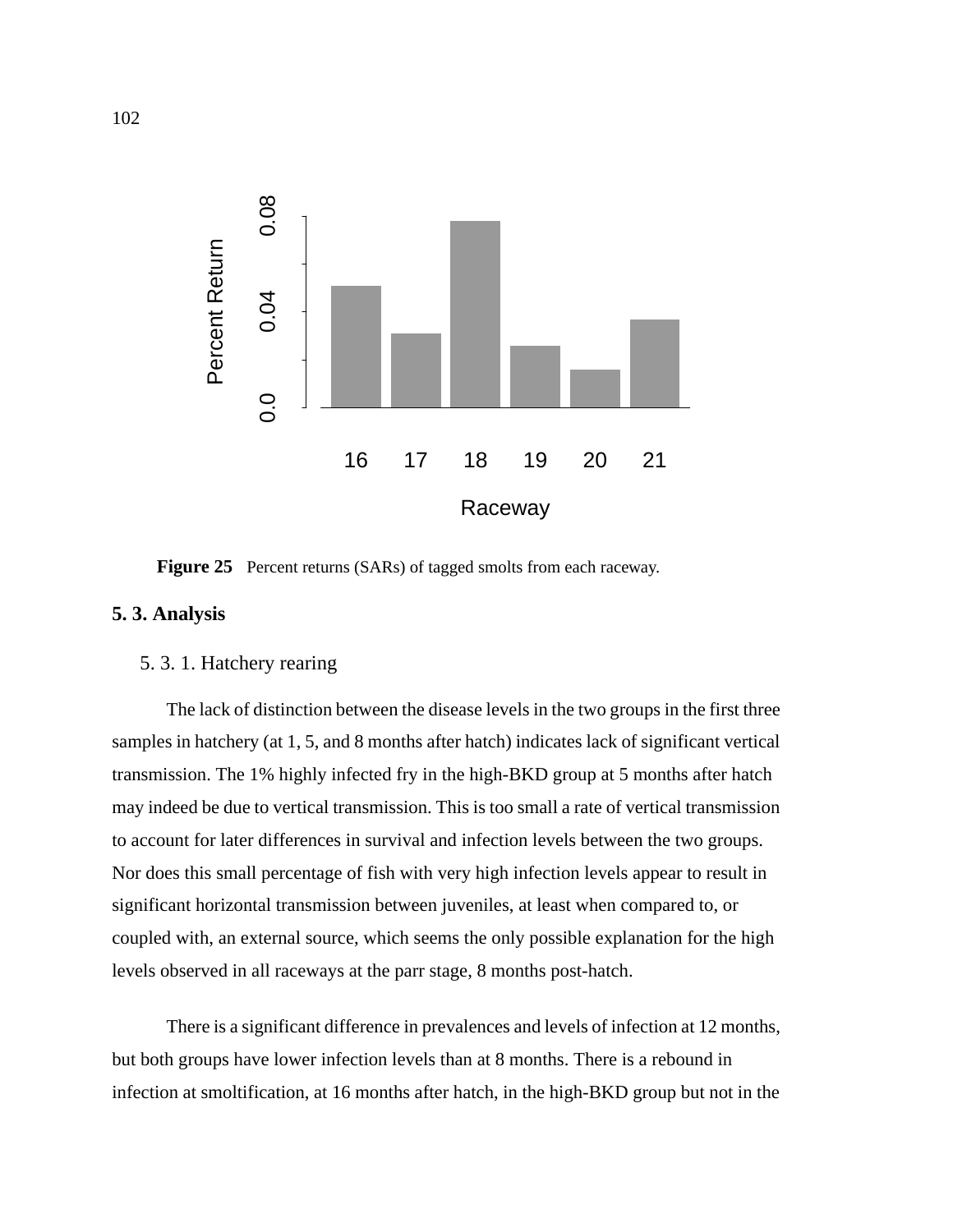**Figure 25** Percent returns (SARs) of tagged smolts from each raceway.

## 5. 3. Analysis

### 5. 3. 1. Hatchery rearing

The lack of distinction between the disease levels in the two groups in the first three samples in hatchery (at 1, 5, and 8 months after hatch) indicates lack of significant vertical transmission. The 1% highly infected fry in the high-BKD group at 5 months after hatch may indeed be due to vertical transmission. This is too small a rate of vertical transmission to account for later differences in survival and infection levels between the two groups. Nor does this small percentage of fish with very high infection levels appear to result in significant horizontal transmission between juveniles, at least when compared to, or coupled with, an external source, which seems the only possible explanation for the high levels observed in all raceways at the parr stage, 8 months post-hatch.

There is a significant difference in prevalences and levels of infection at 12 months, but both groups have lower infection levels than at 8 months. There is a rebound in infection at smoltification, at 16 months after hatch, in the high-BKD group but not in the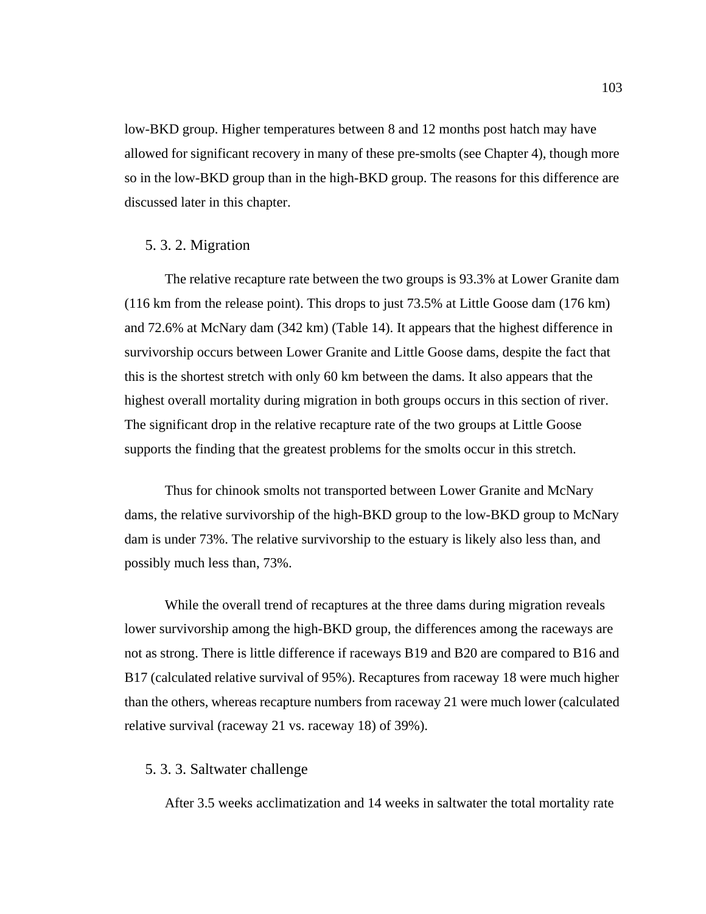low-BKD group. Higher temperatures between 8 and 12 months post hatch may have allowed for significant recovery in many of these pre-smolts (see Chapter 4), though more so in the low-BKD group than in the high-BKD group. The reasons for this difference are discussed later in this chapter.

### 5. 3. 2. Migration

The relative recapture rate between the two groups is 93.3% at Lower Granite dam (116 km from the release point). This drops to just 73.5% at Little Goose dam (176 km) and 72.6% at McNary dam (342 km) (Table 14). It appears that the highest difference in survivorship occurs between Lower Granite and Little Goose dams, despite the fact that this is the shortest stretch with only 60 km between the dams. It also appears that the highest overall mortality during migration in both groups occurs in this section of river. The significant drop in the relative recapture rate of the two groups at Little Goose supports the finding that the greatest problems for the smolts occur in this stretch.

Thus for chinook smolts not transported between Lower Granite and McNary dams, the relative survivorship of the high-BKD group to the low-BKD group to McNary dam is under 73%. The relative survivorship to the estuary is likely also less than, and possibly much less than, 73%.

While the overall trend of recaptures at the three dams during migration reveals lower survivorship among the high-BKD group, the differences among the raceways are not as strong. There is little difference if raceways B19 and B20 are compared to B16 and B17 (calculated relative survival of 95%). Recaptures from raceway 18 were much higher than the others, whereas recapture numbers from raceway 21 were much lower (calculated relative survival (raceway 21 vs. raceway 18) of 39%).

### 5. 3. 3. Saltwater challenge

After 3.5 weeks acclimatization and 14 weeks in saltwater the total mortality rate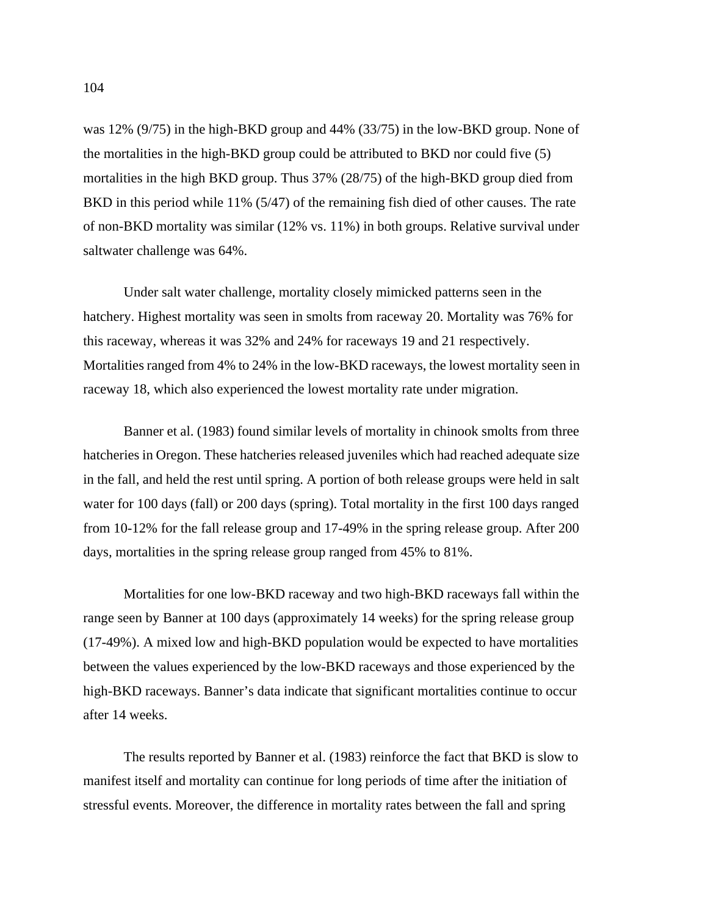was 12% (9/75) in the high-BKD group and 44% (33/75) in the low-BKD group. None of the mortalities in the high-BKD group could be attributed to BKD nor could five (5) mortalities in the high BKD group. Thus 37% (28/75) of the high-BKD group died from BKD in this period while 11% (5/47) of the remaining fish died of other causes. The rate of non-BKD mortality was similar (12% vs. 11%) in both groups. Relative survival under saltwater challenge was 64%.

Under salt water challenge, mortality closely mimicked patterns seen in the hatchery. Highest mortality was seen in smolts from raceway 20. Mortality was 76% for this raceway, whereas it was 32% and 24% for raceways 19 and 21 respectively. Mortalities ranged from 4% to 24% in the low-BKD raceways, the lowest mortality seen in raceway 18, which also experienced the lowest mortality rate under migration.

Banner et al. (1983) found similar levels of mortality in chinook smolts from three hatcheries in Oregon. These hatcheries released juveniles which had reached adequate size in the fall, and held the rest until spring. A portion of both release groups were held in salt water for 100 days (fall) or 200 days (spring). Total mortality in the first 100 days ranged from 10-12% for the fall release group and 17-49% in the spring release group. After 200 days, mortalities in the spring release group ranged from 45% to 81%.

Mortalities for one low-BKD raceway and two high-BKD raceways fall within the range seen by Banner at 100 days (approximately 14 weeks) for the spring release group (17-49%). A mixed low and high-BKD population would be expected to have mortalities between the values experienced by the low-BKD raceways and those experienced by the high-BKD raceways. Banner's data indicate that significant mortalities continue to occur after 14 weeks.

The results reported by Banner et al. (1983) reinforce the fact that BKD is slow to manifest itself and mortality can continue for long periods of time after the initiation of stressful events. Moreover, the difference in mortality rates between the fall and spring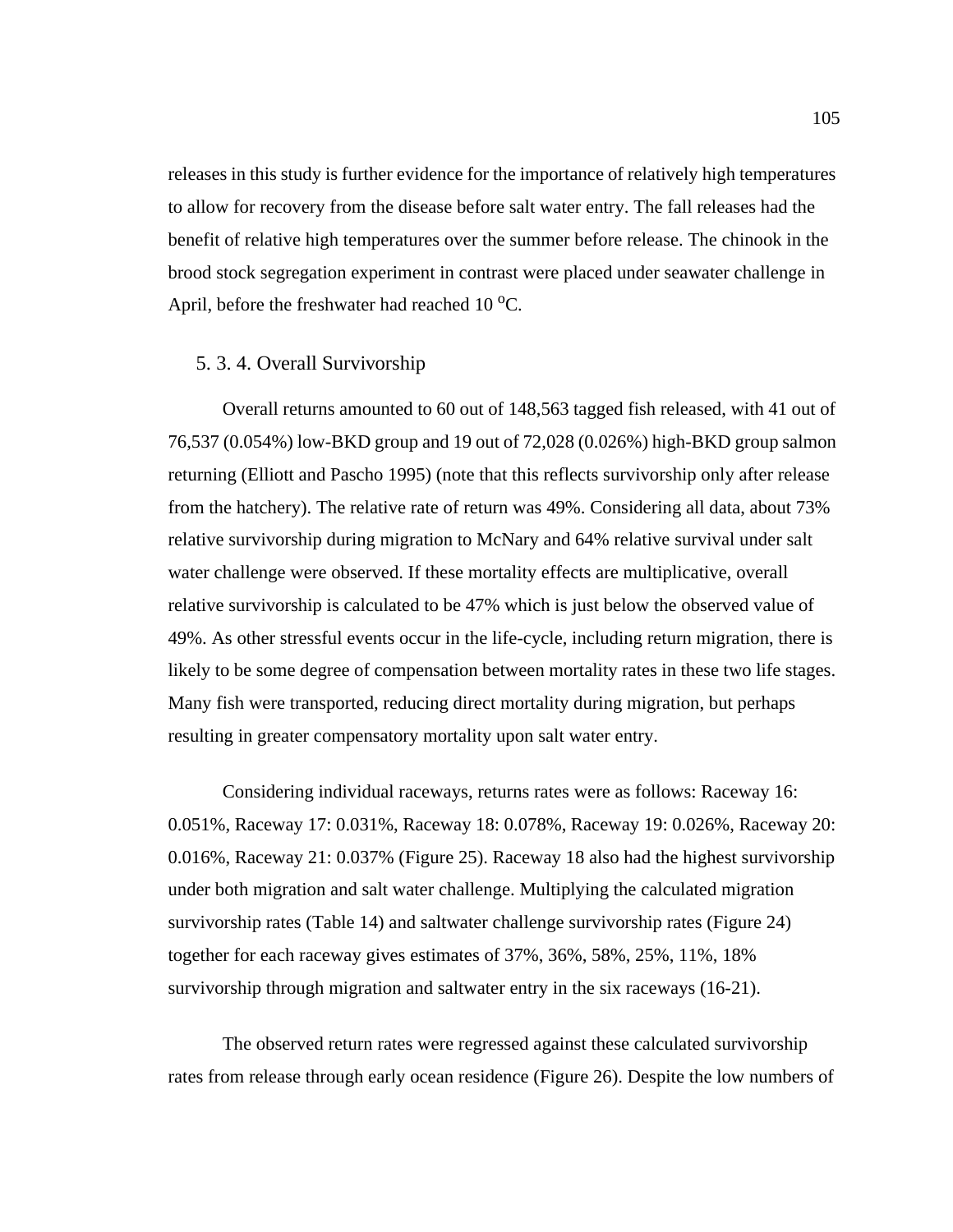releases in this study is further evidence for the importance of relatively high temperatures to allow for recovery from the disease before salt water entry. The fall releases had the benefit of relative high temperatures over the summer before release. The chinook in the brood stock segregation experiment in contrast were placed under seawater challenge in April, before the freshwater had reached 10 $^{o}$C.

### 5. 3. 4. Overall Survivorship

Overall returns amounted to 60 out of 148,563 tagged fish released, with 41 out of 76,537 (0.054%) low-BKD group and 19 out of 72,028 (0.026%) high-BKD group salmon returning (Elliott and Pascho 1995) (note that this reflects survivorship only after release from the hatchery). The relative rate of return was 49%. Considering all data, about 73% relative survivorship during migration to McNary and 64% relative survival under salt water challenge were observed. If these mortality effects are multiplicative, overall relative survivorship is calculated to be 47% which is just below the observed value of 49%. As other stressful events occur in the life-cycle, including return migration, there is likely to be some degree of compensation between mortality rates in these two life stages. Many fish were transported, reducing direct mortality during migration, but perhaps resulting in greater compensatory mortality upon salt water entry.

Considering individual raceways, returns rates were as follows: Raceway 16: 0.051%, Raceway 17: 0.031%, Raceway 18: 0.078%, Raceway 19: 0.026%, Raceway 20: 0.016%, Raceway 21: 0.037% (Figure 25). Raceway 18 also had the highest survivorship under both migration and salt water challenge. Multiplying the calculated migration survivorship rates (Table 14) and saltwater challenge survivorship rates (Figure 24) together for each raceway gives estimates of 37%, 36%, 58%, 25%, 11%, 18% survivorship through migration and saltwater entry in the six raceways (16-21).

The observed return rates were regressed against these calculated survivorship rates from release through early ocean residence (Figure 26). Despite the low numbers of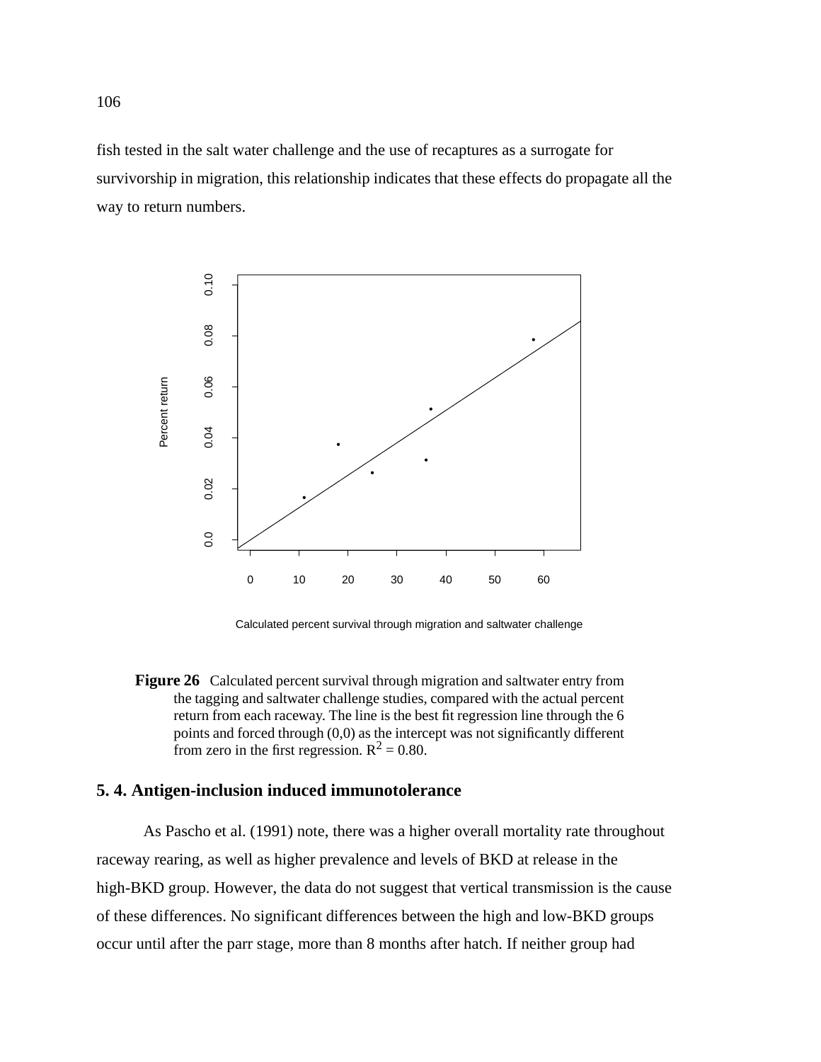fish tested in the salt water challenge and the use of recaptures as a surrogate for survivorship in migration, this relationship indicates that these effects do propagate all the way to return numbers.

**Figure 26** Calculated percent survival through migration and saltwater entry from the tagging and saltwater challenge studies, compared with the actual percent return from each raceway. The line is the best fit regression line through the 6 points and forced through (0,0) as the intercept was not significantly different from zero in the first regression. $R^2 = 0.80$.

## 5. 4. Antigen-inclusion induced immunotolerance

As Pascho et al. (1991) note, there was a higher overall mortality rate throughout raceway rearing, as well as higher prevalence and levels of BKD at release in the high-BKD group. However, the data do not suggest that vertical transmission is the cause of these differences. No significant differences between the high and low-BKD groups occur until after the parr stage, more than 8 months after hatch. If neither group had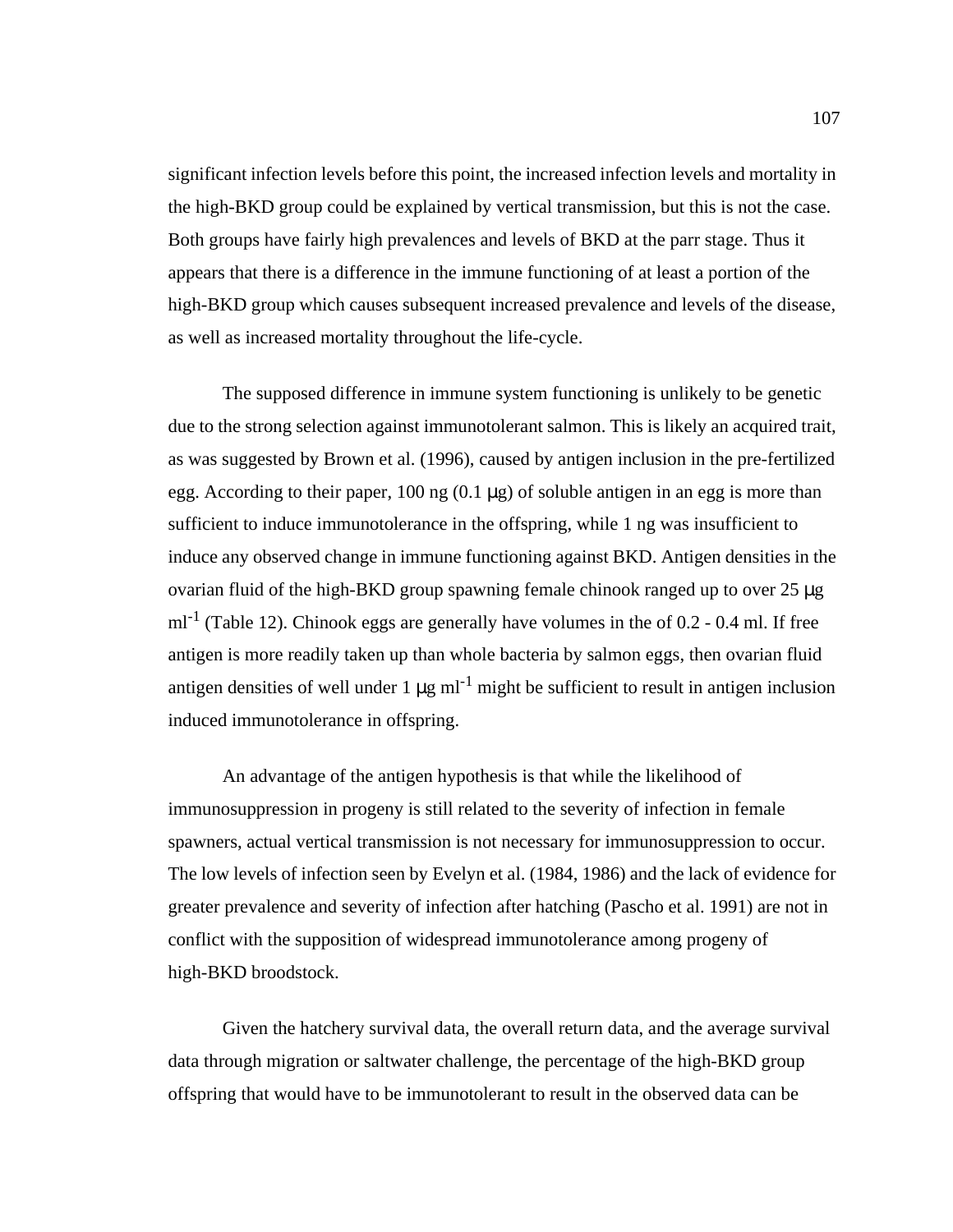significant infection levels before this point, the increased infection levels and mortality in the high-BKD group could be explained by vertical transmission, but this is not the case. Both groups have fairly high prevalences and levels of BKD at the parr stage. Thus it appears that there is a difference in the immune functioning of at least a portion of the high-BKD group which causes subsequent increased prevalence and levels of the disease, as well as increased mortality throughout the life-cycle.

The supposed difference in immune system functioning is unlikely to be genetic due to the strong selection against immunotolerant salmon. This is likely an acquired trait, as was suggested by Brown et al. (1996), caused by antigen inclusion in the pre-fertilized egg. According to their paper, 100 ng (0.1 μg) of soluble antigen in an egg is more than sufficient to induce immunotolerance in the offspring, while 1 ng was insufficient to induce any observed change in immune functioning against BKD. Antigen densities in the ovarian fluid of the high-BKD group spawning female chinook ranged up to over 25 μg $ml^{-1}$ (Table 12). Chinook eggs are generally have volumes in the of 0.2 - 0.4 ml. If free antigen is more readily taken up than whole bacteria by salmon eggs, then ovarian fluid antigen densities of well under 1 μg $ml^{-1}$ might be sufficient to result in antigen inclusion induced immunotolerance in offspring.

An advantage of the antigen hypothesis is that while the likelihood of immunosuppression in progeny is still related to the severity of infection in female spawners, actual vertical transmission is not necessary for immunosuppression to occur. The low levels of infection seen by Evelyn et al. (1984, 1986) and the lack of evidence for greater prevalence and severity of infection after hatching (Pascho et al. 1991) are not in conflict with the supposition of widespread immunotolerance among progeny of high-BKD broodstock.

Given the hatchery survival data, the overall return data, and the average survival data through migration or saltwater challenge, the percentage of the high-BKD group offspring that would have to be immunotolerant to result in the observed data can be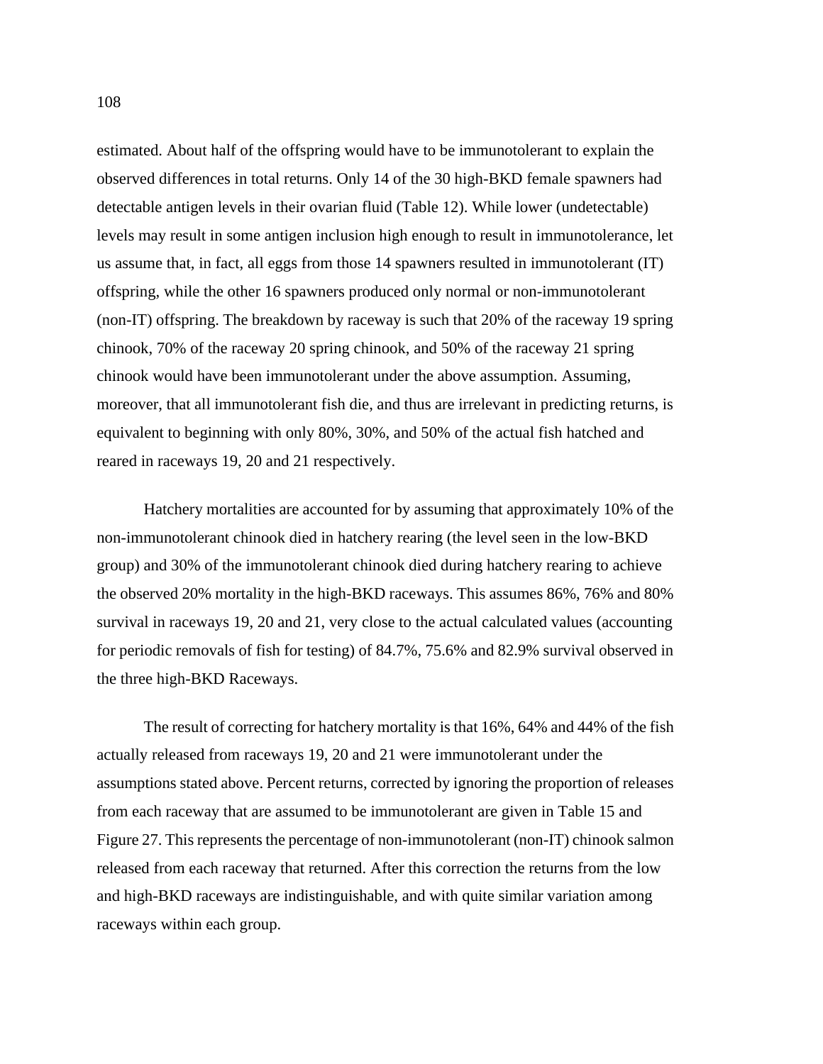estimated. About half of the offspring would have to be immunotolerant to explain the observed differences in total returns. Only 14 of the 30 high-BKD female spawners had detectable antigen levels in their ovarian fluid (Table 12). While lower (undetectable) levels may result in some antigen inclusion high enough to result in immunotolerance, let us assume that, in fact, all eggs from those 14 spawners resulted in immunotolerant (IT) offspring, while the other 16 spawners produced only normal or non-immunotolerant (non-IT) offspring. The breakdown by raceway is such that 20% of the raceway 19 spring chinook, 70% of the raceway 20 spring chinook, and 50% of the raceway 21 spring chinook would have been immunotolerant under the above assumption. Assuming, moreover, that all immunotolerant fish die, and thus are irrelevant in predicting returns, is equivalent to beginning with only 80%, 30%, and 50% of the actual fish hatched and reared in raceways 19, 20 and 21 respectively.

Hatchery mortalities are accounted for by assuming that approximately 10% of the non-immunotolerant chinook died in hatchery rearing (the level seen in the low-BKD group) and 30% of the immunotolerant chinook died during hatchery rearing to achieve the observed 20% mortality in the high-BKD raceways. This assumes 86%, 76% and 80% survival in raceways 19, 20 and 21, very close to the actual calculated values (accounting for periodic removals of fish for testing) of 84.7%, 75.6% and 82.9% survival observed in the three high-BKD Raceways.

The result of correcting for hatchery mortality is that 16%, 64% and 44% of the fish actually released from raceways 19, 20 and 21 were immunotolerant under the assumptions stated above. Percent returns, corrected by ignoring the proportion of releases from each raceway that are assumed to be immunotolerant are given in Table 15 and Figure 27. This represents the percentage of non-immunotolerant (non-IT) chinook salmon released from each raceway that returned. After this correction the returns from the low and high-BKD raceways are indistinguishable, and with quite similar variation among raceways within each group.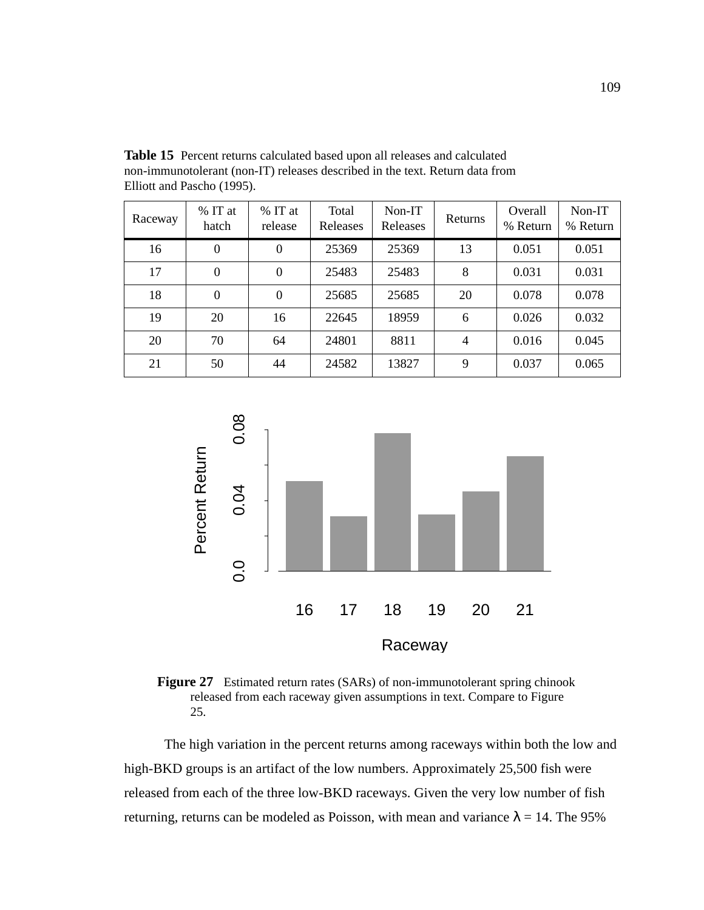**Table 15** Percent returns calculated based upon all releases and calculated non-immunotolerant (non-IT) releases described in the text. Return data from Elliott and Pascho (1995).

| Raceway | % IT at hatch | % IT at release | Total Releases | Non-IT Releases | Returns | Overall % Return | Non-IT % Return |
|---|---|---|---|---|---|---|---|
| 16 | 0 | 0 | 25369 | 25369 | 13 | 0.051 | 0.051 |
| 17 | 0 | 0 | 25483 | 25483 | 8 | 0.031 | 0.031 |
| 18 | 0 | 0 | 25685 | 25685 | 20 | 0.078 | 0.078 |
| 19 | 20 | 16 | 22645 | 18959 | 6 | 0.026 | 0.032 |
| 20 | 70 | 64 | 24801 | 8811 | 4 | 0.016 | 0.045 |
| 21 | 50 | 44 | 24582 | 13827 | 9 | 0.037 | 0.065 |

**Figure 27** Estimated return rates (SARs) of non-immunotolerant spring chinook released from each raceway given assumptions in text. Compare to Figure 25.

The high variation in the percent returns among raceways within both the low and high-BKD groups is an artifact of the low numbers. Approximately 25,500 fish were released from each of the three low-BKD raceways. Given the very low number of fish returning, returns can be modeled as Poisson, with mean and variance $\lambda = 14$. The 95%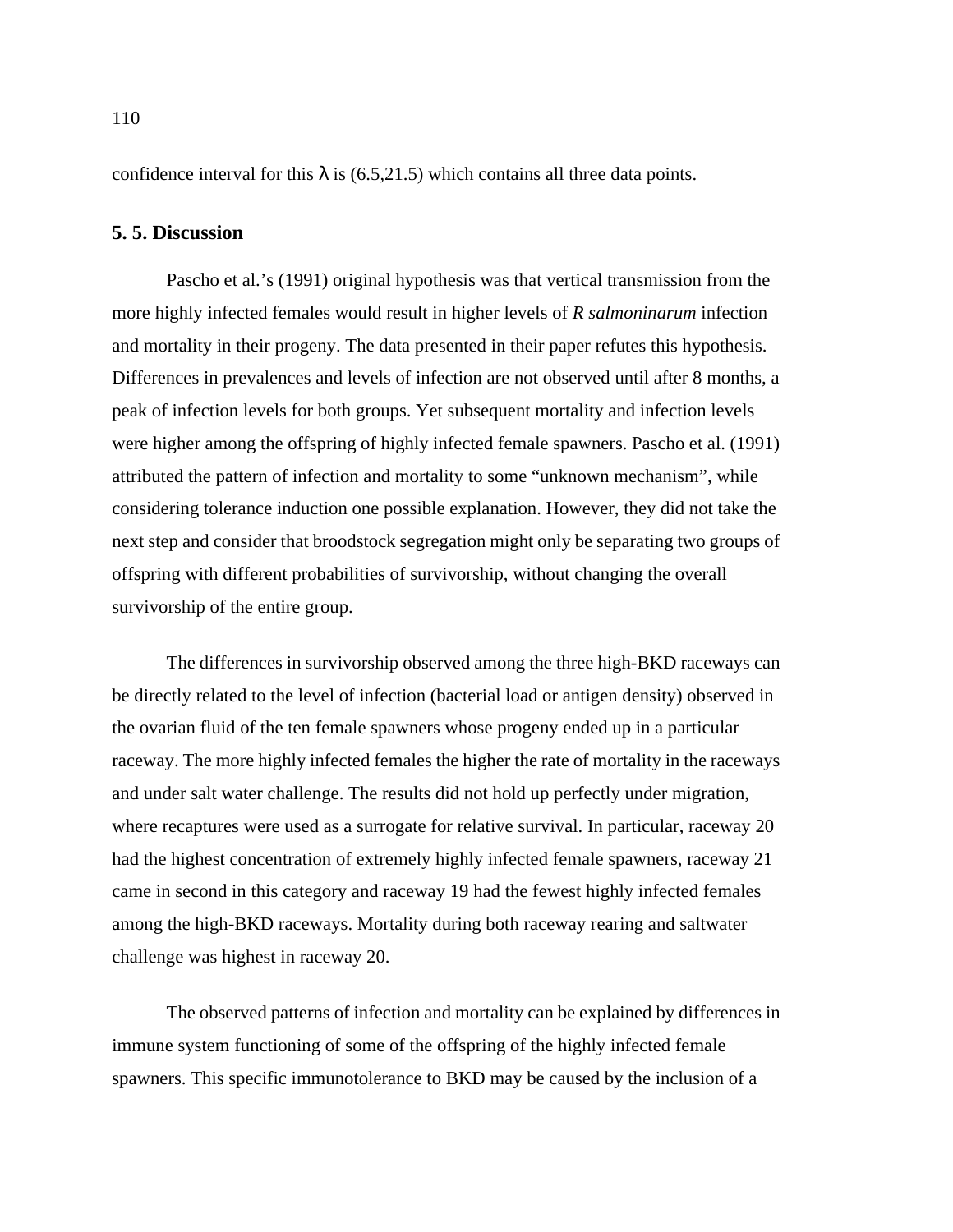confidence interval for this $\lambda$ is (6.5,21.5) which contains all three data points.

## 5. 5. Discussion

Pascho et al.'s (1991) original hypothesis was that vertical transmission from the more highly infected females would result in higher levels of *R salmoninarum* infection and mortality in their progeny. The data presented in their paper refutes this hypothesis. Differences in prevalences and levels of infection are not observed until after 8 months, a peak of infection levels for both groups. Yet subsequent mortality and infection levels were higher among the offspring of highly infected female spawners. Pascho et al. (1991) attributed the pattern of infection and mortality to some "unknown mechanism", while considering tolerance induction one possible explanation. However, they did not take the next step and consider that broodstock segregation might only be separating two groups of offspring with different probabilities of survivorship, without changing the overall survivorship of the entire group.

The differences in survivorship observed among the three high-BKD raceways can be directly related to the level of infection (bacterial load or antigen density) observed in the ovarian fluid of the ten female spawners whose progeny ended up in a particular raceway. The more highly infected females the higher the rate of mortality in the raceways and under salt water challenge. The results did not hold up perfectly under migration, where recaptures were used as a surrogate for relative survival. In particular, raceway 20 had the highest concentration of extremely highly infected female spawners, raceway 21 came in second in this category and raceway 19 had the fewest highly infected females among the high-BKD raceways. Mortality during both raceway rearing and saltwater challenge was highest in raceway 20.

The observed patterns of infection and mortality can be explained by differences in immune system functioning of some of the offspring of the highly infected female spawners. This specific immunotolerance to BKD may be caused by the inclusion of a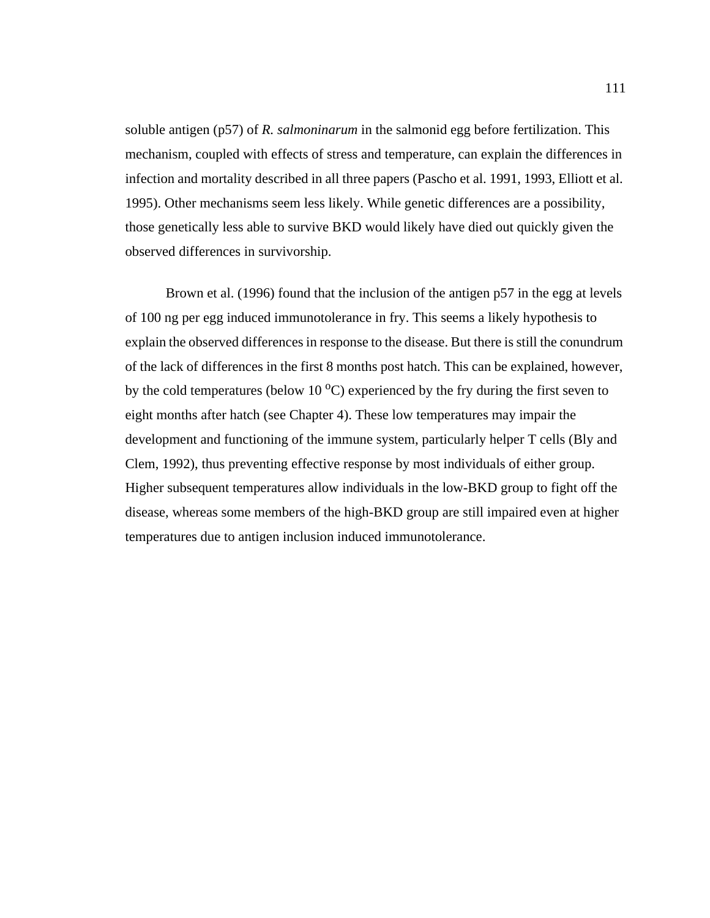soluble antigen (p57) of *R. salmoninarum* in the salmonid egg before fertilization. This mechanism, coupled with effects of stress and temperature, can explain the differences in infection and mortality described in all three papers (Pascho et al. 1991, 1993, Elliott et al. 1995). Other mechanisms seem less likely. While genetic differences are a possibility, those genetically less able to survive BKD would likely have died out quickly given the observed differences in survivorship.

Brown et al. (1996) found that the inclusion of the antigen p57 in the egg at levels of 100 ng per egg induced immunotolerance in fry. This seems a likely hypothesis to explain the observed differences in response to the disease. But there is still the conundrum of the lack of differences in the first 8 months post hatch. This can be explained, however, by the cold temperatures (below 10 $^{o}$C) experienced by the fry during the first seven to eight months after hatch (see Chapter 4). These low temperatures may impair the development and functioning of the immune system, particularly helper T cells (Bly and Clem, 1992), thus preventing effective response by most individuals of either group. Higher subsequent temperatures allow individuals in the low-BKD group to fight off the disease, whereas some members of the high-BKD group are still impaired even at higher temperatures due to antigen inclusion induced immunotolerance.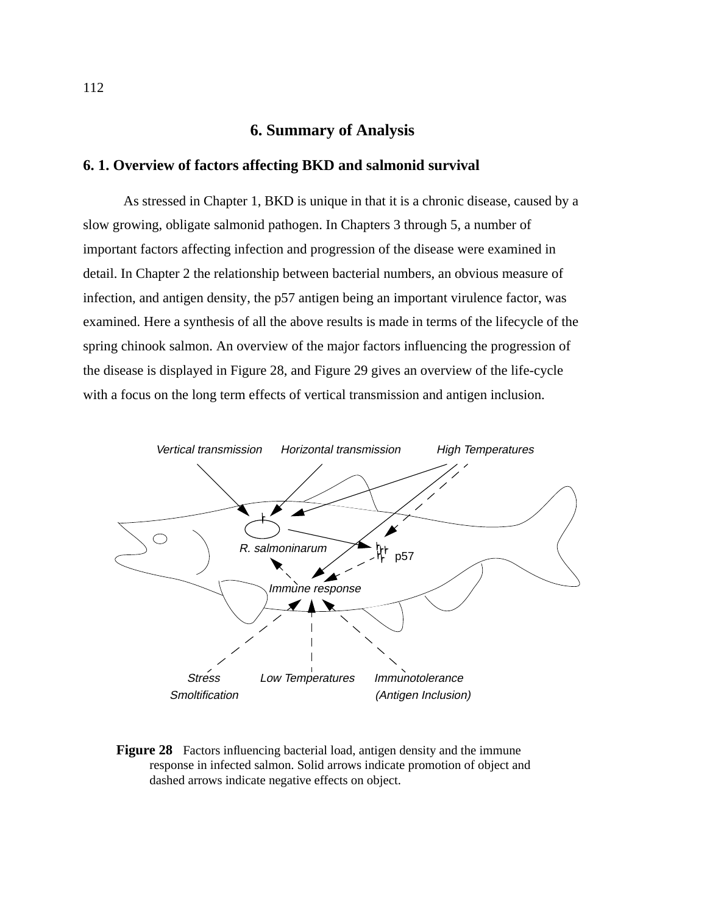# 6. Summary of Analysis

## 6. 1. Overview of factors affecting BKD and salmonid survival

As stressed in Chapter 1, BKD is unique in that it is a chronic disease, caused by a slow growing, obligate salmonid pathogen. In Chapters 3 through 5, a number of important factors affecting infection and progression of the disease were examined in detail. In Chapter 2 the relationship between bacterial numbers, an obvious measure of infection, and antigen density, the p57 antigen being an important virulence factor, was examined. Here a synthesis of all the above results is made in terms of the lifecycle of the spring chinook salmon. An overview of the major factors influencing the progression of the disease is displayed in Figure 28, and Figure 29 gives an overview of the life-cycle with a focus on the long term effects of vertical transmission and antigen inclusion.

**Figure 28** Factors influencing bacterial load, antigen density and the immune response in infected salmon. Solid arrows indicate promotion of object and dashed arrows indicate negative effects on object.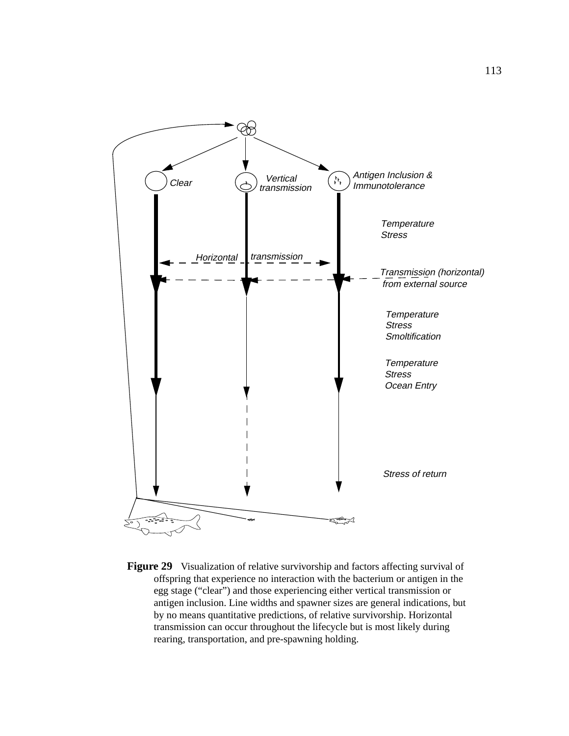**Figure 29** Visualization of relative survivorship and factors affecting survival of offspring that experience no interaction with the bacterium or antigen in the egg stage ("clear") and those experiencing either vertical transmission or antigen inclusion. Line widths and spawner sizes are general indications, but by no means quantitative predictions, of relative survivorship. Horizontal transmission can occur throughout the lifecycle but is most likely during rearing, transportation, and pre-spawning holding.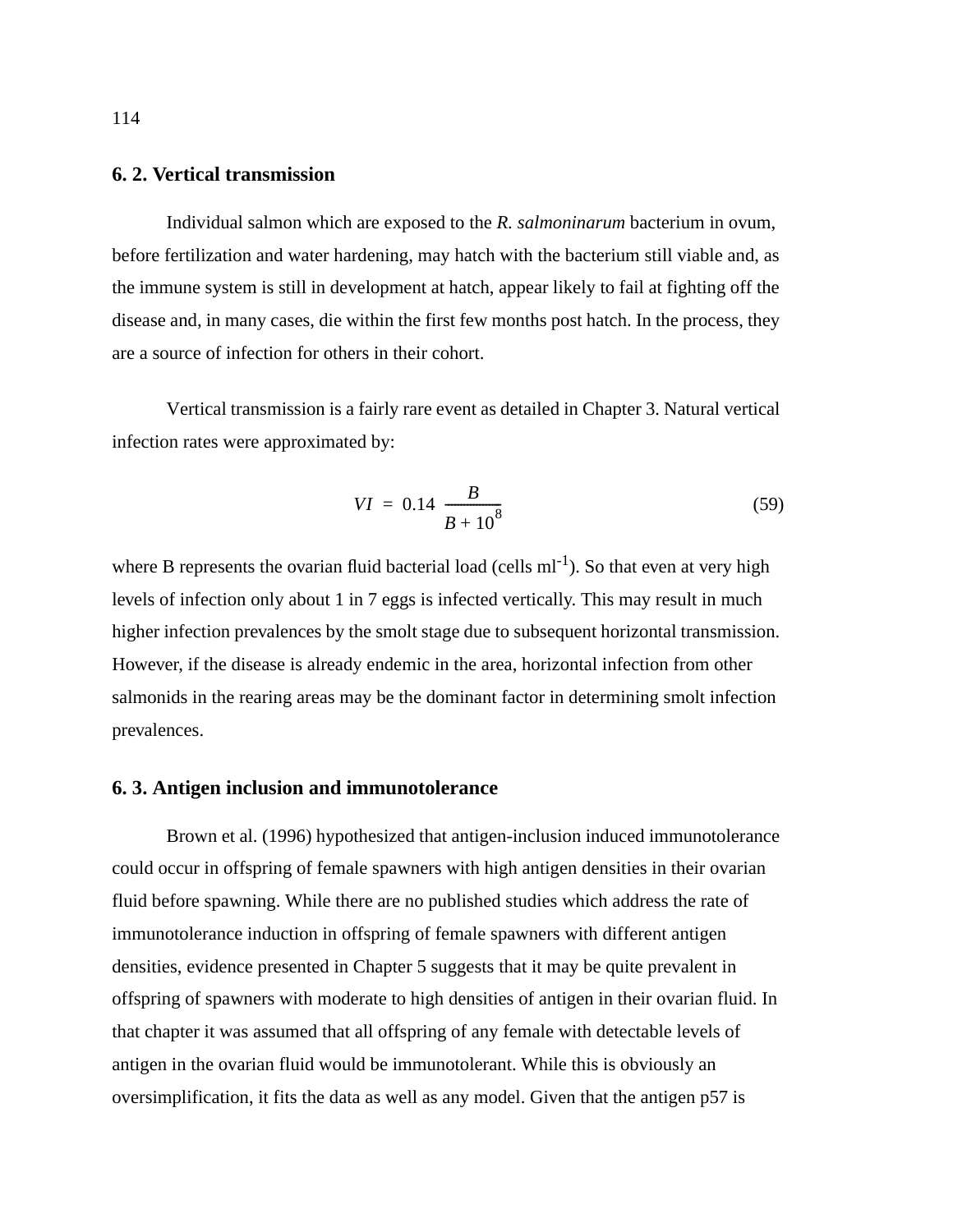## 6. 2. Vertical transmission

Individual salmon which are exposed to the *R. salmoninarum* bacterium in ovum, before fertilization and water hardening, may hatch with the bacterium still viable and, as the immune system is still in development at hatch, appear likely to fail at fighting off the disease and, in many cases, die within the first few months post hatch. In the process, they are a source of infection for others in their cohort.

Vertical transmission is a fairly rare event as detailed in Chapter 3. Natural vertical infection rates were approximated by:

$$VI = 0.14 \frac{B}{B + 10^8} \tag{59}$$

where B represents the ovarian fluid bacterial load (cells $ml^{-1}$). So that even at very high levels of infection only about 1 in 7 eggs is infected vertically. This may result in much higher infection prevalences by the smolt stage due to subsequent horizontal transmission. However, if the disease is already endemic in the area, horizontal infection from other salmonids in the rearing areas may be the dominant factor in determining smolt infection prevalences.

## 6. 3. Antigen inclusion and immunotolerance

Brown et al. (1996) hypothesized that antigen-inclusion induced immunotolerance could occur in offspring of female spawners with high antigen densities in their ovarian fluid before spawning. While there are no published studies which address the rate of immunotolerance induction in offspring of female spawners with different antigen densities, evidence presented in Chapter 5 suggests that it may be quite prevalent in offspring of spawners with moderate to high densities of antigen in their ovarian fluid. In that chapter it was assumed that all offspring of any female with detectable levels of antigen in the ovarian fluid would be immunotolerant. While this is obviously an oversimplification, it fits the data as well as any model. Given that the antigen p57 is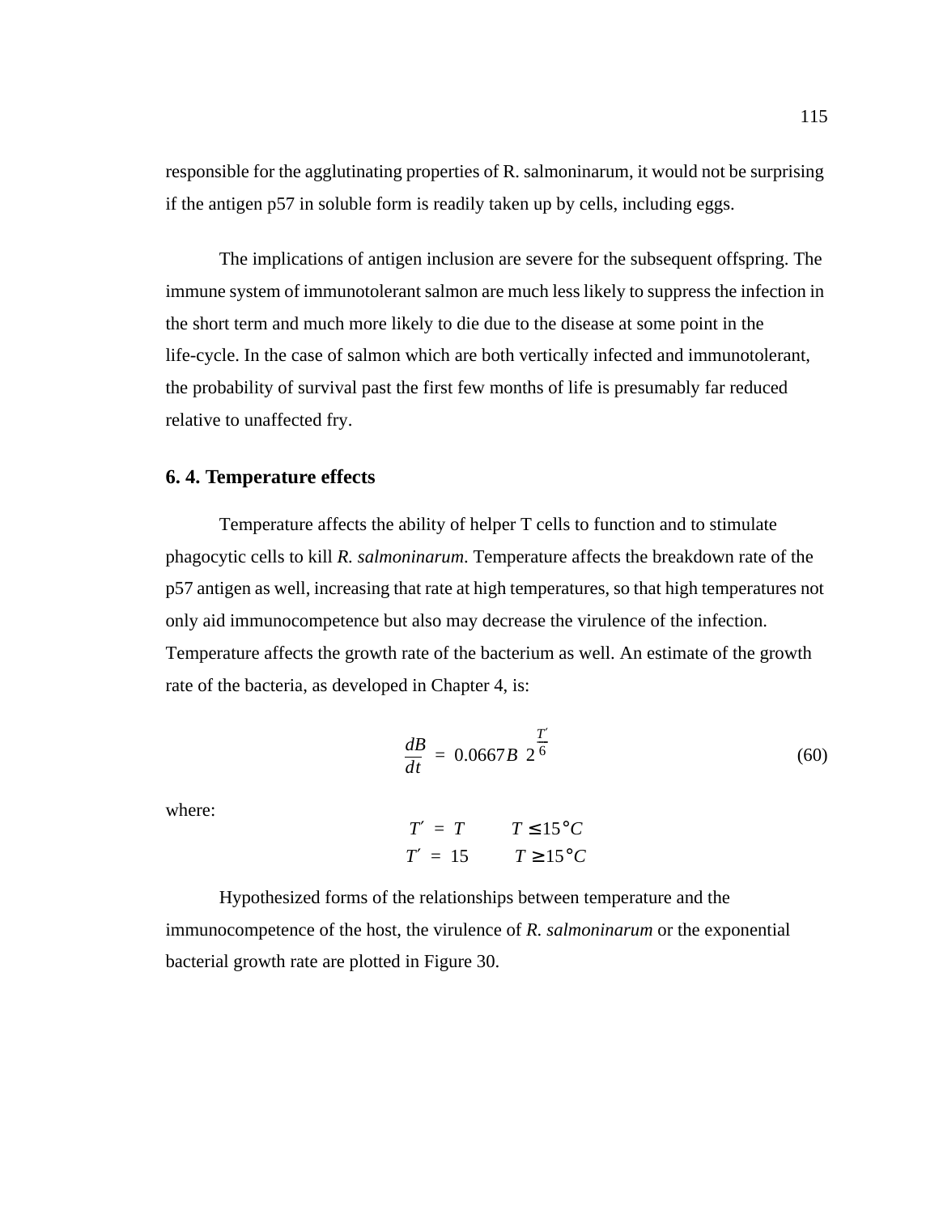responsible for the agglutinating properties of R. salmoninarum, it would not be surprising if the antigen p57 in soluble form is readily taken up by cells, including eggs.

The implications of antigen inclusion are severe for the subsequent offspring. The immune system of immunotolerant salmon are much less likely to suppress the infection in the short term and much more likely to die due to the disease at some point in the life-cycle. In the case of salmon which are both vertically infected and immunotolerant, the probability of survival past the first few months of life is presumably far reduced relative to unaffected fry.

## 6. 4. Temperature effects

Temperature affects the ability of helper T cells to function and to stimulate phagocytic cells to kill *R. salmoninarum*. Temperature affects the breakdown rate of the p57 antigen as well, increasing that rate at high temperatures, so that high temperatures not only aid immunocompetence but also may decrease the virulence of the infection. Temperature affects the growth rate of the bacterium as well. An estimate of the growth rate of the bacteria, as developed in Chapter 4, is:

$$\frac{dB}{dt} = 0.0667B \; 2^{\frac{T'}{6}} \tag{60}$$

where:

$$T' = T \qquad T \le 15°C$$
$$T' = 15 \qquad T \ge 15°C$$

Hypothesized forms of the relationships between temperature and the immunocompetence of the host, the virulence of *R. salmoninarum* or the exponential bacterial growth rate are plotted in Figure 30.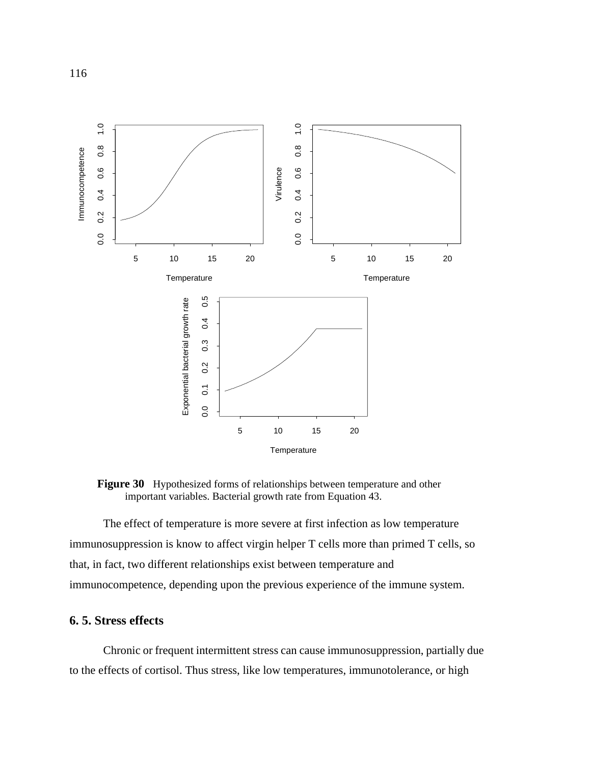**Figure 30** Hypothesized forms of relationships between temperature and other important variables. Bacterial growth rate from Equation 43.

The effect of temperature is more severe at first infection as low temperature immunosuppression is know to affect virgin helper T cells more than primed T cells, so that, in fact, two different relationships exist between temperature and immunocompetence, depending upon the previous experience of the immune system.

## 6. 5. Stress effects

Chronic or frequent intermittent stress can cause immunosuppression, partially due to the effects of cortisol. Thus stress, like low temperatures, immunotolerance, or high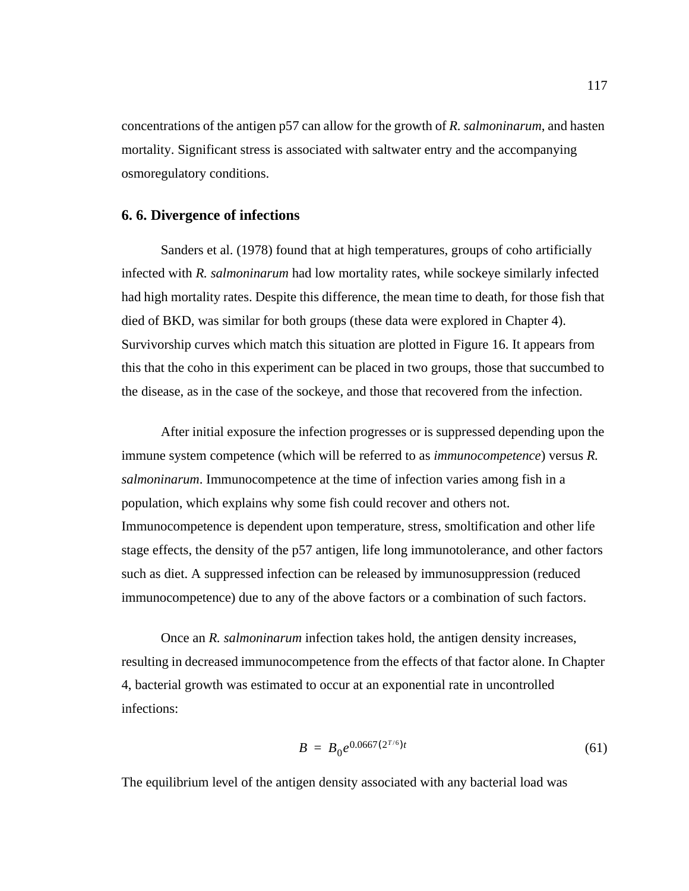concentrations of the antigen p57 can allow for the growth of *R. salmoninarum*, and hasten mortality. Significant stress is associated with saltwater entry and the accompanying osmoregulatory conditions.

## 6. 6. Divergence of infections

Sanders et al. (1978) found that at high temperatures, groups of coho artificially infected with *R. salmoninarum* had low mortality rates, while sockeye similarly infected had high mortality rates. Despite this difference, the mean time to death, for those fish that died of BKD, was similar for both groups (these data were explored in Chapter 4). Survivorship curves which match this situation are plotted in Figure 16. It appears from this that the coho in this experiment can be placed in two groups, those that succumbed to the disease, as in the case of the sockeye, and those that recovered from the infection.

After initial exposure the infection progresses or is suppressed depending upon the immune system competence (which will be referred to as *immunocompetence*) versus *R. salmoninarum*. Immunocompetence at the time of infection varies among fish in a population, which explains why some fish could recover and others not. Immunocompetence is dependent upon temperature, stress, smoltification and other life stage effects, the density of the p57 antigen, life long immunotolerance, and other factors such as diet. A suppressed infection can be released by immunosuppression (reduced immunocompetence) due to any of the above factors or a combination of such factors.

Once an *R. salmoninarum* infection takes hold, the antigen density increases, resulting in decreased immunocompetence from the effects of that factor alone. In Chapter 4, bacterial growth was estimated to occur at an exponential rate in uncontrolled infections:

$$B = B_0 e^{0.0667(2^{T/6})t} \tag{61}$$

The equilibrium level of the antigen density associated with any bacterial load was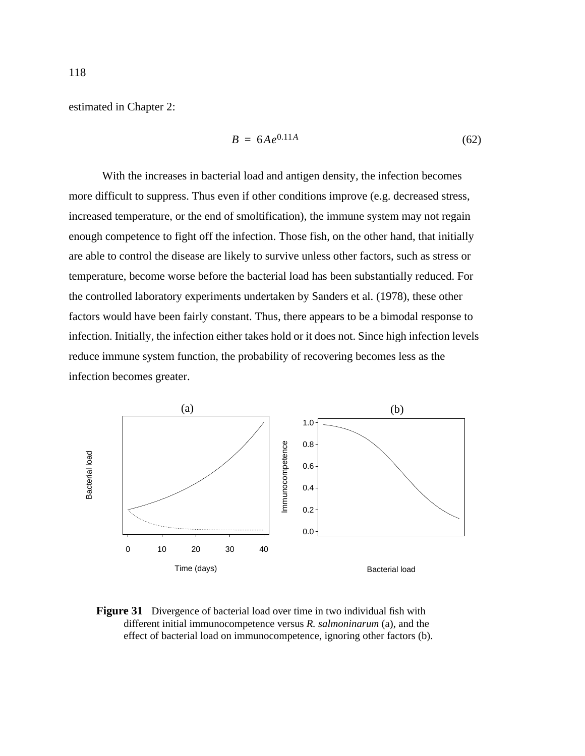estimated in Chapter 2:

$$B = 6Ae^{0.11A} \tag{62}$$

With the increases in bacterial load and antigen density, the infection becomes more difficult to suppress. Thus even if other conditions improve (e.g. decreased stress, increased temperature, or the end of smoltification), the immune system may not regain enough competence to fight off the infection. Those fish, on the other hand, that initially are able to control the disease are likely to survive unless other factors, such as stress or temperature, become worse before the bacterial load has been substantially reduced. For the controlled laboratory experiments undertaken by Sanders et al. (1978), these other factors would have been fairly constant. Thus, there appears to be a bimodal response to infection. Initially, the infection either takes hold or it does not. Since high infection levels reduce immune system function, the probability of recovering becomes less as the infection becomes greater.

**Figure 31** Divergence of bacterial load over time in two individual fish with different initial immunocompetence versus *R. salmoninarum* (a), and the effect of bacterial load on immunocompetence, ignoring other factors (b).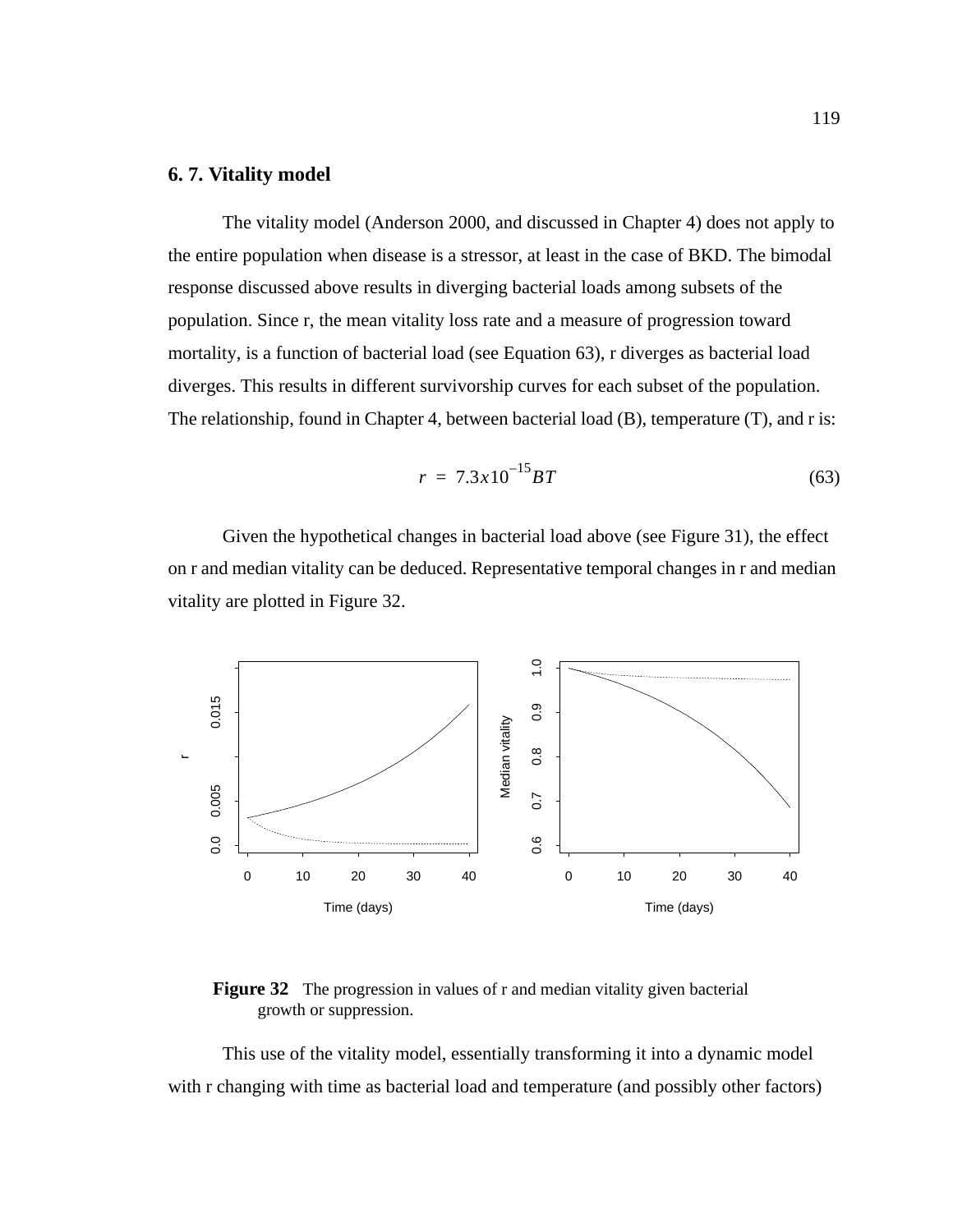## 6. 7. Vitality model

The vitality model (Anderson 2000, and discussed in Chapter 4) does not apply to the entire population when disease is a stressor, at least in the case of BKD. The bimodal response discussed above results in diverging bacterial loads among subsets of the population. Since r, the mean vitality loss rate and a measure of progression toward mortality, is a function of bacterial load (see Equation 63), r diverges as bacterial load diverges. This results in different survivorship curves for each subset of the population. The relationship, found in Chapter 4, between bacterial load (B), temperature (T), and r is:

$$r = 7.3x10^{-15}BT \tag{63}$$

Given the hypothetical changes in bacterial load above (see Figure 31), the effect on r and median vitality can be deduced. Representative temporal changes in r and median vitality are plotted in Figure 32.

**Figure 32** The progression in values of r and median vitality given bacterial growth or suppression.

This use of the vitality model, essentially transforming it into a dynamic model with r changing with time as bacterial load and temperature (and possibly other factors)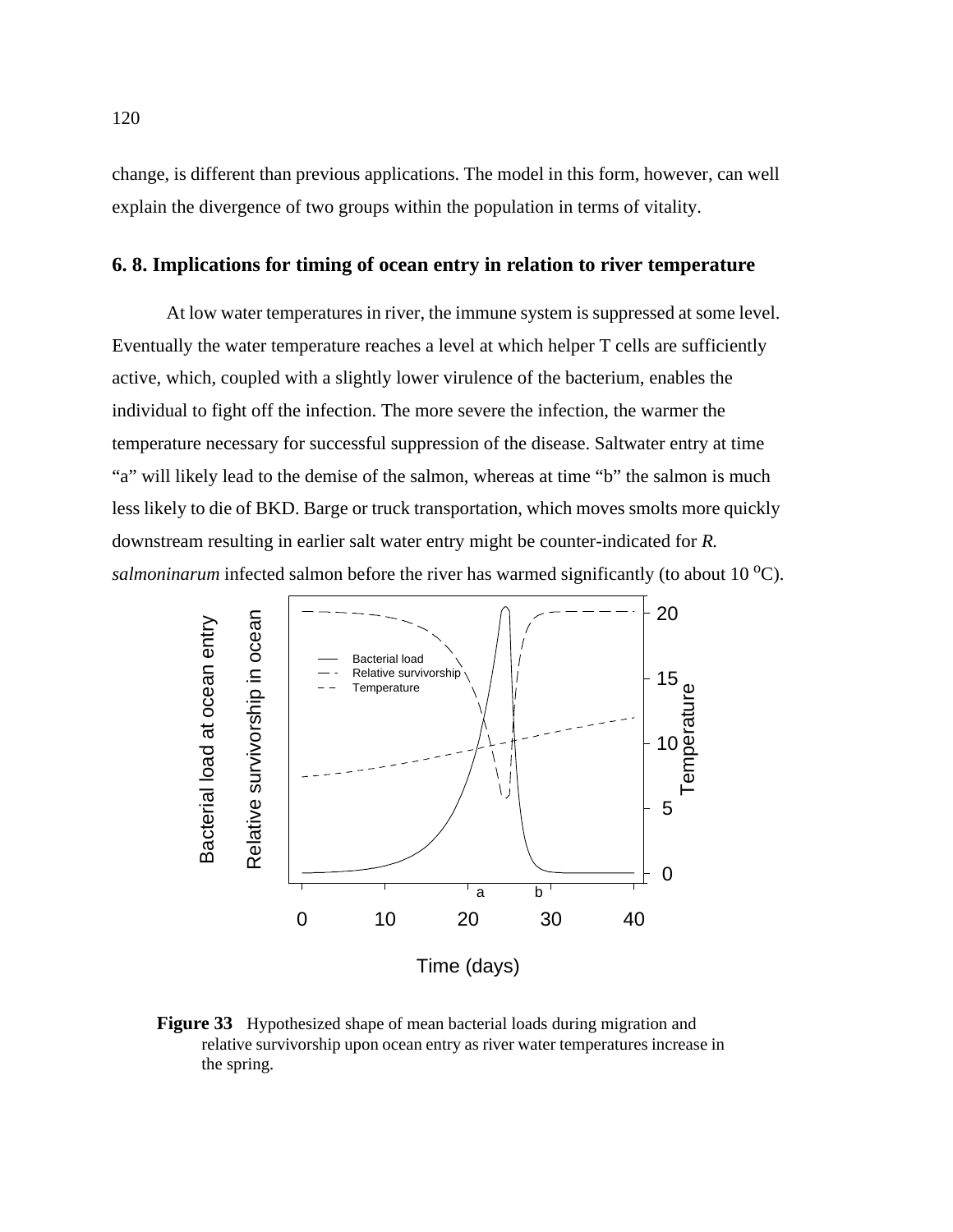change, is different than previous applications. The model in this form, however, can well explain the divergence of two groups within the population in terms of vitality.

## 6. 8. Implications for timing of ocean entry in relation to river temperature

At low water temperatures in river, the immune system is suppressed at some level. Eventually the water temperature reaches a level at which helper T cells are sufficiently active, which, coupled with a slightly lower virulence of the bacterium, enables the individual to fight off the infection. The more severe the infection, the warmer the temperature necessary for successful suppression of the disease. Saltwater entry at time "a" will likely lead to the demise of the salmon, whereas at time "b" the salmon is much less likely to die of BKD. Barge or truck transportation, which moves smolts more quickly downstream resulting in earlier salt water entry might be counter-indicated for *R. salmoninarum* infected salmon before the river has warmed significantly (to about 10 $^{o}$C).

**Figure 33** Hypothesized shape of mean bacterial loads during migration and relative survivorship upon ocean entry as river water temperatures increase in the spring.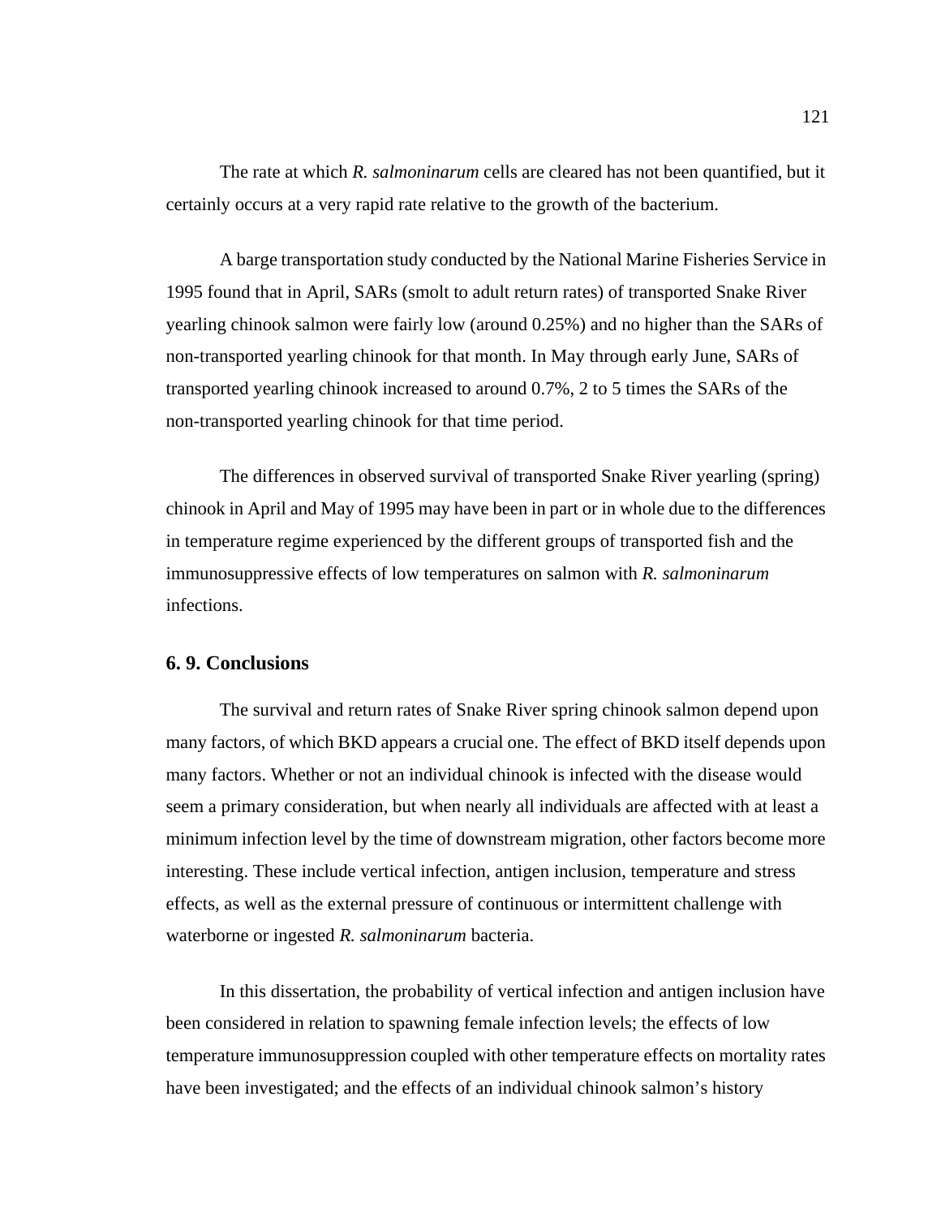The rate at which *R. salmoninarum* cells are cleared has not been quantified, but it certainly occurs at a very rapid rate relative to the growth of the bacterium.

A barge transportation study conducted by the National Marine Fisheries Service in 1995 found that in April, SARs (smolt to adult return rates) of transported Snake River yearling chinook salmon were fairly low (around 0.25%) and no higher than the SARs of non-transported yearling chinook for that month. In May through early June, SARs of transported yearling chinook increased to around 0.7%, 2 to 5 times the SARs of the non-transported yearling chinook for that time period.

The differences in observed survival of transported Snake River yearling (spring) chinook in April and May of 1995 may have been in part or in whole due to the differences in temperature regime experienced by the different groups of transported fish and the immunosuppressive effects of low temperatures on salmon with *R. salmoninarum* infections.

## 6. 9. Conclusions

The survival and return rates of Snake River spring chinook salmon depend upon many factors, of which BKD appears a crucial one. The effect of BKD itself depends upon many factors. Whether or not an individual chinook is infected with the disease would seem a primary consideration, but when nearly all individuals are affected with at least a minimum infection level by the time of downstream migration, other factors become more interesting. These include vertical infection, antigen inclusion, temperature and stress effects, as well as the external pressure of continuous or intermittent challenge with waterborne or ingested *R. salmoninarum* bacteria.

In this dissertation, the probability of vertical infection and antigen inclusion have been considered in relation to spawning female infection levels; the effects of low temperature immunosuppression coupled with other temperature effects on mortality rates have been investigated; and the effects of an individual chinook salmon's history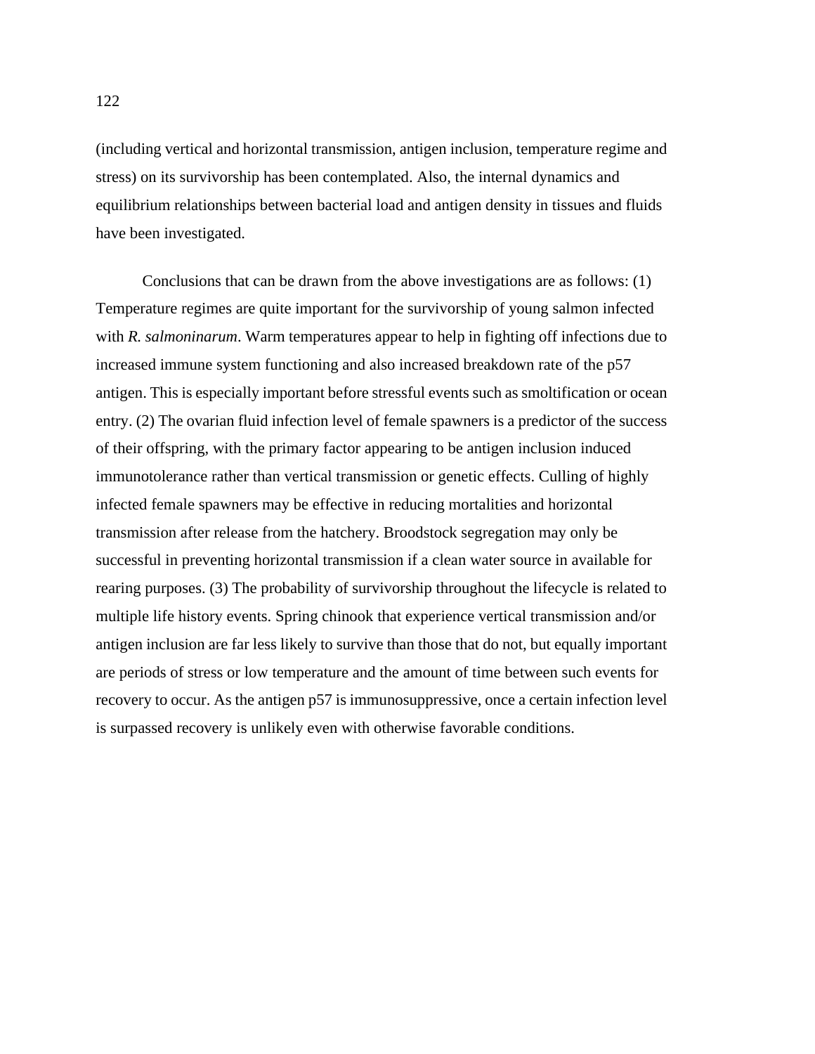(including vertical and horizontal transmission, antigen inclusion, temperature regime and stress) on its survivorship has been contemplated. Also, the internal dynamics and equilibrium relationships between bacterial load and antigen density in tissues and fluids have been investigated.

Conclusions that can be drawn from the above investigations are as follows: (1) Temperature regimes are quite important for the survivorship of young salmon infected with *R. salmoninarum*. Warm temperatures appear to help in fighting off infections due to increased immune system functioning and also increased breakdown rate of the p57 antigen. This is especially important before stressful events such as smoltification or ocean entry. (2) The ovarian fluid infection level of female spawners is a predictor of the success of their offspring, with the primary factor appearing to be antigen inclusion induced immunotolerance rather than vertical transmission or genetic effects. Culling of highly infected female spawners may be effective in reducing mortalities and horizontal transmission after release from the hatchery. Broodstock segregation may only be successful in preventing horizontal transmission if a clean water source in available for rearing purposes. (3) The probability of survivorship throughout the lifecycle is related to multiple life history events. Spring chinook that experience vertical transmission and/or antigen inclusion are far less likely to survive than those that do not, but equally important are periods of stress or low temperature and the amount of time between such events for recovery to occur. As the antigen p57 is immunosuppressive, once a certain infection level is surpassed recovery is unlikely even with otherwise favorable conditions.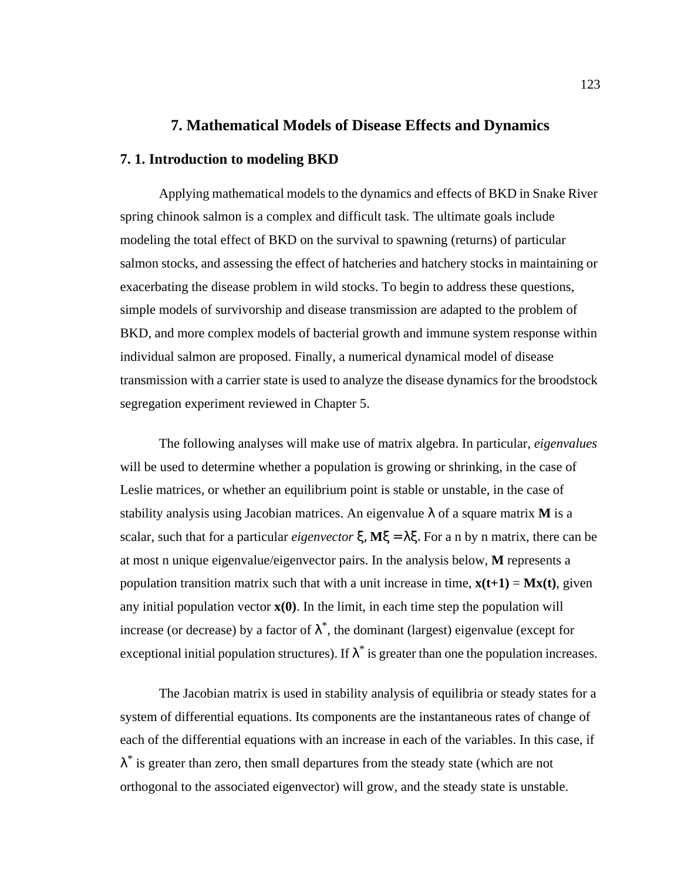# 7. Mathematical Models of Disease Effects and Dynamics

## 7. 1. Introduction to modeling BKD

Applying mathematical models to the dynamics and effects of BKD in Snake River spring chinook salmon is a complex and difficult task. The ultimate goals include modeling the total effect of BKD on the survival to spawning (returns) of particular salmon stocks, and assessing the effect of hatcheries and hatchery stocks in maintaining or exacerbating the disease problem in wild stocks. To begin to address these questions, simple models of survivorship and disease transmission are adapted to the problem of BKD, and more complex models of bacterial growth and immune system response within individual salmon are proposed. Finally, a numerical dynamical model of disease transmission with a carrier state is used to analyze the disease dynamics for the broodstock segregation experiment reviewed in Chapter 5.

The following analyses will make use of matrix algebra. In particular, *eigenvalues* will be used to determine whether a population is growing or shrinking, in the case of Leslie matrices, or whether an equilibrium point is stable or unstable, in the case of stability analysis using Jacobian matrices. An eigenvalue $\lambda$ of a square matrix **M** is a scalar, such that for a particular *eigenvector* $\xi$, $\mathbf{M}\xi = \lambda\xi$. For a n by n matrix, there can be at most n unique eigenvalue/eigenvector pairs. In the analysis below, **M** represents a population transition matrix such that with a unit increase in time, $\mathbf{x(t+1)} = \mathbf{Mx(t)}$, given any initial population vector $\mathbf{x(0)}$. In the limit, in each time step the population will increase (or decrease) by a factor of $\lambda^*$, the dominant (largest) eigenvalue (except for exceptional initial population structures). If $\lambda^*$ is greater than one the population increases.

The Jacobian matrix is used in stability analysis of equilibria or steady states for a system of differential equations. Its components are the instantaneous rates of change of each of the differential equations with an increase in each of the variables. In this case, if $\lambda^*$ is greater than zero, then small departures from the steady state (which are not orthogonal to the associated eigenvector) will grow, and the steady state is unstable.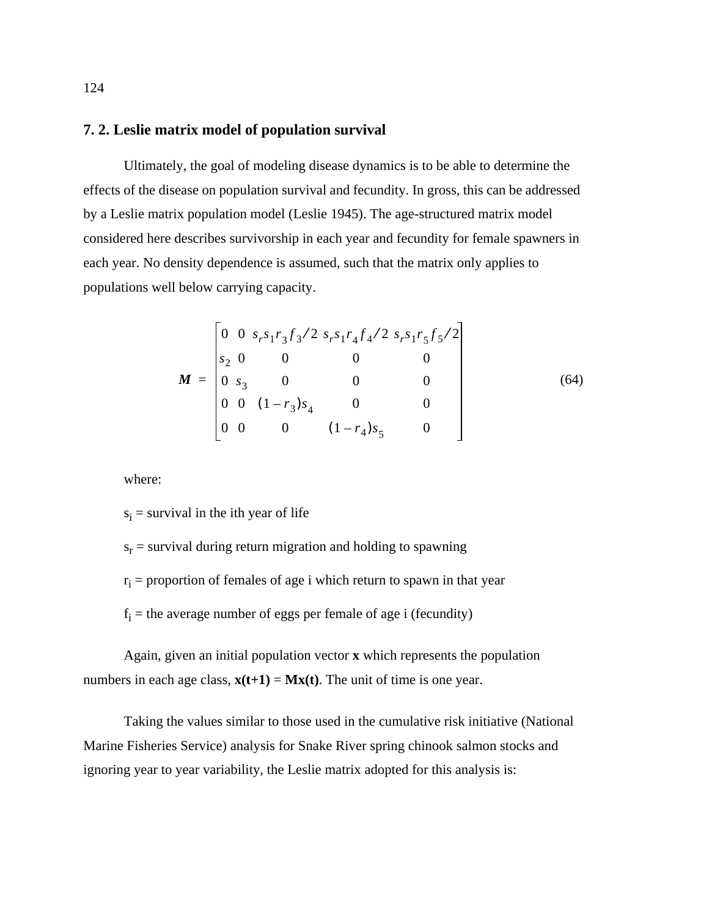## 7. 2. Leslie matrix model of population survival

Ultimately, the goal of modeling disease dynamics is to be able to determine the effects of the disease on population survival and fecundity. In gross, this can be addressed by a Leslie matrix population model (Leslie 1945). The age-structured matrix model considered here describes survivorship in each year and fecundity for female spawners in each year. No density dependence is assumed, such that the matrix only applies to populations well below carrying capacity.

$$\boldsymbol{M} = \begin{bmatrix} 0 & 0 & s_r s_1 r_3 f_3/2 & s_r s_1 r_4 f_4/2 & s_r s_1 r_5 f_5/2 \\ s_2 & 0 & 0 & 0 & 0 \\ 0 & s_3 & 0 & 0 & 0 \\ 0 & 0 & (1-r_3)s_4 & 0 & 0 \\ 0 & 0 & 0 & (1-r_4)s_5 & 0 \end{bmatrix} \tag{64}$$

where:

$s_i$ = survival in the ith year of life

$s_r$ = survival during return migration and holding to spawning

$r_i$ = proportion of females of age i which return to spawn in that year

$f_i$ = the average number of eggs per female of age i (fecundity)

Again, given an initial population vector **x** which represents the population numbers in each age class, **x(t+1)** = **Mx(t)**. The unit of time is one year.

Taking the values similar to those used in the cumulative risk initiative (National Marine Fisheries Service) analysis for Snake River spring chinook salmon stocks and ignoring year to year variability, the Leslie matrix adopted for this analysis is: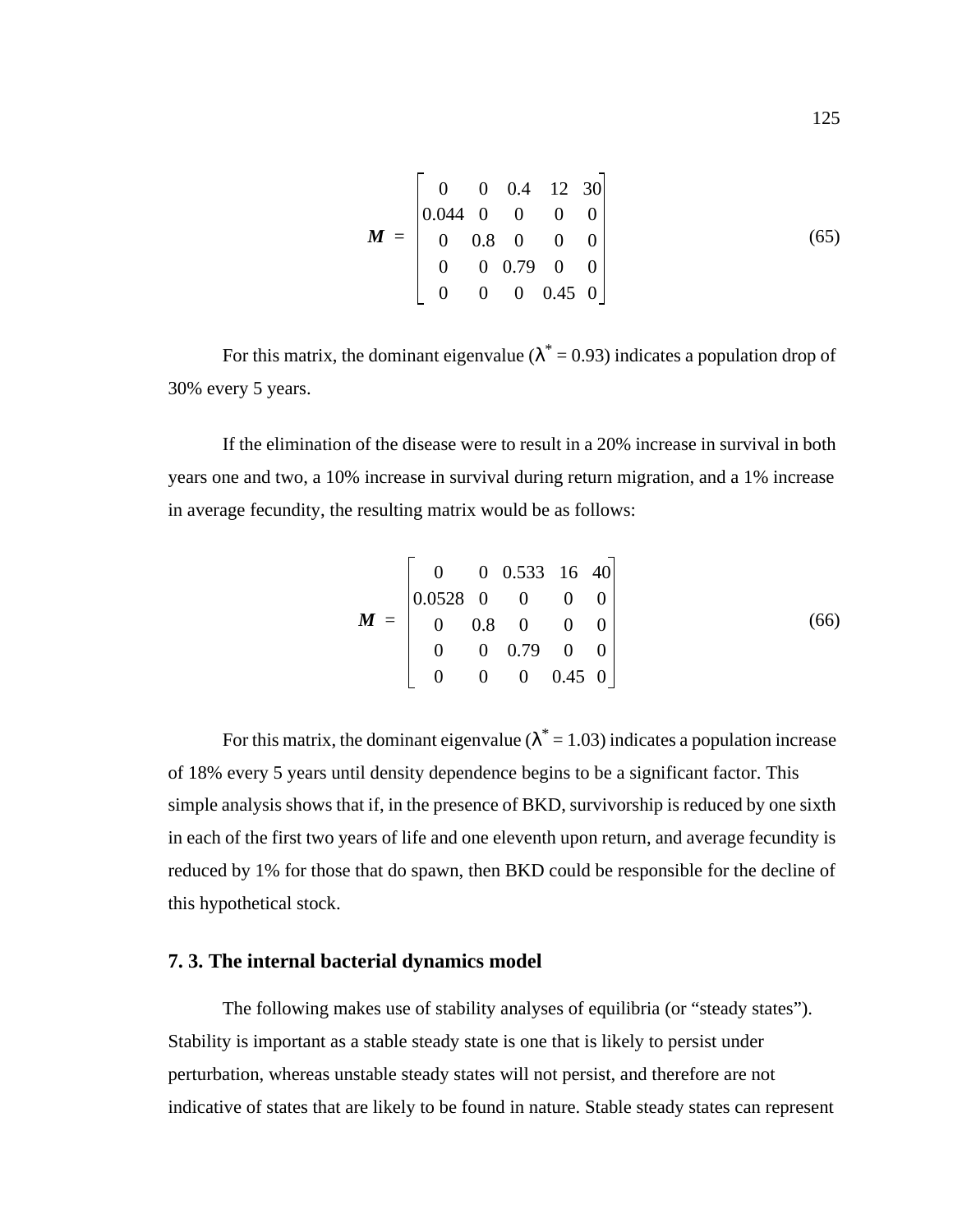$$\boldsymbol{M} = \begin{bmatrix} 0 & 0 & 0.4 & 12 & 30 \\ 0.044 & 0 & 0 & 0 & 0 \\ 0 & 0.8 & 0 & 0 & 0 \\ 0 & 0 & 0.79 & 0 & 0 \\ 0 & 0 & 0 & 0.45 & 0 \end{bmatrix} \tag{65}$$

For this matrix, the dominant eigenvalue ($\lambda^* = 0.93$) indicates a population drop of 30% every 5 years.

If the elimination of the disease were to result in a 20% increase in survival in both years one and two, a 10% increase in survival during return migration, and a 1% increase in average fecundity, the resulting matrix would be as follows:

$$\boldsymbol{M} = \begin{bmatrix} 0 & 0 & 0.533 & 16 & 40 \\ 0.0528 & 0 & 0 & 0 & 0 \\ 0 & 0.8 & 0 & 0 & 0 \\ 0 & 0 & 0.79 & 0 & 0 \\ 0 & 0 & 0 & 0.45 & 0 \end{bmatrix} \tag{66}$$

For this matrix, the dominant eigenvalue ($\lambda^* = 1.03$) indicates a population increase of 18% every 5 years until density dependence begins to be a significant factor. This simple analysis shows that if, in the presence of BKD, survivorship is reduced by one sixth in each of the first two years of life and one eleventh upon return, and average fecundity is reduced by 1% for those that do spawn, then BKD could be responsible for the decline of this hypothetical stock.

## 7. 3. The internal bacterial dynamics model

The following makes use of stability analyses of equilibria (or "steady states"). Stability is important as a stable steady state is one that is likely to persist under perturbation, whereas unstable steady states will not persist, and therefore are not indicative of states that are likely to be found in nature. Stable steady states can represent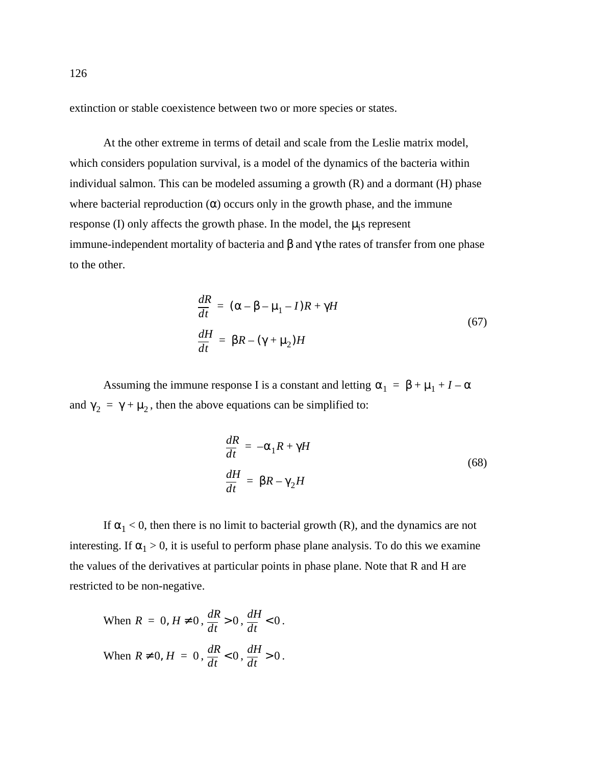extinction or stable coexistence between two or more species or states.

At the other extreme in terms of detail and scale from the Leslie matrix model, which considers population survival, is a model of the dynamics of the bacteria within individual salmon. This can be modeled assuming a growth (R) and a dormant (H) phase where bacterial reproduction ($\alpha$) occurs only in the growth phase, and the immune response (I) only affects the growth phase. In the model, the $\mu_i$s represent immune-independent mortality of bacteria and $\beta$ and $\gamma$ the rates of transfer from one phase to the other.

$$
\begin{aligned}
\frac{dR}{dt} &= (\alpha - \beta - \mu_1 - I)R + \gamma H \\
\frac{dH}{dt} &= \beta R - (\gamma + \mu_2)H
\end{aligned}
\tag{67}
$$

Assuming the immune response I is a constant and letting $\alpha_1 = \beta + \mu_1 + I - \alpha$ and $\gamma_2 = \gamma + \mu_2$, then the above equations can be simplified to:

$$
\begin{aligned}
\frac{dR}{dt} &= -\alpha_1 R + \gamma H \\
\frac{dH}{dt} &= \beta R - \gamma_2 H
\end{aligned}
\tag{68}
$$

If $\alpha_1 < 0$, then there is no limit to bacterial growth (R), and the dynamics are not interesting. If $\alpha_1 > 0$, it is useful to perform phase plane analysis. To do this we examine the values of the derivatives at particular points in phase plane. Note that R and H are restricted to be non-negative.

When $R = 0, H \neq 0$, $\frac{dR}{dt} > 0$, $\frac{dH}{dt} < 0$.

When $R \neq 0, H = 0$, $\frac{dR}{dt} < 0$, $\frac{dH}{dt} > 0$.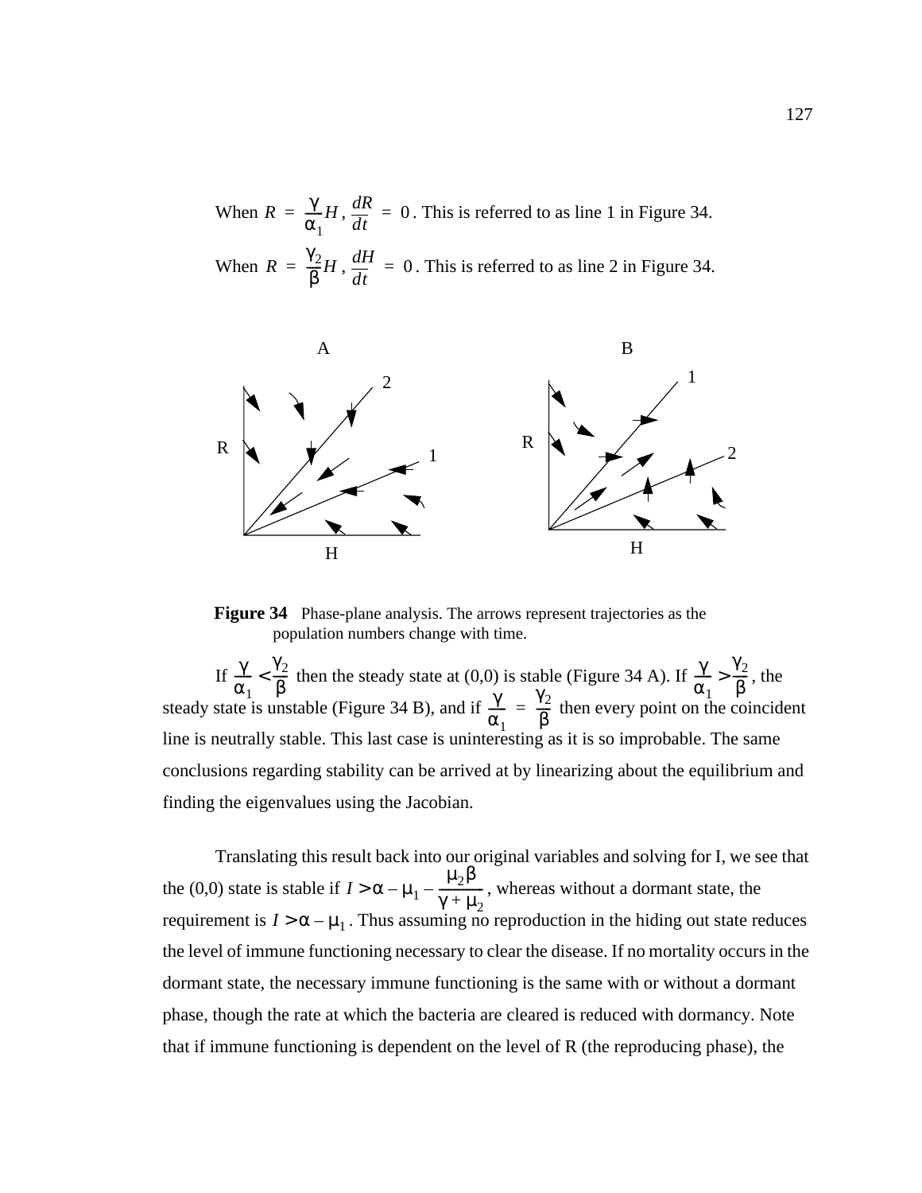When $R = \frac{\gamma}{\alpha_1}H$, $\frac{dR}{dt} = 0$. This is referred to as line 1 in Figure 34.

When $R = \frac{\gamma_2}{\beta}H$, $\frac{dH}{dt} = 0$. This is referred to as line 2 in Figure 34.

**Figure 34** Phase-plane analysis. The arrows represent trajectories as the population numbers change with time.

If $\frac{\gamma}{\alpha_1} < \frac{\gamma_2}{\beta}$ then the steady state at (0,0) is stable (Figure 34 A). If $\frac{\gamma}{\alpha_1} > \frac{\gamma_2}{\beta}$, the steady state is unstable (Figure 34 B), and if $\frac{\gamma}{\alpha_1} = \frac{\gamma_2}{\beta}$ then every point on the coincident line is neutrally stable. This last case is uninteresting as it is so improbable. The same conclusions regarding stability can be arrived at by linearizing about the equilibrium and finding the eigenvalues using the Jacobian.

Translating this result back into our original variables and solving for I, we see that the (0,0) state is stable if $I > \alpha - \mu_1 - \frac{\mu_2\beta}{\gamma + \mu_2}$, whereas without a dormant state, the requirement is $I > \alpha - \mu_1$. Thus assuming no reproduction in the hiding out state reduces the level of immune functioning necessary to clear the disease. If no mortality occurs in the dormant state, the necessary immune functioning is the same with or without a dormant phase, though the rate at which the bacteria are cleared is reduced with dormancy. Note that if immune functioning is dependent on the level of R (the reproducing phase), the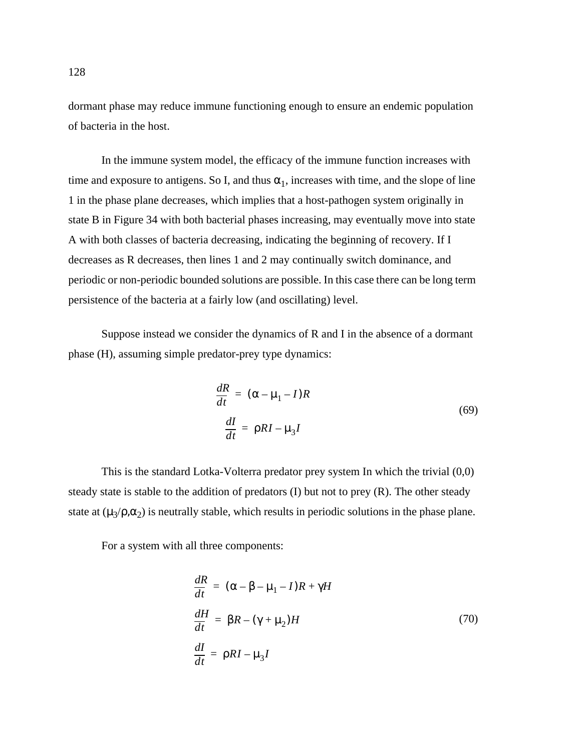dormant phase may reduce immune functioning enough to ensure an endemic population of bacteria in the host.

In the immune system model, the efficacy of the immune function increases with time and exposure to antigens. So I, and thus $\alpha_1$, increases with time, and the slope of line 1 in the phase plane decreases, which implies that a host-pathogen system originally in state B in Figure 34 with both bacterial phases increasing, may eventually move into state A with both classes of bacteria decreasing, indicating the beginning of recovery. If I decreases as R decreases, then lines 1 and 2 may continually switch dominance, and periodic or non-periodic bounded solutions are possible. In this case there can be long term persistence of the bacteria at a fairly low (and oscillating) level.

Suppose instead we consider the dynamics of R and I in the absence of a dormant phase (H), assuming simple predator-prey type dynamics:

$$
\begin{aligned}
\frac{dR}{dt} &= (\alpha - \mu_1 - I)R \\
\frac{dI}{dt} &= \rho RI - \mu_3 I
\end{aligned}
\tag{69}
$$

This is the standard Lotka-Volterra predator prey system In which the trivial (0,0) steady state is stable to the addition of predators (I) but not to prey (R). The other steady state at $(\mu_3/\rho, \alpha_2)$ is neutrally stable, which results in periodic solutions in the phase plane.

For a system with all three components:

$$
\begin{aligned}
\frac{dR}{dt} &= (\alpha - \beta - \mu_1 - I)R + \gamma H \\
\frac{dH}{dt} &= \beta R - (\gamma + \mu_2)H \\
\frac{dI}{dt} &= \rho RI - \mu_3 I
\end{aligned}
\tag{70}
$$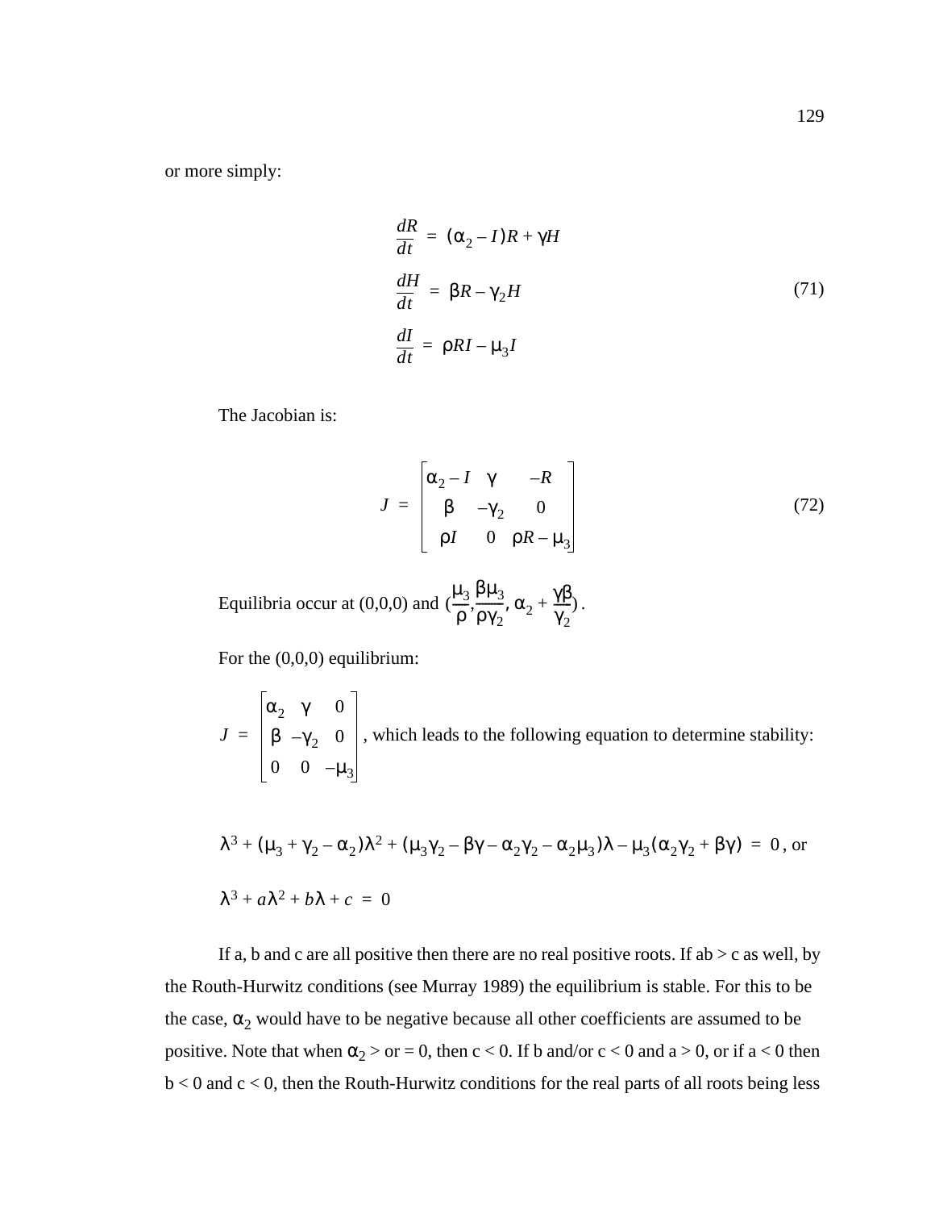or more simply:

$$
\begin{aligned}
\frac{dR}{dt} &= (\alpha_2 - I)R + \gamma H \\
\frac{dH}{dt} &= \beta R - \gamma_2 H \\
\frac{dI}{dt} &= \rho RI - \mu_3 I
\end{aligned}
\tag{71}
$$

The Jacobian is:

$$
J = \begin{bmatrix} \alpha_2 - I & \gamma & -R \\ \beta & -\gamma_2 & 0 \\ \rho I & 0 & \rho R - \mu_3 \end{bmatrix}
\tag{72}
$$

Equilibria occur at (0,0,0) and $\left(\frac{\mu_3}{\rho}, \frac{\beta\mu_3}{\rho\gamma_2}, \alpha_2 + \frac{\gamma\beta}{\gamma_2}\right)$.

For the (0,0,0) equilibrium:

$J = \begin{bmatrix} \alpha_2 & \gamma & 0 \\ \beta & -\gamma_2 & 0 \\ 0 & 0 & -\mu_3 \end{bmatrix}$, which leads to the following equation to determine stability:

$\lambda^3 + (\mu_3 + \gamma_2 - \alpha_2)\lambda^2 + (\mu_3\gamma_2 - \beta\gamma - \alpha_2\gamma_2 - \alpha_2\mu_3)\lambda - \mu_3(\alpha_2\gamma_2 + \beta\gamma) = 0$, or

$\lambda^3 + a\lambda^2 + b\lambda + c = 0$

If a, b and c are all positive then there are no real positive roots. If ab > c as well, by the Routh-Hurwitz conditions (see Murray 1989) the equilibrium is stable. For this to be the case, $\alpha_2$ would have to be negative because all other coefficients are assumed to be positive. Note that when $\alpha_2$ > or = 0, then c < 0. If b and/or c < 0 and a > 0, or if a < 0 then b < 0 and c < 0, then the Routh-Hurwitz conditions for the real parts of all roots being less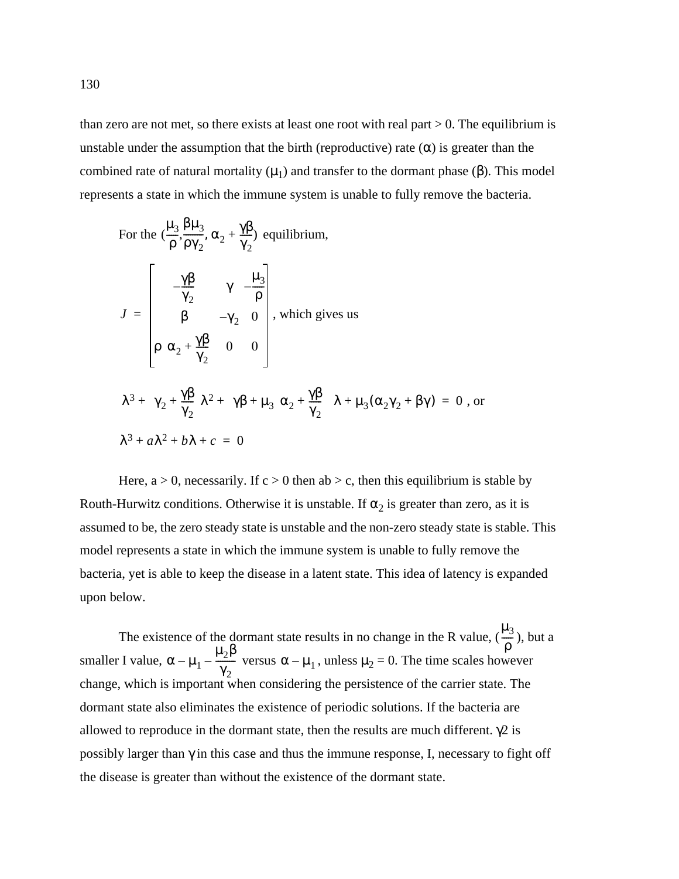than zero are not met, so there exists at least one root with real part > 0. The equilibrium is unstable under the assumption that the birth (reproductive) rate ($\alpha$) is greater than the combined rate of natural mortality ($\mu_1$) and transfer to the dormant phase ($\beta$). This model represents a state in which the immune system is unable to fully remove the bacteria.

For the $(\frac{\mu_3}{\rho}, \frac{\beta\mu_3}{\rho\gamma_2}, \alpha_2 + \frac{\gamma\beta}{\gamma_2})$ equilibrium,

$$J = \begin{bmatrix} -\frac{\gamma\beta}{\gamma_2} & \gamma & -\frac{\mu_3}{\rho} \\ \beta & -\gamma_2 & 0 \\ \rho\left(\alpha_2 + \frac{\gamma\beta}{\gamma_2}\right) & 0 & 0 \end{bmatrix}$$ , which gives us

$$\lambda^3 + \left(\gamma_2 + \frac{\gamma\beta}{\gamma_2}\right)\lambda^2 + \left(\gamma\beta + \mu_3\left(\alpha_2 + \frac{\gamma\beta}{\gamma_2}\right)\right)\lambda + \mu_3(\alpha_2\gamma_2 + \beta\gamma) = 0 \text{ , or}$$

$$\lambda^3 + a\lambda^2 + b\lambda + c = 0$$

Here, a > 0, necessarily. If c > 0 then ab > c, then this equilibrium is stable by Routh-Hurwitz conditions. Otherwise it is unstable. If $\alpha_2$ is greater than zero, as it is assumed to be, the zero steady state is unstable and the non-zero steady state is stable. This model represents a state in which the immune system is unable to fully remove the bacteria, yet is able to keep the disease in a latent state. This idea of latency is expanded upon below.

The existence of the dormant state results in no change in the R value, ($\frac{\mu_3}{\rho}$), but a smaller I value, $\alpha - \mu_1 - \frac{\mu_2\beta}{\gamma_2}$ versus $\alpha - \mu_1$, unless $\mu_2 = 0$. The time scales however change, which is important when considering the persistence of the carrier state. The dormant state also eliminates the existence of periodic solutions. If the bacteria are allowed to reproduce in the dormant state, then the results are much different. $\gamma 2$ is possibly larger than $\gamma$ in this case and thus the immune response, I, necessary to fight off the disease is greater than without the existence of the dormant state.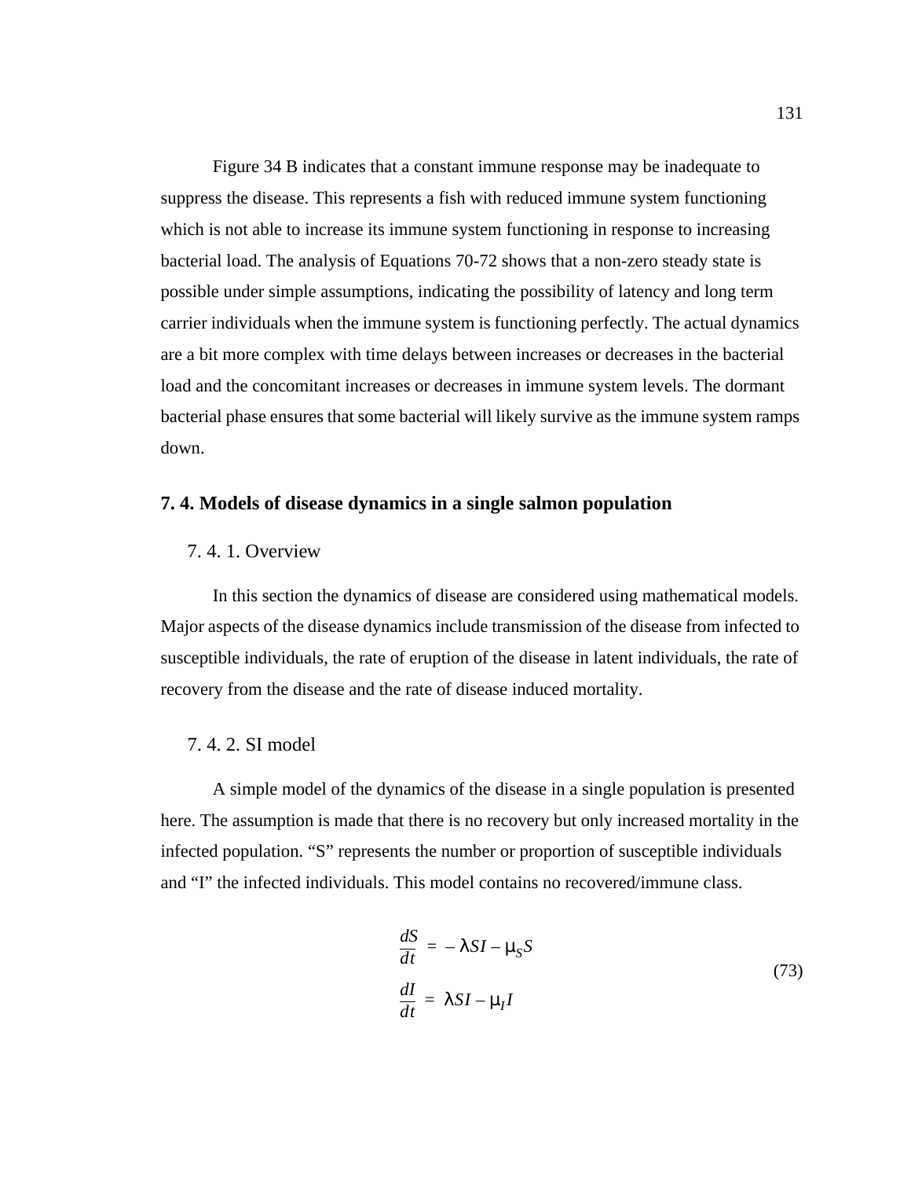Figure 34 B indicates that a constant immune response may be inadequate to suppress the disease. This represents a fish with reduced immune system functioning which is not able to increase its immune system functioning in response to increasing bacterial load. The analysis of Equations 70-72 shows that a non-zero steady state is possible under simple assumptions, indicating the possibility of latency and long term carrier individuals when the immune system is functioning perfectly. The actual dynamics are a bit more complex with time delays between increases or decreases in the bacterial load and the concomitant increases or decreases in immune system levels. The dormant bacterial phase ensures that some bacterial will likely survive as the immune system ramps down.

## 7. 4. Models of disease dynamics in a single salmon population

### 7. 4. 1. Overview

In this section the dynamics of disease are considered using mathematical models. Major aspects of the disease dynamics include transmission of the disease from infected to susceptible individuals, the rate of eruption of the disease in latent individuals, the rate of recovery from the disease and the rate of disease induced mortality.

### 7. 4. 2. SI model

A simple model of the dynamics of the disease in a single population is presented here. The assumption is made that there is no recovery but only increased mortality in the infected population. “S” represents the number or proportion of susceptible individuals and “I” the infected individuals. This model contains no recovered/immune class.

$$
\begin{aligned}
\frac{dS}{dt} &= -\lambda SI - \mu_S S \\
\frac{dI}{dt} &= \lambda SI - \mu_I I
\end{aligned}
\tag{73}
$$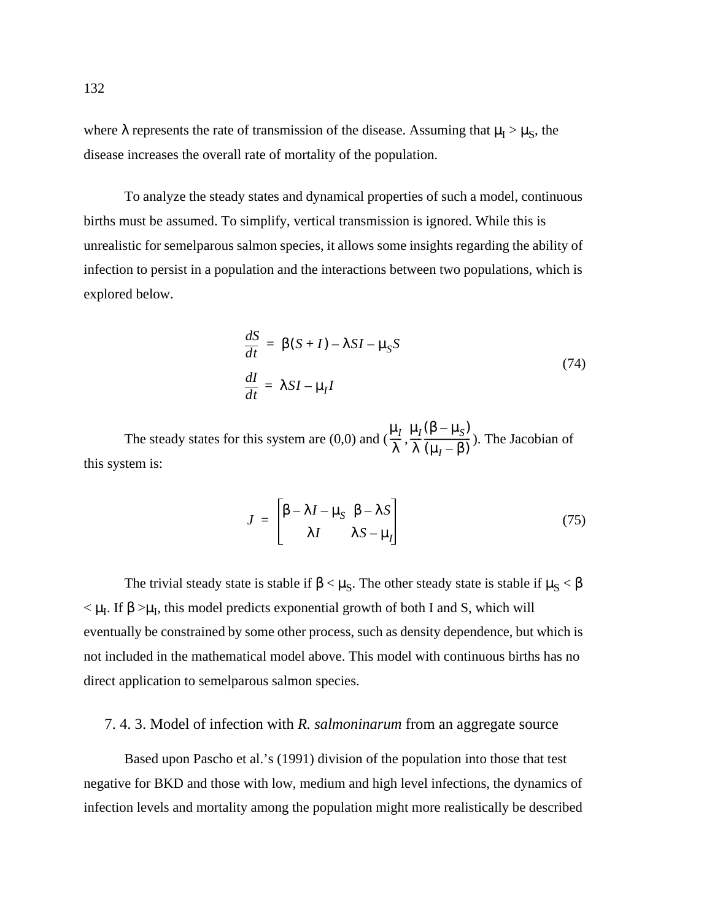where $\lambda$ represents the rate of transmission of the disease. Assuming that $\mu_I > \mu_S$, the disease increases the overall rate of mortality of the population.

To analyze the steady states and dynamical properties of such a model, continuous births must be assumed. To simplify, vertical transmission is ignored. While this is unrealistic for semelparous salmon species, it allows some insights regarding the ability of infection to persist in a population and the interactions between two populations, which is explored below.

$$\begin{aligned}\frac{dS}{dt} &= \beta(S+I) - \lambda SI - \mu_S S \\ \frac{dI}{dt} &= \lambda SI - \mu_I I\end{aligned} \tag{74}$$

The steady states for this system are (0,0) and $\left(\frac{\mu_I}{\lambda}, \frac{\mu_I}{\lambda}\frac{(\beta - \mu_S)}{(\mu_I - \beta)}\right)$. The Jacobian of this system is:

$$J = \begin{bmatrix} \beta - \lambda I - \mu_S & \beta - \lambda S \\ \lambda I & \lambda S - \mu_I \end{bmatrix} \tag{75}$$

The trivial steady state is stable if $\beta < \mu_S$. The other steady state is stable if $\mu_S < \beta < \mu_I$. If $\beta > \mu_I$, this model predicts exponential growth of both I and S, which will eventually be constrained by some other process, such as density dependence, but which is not included in the mathematical model above. This model with continuous births has no direct application to semelparous salmon species.

### 7. 4. 3. Model of infection with *R. salmoninarum* from an aggregate source

Based upon Pascho et al.'s (1991) division of the population into those that test negative for BKD and those with low, medium and high level infections, the dynamics of infection levels and mortality among the population might more realistically be described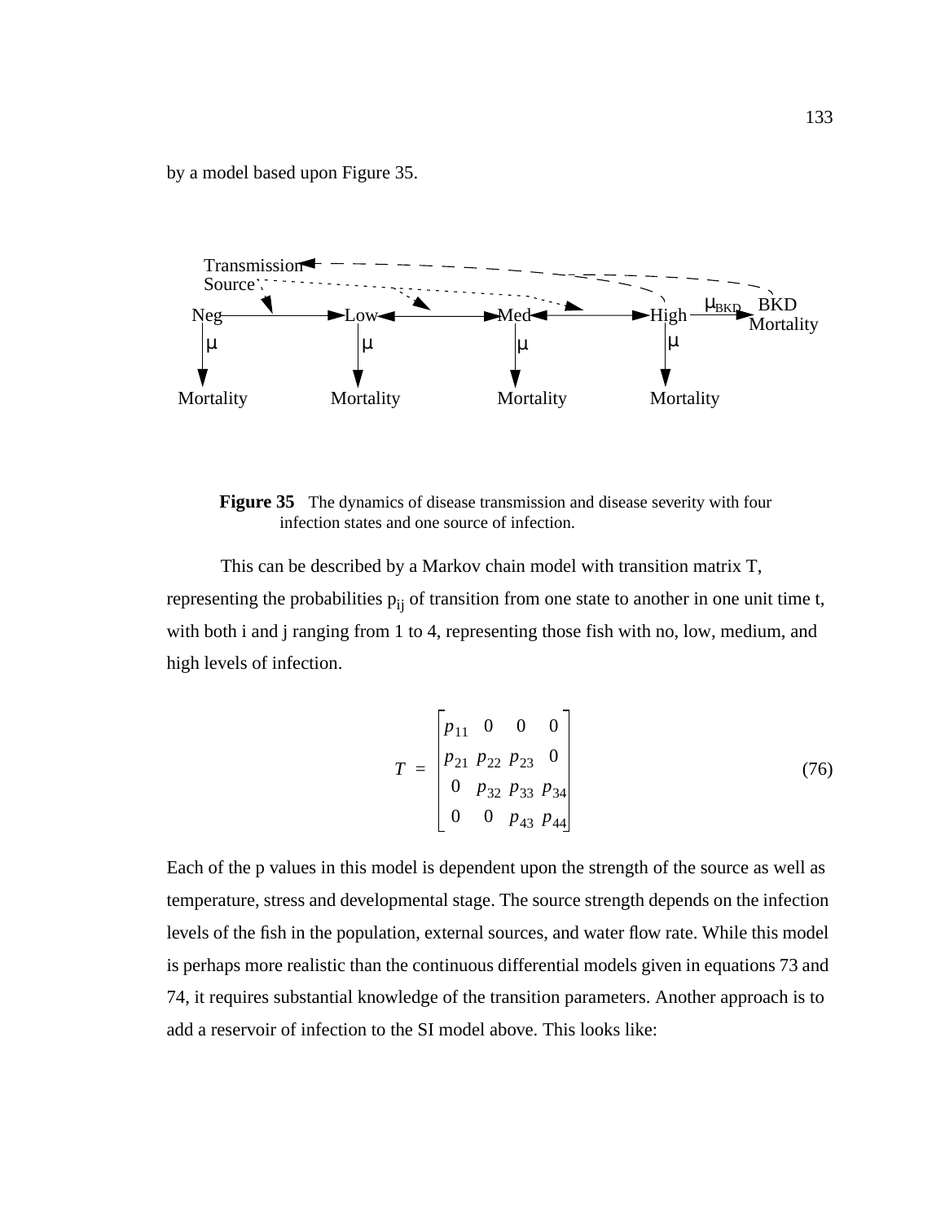by a model based upon Figure 35.

**Figure 35** The dynamics of disease transmission and disease severity with four infection states and one source of infection.

This can be described by a Markov chain model with transition matrix T, representing the probabilities $p_{ij}$ of transition from one state to another in one unit time t, with both i and j ranging from 1 to 4, representing those fish with no, low, medium, and high levels of infection.

$$T = \begin{bmatrix} p_{11} & 0 & 0 & 0 \\ p_{21} & p_{22} & p_{23} & 0 \\ 0 & p_{32} & p_{33} & p_{34} \\ 0 & 0 & p_{43} & p_{44} \end{bmatrix} \tag{76}$$

Each of the p values in this model is dependent upon the strength of the source as well as temperature, stress and developmental stage. The source strength depends on the infection levels of the fish in the population, external sources, and water flow rate. While this model is perhaps more realistic than the continuous differential models given in equations 73 and 74, it requires substantial knowledge of the transition parameters. Another approach is to add a reservoir of infection to the SI model above. This looks like: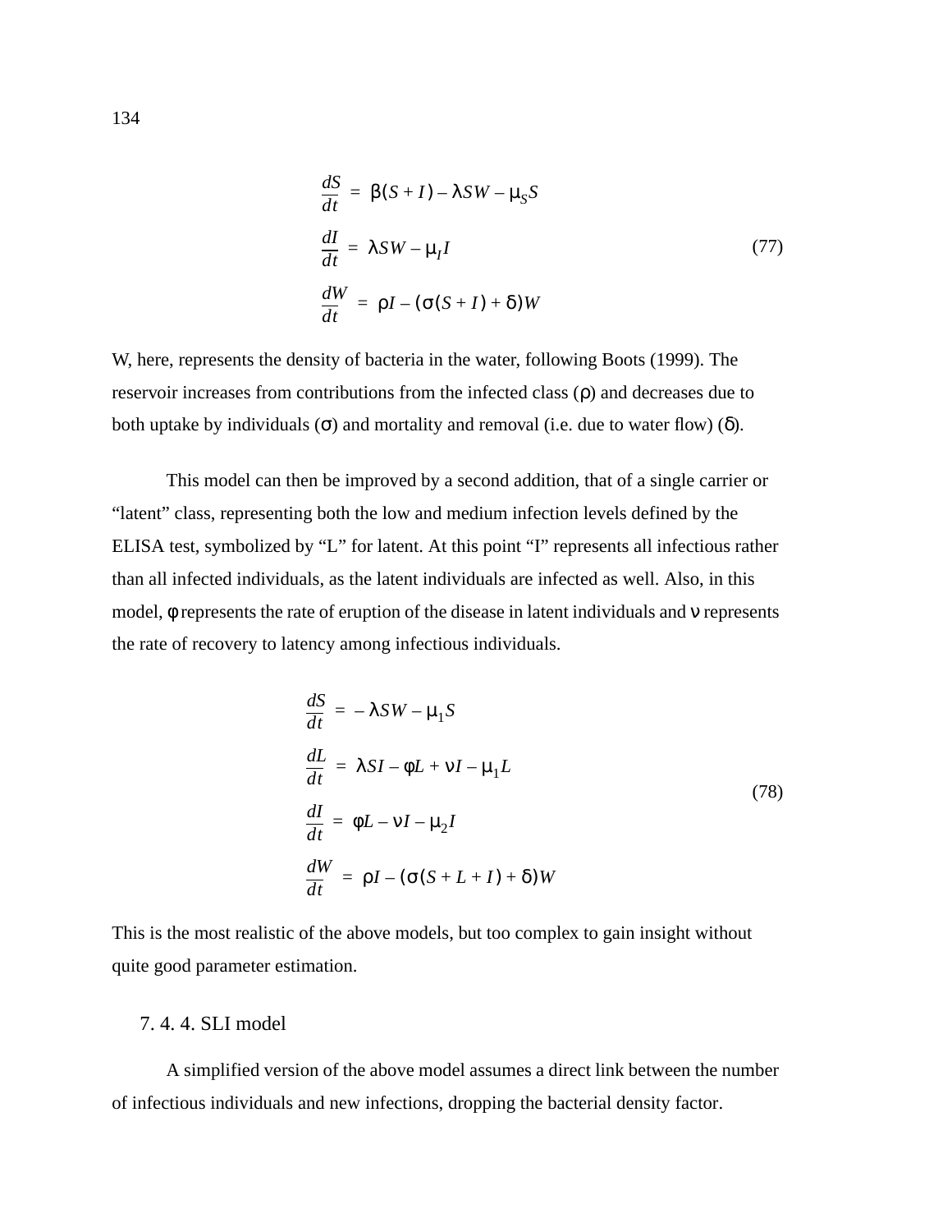$$
\begin{aligned}
\frac{dS}{dt} &= \beta(S+I) - \lambda SW - \mu_S S \\
\frac{dI}{dt} &= \lambda SW - \mu_I I \\
\frac{dW}{dt} &= \rho I - (\sigma(S+I) + \delta)W
\end{aligned}
\tag{77}
$$

W, here, represents the density of bacteria in the water, following Boots (1999). The reservoir increases from contributions from the infected class ($\rho$) and decreases due to both uptake by individuals ($\sigma$) and mortality and removal (i.e. due to water flow) ($\delta$).

This model can then be improved by a second addition, that of a single carrier or "latent" class, representing both the low and medium infection levels defined by the ELISA test, symbolized by "L" for latent. At this point "I" represents all infectious rather than all infected individuals, as the latent individuals are infected as well. Also, in this model, $\phi$ represents the rate of eruption of the disease in latent individuals and $\nu$ represents the rate of recovery to latency among infectious individuals.

$$
\begin{aligned}
\frac{dS}{dt} &= -\lambda SW - \mu_1 S \\
\frac{dL}{dt} &= \lambda SI - \phi L + \nu I - \mu_1 L \\
\frac{dI}{dt} &= \phi L - \nu I - \mu_2 I \\
\frac{dW}{dt} &= \rho I - (\sigma(S+L+I) + \delta)W
\end{aligned}
\tag{78}
$$

This is the most realistic of the above models, but too complex to gain insight without quite good parameter estimation.

### 7. 4. 4. SLI model

A simplified version of the above model assumes a direct link between the number of infectious individuals and new infections, dropping the bacterial density factor.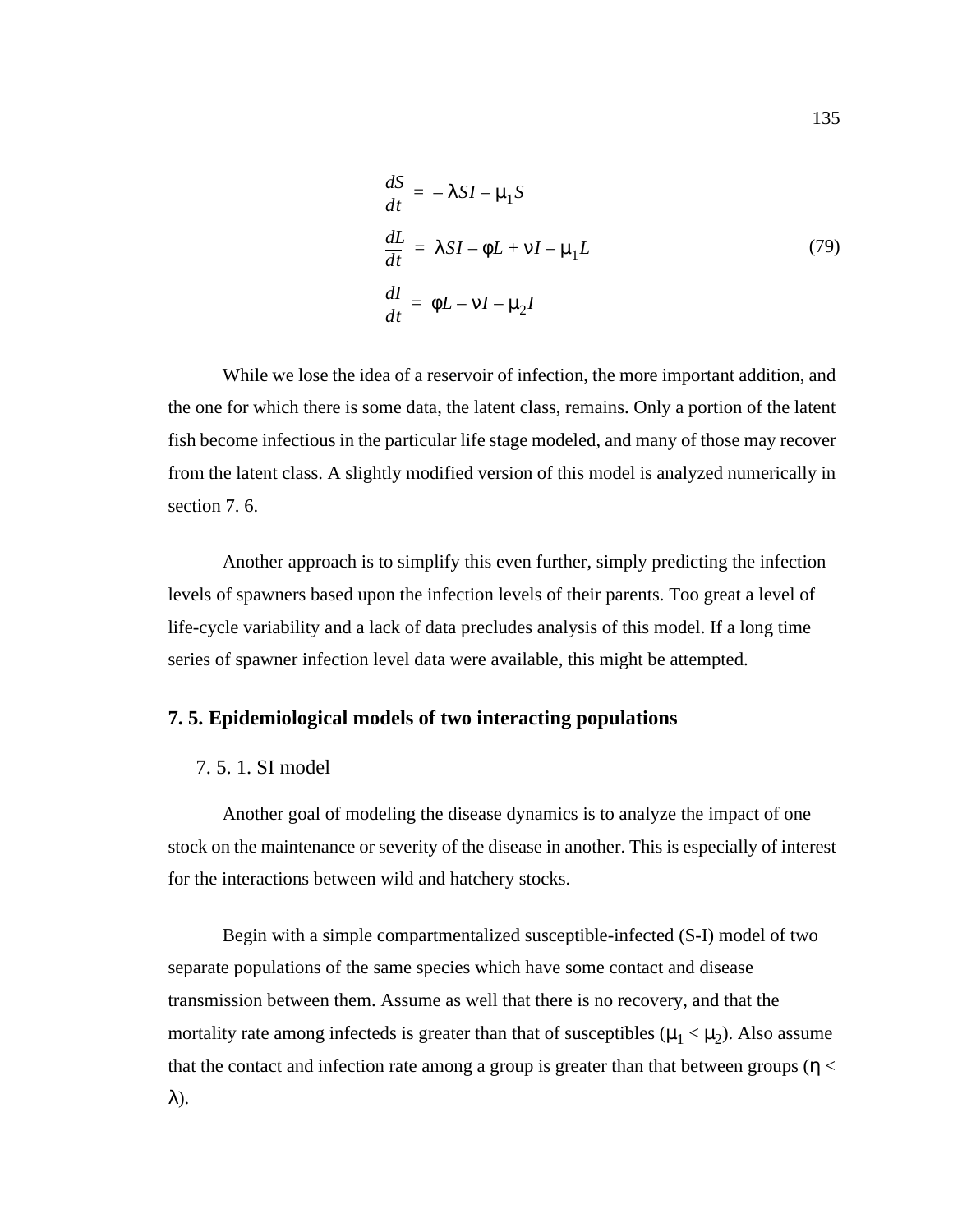$$
\begin{aligned}
\frac{dS}{dt} &= -\lambda SI - \mu_1 S \\
\frac{dL}{dt} &= \lambda SI - \phi L + \nu I - \mu_1 L \\
\frac{dI}{dt} &= \phi L - \nu I - \mu_2 I
\end{aligned}
\tag{79}
$$

While we lose the idea of a reservoir of infection, the more important addition, and the one for which there is some data, the latent class, remains. Only a portion of the latent fish become infectious in the particular life stage modeled, and many of those may recover from the latent class. A slightly modified version of this model is analyzed numerically in section 7. 6.

Another approach is to simplify this even further, simply predicting the infection levels of spawners based upon the infection levels of their parents. Too great a level of life-cycle variability and a lack of data precludes analysis of this model. If a long time series of spawner infection level data were available, this might be attempted.

## 7. 5. Epidemiological models of two interacting populations

### 7. 5. 1. SI model

Another goal of modeling the disease dynamics is to analyze the impact of one stock on the maintenance or severity of the disease in another. This is especially of interest for the interactions between wild and hatchery stocks.

Begin with a simple compartmentalized susceptible-infected (S-I) model of two separate populations of the same species which have some contact and disease transmission between them. Assume as well that there is no recovery, and that the mortality rate among infecteds is greater than that of susceptibles ($\mu_1 < \mu_2$). Also assume that the contact and infection rate among a group is greater than that between groups ($\eta < \lambda$).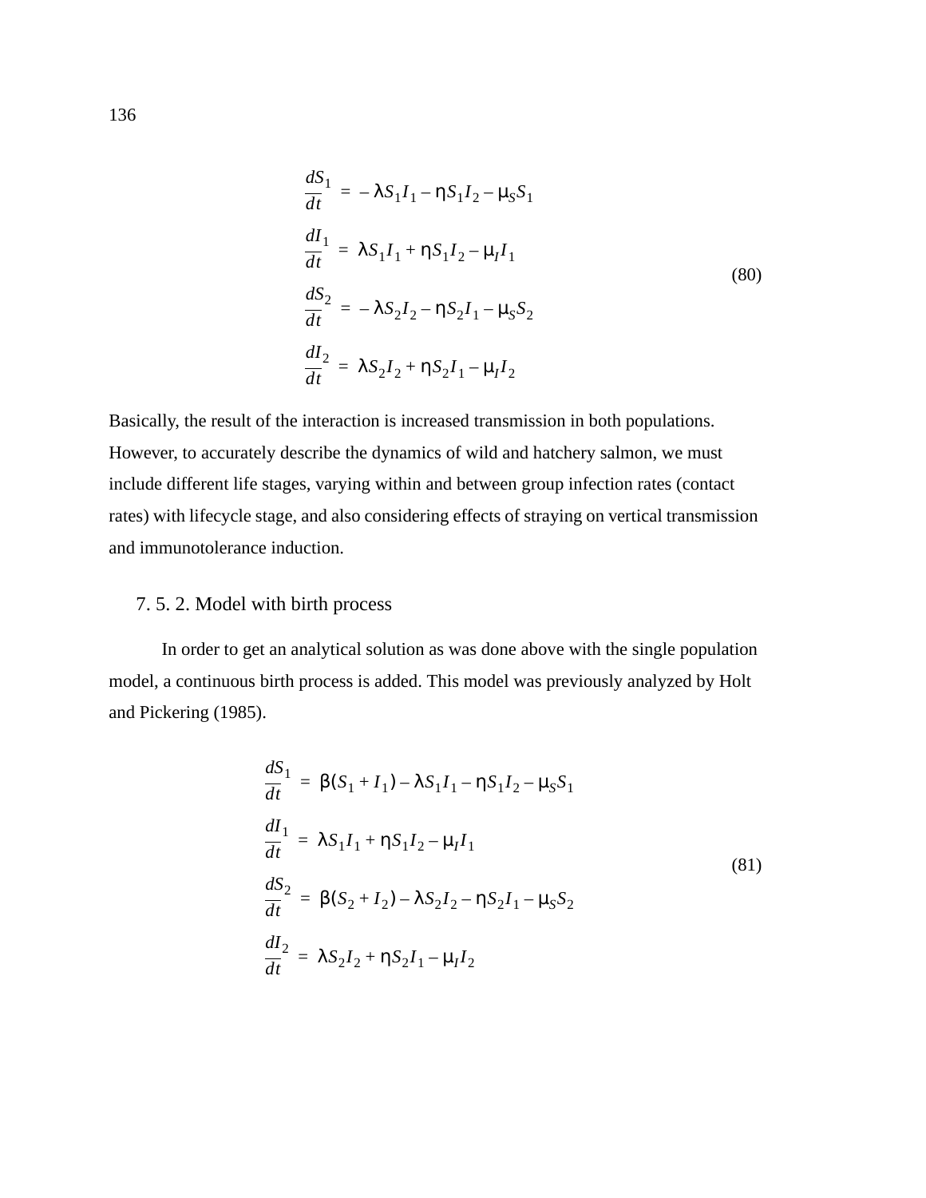$$
\begin{aligned}
\frac{dS_1}{dt} &= -\lambda S_1 I_1 - \eta S_1 I_2 - \mu_S S_1 \\
\frac{dI_1}{dt} &= \lambda S_1 I_1 + \eta S_1 I_2 - \mu_I I_1 \\
\frac{dS_2}{dt} &= -\lambda S_2 I_2 - \eta S_2 I_1 - \mu_S S_2 \\
\frac{dI_2}{dt} &= \lambda S_2 I_2 + \eta S_2 I_1 - \mu_I I_2
\end{aligned}
\tag{80}
$$

Basically, the result of the interaction is increased transmission in both populations. However, to accurately describe the dynamics of wild and hatchery salmon, we must include different life stages, varying within and between group infection rates (contact rates) with lifecycle stage, and also considering effects of straying on vertical transmission and immunotolerance induction.

### 7. 5. 2. Model with birth process

In order to get an analytical solution as was done above with the single population model, a continuous birth process is added. This model was previously analyzed by Holt and Pickering (1985).

$$
\begin{aligned}
\frac{dS_1}{dt} &= \beta(S_1 + I_1) - \lambda S_1 I_1 - \eta S_1 I_2 - \mu_S S_1 \\
\frac{dI_1}{dt} &= \lambda S_1 I_1 + \eta S_1 I_2 - \mu_I I_1 \\
\frac{dS_2}{dt} &= \beta(S_2 + I_2) - \lambda S_2 I_2 - \eta S_2 I_1 - \mu_S S_2 \\
\frac{dI_2}{dt} &= \lambda S_2 I_2 + \eta S_2 I_1 - \mu_I I_2
\end{aligned}
\tag{81}
$$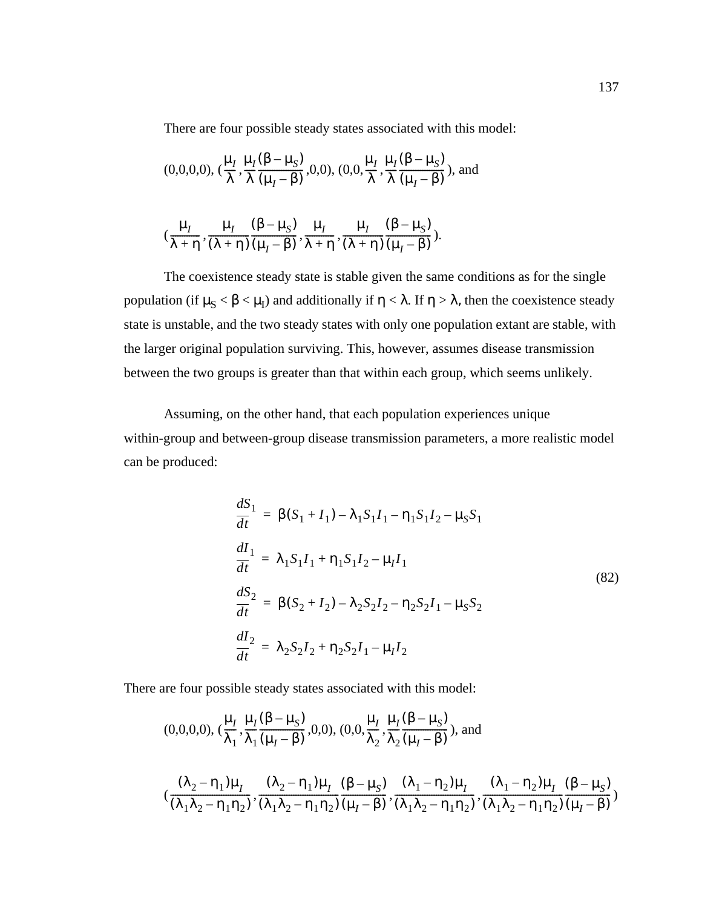There are four possible steady states associated with this model:

$$(0,0,0,0),\ \left(\frac{\mu_I}{\lambda}, \frac{\mu_I}{\lambda}\frac{(\beta - \mu_S)}{(\mu_I - \beta)}, 0, 0\right),\ \left(0, 0, \frac{\mu_I}{\lambda}, \frac{\mu_I}{\lambda}\frac{(\beta - \mu_S)}{(\mu_I - \beta)}\right), \text{ and}$$

$$\left(\frac{\mu_I}{\lambda + \eta}, \frac{\mu_I}{(\lambda + \eta)}\frac{(\beta - \mu_S)}{(\mu_I - \beta)}, \frac{\mu_I}{\lambda + \eta}, \frac{\mu_I}{(\lambda + \eta)}\frac{(\beta - \mu_S)}{(\mu_I - \beta)}\right).$$

The coexistence steady state is stable given the same conditions as for the single population (if $\mu_S < \beta < \mu_I$) and additionally if $\eta < \lambda$. If $\eta > \lambda$, then the coexistence steady state is unstable, and the two steady states with only one population extant are stable, with the larger original population surviving. This, however, assumes disease transmission between the two groups is greater than that within each group, which seems unlikely.

Assuming, on the other hand, that each population experiences unique within-group and between-group disease transmission parameters, a more realistic model can be produced:

$$
\begin{aligned}
\frac{dS_1}{dt} &= \beta(S_1 + I_1) - \lambda_1 S_1 I_1 - \eta_1 S_1 I_2 - \mu_S S_1 \\
\frac{dI_1}{dt} &= \lambda_1 S_1 I_1 + \eta_1 S_1 I_2 - \mu_I I_1 \\
\frac{dS_2}{dt} &= \beta(S_2 + I_2) - \lambda_2 S_2 I_2 - \eta_2 S_2 I_1 - \mu_S S_2 \\
\frac{dI_2}{dt} &= \lambda_2 S_2 I_2 + \eta_2 S_2 I_1 - \mu_I I_2
\end{aligned}
\tag{82}
$$

There are four possible steady states associated with this model:

$$(0,0,0,0),\ \left(\frac{\mu_I}{\lambda_1}, \frac{\mu_I}{\lambda_1}\frac{(\beta - \mu_S)}{(\mu_I - \beta)}, 0, 0\right),\ \left(0, 0, \frac{\mu_I}{\lambda_2}, \frac{\mu_I}{\lambda_2}\frac{(\beta - \mu_S)}{(\mu_I - \beta)}\right), \text{ and}$$

$$\left(\frac{(\lambda_2 - \eta_1)\mu_I}{(\lambda_1\lambda_2 - \eta_1\eta_2)}, \frac{(\lambda_2 - \eta_1)\mu_I}{(\lambda_1\lambda_2 - \eta_1\eta_2)}\frac{(\beta - \mu_S)}{(\mu_I - \beta)}, \frac{(\lambda_1 - \eta_2)\mu_I}{(\lambda_1\lambda_2 - \eta_1\eta_2)}, \frac{(\lambda_1 - \eta_2)\mu_I}{(\lambda_1\lambda_2 - \eta_1\eta_2)}\frac{(\beta - \mu_S)}{(\mu_I - \beta)}\right)$$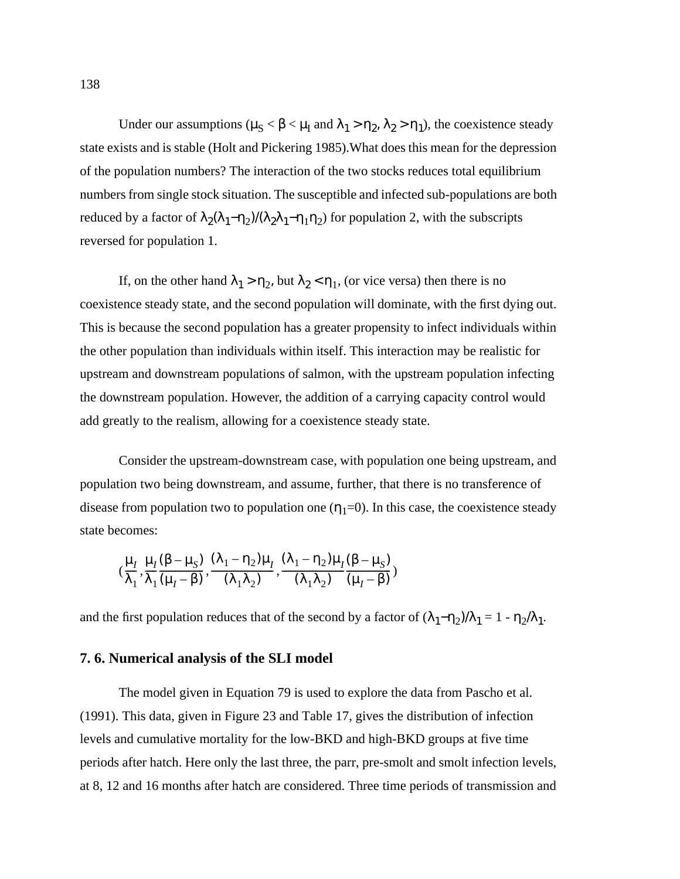Under our assumptions ($\mu_S < \beta < \mu_I$ and $\lambda_1 > \eta_2$, $\lambda_2 > \eta_1$), the coexistence steady state exists and is stable (Holt and Pickering 1985).What does this mean for the depression of the population numbers? The interaction of the two stocks reduces total equilibrium numbers from single stock situation. The susceptible and infected sub-populations are both reduced by a factor of $\lambda_2(\lambda_1-\eta_2)/(\lambda_2\lambda_1-\eta_1\eta_2)$ for population 2, with the subscripts reversed for population 1.

If, on the other hand $\lambda_1 > \eta_2$, but $\lambda_2 < \eta_1$, (or vice versa) then there is no coexistence steady state, and the second population will dominate, with the first dying out. This is because the second population has a greater propensity to infect individuals within the other population than individuals within itself. This interaction may be realistic for upstream and downstream populations of salmon, with the upstream population infecting the downstream population. However, the addition of a carrying capacity control would add greatly to the realism, allowing for a coexistence steady state.

Consider the upstream-downstream case, with population one being upstream, and population two being downstream, and assume, further, that there is no transference of disease from population two to population one ($\eta_1$=0). In this case, the coexistence steady state becomes:

$$\left(\frac{\mu_I}{\lambda_1}, \frac{\mu_I}{\lambda_1}\frac{(\beta-\mu_S)}{(\mu_I-\beta)}, \frac{(\lambda_1-\eta_2)\mu_I}{(\lambda_1\lambda_2)}, \frac{(\lambda_1-\eta_2)\mu_I}{(\lambda_1\lambda_2)}\frac{(\beta-\mu_S)}{(\mu_I-\beta)}\right)$$

and the first population reduces that of the second by a factor of $(\lambda_1-\eta_2)/\lambda_1 = 1 - \eta_2/\lambda_1$.

## 7. 6. Numerical analysis of the SLI model

The model given in Equation 79 is used to explore the data from Pascho et al. (1991). This data, given in Figure 23 and Table 17, gives the distribution of infection levels and cumulative mortality for the low-BKD and high-BKD groups at five time periods after hatch. Here only the last three, the parr, pre-smolt and smolt infection levels, at 8, 12 and 16 months after hatch are considered. Three time periods of transmission and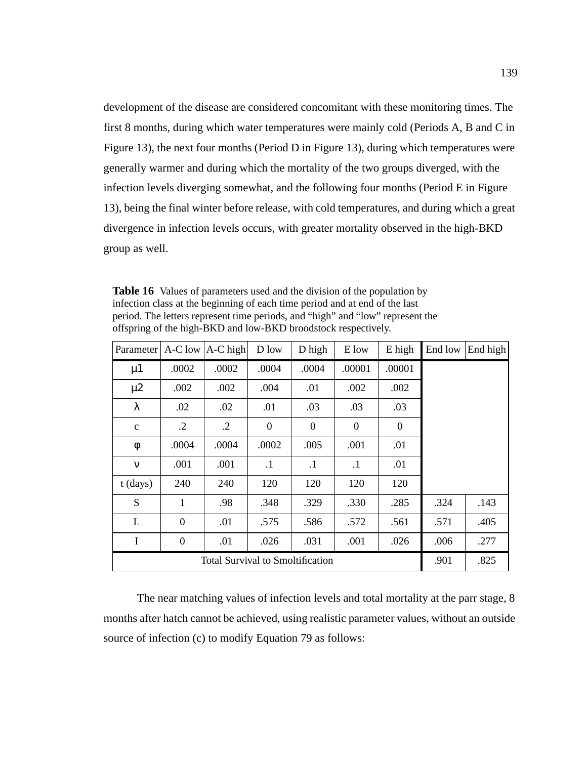development of the disease are considered concomitant with these monitoring times. The first 8 months, during which water temperatures were mainly cold (Periods A, B and C in Figure 13), the next four months (Period D in Figure 13), during which temperatures were generally warmer and during which the mortality of the two groups diverged, with the infection levels diverging somewhat, and the following four months (Period E in Figure 13), being the final winter before release, with cold temperatures, and during which a great divergence in infection levels occurs, with greater mortality observed in the high-BKD group as well.

**Table 16** Values of parameters used and the division of the population by infection class at the beginning of each time period and at end of the last period. The letters represent time periods, and "high" and "low" represent the offspring of the high-BKD and low-BKD broodstock respectively.

| Parameter | A-C low | A-C high | D low | D high | E low | E high | End low | End high |
|---|---|---|---|---|---|---|---|---|
| $\mu 1$ | .0002 | .0002 | .0004 | .0004 | .00001 | .00001 | | |
| $\mu 2$ | .002 | .002 | .004 | .01 | .002 | .002 | | |
| $\lambda$ | .02 | .02 | .01 | .03 | .03 | .03 | | |
| c | .2 | .2 | 0 | 0 | 0 | 0 | | |
| $\phi$ | .0004 | .0004 | .0002 | .005 | .001 | .01 | | |
| $\nu$ | .001 | .001 | .1 | .1 | .1 | .01 | | |
| t (days) | 240 | 240 | 120 | 120 | 120 | 120 | | |
| S | 1 | .98 | .348 | .329 | .330 | .285 | .324 | .143 |
| L | 0 | .01 | .575 | .586 | .572 | .561 | .571 | .405 |
| I | 0 | .01 | .026 | .031 | .001 | .026 | .006 | .277 |
| Total Survival to Smoltification | | | | | | | .901 | .825 |

The near matching values of infection levels and total mortality at the parr stage, 8 months after hatch cannot be achieved, using realistic parameter values, without an outside source of infection (c) to modify Equation 79 as follows: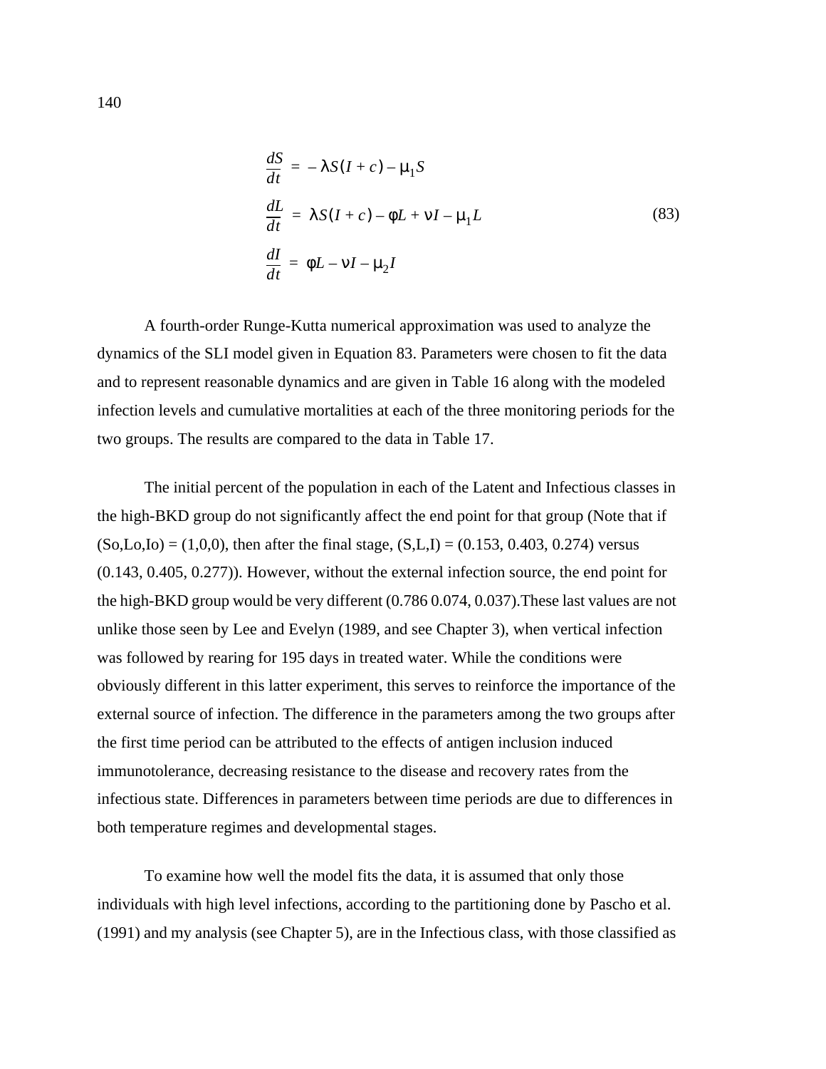$$
\begin{aligned}
\frac{dS}{dt} &= -\lambda S(I+c) - \mu_1 S \\
\frac{dL}{dt} &= \lambda S(I+c) - \phi L + \nu I - \mu_1 L \\
\frac{dI}{dt} &= \phi L - \nu I - \mu_2 I
\end{aligned}
\tag{83}
$$

A fourth-order Runge-Kutta numerical approximation was used to analyze the dynamics of the SLI model given in Equation 83. Parameters were chosen to fit the data and to represent reasonable dynamics and are given in Table 16 along with the modeled infection levels and cumulative mortalities at each of the three monitoring periods for the two groups. The results are compared to the data in Table 17.

The initial percent of the population in each of the Latent and Infectious classes in the high-BKD group do not significantly affect the end point for that group (Note that if (So,Lo,Io) = (1,0,0), then after the final stage, (S,L,I) = (0.153, 0.403, 0.274) versus (0.143, 0.405, 0.277)). However, without the external infection source, the end point for the high-BKD group would be very different (0.786 0.074, 0.037).These last values are not unlike those seen by Lee and Evelyn (1989, and see Chapter 3), when vertical infection was followed by rearing for 195 days in treated water. While the conditions were obviously different in this latter experiment, this serves to reinforce the importance of the external source of infection. The difference in the parameters among the two groups after the first time period can be attributed to the effects of antigen inclusion induced immunotolerance, decreasing resistance to the disease and recovery rates from the infectious state. Differences in parameters between time periods are due to differences in both temperature regimes and developmental stages.

To examine how well the model fits the data, it is assumed that only those individuals with high level infections, according to the partitioning done by Pascho et al. (1991) and my analysis (see Chapter 5), are in the Infectious class, with those classified as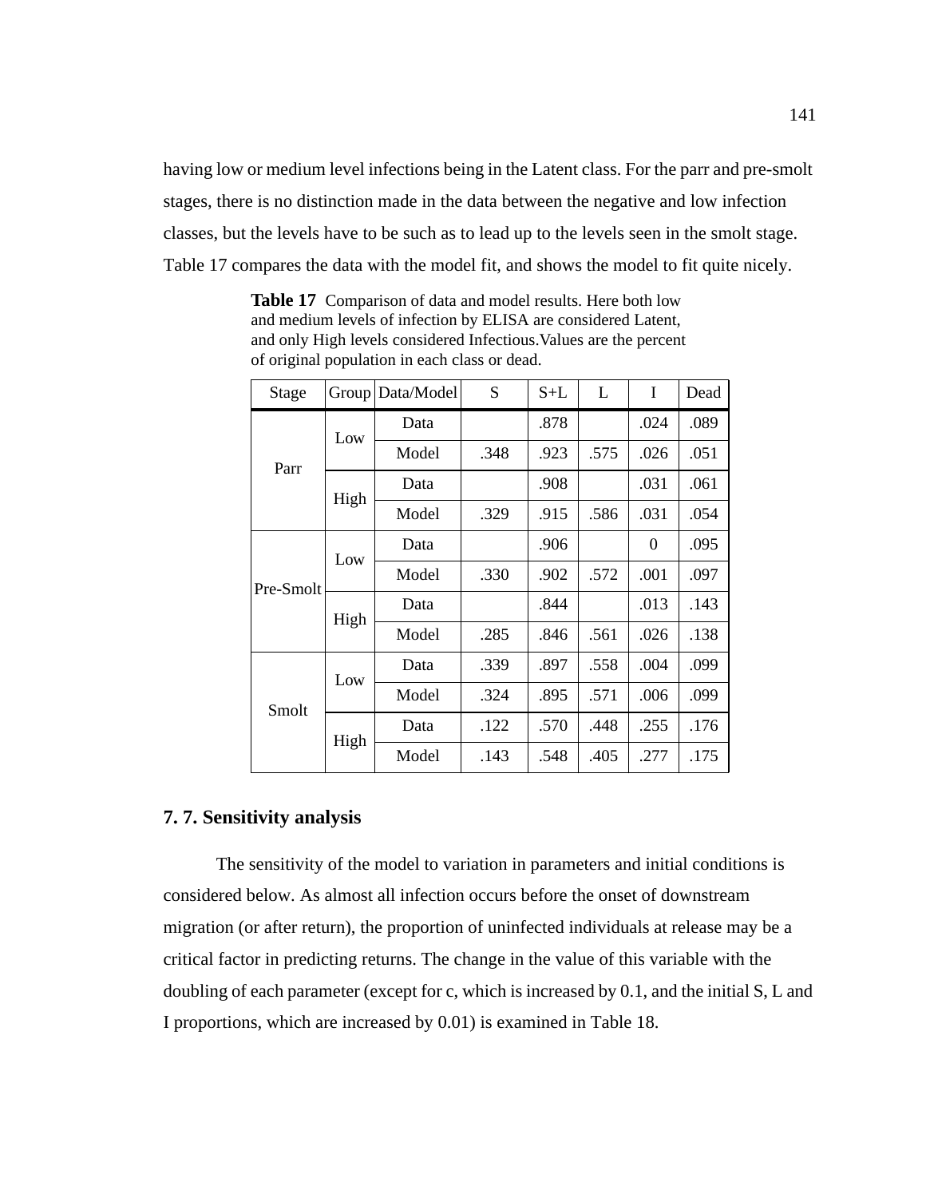having low or medium level infections being in the Latent class. For the parr and pre-smolt stages, there is no distinction made in the data between the negative and low infection classes, but the levels have to be such as to lead up to the levels seen in the smolt stage. Table 17 compares the data with the model fit, and shows the model to fit quite nicely.

**Table 17** Comparison of data and model results. Here both low and medium levels of infection by ELISA are considered Latent, and only High levels considered Infectious.Values are the percent of original population in each class or dead.

| Stage | Group | Data/Model | S | S+L | L | I | Dead |
|---|---|---|---|---|---|---|---|
| Parr | Low | Data | | .878 | | .024 | .089 |
| | | Model | .348 | .923 | .575 | .026 | .051 |
| | High | Data | | .908 | | .031 | .061 |
| | | Model | .329 | .915 | .586 | .031 | .054 |
| Pre-Smolt | Low | Data | | .906 | | 0 | .095 |
| | | Model | .330 | .902 | .572 | .001 | .097 |
| | High | Data | | .844 | | .013 | .143 |
| | | Model | .285 | .846 | .561 | .026 | .138 |
| Smolt | Low | Data | .339 | .897 | .558 | .004 | .099 |
| | | Model | .324 | .895 | .571 | .006 | .099 |
| | High | Data | .122 | .570 | .448 | .255 | .176 |
| | | Model | .143 | .548 | .405 | .277 | .175 |

## 7. 7. Sensitivity analysis

The sensitivity of the model to variation in parameters and initial conditions is considered below. As almost all infection occurs before the onset of downstream migration (or after return), the proportion of uninfected individuals at release may be a critical factor in predicting returns. The change in the value of this variable with the doubling of each parameter (except for c, which is increased by 0.1, and the initial S, L and I proportions, which are increased by 0.01) is examined in Table 18.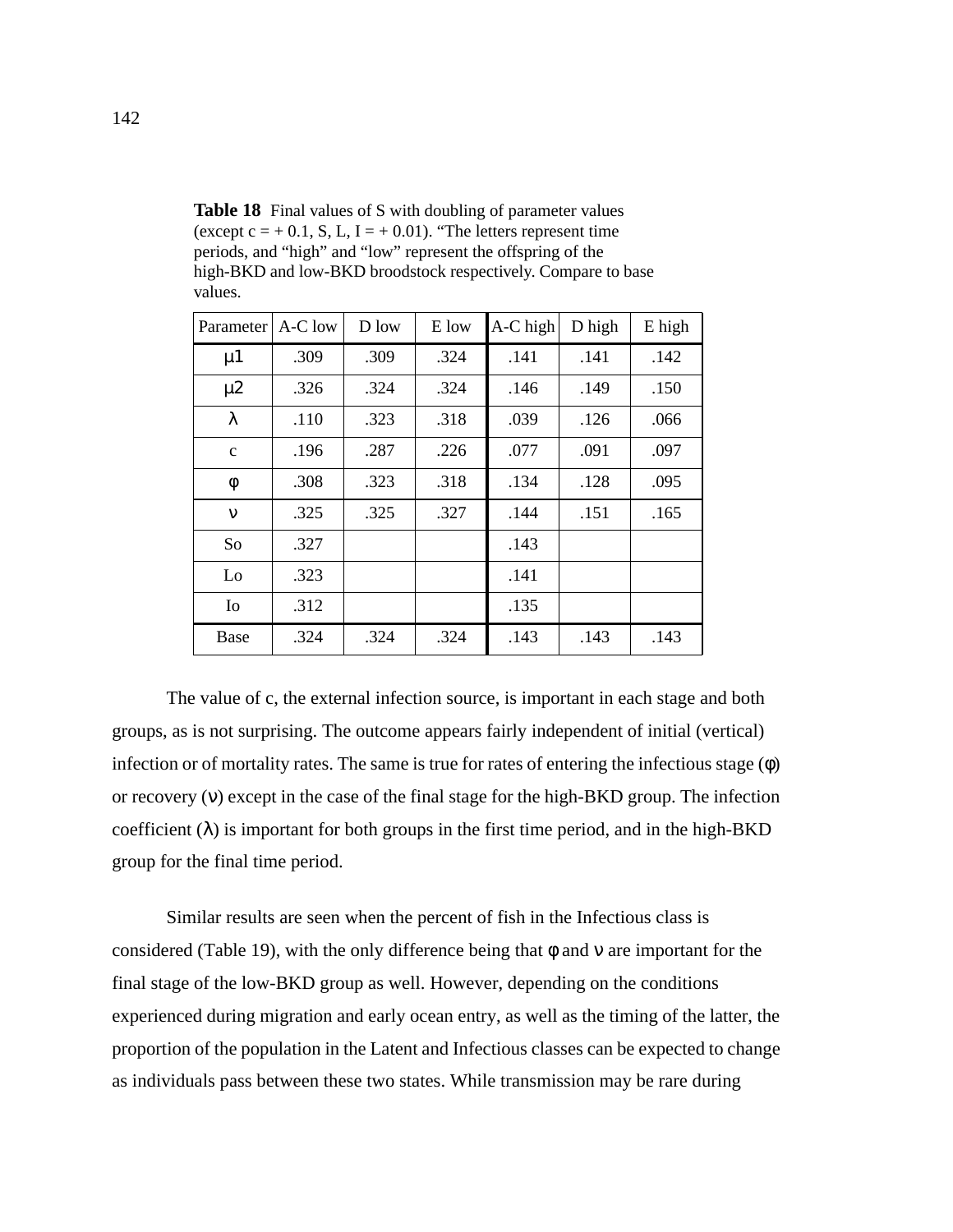**Table 18** Final values of S with doubling of parameter values (except c = + 0.1, S, L, I = + 0.01). "The letters represent time periods, and "high" and "low" represent the offspring of the high-BKD and low-BKD broodstock respectively. Compare to base values.

| Parameter | A-C low | D low | E low | A-C high | D high | E high |
|---|---|---|---|---|---|---|
| $\mu 1$ | .309 | .309 | .324 | .141 | .141 | .142 |
| $\mu 2$ | .326 | .324 | .324 | .146 | .149 | .150 |
| $\lambda$ | .110 | .323 | .318 | .039 | .126 | .066 |
| c | .196 | .287 | .226 | .077 | .091 | .097 |
| $\phi$ | .308 | .323 | .318 | .134 | .128 | .095 |
| $\nu$ | .325 | .325 | .327 | .144 | .151 | .165 |
| So | .327 | | | .143 | | |
| Lo | .323 | | | .141 | | |
| Io | .312 | | | .135 | | |
| Base | .324 | .324 | .324 | .143 | .143 | .143 |

The value of c, the external infection source, is important in each stage and both groups, as is not surprising. The outcome appears fairly independent of initial (vertical) infection or of mortality rates. The same is true for rates of entering the infectious stage ($\phi$) or recovery ($\nu$) except in the case of the final stage for the high-BKD group. The infection coefficient ($\lambda$) is important for both groups in the first time period, and in the high-BKD group for the final time period.

Similar results are seen when the percent of fish in the Infectious class is considered (Table 19), with the only difference being that $\phi$ and $\nu$ are important for the final stage of the low-BKD group as well. However, depending on the conditions experienced during migration and early ocean entry, as well as the timing of the latter, the proportion of the population in the Latent and Infectious classes can be expected to change as individuals pass between these two states. While transmission may be rare during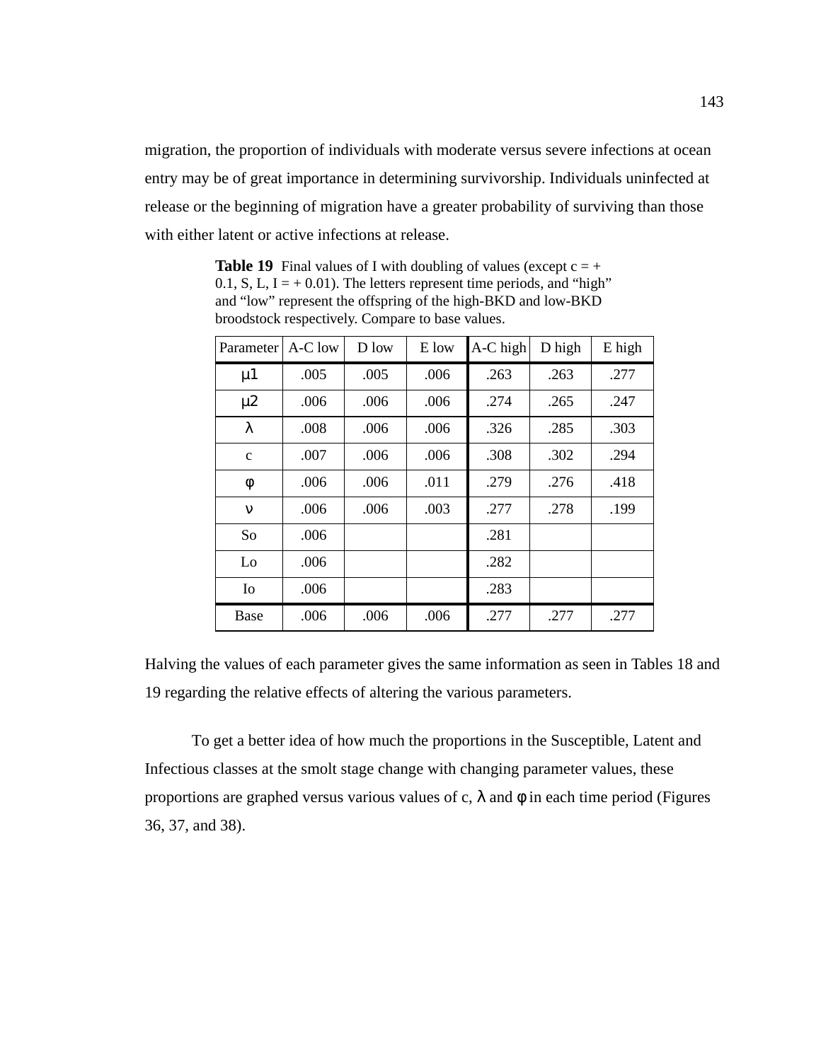migration, the proportion of individuals with moderate versus severe infections at ocean entry may be of great importance in determining survivorship. Individuals uninfected at release or the beginning of migration have a greater probability of surviving than those with either latent or active infections at release.

**Table 19** Final values of I with doubling of values (except c = + 0.1, S, L, I = + 0.01). The letters represent time periods, and “high” and “low” represent the offspring of the high-BKD and low-BKD broodstock respectively. Compare to base values.

| Parameter | A-C low | D low | E low | A-C high | D high | E high |
|---|---|---|---|---|---|---|
| $\mu 1$ | .005 | .005 | .006 | .263 | .263 | .277 |
| $\mu 2$ | .006 | .006 | .006 | .274 | .265 | .247 |
| $\lambda$ | .008 | .006 | .006 | .326 | .285 | .303 |
| c | .007 | .006 | .006 | .308 | .302 | .294 |
| $\phi$ | .006 | .006 | .011 | .279 | .276 | .418 |
| $\nu$ | .006 | .006 | .003 | .277 | .278 | .199 |
| So | .006 | | | .281 | | |
| Lo | .006 | | | .282 | | |
| Io | .006 | | | .283 | | |
| Base | .006 | .006 | .006 | .277 | .277 | .277 |

Halving the values of each parameter gives the same information as seen in Tables 18 and 19 regarding the relative effects of altering the various parameters.

To get a better idea of how much the proportions in the Susceptible, Latent and Infectious classes at the smolt stage change with changing parameter values, these proportions are graphed versus various values of c, $\lambda$ and $\phi$ in each time period (Figures 36, 37, and 38).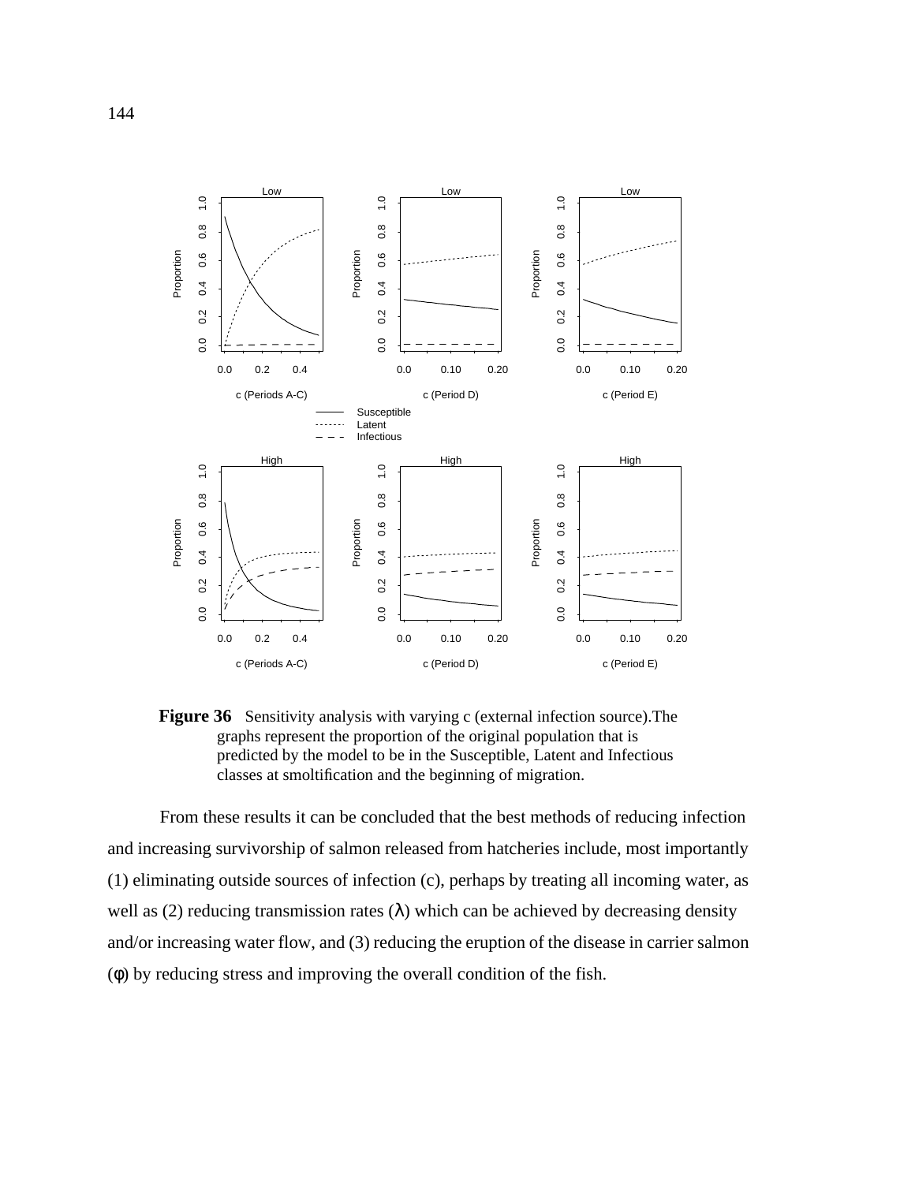**Figure 36** Sensitivity analysis with varying c (external infection source).The graphs represent the proportion of the original population that is predicted by the model to be in the Susceptible, Latent and Infectious classes at smoltification and the beginning of migration.

From these results it can be concluded that the best methods of reducing infection and increasing survivorship of salmon released from hatcheries include, most importantly (1) eliminating outside sources of infection (c), perhaps by treating all incoming water, as well as (2) reducing transmission rates ($\lambda$) which can be achieved by decreasing density and/or increasing water flow, and (3) reducing the eruption of the disease in carrier salmon ($\phi$) by reducing stress and improving the overall condition of the fish.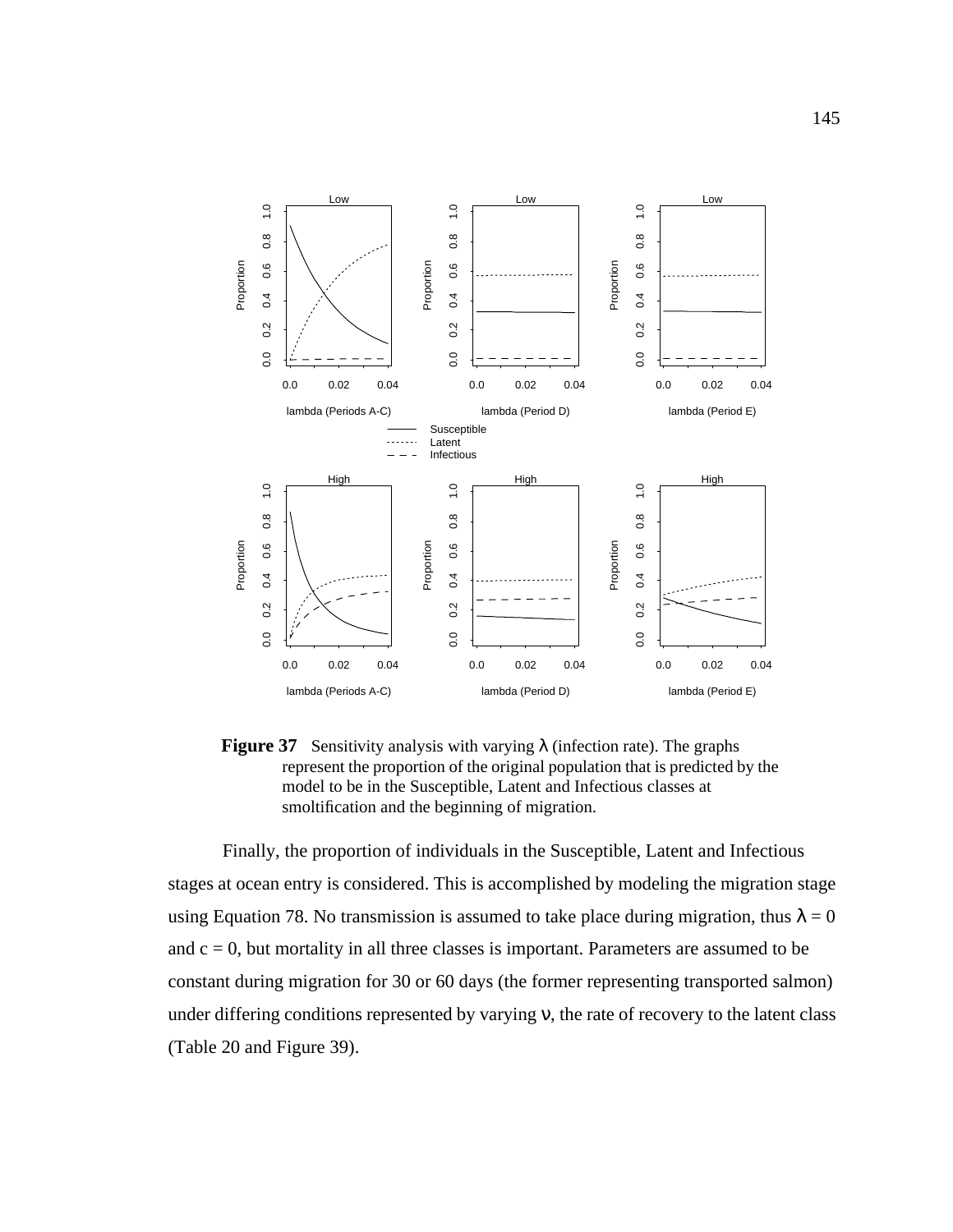**Figure 37** Sensitivity analysis with varying λ (infection rate). The graphs represent the proportion of the original population that is predicted by the model to be in the Susceptible, Latent and Infectious classes at smoltification and the beginning of migration.

Finally, the proportion of individuals in the Susceptible, Latent and Infectious stages at ocean entry is considered. This is accomplished by modeling the migration stage using Equation 78. No transmission is assumed to take place during migration, thus $\lambda = 0$ and $c = 0$, but mortality in all three classes is important. Parameters are assumed to be constant during migration for 30 or 60 days (the former representing transported salmon) under differing conditions represented by varying $\nu$, the rate of recovery to the latent class (Table 20 and Figure 39).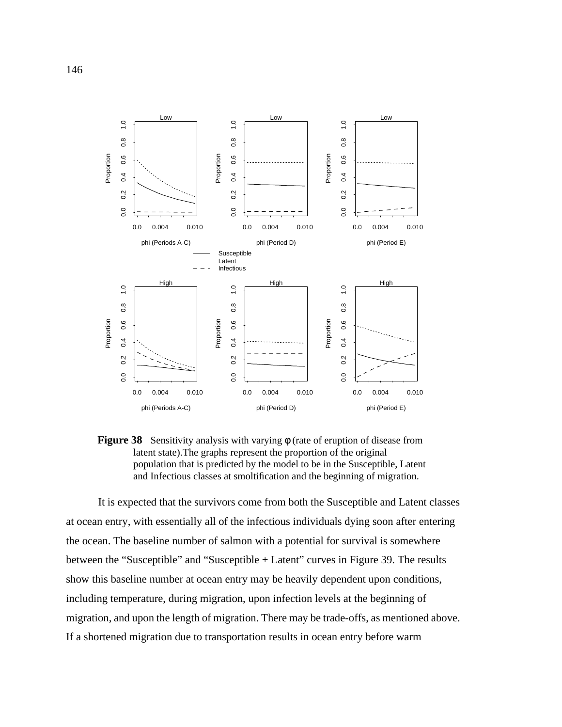**Figure 38** Sensitivity analysis with varying φ (rate of eruption of disease from latent state).The graphs represent the proportion of the original population that is predicted by the model to be in the Susceptible, Latent and Infectious classes at smoltification and the beginning of migration.

It is expected that the survivors come from both the Susceptible and Latent classes at ocean entry, with essentially all of the infectious individuals dying soon after entering the ocean. The baseline number of salmon with a potential for survival is somewhere between the "Susceptible" and "Susceptible + Latent" curves in Figure 39. The results show this baseline number at ocean entry may be heavily dependent upon conditions, including temperature, during migration, upon infection levels at the beginning of migration, and upon the length of migration. There may be trade-offs, as mentioned above. If a shortened migration due to transportation results in ocean entry before warm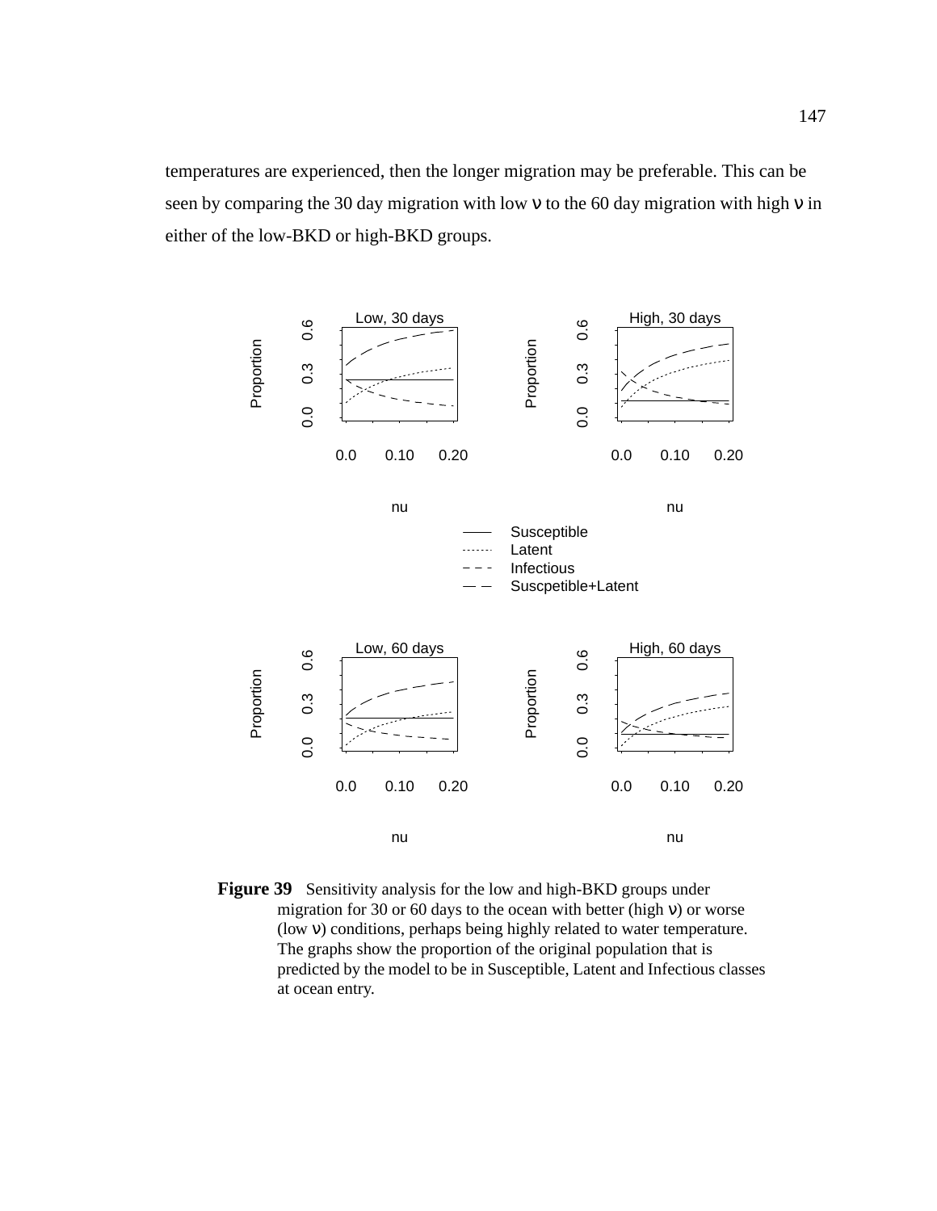temperatures are experienced, then the longer migration may be preferable. This can be seen by comparing the 30 day migration with low $\nu$ to the 60 day migration with high $\nu$ in either of the low-BKD or high-BKD groups.

**Figure 39** Sensitivity analysis for the low and high-BKD groups under migration for 30 or 60 days to the ocean with better (high $\nu$) or worse (low $\nu$) conditions, perhaps being highly related to water temperature. The graphs show the proportion of the original population that is predicted by the model to be in Susceptible, Latent and Infectious classes at ocean entry.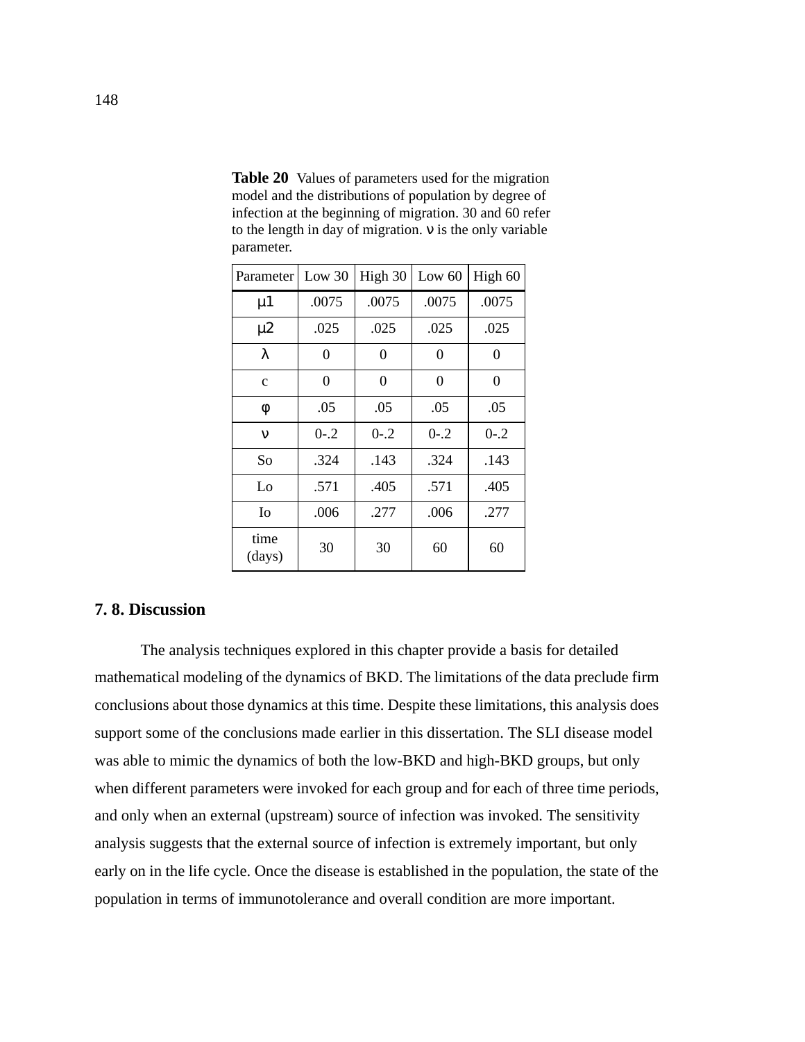**Table 20** Values of parameters used for the migration model and the distributions of population by degree of infection at the beginning of migration. 30 and 60 refer to the length in day of migration. $\nu$ is the only variable parameter.

| Parameter | Low 30 | High 30 | Low 60 | High 60 |
|---|---|---|---|---|
| $\mu 1$ | .0075 | .0075 | .0075 | .0075 |
| $\mu 2$ | .025 | .025 | .025 | .025 |
| $\lambda$ | 0 | 0 | 0 | 0 |
| c | 0 | 0 | 0 | 0 |
| $\phi$ | .05 | .05 | .05 | .05 |
| $\nu$ | 0-.2 | 0-.2 | 0-.2 | 0-.2 |
| So | .324 | .143 | .324 | .143 |
| Lo | .571 | .405 | .571 | .405 |
| Io | .006 | .277 | .006 | .277 |
| time (days) | 30 | 30 | 60 | 60 |

## 7. 8. Discussion

The analysis techniques explored in this chapter provide a basis for detailed mathematical modeling of the dynamics of BKD. The limitations of the data preclude firm conclusions about those dynamics at this time. Despite these limitations, this analysis does support some of the conclusions made earlier in this dissertation. The SLI disease model was able to mimic the dynamics of both the low-BKD and high-BKD groups, but only when different parameters were invoked for each group and for each of three time periods, and only when an external (upstream) source of infection was invoked. The sensitivity analysis suggests that the external source of infection is extremely important, but only early on in the life cycle. Once the disease is established in the population, the state of the population in terms of immunotolerance and overall condition are more important.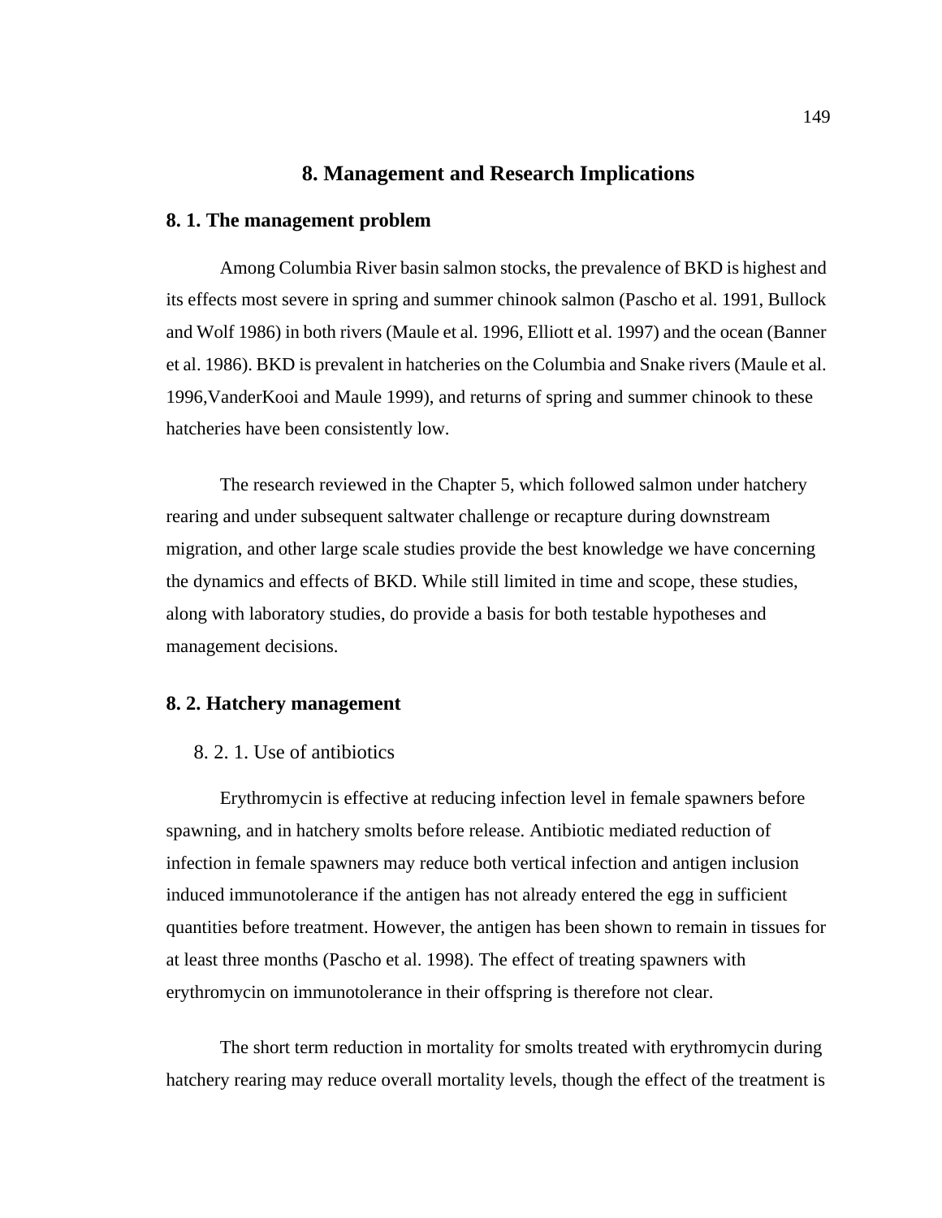# 8. Management and Research Implications

## 8. 1. The management problem

Among Columbia River basin salmon stocks, the prevalence of BKD is highest and its effects most severe in spring and summer chinook salmon (Pascho et al. 1991, Bullock and Wolf 1986) in both rivers (Maule et al. 1996, Elliott et al. 1997) and the ocean (Banner et al. 1986). BKD is prevalent in hatcheries on the Columbia and Snake rivers (Maule et al. 1996,VanderKooi and Maule 1999), and returns of spring and summer chinook to these hatcheries have been consistently low.

The research reviewed in the Chapter 5, which followed salmon under hatchery rearing and under subsequent saltwater challenge or recapture during downstream migration, and other large scale studies provide the best knowledge we have concerning the dynamics and effects of BKD. While still limited in time and scope, these studies, along with laboratory studies, do provide a basis for both testable hypotheses and management decisions.

## 8. 2. Hatchery management

### 8. 2. 1. Use of antibiotics

Erythromycin is effective at reducing infection level in female spawners before spawning, and in hatchery smolts before release. Antibiotic mediated reduction of infection in female spawners may reduce both vertical infection and antigen inclusion induced immunotolerance if the antigen has not already entered the egg in sufficient quantities before treatment. However, the antigen has been shown to remain in tissues for at least three months (Pascho et al. 1998). The effect of treating spawners with erythromycin on immunotolerance in their offspring is therefore not clear.

The short term reduction in mortality for smolts treated with erythromycin during hatchery rearing may reduce overall mortality levels, though the effect of the treatment is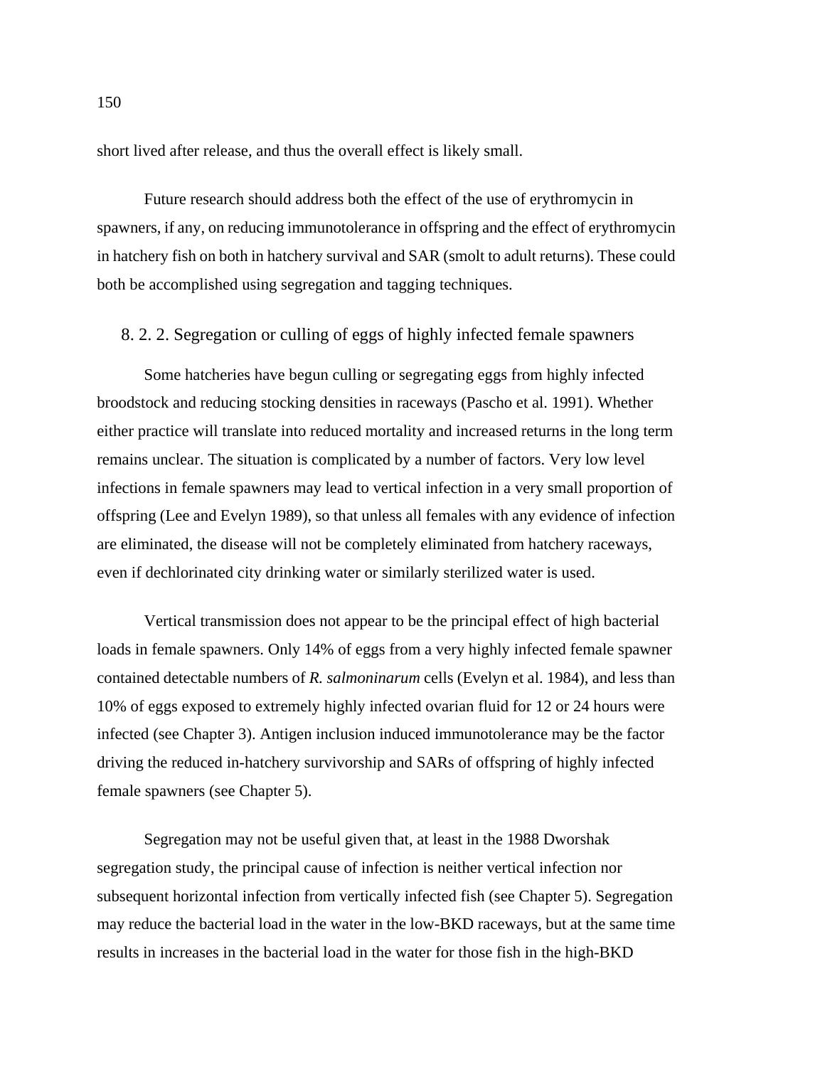short lived after release, and thus the overall effect is likely small.

Future research should address both the effect of the use of erythromycin in spawners, if any, on reducing immunotolerance in offspring and the effect of erythromycin in hatchery fish on both in hatchery survival and SAR (smolt to adult returns). These could both be accomplished using segregation and tagging techniques.

### 8. 2. 2. Segregation or culling of eggs of highly infected female spawners

Some hatcheries have begun culling or segregating eggs from highly infected broodstock and reducing stocking densities in raceways (Pascho et al. 1991). Whether either practice will translate into reduced mortality and increased returns in the long term remains unclear. The situation is complicated by a number of factors. Very low level infections in female spawners may lead to vertical infection in a very small proportion of offspring (Lee and Evelyn 1989), so that unless all females with any evidence of infection are eliminated, the disease will not be completely eliminated from hatchery raceways, even if dechlorinated city drinking water or similarly sterilized water is used.

Vertical transmission does not appear to be the principal effect of high bacterial loads in female spawners. Only 14% of eggs from a very highly infected female spawner contained detectable numbers of *R. salmoninarum* cells (Evelyn et al. 1984), and less than 10% of eggs exposed to extremely highly infected ovarian fluid for 12 or 24 hours were infected (see Chapter 3). Antigen inclusion induced immunotolerance may be the factor driving the reduced in-hatchery survivorship and SARs of offspring of highly infected female spawners (see Chapter 5).

Segregation may not be useful given that, at least in the 1988 Dworshak segregation study, the principal cause of infection is neither vertical infection nor subsequent horizontal infection from vertically infected fish (see Chapter 5). Segregation may reduce the bacterial load in the water in the low-BKD raceways, but at the same time results in increases in the bacterial load in the water for those fish in the high-BKD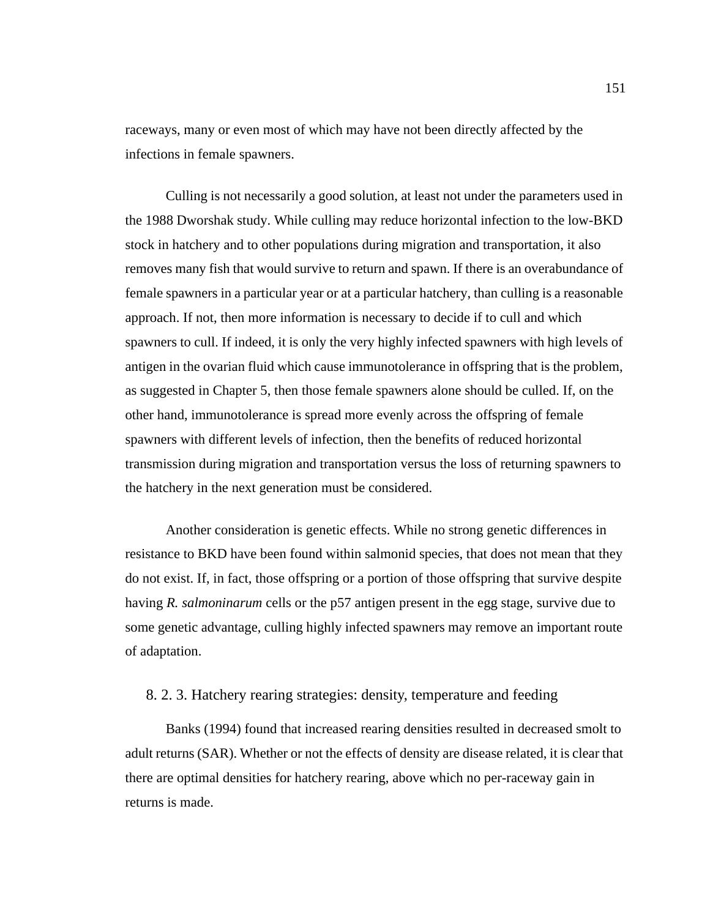raceways, many or even most of which may have not been directly affected by the infections in female spawners.

Culling is not necessarily a good solution, at least not under the parameters used in the 1988 Dworshak study. While culling may reduce horizontal infection to the low-BKD stock in hatchery and to other populations during migration and transportation, it also removes many fish that would survive to return and spawn. If there is an overabundance of female spawners in a particular year or at a particular hatchery, than culling is a reasonable approach. If not, then more information is necessary to decide if to cull and which spawners to cull. If indeed, it is only the very highly infected spawners with high levels of antigen in the ovarian fluid which cause immunotolerance in offspring that is the problem, as suggested in Chapter 5, then those female spawners alone should be culled. If, on the other hand, immunotolerance is spread more evenly across the offspring of female spawners with different levels of infection, then the benefits of reduced horizontal transmission during migration and transportation versus the loss of returning spawners to the hatchery in the next generation must be considered.

Another consideration is genetic effects. While no strong genetic differences in resistance to BKD have been found within salmonid species, that does not mean that they do not exist. If, in fact, those offspring or a portion of those offspring that survive despite having *R. salmoninarum* cells or the p57 antigen present in the egg stage, survive due to some genetic advantage, culling highly infected spawners may remove an important route of adaptation.

### 8. 2. 3. Hatchery rearing strategies: density, temperature and feeding

Banks (1994) found that increased rearing densities resulted in decreased smolt to adult returns (SAR). Whether or not the effects of density are disease related, it is clear that there are optimal densities for hatchery rearing, above which no per-raceway gain in returns is made.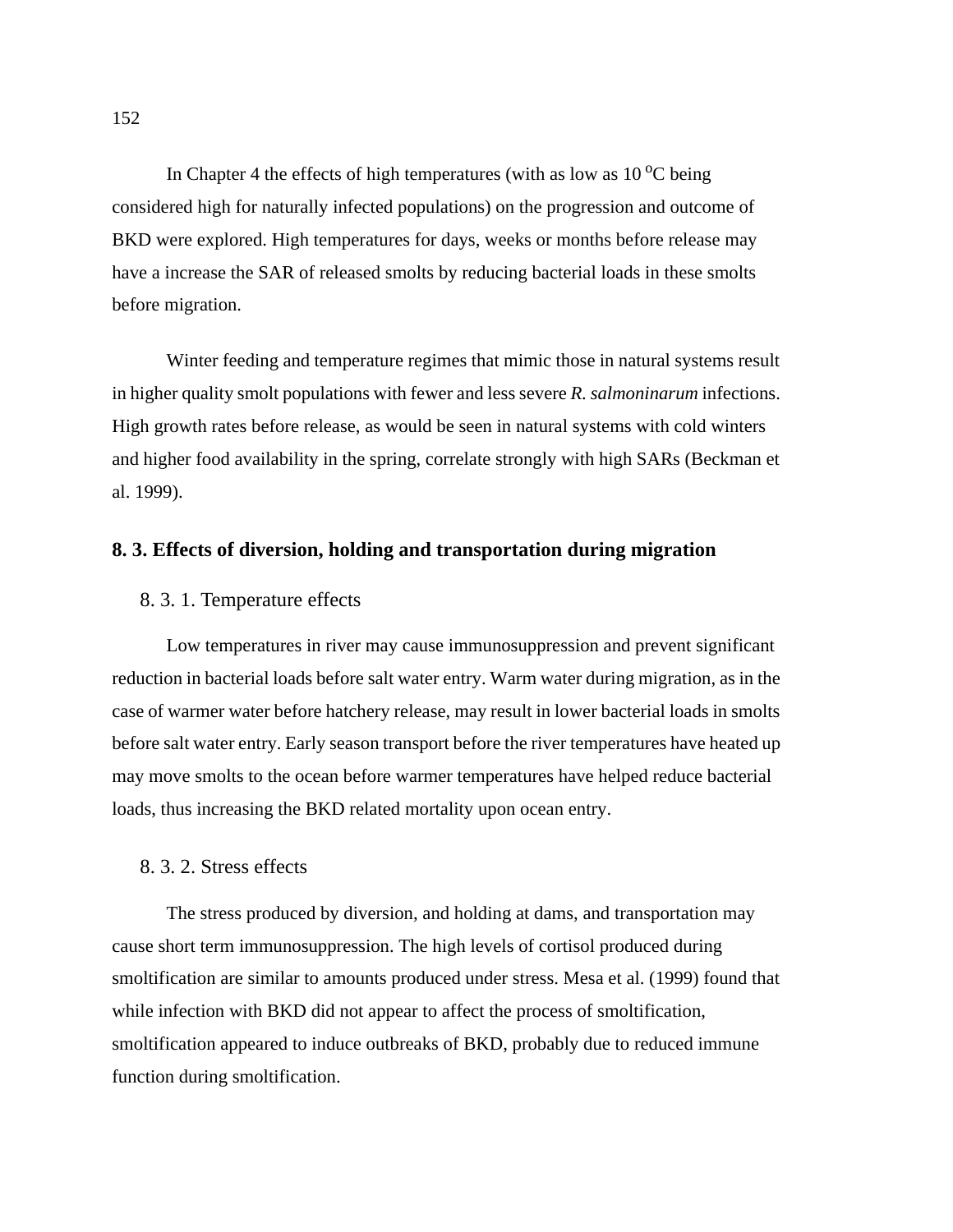In Chapter 4 the effects of high temperatures (with as low as 10 $^{o}$C being considered high for naturally infected populations) on the progression and outcome of BKD were explored. High temperatures for days, weeks or months before release may have a increase the SAR of released smolts by reducing bacterial loads in these smolts before migration.

Winter feeding and temperature regimes that mimic those in natural systems result in higher quality smolt populations with fewer and less severe *R. salmoninarum* infections. High growth rates before release, as would be seen in natural systems with cold winters and higher food availability in the spring, correlate strongly with high SARs (Beckman et al. 1999).

## 8. 3. Effects of diversion, holding and transportation during migration

### 8. 3. 1. Temperature effects

Low temperatures in river may cause immunosuppression and prevent significant reduction in bacterial loads before salt water entry. Warm water during migration, as in the case of warmer water before hatchery release, may result in lower bacterial loads in smolts before salt water entry. Early season transport before the river temperatures have heated up may move smolts to the ocean before warmer temperatures have helped reduce bacterial loads, thus increasing the BKD related mortality upon ocean entry.

### 8. 3. 2. Stress effects

The stress produced by diversion, and holding at dams, and transportation may cause short term immunosuppression. The high levels of cortisol produced during smoltification are similar to amounts produced under stress. Mesa et al. (1999) found that while infection with BKD did not appear to affect the process of smoltification, smoltification appeared to induce outbreaks of BKD, probably due to reduced immune function during smoltification.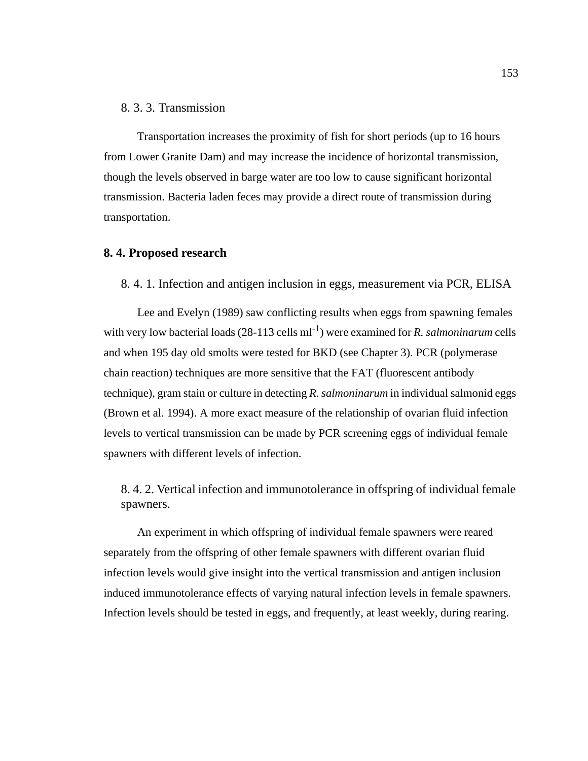### 8. 3. 3. Transmission

Transportation increases the proximity of fish for short periods (up to 16 hours from Lower Granite Dam) and may increase the incidence of horizontal transmission, though the levels observed in barge water are too low to cause significant horizontal transmission. Bacteria laden feces may provide a direct route of transmission during transportation.

## 8. 4. Proposed research

### 8. 4. 1. Infection and antigen inclusion in eggs, measurement via PCR, ELISA

Lee and Evelyn (1989) saw conflicting results when eggs from spawning females with very low bacterial loads (28-113 cells $ml^{-1}$) were examined for *R. salmoninarum* cells and when 195 day old smolts were tested for BKD (see Chapter 3). PCR (polymerase chain reaction) techniques are more sensitive that the FAT (fluorescent antibody technique), gram stain or culture in detecting *R. salmoninarum* in individual salmonid eggs (Brown et al. 1994). A more exact measure of the relationship of ovarian fluid infection levels to vertical transmission can be made by PCR screening eggs of individual female spawners with different levels of infection.

### 8. 4. 2. Vertical infection and immunotolerance in offspring of individual female spawners.

An experiment in which offspring of individual female spawners were reared separately from the offspring of other female spawners with different ovarian fluid infection levels would give insight into the vertical transmission and antigen inclusion induced immunotolerance effects of varying natural infection levels in female spawners. Infection levels should be tested in eggs, and frequently, at least weekly, during rearing.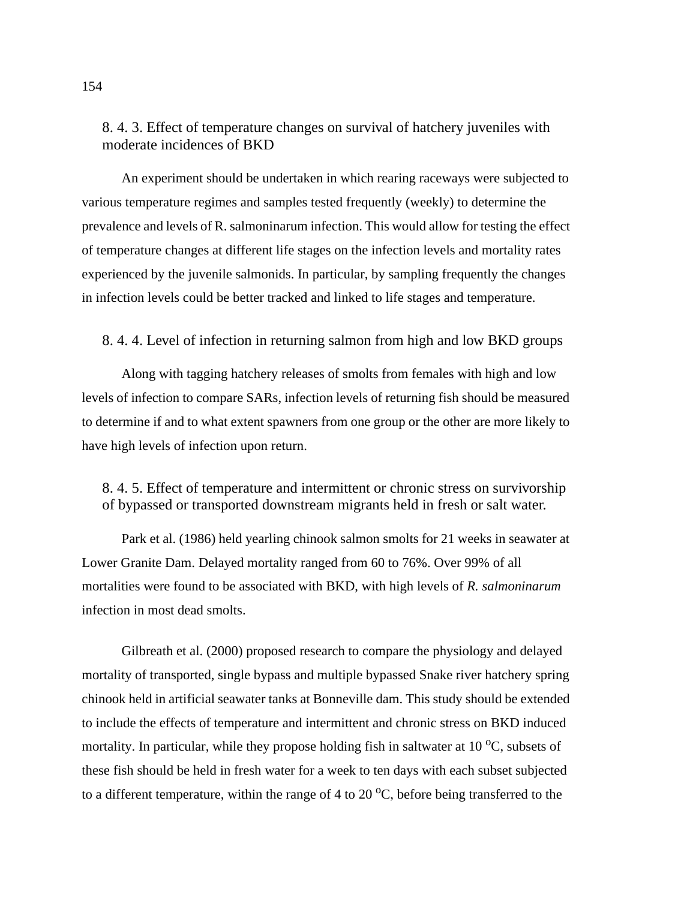### 8. 4. 3. Effect of temperature changes on survival of hatchery juveniles with moderate incidences of BKD

An experiment should be undertaken in which rearing raceways were subjected to various temperature regimes and samples tested frequently (weekly) to determine the prevalence and levels of R. salmoninarum infection. This would allow for testing the effect of temperature changes at different life stages on the infection levels and mortality rates experienced by the juvenile salmonids. In particular, by sampling frequently the changes in infection levels could be better tracked and linked to life stages and temperature.

### 8. 4. 4. Level of infection in returning salmon from high and low BKD groups

Along with tagging hatchery releases of smolts from females with high and low levels of infection to compare SARs, infection levels of returning fish should be measured to determine if and to what extent spawners from one group or the other are more likely to have high levels of infection upon return.

### 8. 4. 5. Effect of temperature and intermittent or chronic stress on survivorship of bypassed or transported downstream migrants held in fresh or salt water.

Park et al. (1986) held yearling chinook salmon smolts for 21 weeks in seawater at Lower Granite Dam. Delayed mortality ranged from 60 to 76%. Over 99% of all mortalities were found to be associated with BKD, with high levels of *R. salmoninarum* infection in most dead smolts.

Gilbreath et al. (2000) proposed research to compare the physiology and delayed mortality of transported, single bypass and multiple bypassed Snake river hatchery spring chinook held in artificial seawater tanks at Bonneville dam. This study should be extended to include the effects of temperature and intermittent and chronic stress on BKD induced mortality. In particular, while they propose holding fish in saltwater at 10 $^{o}$C, subsets of these fish should be held in fresh water for a week to ten days with each subset subjected to a different temperature, within the range of 4 to 20 $^{o}$C, before being transferred to the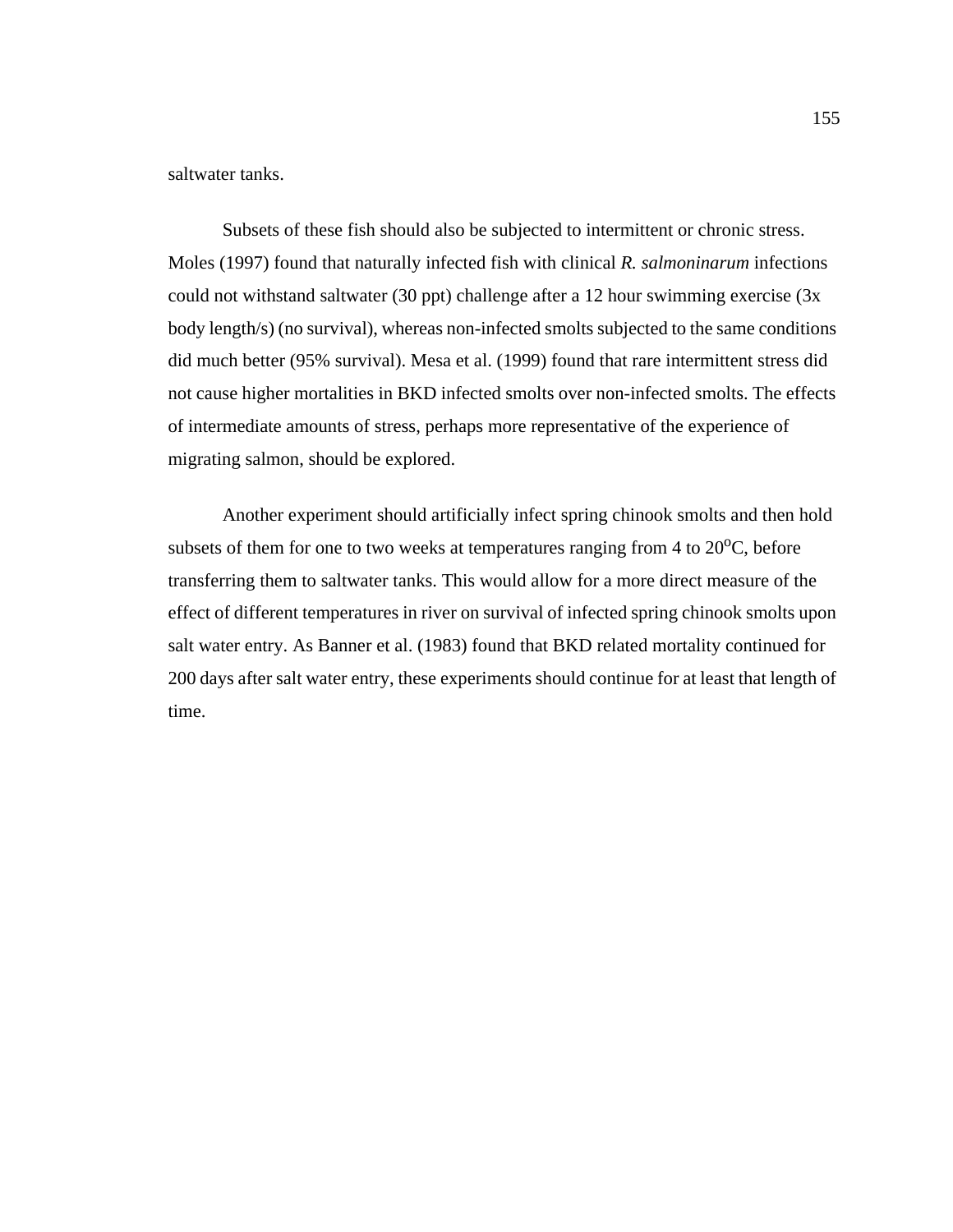saltwater tanks.

Subsets of these fish should also be subjected to intermittent or chronic stress. Moles (1997) found that naturally infected fish with clinical *R. salmoninarum* infections could not withstand saltwater (30 ppt) challenge after a 12 hour swimming exercise (3x body length/s) (no survival), whereas non-infected smolts subjected to the same conditions did much better (95% survival). Mesa et al. (1999) found that rare intermittent stress did not cause higher mortalities in BKD infected smolts over non-infected smolts. The effects of intermediate amounts of stress, perhaps more representative of the experience of migrating salmon, should be explored.

Another experiment should artificially infect spring chinook smolts and then hold subsets of them for one to two weeks at temperatures ranging from 4 to 20$^{o}$C, before transferring them to saltwater tanks. This would allow for a more direct measure of the effect of different temperatures in river on survival of infected spring chinook smolts upon salt water entry. As Banner et al. (1983) found that BKD related mortality continued for 200 days after salt water entry, these experiments should continue for at least that length of time.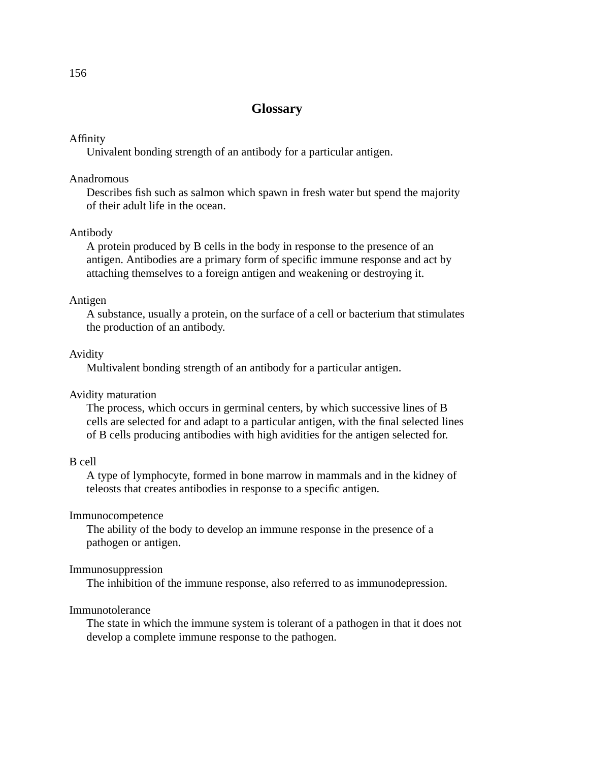## Glossary

Affinity
: Univalent bonding strength of an antibody for a particular antigen.

Anadromous
: Describes fish such as salmon which spawn in fresh water but spend the majority of their adult life in the ocean.

Antibody
: A protein produced by B cells in the body in response to the presence of an antigen. Antibodies are a primary form of specific immune response and act by attaching themselves to a foreign antigen and weakening or destroying it.

Antigen
: A substance, usually a protein, on the surface of a cell or bacterium that stimulates the production of an antibody.

Avidity
: Multivalent bonding strength of an antibody for a particular antigen.

Avidity maturation
: The process, which occurs in germinal centers, by which successive lines of B cells are selected for and adapt to a particular antigen, with the final selected lines of B cells producing antibodies with high avidities for the antigen selected for.

B cell
: A type of lymphocyte, formed in bone marrow in mammals and in the kidney of teleosts that creates antibodies in response to a specific antigen.

Immunocompetence
: The ability of the body to develop an immune response in the presence of a pathogen or antigen.

Immunosuppression
: The inhibition of the immune response, also referred to as immunodepression.

Immunotolerance
: The state in which the immune system is tolerant of a pathogen in that it does not develop a complete immune response to the pathogen.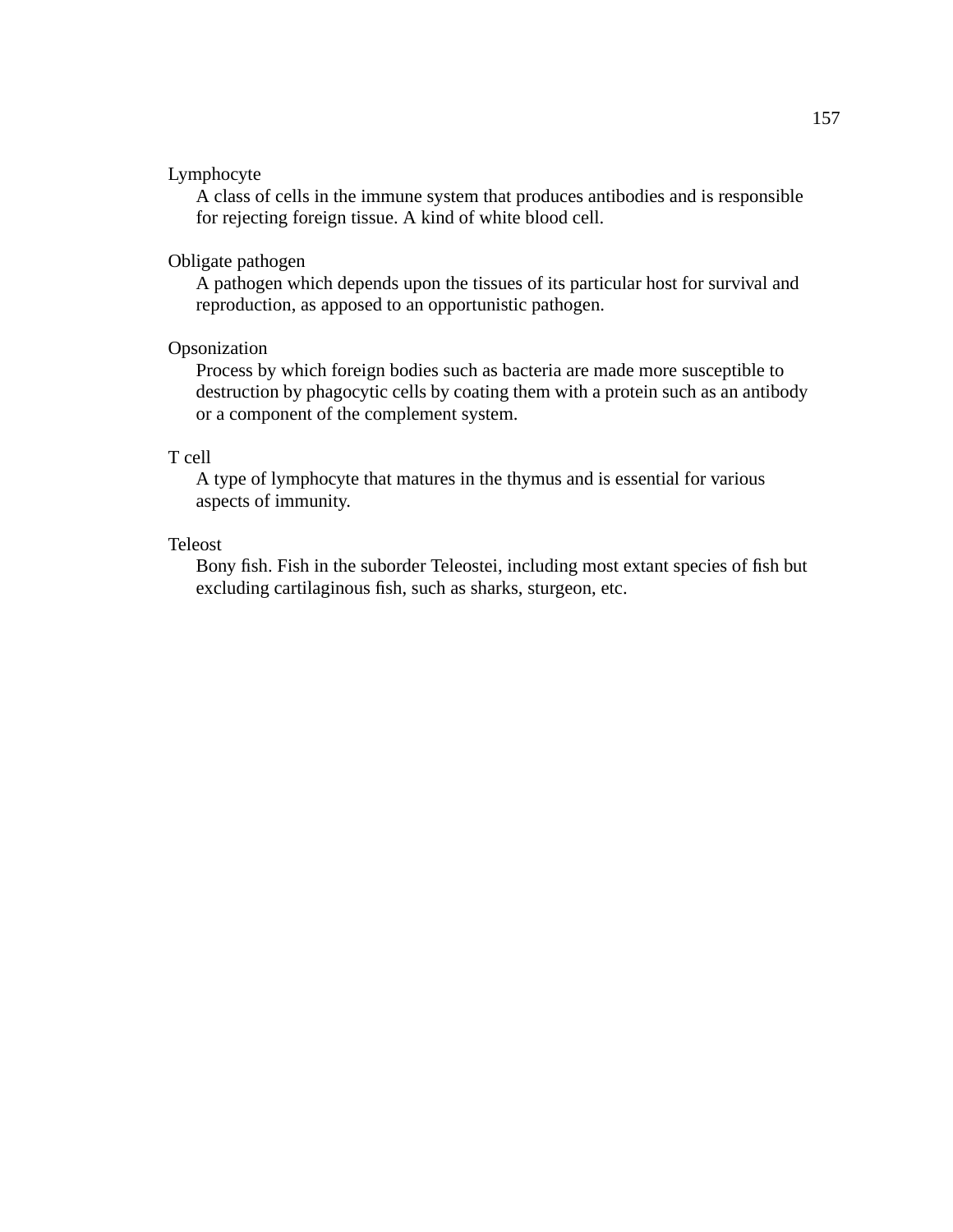Lymphocyte

A class of cells in the immune system that produces antibodies and is responsible for rejecting foreign tissue. A kind of white blood cell.

Obligate pathogen

A pathogen which depends upon the tissues of its particular host for survival and reproduction, as apposed to an opportunistic pathogen.

Opsonization

Process by which foreign bodies such as bacteria are made more susceptible to destruction by phagocytic cells by coating them with a protein such as an antibody or a component of the complement system.

T cell

A type of lymphocyte that matures in the thymus and is essential for various aspects of immunity.

Teleost

Bony fish. Fish in the suborder Teleostei, including most extant species of fish but excluding cartilaginous fish, such as sharks, sturgeon, etc.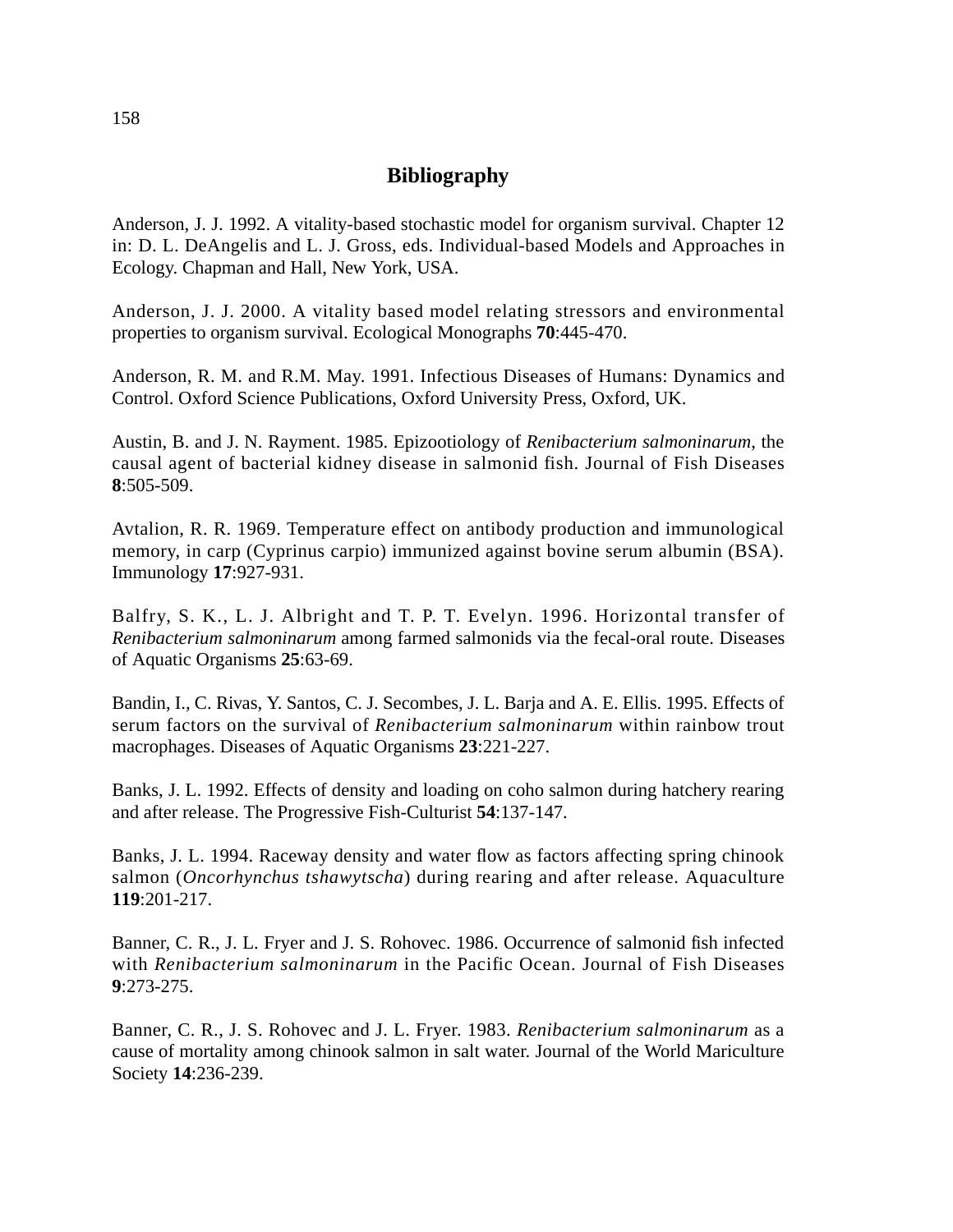# Bibliography

Anderson, J. J. 1992. A vitality-based stochastic model for organism survival. Chapter 12 in: D. L. DeAngelis and L. J. Gross, eds. Individual-based Models and Approaches in Ecology. Chapman and Hall, New York, USA.

Anderson, J. J. 2000. A vitality based model relating stressors and environmental properties to organism survival. Ecological Monographs **70**:445-470.

Anderson, R. M. and R.M. May. 1991. Infectious Diseases of Humans: Dynamics and Control. Oxford Science Publications, Oxford University Press, Oxford, UK.

Austin, B. and J. N. Rayment. 1985. Epizootiology of *Renibacterium salmoninarum*, the causal agent of bacterial kidney disease in salmonid fish. Journal of Fish Diseases **8**:505-509.

Avtalion, R. R. 1969. Temperature effect on antibody production and immunological memory, in carp (Cyprinus carpio) immunized against bovine serum albumin (BSA). Immunology **17**:927-931.

Balfry, S. K., L. J. Albright and T. P. T. Evelyn. 1996. Horizontal transfer of *Renibacterium salmoninarum* among farmed salmonids via the fecal-oral route. Diseases of Aquatic Organisms **25**:63-69.

Bandin, I., C. Rivas, Y. Santos, C. J. Secombes, J. L. Barja and A. E. Ellis. 1995. Effects of serum factors on the survival of *Renibacterium salmoninarum* within rainbow trout macrophages. Diseases of Aquatic Organisms **23**:221-227.

Banks, J. L. 1992. Effects of density and loading on coho salmon during hatchery rearing and after release. The Progressive Fish-Culturist **54**:137-147.

Banks, J. L. 1994. Raceway density and water flow as factors affecting spring chinook salmon (*Oncorhynchus tshawytscha*) during rearing and after release. Aquaculture **119**:201-217.

Banner, C. R., J. L. Fryer and J. S. Rohovec. 1986. Occurrence of salmonid fish infected with *Renibacterium salmoninarum* in the Pacific Ocean. Journal of Fish Diseases **9**:273-275.

Banner, C. R., J. S. Rohovec and J. L. Fryer. 1983. *Renibacterium salmoninarum* as a cause of mortality among chinook salmon in salt water. Journal of the World Mariculture Society **14**:236-239.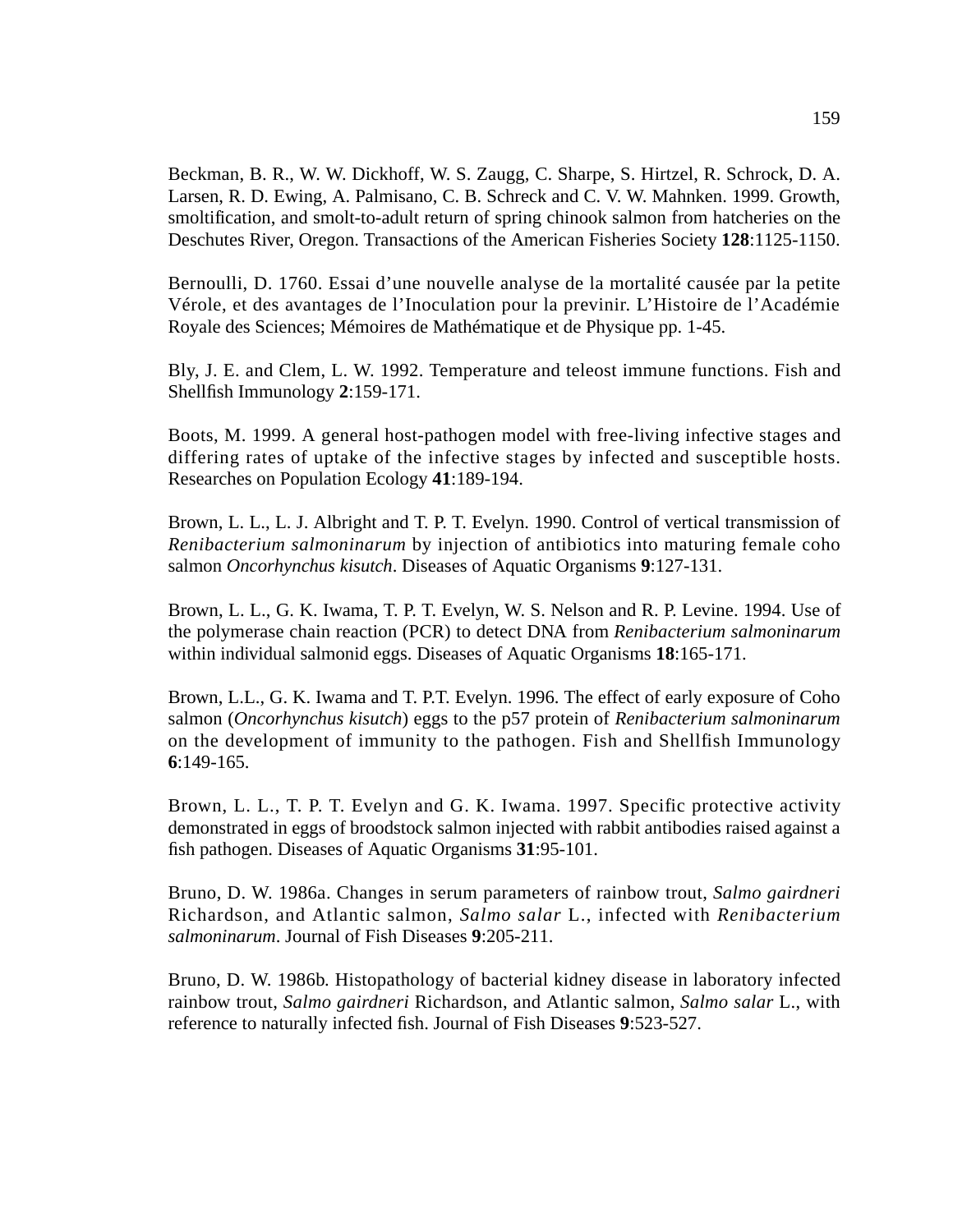Beckman, B. R., W. W. Dickhoff, W. S. Zaugg, C. Sharpe, S. Hirtzel, R. Schrock, D. A. Larsen, R. D. Ewing, A. Palmisano, C. B. Schreck and C. V. W. Mahnken. 1999. Growth, smoltification, and smolt-to-adult return of spring chinook salmon from hatcheries on the Deschutes River, Oregon. Transactions of the American Fisheries Society **128**:1125-1150.

Bernoulli, D. 1760. Essai d'une nouvelle analyse de la mortalité causée par la petite Vérole, et des avantages de l'Inoculation pour la previnir. L'Histoire de l'Académie Royale des Sciences; Mémoires de Mathématique et de Physique pp. 1-45.

Bly, J. E. and Clem, L. W. 1992. Temperature and teleost immune functions. Fish and Shellfish Immunology **2**:159-171.

Boots, M. 1999. A general host-pathogen model with free-living infective stages and differing rates of uptake of the infective stages by infected and susceptible hosts. Researches on Population Ecology **41**:189-194.

Brown, L. L., L. J. Albright and T. P. T. Evelyn. 1990. Control of vertical transmission of *Renibacterium salmoninarum* by injection of antibiotics into maturing female coho salmon *Oncorhynchus kisutch*. Diseases of Aquatic Organisms **9**:127-131.

Brown, L. L., G. K. Iwama, T. P. T. Evelyn, W. S. Nelson and R. P. Levine. 1994. Use of the polymerase chain reaction (PCR) to detect DNA from *Renibacterium salmoninarum* within individual salmonid eggs. Diseases of Aquatic Organisms **18**:165-171.

Brown, L.L., G. K. Iwama and T. P.T. Evelyn. 1996. The effect of early exposure of Coho salmon (*Oncorhynchus kisutch*) eggs to the p57 protein of *Renibacterium salmoninarum* on the development of immunity to the pathogen. Fish and Shellfish Immunology **6**:149-165.

Brown, L. L., T. P. T. Evelyn and G. K. Iwama. 1997. Specific protective activity demonstrated in eggs of broodstock salmon injected with rabbit antibodies raised against a fish pathogen. Diseases of Aquatic Organisms **31**:95-101.

Bruno, D. W. 1986a. Changes in serum parameters of rainbow trout, *Salmo gairdneri* Richardson, and Atlantic salmon, *Salmo salar* L., infected with *Renibacterium salmoninarum*. Journal of Fish Diseases **9**:205-211.

Bruno, D. W. 1986b. Histopathology of bacterial kidney disease in laboratory infected rainbow trout, *Salmo gairdneri* Richardson, and Atlantic salmon, *Salmo salar* L., with reference to naturally infected fish. Journal of Fish Diseases **9**:523-527.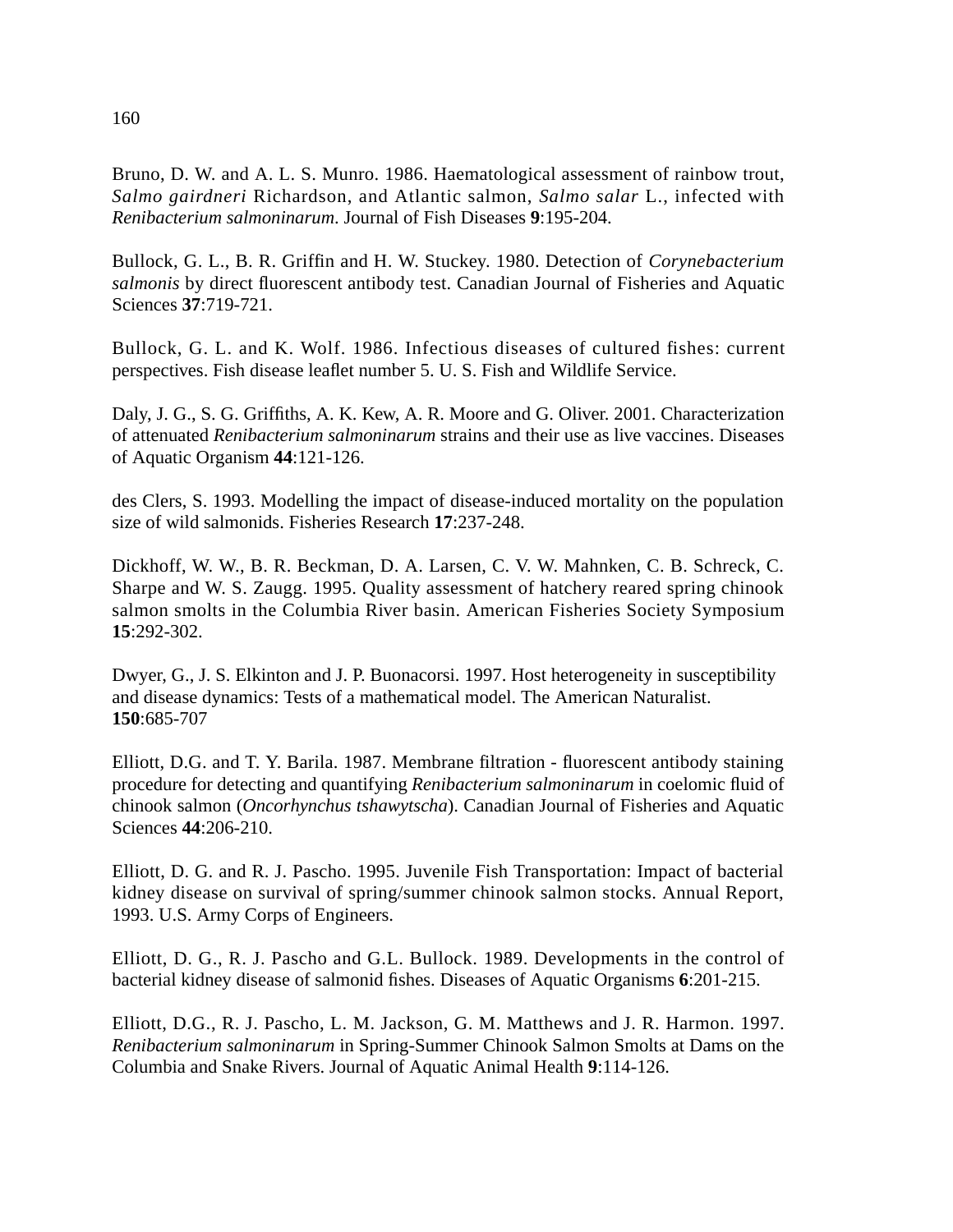Bruno, D. W. and A. L. S. Munro. 1986. Haematological assessment of rainbow trout, *Salmo gairdneri* Richardson, and Atlantic salmon, *Salmo salar* L., infected with *Renibacterium salmoninarum*. Journal of Fish Diseases **9**:195-204.

Bullock, G. L., B. R. Griffin and H. W. Stuckey. 1980. Detection of *Corynebacterium salmonis* by direct fluorescent antibody test. Canadian Journal of Fisheries and Aquatic Sciences **37**:719-721.

Bullock, G. L. and K. Wolf. 1986. Infectious diseases of cultured fishes: current perspectives. Fish disease leaflet number 5. U. S. Fish and Wildlife Service.

Daly, J. G., S. G. Griffiths, A. K. Kew, A. R. Moore and G. Oliver. 2001. Characterization of attenuated *Renibacterium salmoninarum* strains and their use as live vaccines. Diseases of Aquatic Organism **44**:121-126.

des Clers, S. 1993. Modelling the impact of disease-induced mortality on the population size of wild salmonids. Fisheries Research **17**:237-248.

Dickhoff, W. W., B. R. Beckman, D. A. Larsen, C. V. W. Mahnken, C. B. Schreck, C. Sharpe and W. S. Zaugg. 1995. Quality assessment of hatchery reared spring chinook salmon smolts in the Columbia River basin. American Fisheries Society Symposium **15**:292-302.

Dwyer, G., J. S. Elkinton and J. P. Buonacorsi. 1997. Host heterogeneity in susceptibility and disease dynamics: Tests of a mathematical model. The American Naturalist. **150**:685-707

Elliott, D.G. and T. Y. Barila. 1987. Membrane filtration - fluorescent antibody staining procedure for detecting and quantifying *Renibacterium salmoninarum* in coelomic fluid of chinook salmon (*Oncorhynchus tshawytscha*). Canadian Journal of Fisheries and Aquatic Sciences **44**:206-210.

Elliott, D. G. and R. J. Pascho. 1995. Juvenile Fish Transportation: Impact of bacterial kidney disease on survival of spring/summer chinook salmon stocks. Annual Report, 1993. U.S. Army Corps of Engineers.

Elliott, D. G., R. J. Pascho and G.L. Bullock. 1989. Developments in the control of bacterial kidney disease of salmonid fishes. Diseases of Aquatic Organisms **6**:201-215.

Elliott, D.G., R. J. Pascho, L. M. Jackson, G. M. Matthews and J. R. Harmon. 1997. *Renibacterium salmoninarum* in Spring-Summer Chinook Salmon Smolts at Dams on the Columbia and Snake Rivers. Journal of Aquatic Animal Health **9**:114-126.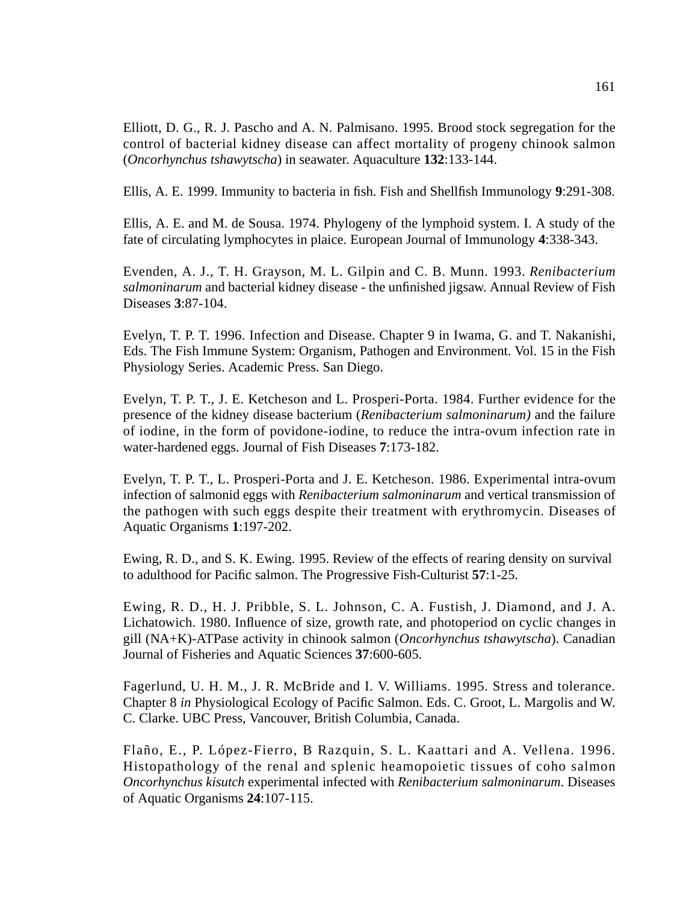Elliott, D. G., R. J. Pascho and A. N. Palmisano. 1995. Brood stock segregation for the control of bacterial kidney disease can affect mortality of progeny chinook salmon (*Oncorhynchus tshawytscha*) in seawater. Aquaculture **132**:133-144.

Ellis, A. E. 1999. Immunity to bacteria in fish. Fish and Shellfish Immunology **9**:291-308.

Ellis, A. E. and M. de Sousa. 1974. Phylogeny of the lymphoid system. I. A study of the fate of circulating lymphocytes in plaice. European Journal of Immunology **4**:338-343.

Evenden, A. J., T. H. Grayson, M. L. Gilpin and C. B. Munn. 1993. *Renibacterium salmoninarum* and bacterial kidney disease - the unfinished jigsaw. Annual Review of Fish Diseases **3**:87-104.

Evelyn, T. P. T. 1996. Infection and Disease. Chapter 9 in Iwama, G. and T. Nakanishi, Eds. The Fish Immune System: Organism, Pathogen and Environment. Vol. 15 in the Fish Physiology Series. Academic Press. San Diego.

Evelyn, T. P. T., J. E. Ketcheson and L. Prosperi-Porta. 1984. Further evidence for the presence of the kidney disease bacterium (*Renibacterium salmoninarum)* and the failure of iodine, in the form of povidone-iodine, to reduce the intra-ovum infection rate in water-hardened eggs. Journal of Fish Diseases **7**:173-182.

Evelyn, T. P. T., L. Prosperi-Porta and J. E. Ketcheson. 1986. Experimental intra-ovum infection of salmonid eggs with *Renibacterium salmoninarum* and vertical transmission of the pathogen with such eggs despite their treatment with erythromycin. Diseases of Aquatic Organisms **1**:197-202.

Ewing, R. D., and S. K. Ewing. 1995. Review of the effects of rearing density on survival to adulthood for Pacific salmon. The Progressive Fish-Culturist **57**:1-25.

Ewing, R. D., H. J. Pribble, S. L. Johnson, C. A. Fustish, J. Diamond, and J. A. Lichatowich. 1980. Influence of size, growth rate, and photoperiod on cyclic changes in gill (NA+K)-ATPase activity in chinook salmon (*Oncorhynchus tshawytscha*). Canadian Journal of Fisheries and Aquatic Sciences **37**:600-605.

Fagerlund, U. H. M., J. R. McBride and I. V. Williams. 1995. Stress and tolerance. Chapter 8 *in* Physiological Ecology of Pacific Salmon. Eds. C. Groot, L. Margolis and W. C. Clarke. UBC Press, Vancouver, British Columbia, Canada.

Flaño, E., P. López-Fierro, B Razquin, S. L. Kaattari and A. Vellena. 1996. Histopathology of the renal and splenic heamopoietic tissues of coho salmon *Oncorhynchus kisutch* experimental infected with *Renibacterium salmoninarum*. Diseases of Aquatic Organisms **24**:107-115.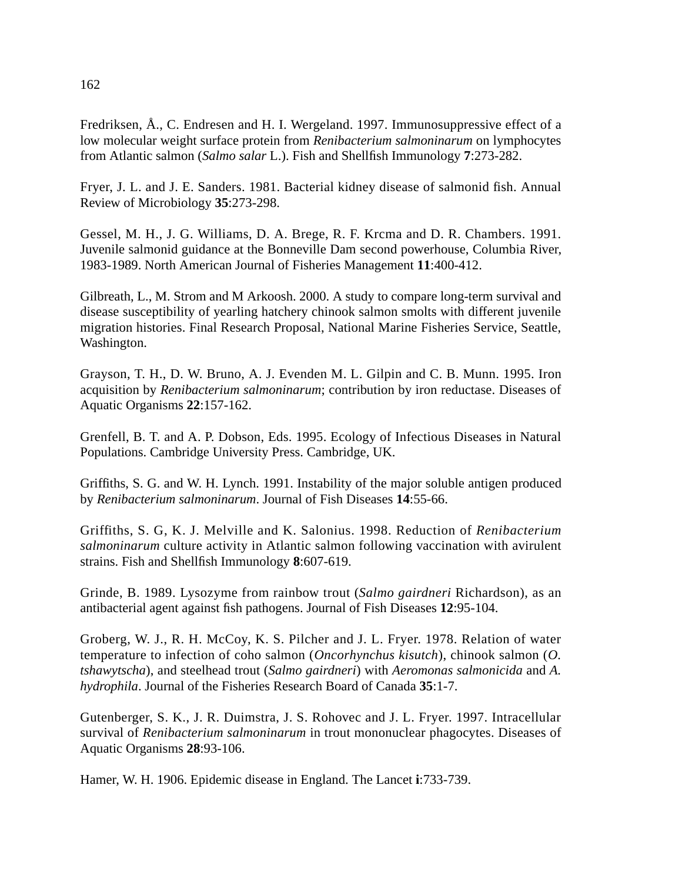Fredriksen, Å., C. Endresen and H. I. Wergeland. 1997. Immunosuppressive effect of a low molecular weight surface protein from *Renibacterium salmoninarum* on lymphocytes from Atlantic salmon (*Salmo salar* L.). Fish and Shellfish Immunology **7**:273-282.

Fryer, J. L. and J. E. Sanders. 1981. Bacterial kidney disease of salmonid fish. Annual Review of Microbiology **35**:273-298.

Gessel, M. H., J. G. Williams, D. A. Brege, R. F. Krcma and D. R. Chambers. 1991. Juvenile salmonid guidance at the Bonneville Dam second powerhouse, Columbia River, 1983-1989. North American Journal of Fisheries Management **11**:400-412.

Gilbreath, L., M. Strom and M Arkoosh. 2000. A study to compare long-term survival and disease susceptibility of yearling hatchery chinook salmon smolts with different juvenile migration histories. Final Research Proposal, National Marine Fisheries Service, Seattle, Washington.

Grayson, T. H., D. W. Bruno, A. J. Evenden M. L. Gilpin and C. B. Munn. 1995. Iron acquisition by *Renibacterium salmoninarum*; contribution by iron reductase. Diseases of Aquatic Organisms **22**:157-162.

Grenfell, B. T. and A. P. Dobson, Eds. 1995. Ecology of Infectious Diseases in Natural Populations. Cambridge University Press. Cambridge, UK.

Griffiths, S. G. and W. H. Lynch. 1991. Instability of the major soluble antigen produced by *Renibacterium salmoninarum*. Journal of Fish Diseases **14**:55-66.

Griffiths, S. G, K. J. Melville and K. Salonius. 1998. Reduction of *Renibacterium salmoninarum* culture activity in Atlantic salmon following vaccination with avirulent strains. Fish and Shellfish Immunology **8**:607-619.

Grinde, B. 1989. Lysozyme from rainbow trout (*Salmo gairdneri* Richardson), as an antibacterial agent against fish pathogens. Journal of Fish Diseases **12**:95-104.

Groberg, W. J., R. H. McCoy, K. S. Pilcher and J. L. Fryer. 1978. Relation of water temperature to infection of coho salmon (*Oncorhynchus kisutch*), chinook salmon (*O. tshawytscha*), and steelhead trout (*Salmo gairdneri*) with *Aeromonas salmonicida* and *A. hydrophila*. Journal of the Fisheries Research Board of Canada **35**:1-7.

Gutenberger, S. K., J. R. Duimstra, J. S. Rohovec and J. L. Fryer. 1997. Intracellular survival of *Renibacterium salmoninarum* in trout mononuclear phagocytes. Diseases of Aquatic Organisms **28**:93-106.

Hamer, W. H. 1906. Epidemic disease in England. The Lancet **i**:733-739.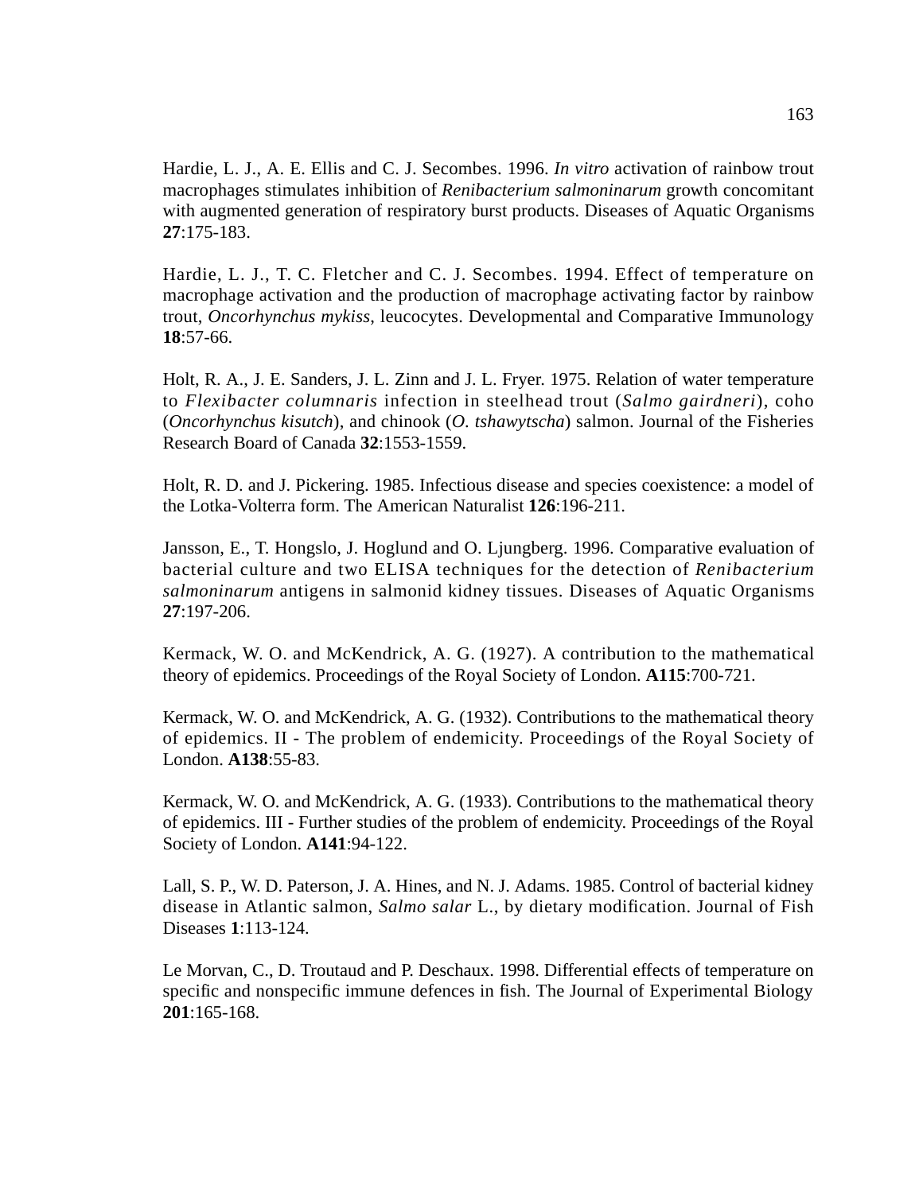Hardie, L. J., A. E. Ellis and C. J. Secombes. 1996. *In vitro* activation of rainbow trout macrophages stimulates inhibition of *Renibacterium salmoninarum* growth concomitant with augmented generation of respiratory burst products. Diseases of Aquatic Organisms **27**:175-183.

Hardie, L. J., T. C. Fletcher and C. J. Secombes. 1994. Effect of temperature on macrophage activation and the production of macrophage activating factor by rainbow trout, *Oncorhynchus mykiss*, leucocytes. Developmental and Comparative Immunology **18**:57-66.

Holt, R. A., J. E. Sanders, J. L. Zinn and J. L. Fryer. 1975. Relation of water temperature to *Flexibacter columnaris* infection in steelhead trout (*Salmo gairdneri*), coho (*Oncorhynchus kisutch*), and chinook (*O. tshawytscha*) salmon. Journal of the Fisheries Research Board of Canada **32**:1553-1559.

Holt, R. D. and J. Pickering. 1985. Infectious disease and species coexistence: a model of the Lotka-Volterra form. The American Naturalist **126**:196-211.

Jansson, E., T. Hongslo, J. Hoglund and O. Ljungberg. 1996. Comparative evaluation of bacterial culture and two ELISA techniques for the detection of *Renibacterium salmoninarum* antigens in salmonid kidney tissues. Diseases of Aquatic Organisms **27**:197-206.

Kermack, W. O. and McKendrick, A. G. (1927). A contribution to the mathematical theory of epidemics. Proceedings of the Royal Society of London. **A115**:700-721.

Kermack, W. O. and McKendrick, A. G. (1932). Contributions to the mathematical theory of epidemics. II - The problem of endemicity. Proceedings of the Royal Society of London. **A138**:55-83.

Kermack, W. O. and McKendrick, A. G. (1933). Contributions to the mathematical theory of epidemics. III - Further studies of the problem of endemicity. Proceedings of the Royal Society of London. **A141**:94-122.

Lall, S. P., W. D. Paterson, J. A. Hines, and N. J. Adams. 1985. Control of bacterial kidney disease in Atlantic salmon, *Salmo salar* L., by dietary modification. Journal of Fish Diseases **1**:113-124.

Le Morvan, C., D. Troutaud and P. Deschaux. 1998. Differential effects of temperature on specific and nonspecific immune defences in fish. The Journal of Experimental Biology **201**:165-168.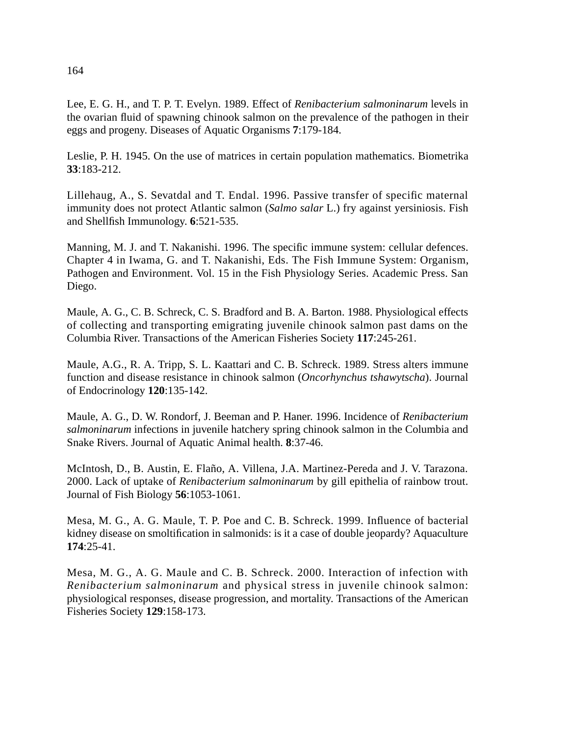Lee, E. G. H., and T. P. T. Evelyn. 1989. Effect of *Renibacterium salmoninarum* levels in the ovarian fluid of spawning chinook salmon on the prevalence of the pathogen in their eggs and progeny. Diseases of Aquatic Organisms **7**:179-184.

Leslie, P. H. 1945. On the use of matrices in certain population mathematics. Biometrika **33**:183-212.

Lillehaug, A., S. Sevatdal and T. Endal. 1996. Passive transfer of specific maternal immunity does not protect Atlantic salmon (*Salmo salar* L.) fry against yersiniosis. Fish and Shellfish Immunology. **6**:521-535.

Manning, M. J. and T. Nakanishi. 1996. The specific immune system: cellular defences. Chapter 4 in Iwama, G. and T. Nakanishi, Eds. The Fish Immune System: Organism, Pathogen and Environment. Vol. 15 in the Fish Physiology Series. Academic Press. San Diego.

Maule, A. G., C. B. Schreck, C. S. Bradford and B. A. Barton. 1988. Physiological effects of collecting and transporting emigrating juvenile chinook salmon past dams on the Columbia River. Transactions of the American Fisheries Society **117**:245-261.

Maule, A.G., R. A. Tripp, S. L. Kaattari and C. B. Schreck. 1989. Stress alters immune function and disease resistance in chinook salmon (*Oncorhynchus tshawytscha*). Journal of Endocrinology **120**:135-142.

Maule, A. G., D. W. Rondorf, J. Beeman and P. Haner. 1996. Incidence of *Renibacterium salmoninarum* infections in juvenile hatchery spring chinook salmon in the Columbia and Snake Rivers. Journal of Aquatic Animal health. **8**:37-46.

McIntosh, D., B. Austin, E. Flaño, A. Villena, J.A. Martinez-Pereda and J. V. Tarazona. 2000. Lack of uptake of *Renibacterium salmoninarum* by gill epithelia of rainbow trout. Journal of Fish Biology **56**:1053-1061.

Mesa, M. G., A. G. Maule, T. P. Poe and C. B. Schreck. 1999. Influence of bacterial kidney disease on smoltification in salmonids: is it a case of double jeopardy? Aquaculture **174**:25-41.

Mesa, M. G., A. G. Maule and C. B. Schreck. 2000. Interaction of infection with *Renibacterium salmoninarum* and physical stress in juvenile chinook salmon: physiological responses, disease progression, and mortality. Transactions of the American Fisheries Society **129**:158-173.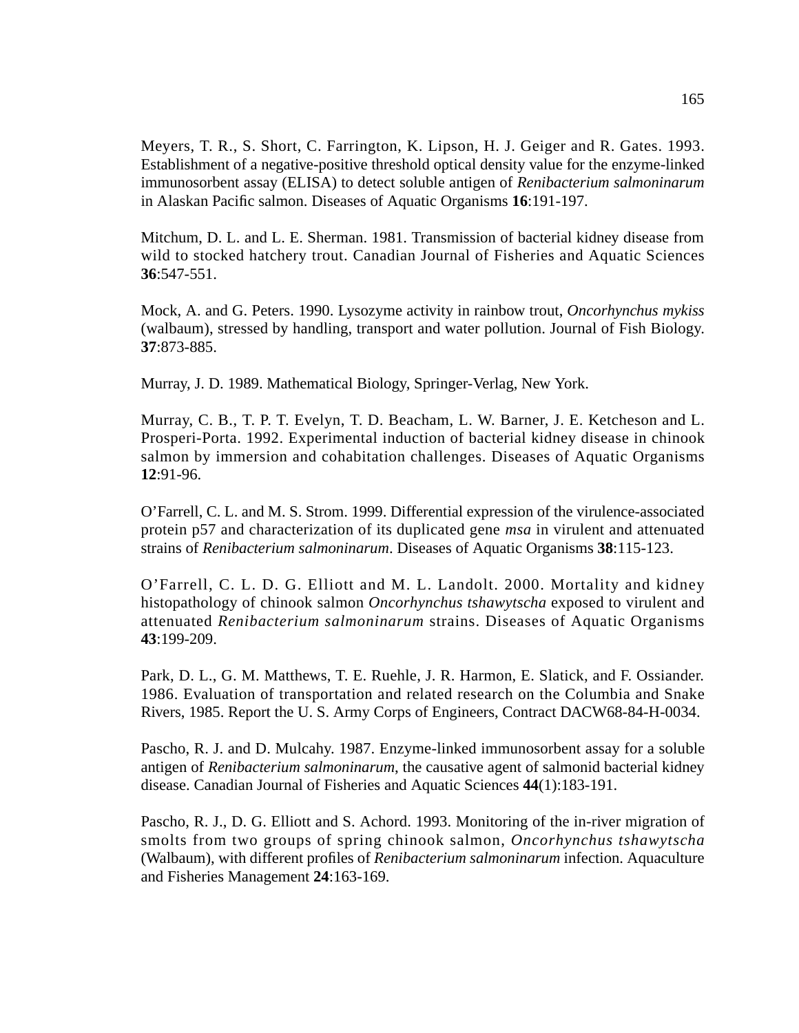Meyers, T. R., S. Short, C. Farrington, K. Lipson, H. J. Geiger and R. Gates. 1993. Establishment of a negative-positive threshold optical density value for the enzyme-linked immunosorbent assay (ELISA) to detect soluble antigen of *Renibacterium salmoninarum* in Alaskan Pacific salmon. Diseases of Aquatic Organisms **16**:191-197.

Mitchum, D. L. and L. E. Sherman. 1981. Transmission of bacterial kidney disease from wild to stocked hatchery trout. Canadian Journal of Fisheries and Aquatic Sciences **36**:547-551.

Mock, A. and G. Peters. 1990. Lysozyme activity in rainbow trout, *Oncorhynchus mykiss* (walbaum), stressed by handling, transport and water pollution. Journal of Fish Biology. **37**:873-885.

Murray, J. D. 1989. Mathematical Biology, Springer-Verlag, New York.

Murray, C. B., T. P. T. Evelyn, T. D. Beacham, L. W. Barner, J. E. Ketcheson and L. Prosperi-Porta. 1992. Experimental induction of bacterial kidney disease in chinook salmon by immersion and cohabitation challenges. Diseases of Aquatic Organisms **12**:91-96.

O'Farrell, C. L. and M. S. Strom. 1999. Differential expression of the virulence-associated protein p57 and characterization of its duplicated gene *msa* in virulent and attenuated strains of *Renibacterium salmoninarum*. Diseases of Aquatic Organisms **38**:115-123.

O'Farrell, C. L. D. G. Elliott and M. L. Landolt. 2000. Mortality and kidney histopathology of chinook salmon *Oncorhynchus tshawytscha* exposed to virulent and attenuated *Renibacterium salmoninarum* strains. Diseases of Aquatic Organisms **43**:199-209.

Park, D. L., G. M. Matthews, T. E. Ruehle, J. R. Harmon, E. Slatick, and F. Ossiander. 1986. Evaluation of transportation and related research on the Columbia and Snake Rivers, 1985. Report the U. S. Army Corps of Engineers, Contract DACW68-84-H-0034.

Pascho, R. J. and D. Mulcahy. 1987. Enzyme-linked immunosorbent assay for a soluble antigen of *Renibacterium salmoninarum*, the causative agent of salmonid bacterial kidney disease. Canadian Journal of Fisheries and Aquatic Sciences **44**(1):183-191.

Pascho, R. J., D. G. Elliott and S. Achord. 1993. Monitoring of the in-river migration of smolts from two groups of spring chinook salmon, *Oncorhynchus tshawytscha* (Walbaum), with different profiles of *Renibacterium salmoninarum* infection. Aquaculture and Fisheries Management **24**:163-169.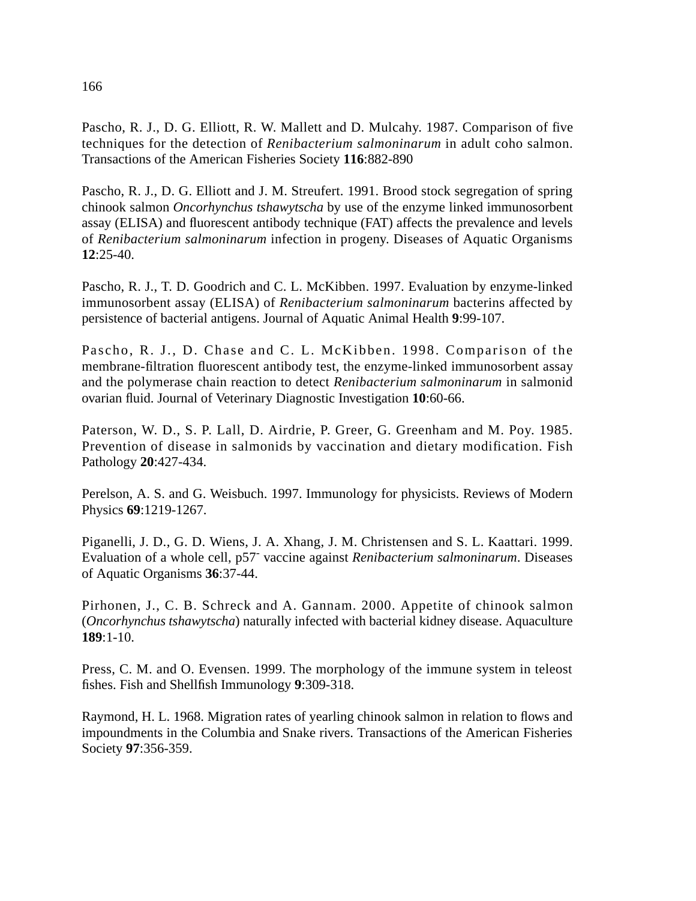Pascho, R. J., D. G. Elliott, R. W. Mallett and D. Mulcahy. 1987. Comparison of five techniques for the detection of *Renibacterium salmoninarum* in adult coho salmon. Transactions of the American Fisheries Society **116**:882-890

Pascho, R. J., D. G. Elliott and J. M. Streufert. 1991. Brood stock segregation of spring chinook salmon *Oncorhynchus tshawytscha* by use of the enzyme linked immunosorbent assay (ELISA) and fluorescent antibody technique (FAT) affects the prevalence and levels of *Renibacterium salmoninarum* infection in progeny. Diseases of Aquatic Organisms **12**:25-40.

Pascho, R. J., T. D. Goodrich and C. L. McKibben. 1997. Evaluation by enzyme-linked immunosorbent assay (ELISA) of *Renibacterium salmoninarum* bacterins affected by persistence of bacterial antigens. Journal of Aquatic Animal Health **9**:99-107.

Pascho, R. J., D. Chase and C. L. McKibben. 1998. Comparison of the membrane-filtration fluorescent antibody test, the enzyme-linked immunosorbent assay and the polymerase chain reaction to detect *Renibacterium salmoninarum* in salmonid ovarian fluid. Journal of Veterinary Diagnostic Investigation **10**:60-66.

Paterson, W. D., S. P. Lall, D. Airdrie, P. Greer, G. Greenham and M. Poy. 1985. Prevention of disease in salmonids by vaccination and dietary modification. Fish Pathology **20**:427-434.

Perelson, A. S. and G. Weisbuch. 1997. Immunology for physicists. Reviews of Modern Physics **69**:1219-1267.

Piganelli, J. D., G. D. Wiens, J. A. Xhang, J. M. Christensen and S. L. Kaattari. 1999. Evaluation of a whole cell, $p57^-$ vaccine against *Renibacterium salmoninarum*. Diseases of Aquatic Organisms **36**:37-44.

Pirhonen, J., C. B. Schreck and A. Gannam. 2000. Appetite of chinook salmon (*Oncorhynchus tshawytscha*) naturally infected with bacterial kidney disease. Aquaculture **189**:1-10.

Press, C. M. and O. Evensen. 1999. The morphology of the immune system in teleost fishes. Fish and Shellfish Immunology **9**:309-318.

Raymond, H. L. 1968. Migration rates of yearling chinook salmon in relation to flows and impoundments in the Columbia and Snake rivers. Transactions of the American Fisheries Society **97**:356-359.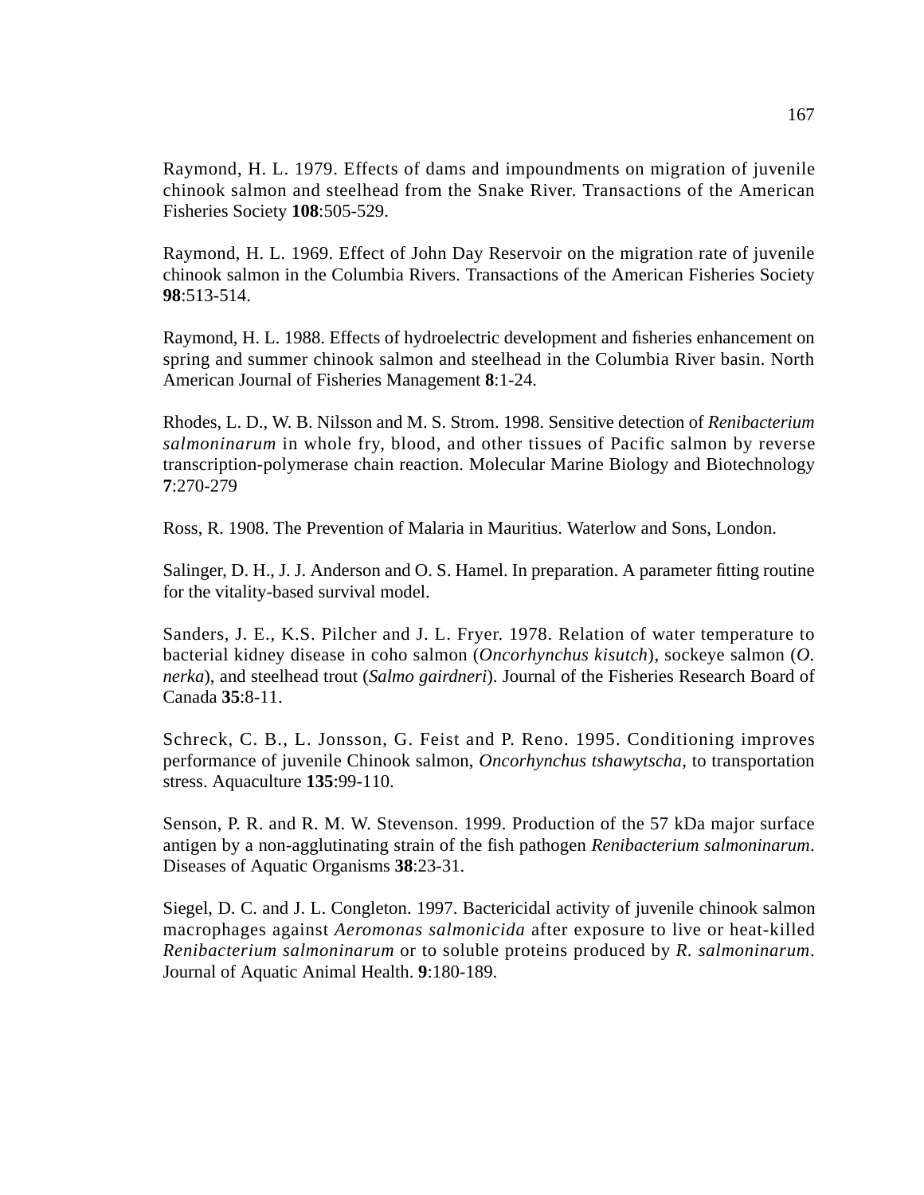Raymond, H. L. 1979. Effects of dams and impoundments on migration of juvenile chinook salmon and steelhead from the Snake River. Transactions of the American Fisheries Society **108**:505-529.

Raymond, H. L. 1969. Effect of John Day Reservoir on the migration rate of juvenile chinook salmon in the Columbia Rivers. Transactions of the American Fisheries Society **98**:513-514.

Raymond, H. L. 1988. Effects of hydroelectric development and fisheries enhancement on spring and summer chinook salmon and steelhead in the Columbia River basin. North American Journal of Fisheries Management **8**:1-24.

Rhodes, L. D., W. B. Nilsson and M. S. Strom. 1998. Sensitive detection of *Renibacterium salmoninarum* in whole fry, blood, and other tissues of Pacific salmon by reverse transcription-polymerase chain reaction. Molecular Marine Biology and Biotechnology **7**:270-279

Ross, R. 1908. The Prevention of Malaria in Mauritius. Waterlow and Sons, London.

Salinger, D. H., J. J. Anderson and O. S. Hamel. In preparation. A parameter fitting routine for the vitality-based survival model.

Sanders, J. E., K.S. Pilcher and J. L. Fryer. 1978. Relation of water temperature to bacterial kidney disease in coho salmon (*Oncorhynchus kisutch*), sockeye salmon (*O. nerka*), and steelhead trout (*Salmo gairdneri*). Journal of the Fisheries Research Board of Canada **35**:8-11.

Schreck, C. B., L. Jonsson, G. Feist and P. Reno. 1995. Conditioning improves performance of juvenile Chinook salmon, *Oncorhynchus tshawytscha*, to transportation stress. Aquaculture **135**:99-110.

Senson, P. R. and R. M. W. Stevenson. 1999. Production of the 57 kDa major surface antigen by a non-agglutinating strain of the fish pathogen *Renibacterium salmoninarum*. Diseases of Aquatic Organisms **38**:23-31.

Siegel, D. C. and J. L. Congleton. 1997. Bactericidal activity of juvenile chinook salmon macrophages against *Aeromonas salmonicida* after exposure to live or heat-killed *Renibacterium salmoninarum* or to soluble proteins produced by *R. salmoninarum*. Journal of Aquatic Animal Health. **9**:180-189.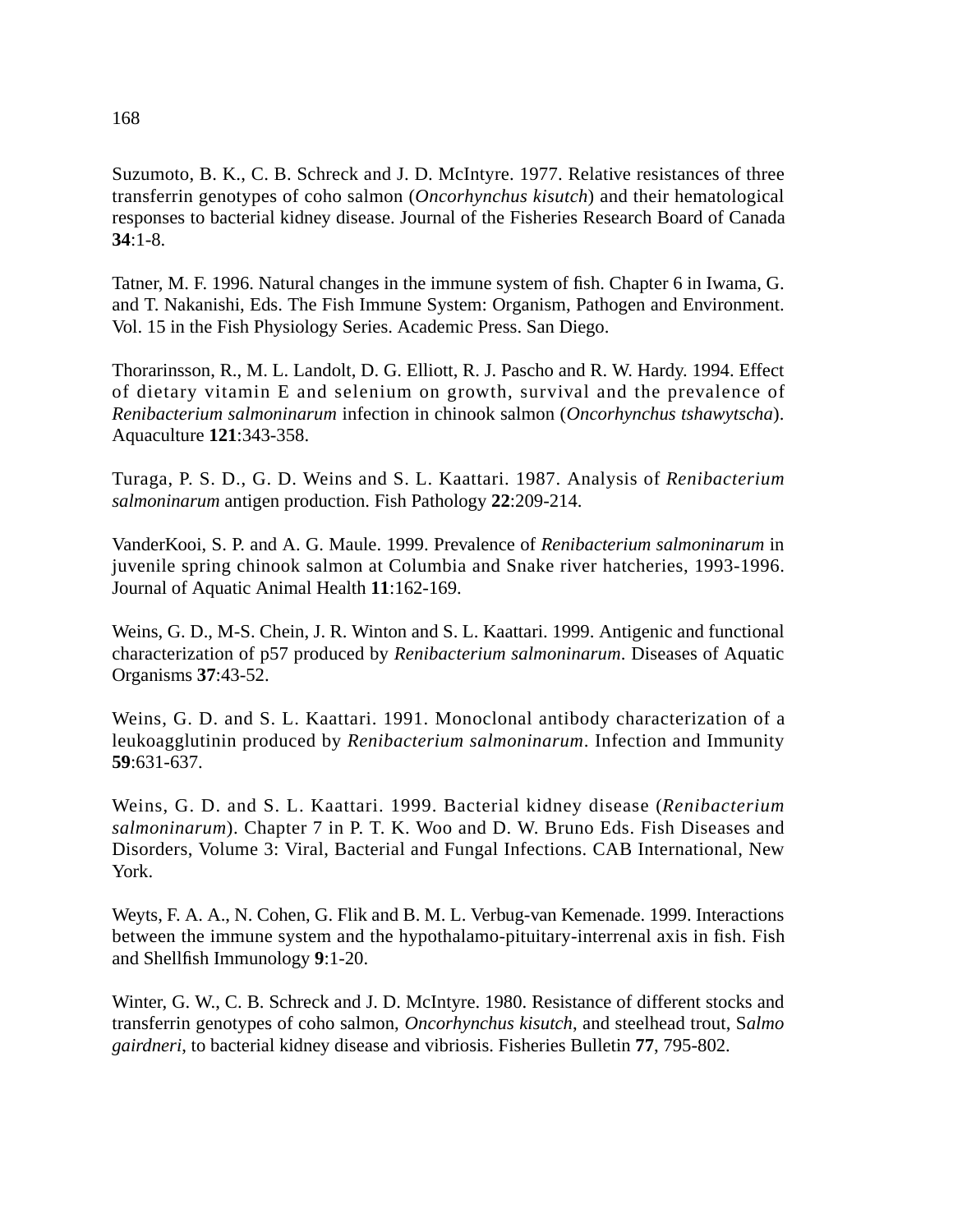Suzumoto, B. K., C. B. Schreck and J. D. McIntyre. 1977. Relative resistances of three transferrin genotypes of coho salmon (*Oncorhynchus kisutch*) and their hematological responses to bacterial kidney disease. Journal of the Fisheries Research Board of Canada **34**:1-8.

Tatner, M. F. 1996. Natural changes in the immune system of fish. Chapter 6 in Iwama, G. and T. Nakanishi, Eds. The Fish Immune System: Organism, Pathogen and Environment. Vol. 15 in the Fish Physiology Series. Academic Press. San Diego.

Thorarinsson, R., M. L. Landolt, D. G. Elliott, R. J. Pascho and R. W. Hardy. 1994. Effect of dietary vitamin E and selenium on growth, survival and the prevalence of *Renibacterium salmoninarum* infection in chinook salmon (*Oncorhynchus tshawytscha*). Aquaculture **121**:343-358.

Turaga, P. S. D., G. D. Weins and S. L. Kaattari. 1987. Analysis of *Renibacterium salmoninarum* antigen production. Fish Pathology **22**:209-214.

VanderKooi, S. P. and A. G. Maule. 1999. Prevalence of *Renibacterium salmoninarum* in juvenile spring chinook salmon at Columbia and Snake river hatcheries, 1993-1996. Journal of Aquatic Animal Health **11**:162-169.

Weins, G. D., M-S. Chein, J. R. Winton and S. L. Kaattari. 1999. Antigenic and functional characterization of p57 produced by *Renibacterium salmoninarum*. Diseases of Aquatic Organisms **37**:43-52.

Weins, G. D. and S. L. Kaattari. 1991. Monoclonal antibody characterization of a leukoagglutinin produced by *Renibacterium salmoninarum*. Infection and Immunity **59**:631-637.

Weins, G. D. and S. L. Kaattari. 1999. Bacterial kidney disease (*Renibacterium salmoninarum*). Chapter 7 in P. T. K. Woo and D. W. Bruno Eds. Fish Diseases and Disorders, Volume 3: Viral, Bacterial and Fungal Infections. CAB International, New York.

Weyts, F. A. A., N. Cohen, G. Flik and B. M. L. Verbug-van Kemenade. 1999. Interactions between the immune system and the hypothalamo-pituitary-interrenal axis in fish. Fish and Shellfish Immunology **9**:1-20.

Winter, G. W., C. B. Schreck and J. D. McIntyre. 1980. Resistance of different stocks and transferrin genotypes of coho salmon, *Oncorhynchus kisutch*, and steelhead trout, S*almo gairdneri*, to bacterial kidney disease and vibriosis. Fisheries Bulletin **77**, 795-802.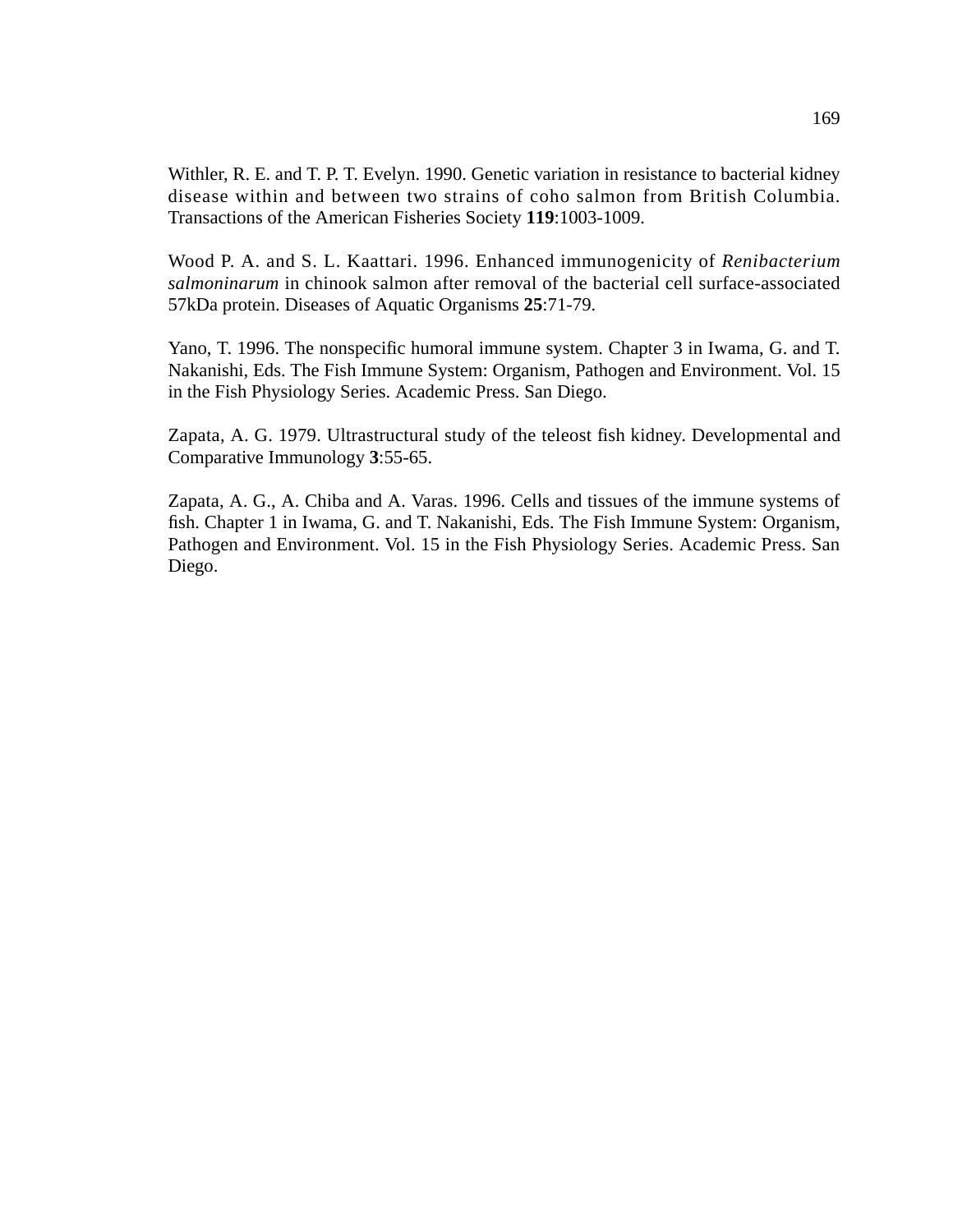Withler, R. E. and T. P. T. Evelyn. 1990. Genetic variation in resistance to bacterial kidney disease within and between two strains of coho salmon from British Columbia. Transactions of the American Fisheries Society **119**:1003-1009.

Wood P. A. and S. L. Kaattari. 1996. Enhanced immunogenicity of *Renibacterium salmoninarum* in chinook salmon after removal of the bacterial cell surface-associated 57kDa protein. Diseases of Aquatic Organisms **25**:71-79.

Yano, T. 1996. The nonspecific humoral immune system. Chapter 3 in Iwama, G. and T. Nakanishi, Eds. The Fish Immune System: Organism, Pathogen and Environment. Vol. 15 in the Fish Physiology Series. Academic Press. San Diego.

Zapata, A. G. 1979. Ultrastructural study of the teleost fish kidney. Developmental and Comparative Immunology **3**:55-65.

Zapata, A. G., A. Chiba and A. Varas. 1996. Cells and tissues of the immune systems of fish. Chapter 1 in Iwama, G. and T. Nakanishi, Eds. The Fish Immune System: Organism, Pathogen and Environment. Vol. 15 in the Fish Physiology Series. Academic Press. San Diego.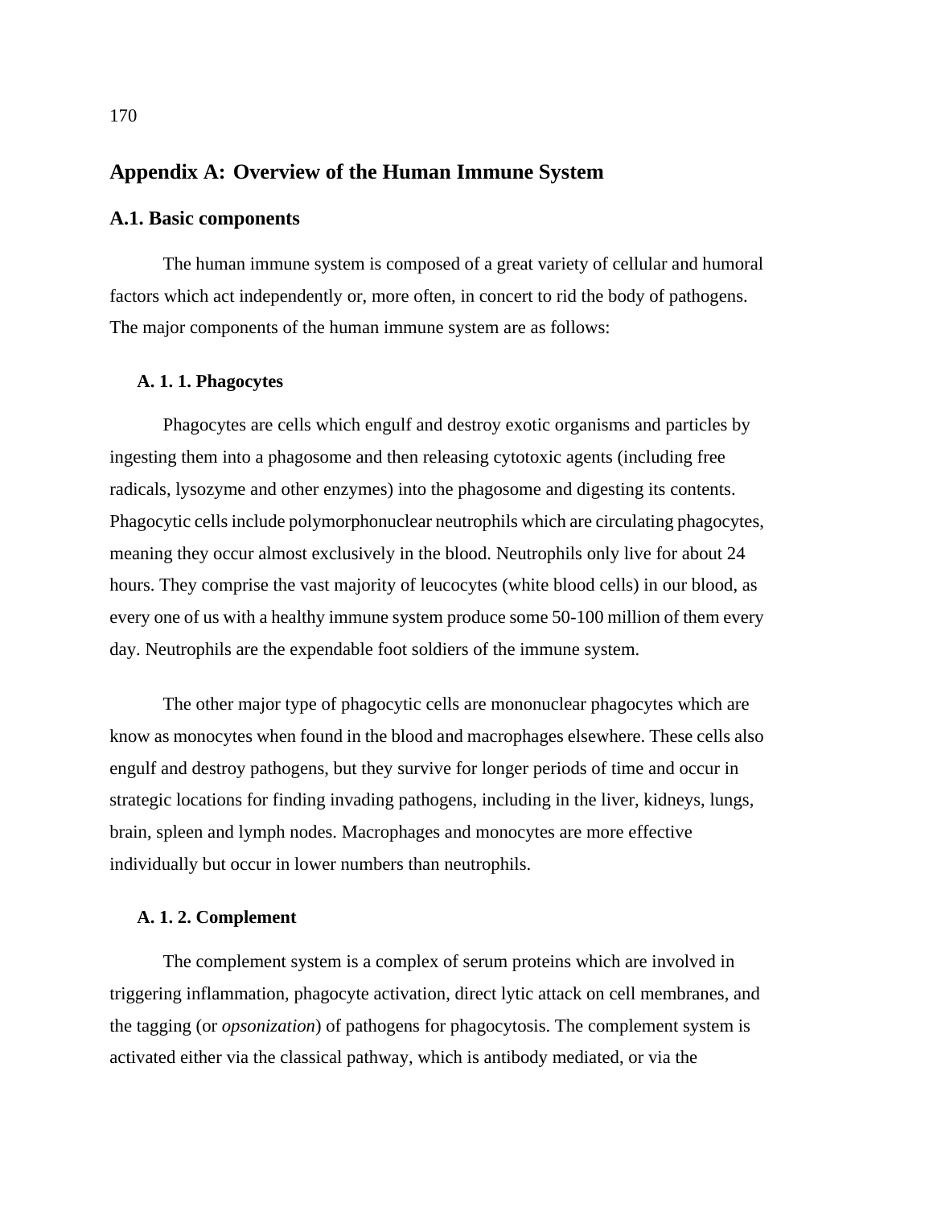## Appendix A: Overview of the Human Immune System

### A.1. Basic components

The human immune system is composed of a great variety of cellular and humoral factors which act independently or, more often, in concert to rid the body of pathogens. The major components of the human immune system are as follows:

#### A. 1. 1. Phagocytes

Phagocytes are cells which engulf and destroy exotic organisms and particles by ingesting them into a phagosome and then releasing cytotoxic agents (including free radicals, lysozyme and other enzymes) into the phagosome and digesting its contents. Phagocytic cells include polymorphonuclear neutrophils which are circulating phagocytes, meaning they occur almost exclusively in the blood. Neutrophils only live for about 24 hours. They comprise the vast majority of leucocytes (white blood cells) in our blood, as every one of us with a healthy immune system produce some 50-100 million of them every day. Neutrophils are the expendable foot soldiers of the immune system.

The other major type of phagocytic cells are mononuclear phagocytes which are know as monocytes when found in the blood and macrophages elsewhere. These cells also engulf and destroy pathogens, but they survive for longer periods of time and occur in strategic locations for finding invading pathogens, including in the liver, kidneys, lungs, brain, spleen and lymph nodes. Macrophages and monocytes are more effective individually but occur in lower numbers than neutrophils.

#### A. 1. 2. Complement

The complement system is a complex of serum proteins which are involved in triggering inflammation, phagocyte activation, direct lytic attack on cell membranes, and the tagging (or *opsonization*) of pathogens for phagocytosis. The complement system is activated either via the classical pathway, which is antibody mediated, or via the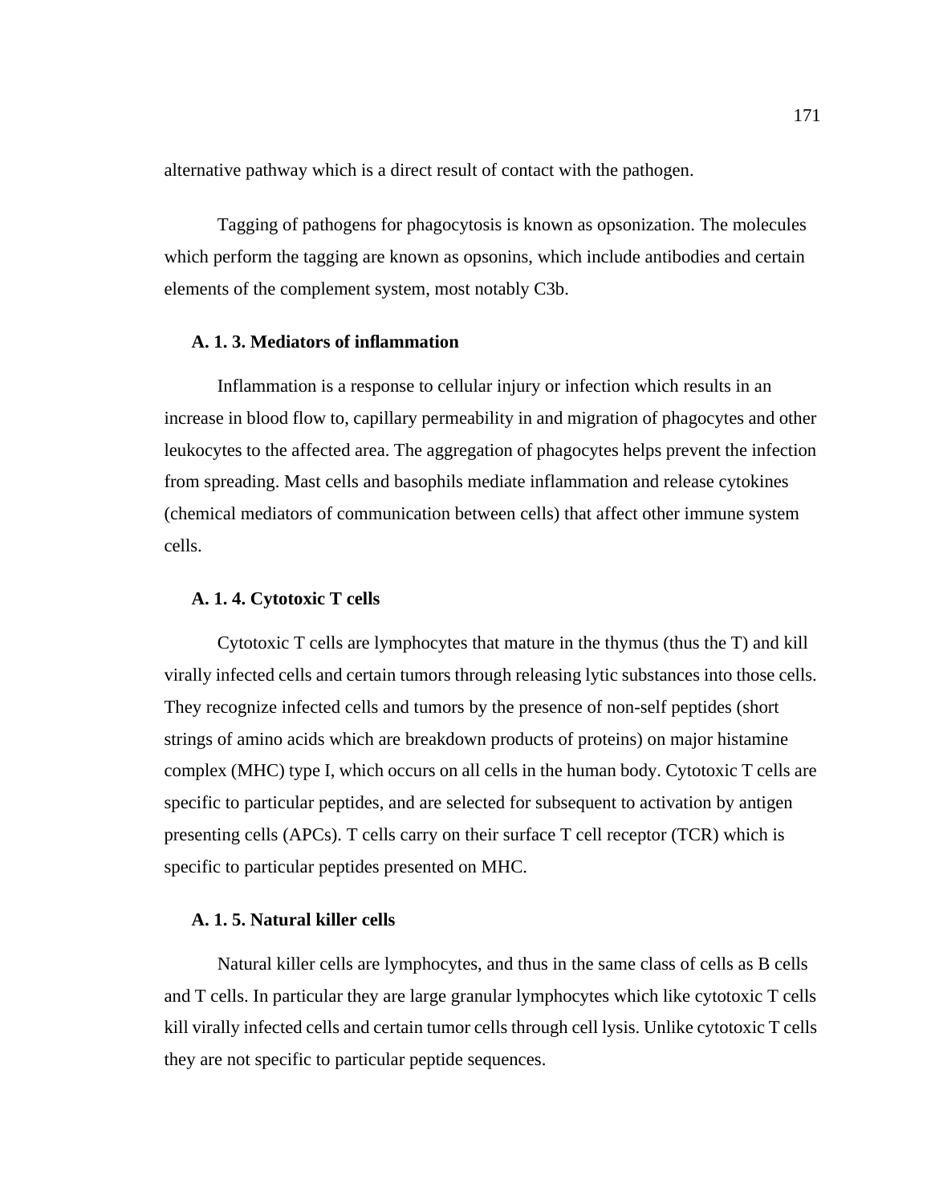alternative pathway which is a direct result of contact with the pathogen.

Tagging of pathogens for phagocytosis is known as opsonization. The molecules which perform the tagging are known as opsonins, which include antibodies and certain elements of the complement system, most notably C3b.

### A. 1. 3. Mediators of inflammation

Inflammation is a response to cellular injury or infection which results in an increase in blood flow to, capillary permeability in and migration of phagocytes and other leukocytes to the affected area. The aggregation of phagocytes helps prevent the infection from spreading. Mast cells and basophils mediate inflammation and release cytokines (chemical mediators of communication between cells) that affect other immune system cells.

### A. 1. 4. Cytotoxic T cells

Cytotoxic T cells are lymphocytes that mature in the thymus (thus the T) and kill virally infected cells and certain tumors through releasing lytic substances into those cells. They recognize infected cells and tumors by the presence of non-self peptides (short strings of amino acids which are breakdown products of proteins) on major histamine complex (MHC) type I, which occurs on all cells in the human body. Cytotoxic T cells are specific to particular peptides, and are selected for subsequent to activation by antigen presenting cells (APCs). T cells carry on their surface T cell receptor (TCR) which is specific to particular peptides presented on MHC.

### A. 1. 5. Natural killer cells

Natural killer cells are lymphocytes, and thus in the same class of cells as B cells and T cells. In particular they are large granular lymphocytes which like cytotoxic T cells kill virally infected cells and certain tumor cells through cell lysis. Unlike cytotoxic T cells they are not specific to particular peptide sequences.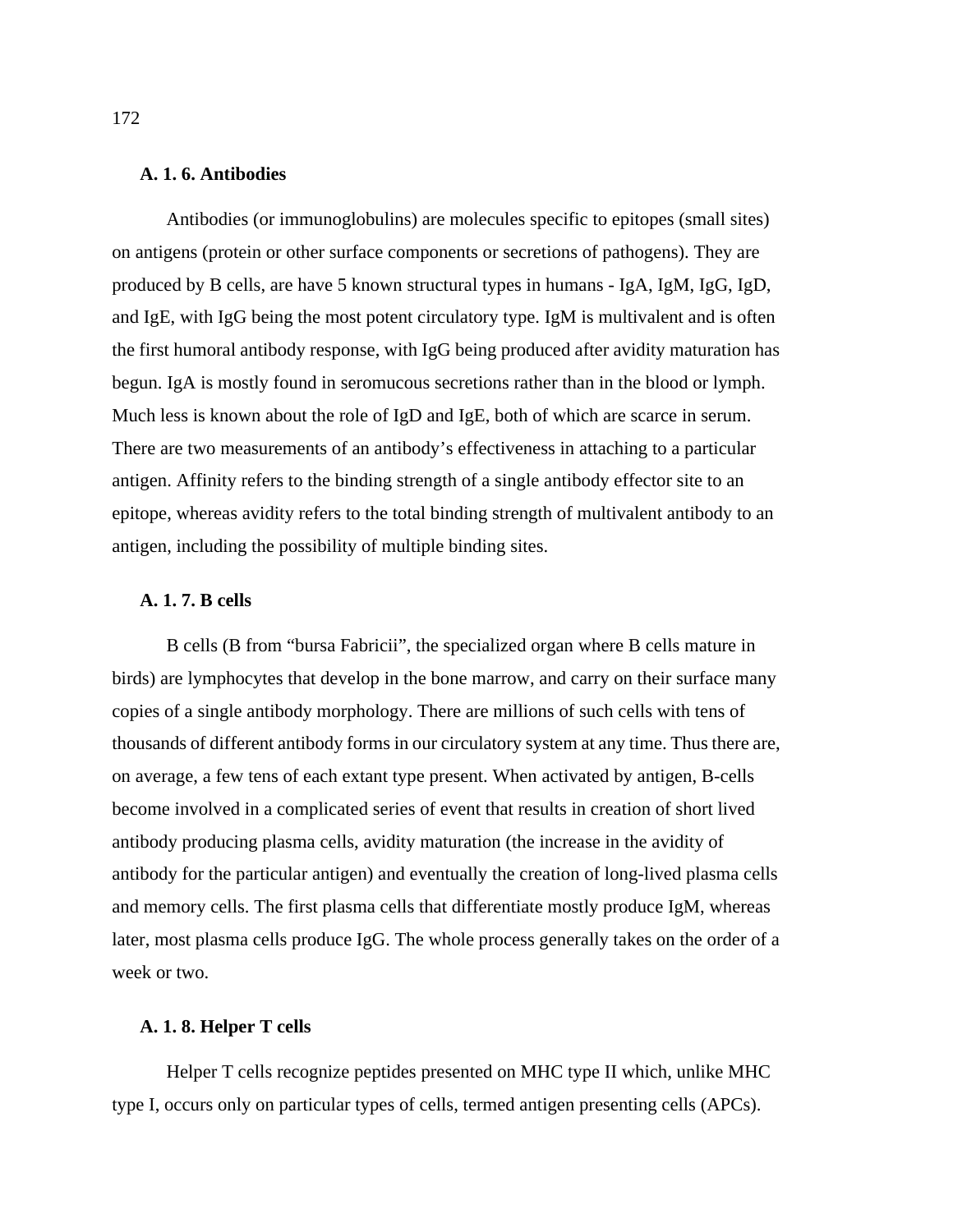### A. 1. 6. Antibodies

Antibodies (or immunoglobulins) are molecules specific to epitopes (small sites) on antigens (protein or other surface components or secretions of pathogens). They are produced by B cells, are have 5 known structural types in humans - IgA, IgM, IgG, IgD, and IgE, with IgG being the most potent circulatory type. IgM is multivalent and is often the first humoral antibody response, with IgG being produced after avidity maturation has begun. IgA is mostly found in seromucous secretions rather than in the blood or lymph. Much less is known about the role of IgD and IgE, both of which are scarce in serum. There are two measurements of an antibody's effectiveness in attaching to a particular antigen. Affinity refers to the binding strength of a single antibody effector site to an epitope, whereas avidity refers to the total binding strength of multivalent antibody to an antigen, including the possibility of multiple binding sites.

### A. 1. 7. B cells

B cells (B from "bursa Fabricii", the specialized organ where B cells mature in birds) are lymphocytes that develop in the bone marrow, and carry on their surface many copies of a single antibody morphology. There are millions of such cells with tens of thousands of different antibody forms in our circulatory system at any time. Thus there are, on average, a few tens of each extant type present. When activated by antigen, B-cells become involved in a complicated series of event that results in creation of short lived antibody producing plasma cells, avidity maturation (the increase in the avidity of antibody for the particular antigen) and eventually the creation of long-lived plasma cells and memory cells. The first plasma cells that differentiate mostly produce IgM, whereas later, most plasma cells produce IgG. The whole process generally takes on the order of a week or two.

### A. 1. 8. Helper T cells

Helper T cells recognize peptides presented on MHC type II which, unlike MHC type I, occurs only on particular types of cells, termed antigen presenting cells (APCs).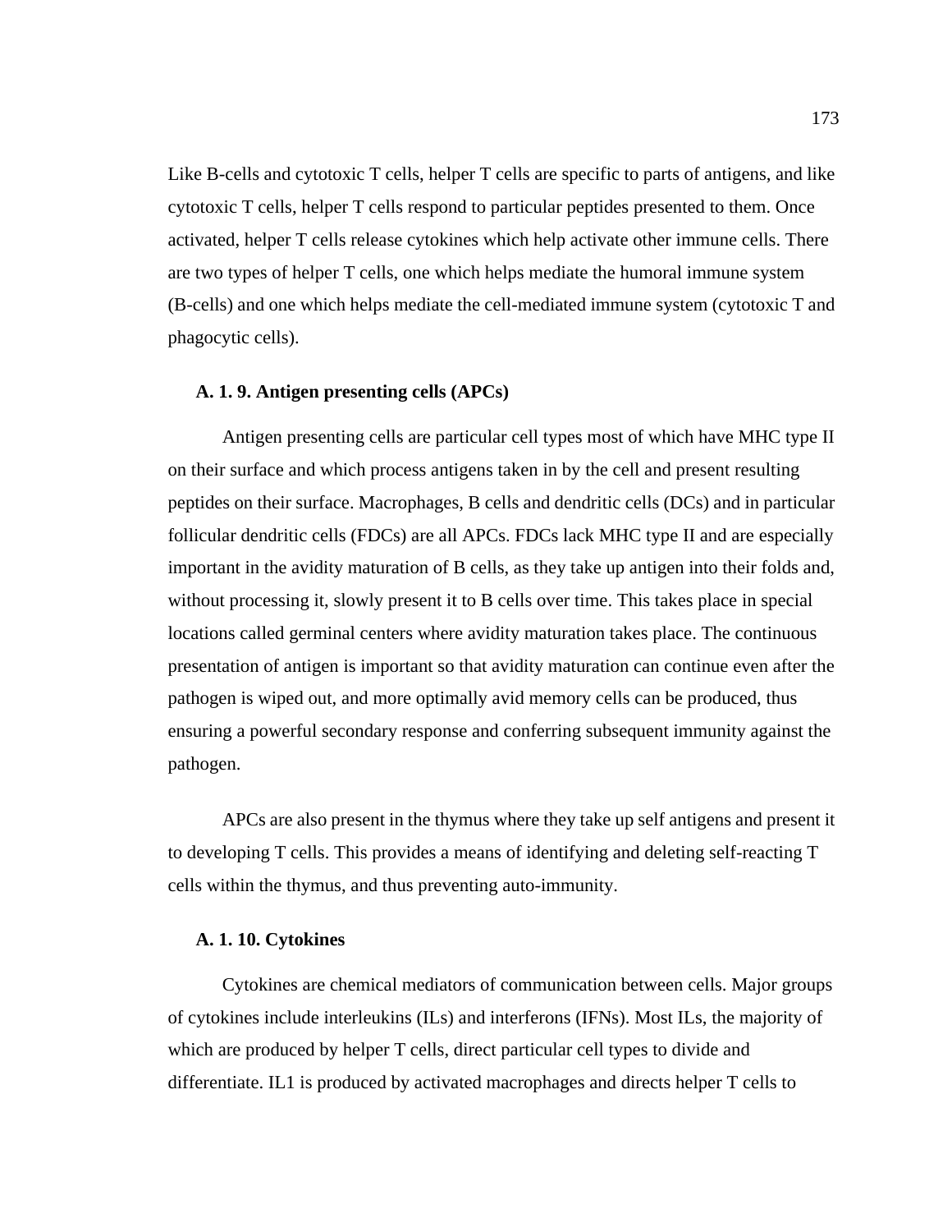Like B-cells and cytotoxic T cells, helper T cells are specific to parts of antigens, and like cytotoxic T cells, helper T cells respond to particular peptides presented to them. Once activated, helper T cells release cytokines which help activate other immune cells. There are two types of helper T cells, one which helps mediate the humoral immune system (B-cells) and one which helps mediate the cell-mediated immune system (cytotoxic T and phagocytic cells).

### A. 1. 9. Antigen presenting cells (APCs)

Antigen presenting cells are particular cell types most of which have MHC type II on their surface and which process antigens taken in by the cell and present resulting peptides on their surface. Macrophages, B cells and dendritic cells (DCs) and in particular follicular dendritic cells (FDCs) are all APCs. FDCs lack MHC type II and are especially important in the avidity maturation of B cells, as they take up antigen into their folds and, without processing it, slowly present it to B cells over time. This takes place in special locations called germinal centers where avidity maturation takes place. The continuous presentation of antigen is important so that avidity maturation can continue even after the pathogen is wiped out, and more optimally avid memory cells can be produced, thus ensuring a powerful secondary response and conferring subsequent immunity against the pathogen.

APCs are also present in the thymus where they take up self antigens and present it to developing T cells. This provides a means of identifying and deleting self-reacting T cells within the thymus, and thus preventing auto-immunity.

### A. 1. 10. Cytokines

Cytokines are chemical mediators of communication between cells. Major groups of cytokines include interleukins (ILs) and interferons (IFNs). Most ILs, the majority of which are produced by helper T cells, direct particular cell types to divide and differentiate. IL1 is produced by activated macrophages and directs helper T cells to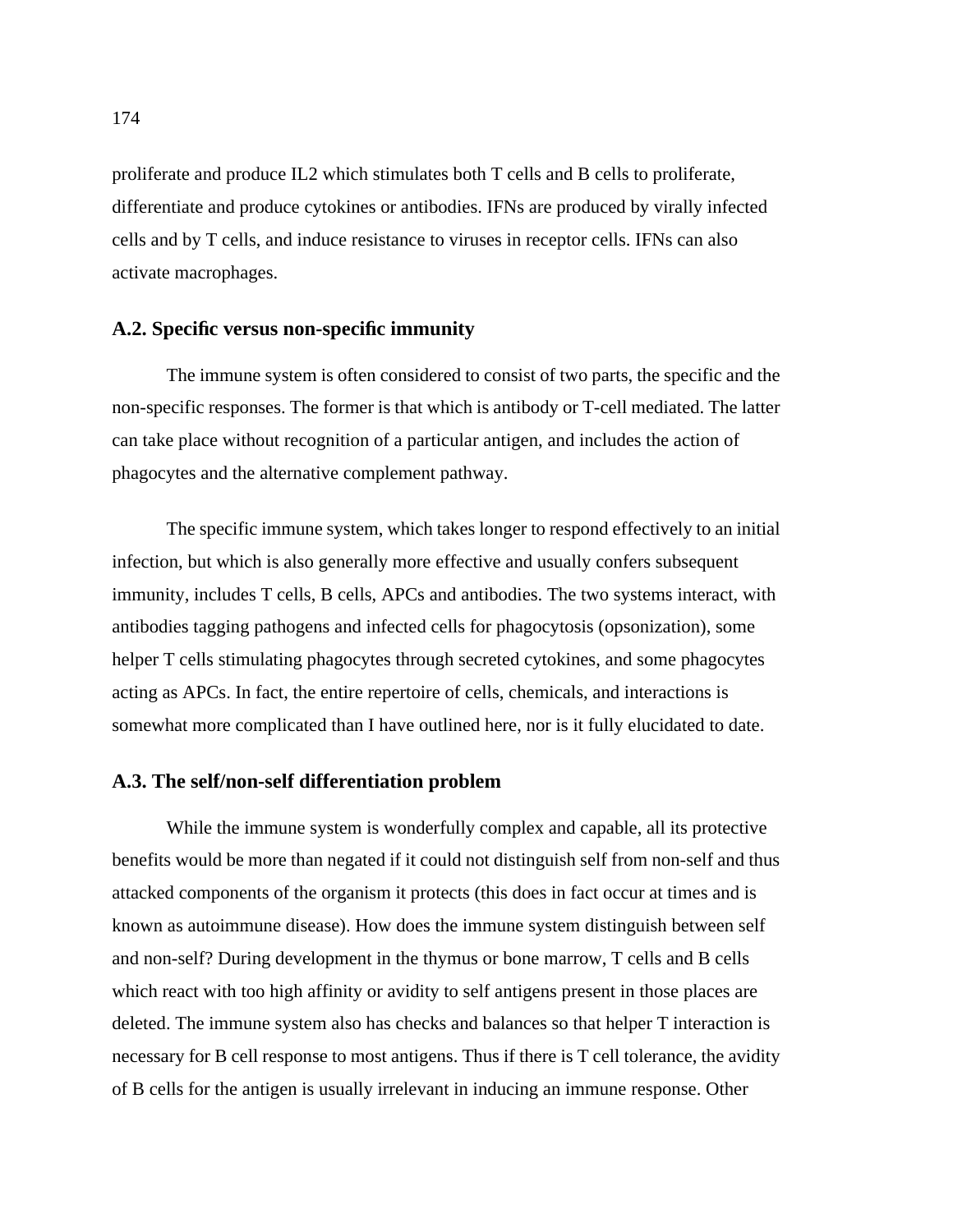proliferate and produce IL2 which stimulates both T cells and B cells to proliferate, differentiate and produce cytokines or antibodies. IFNs are produced by virally infected cells and by T cells, and induce resistance to viruses in receptor cells. IFNs can also activate macrophages.

### A.2. Specific versus non-specific immunity

The immune system is often considered to consist of two parts, the specific and the non-specific responses. The former is that which is antibody or T-cell mediated. The latter can take place without recognition of a particular antigen, and includes the action of phagocytes and the alternative complement pathway.

The specific immune system, which takes longer to respond effectively to an initial infection, but which is also generally more effective and usually confers subsequent immunity, includes T cells, B cells, APCs and antibodies. The two systems interact, with antibodies tagging pathogens and infected cells for phagocytosis (opsonization), some helper T cells stimulating phagocytes through secreted cytokines, and some phagocytes acting as APCs. In fact, the entire repertoire of cells, chemicals, and interactions is somewhat more complicated than I have outlined here, nor is it fully elucidated to date.

### A.3. The self/non-self differentiation problem

While the immune system is wonderfully complex and capable, all its protective benefits would be more than negated if it could not distinguish self from non-self and thus attacked components of the organism it protects (this does in fact occur at times and is known as autoimmune disease). How does the immune system distinguish between self and non-self? During development in the thymus or bone marrow, T cells and B cells which react with too high affinity or avidity to self antigens present in those places are deleted. The immune system also has checks and balances so that helper T interaction is necessary for B cell response to most antigens. Thus if there is T cell tolerance, the avidity of B cells for the antigen is usually irrelevant in inducing an immune response. Other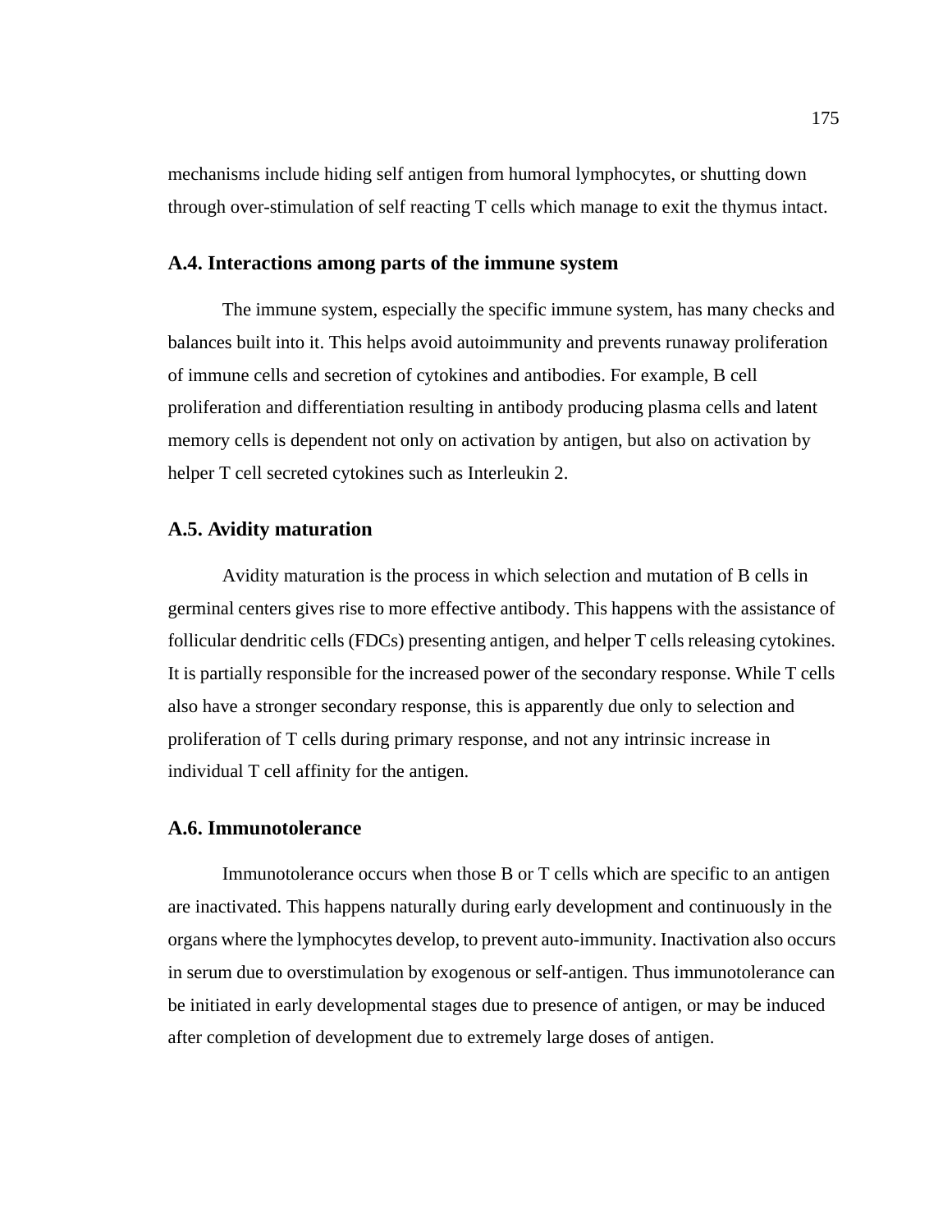mechanisms include hiding self antigen from humoral lymphocytes, or shutting down through over-stimulation of self reacting T cells which manage to exit the thymus intact.

### A.4. Interactions among parts of the immune system

The immune system, especially the specific immune system, has many checks and balances built into it. This helps avoid autoimmunity and prevents runaway proliferation of immune cells and secretion of cytokines and antibodies. For example, B cell proliferation and differentiation resulting in antibody producing plasma cells and latent memory cells is dependent not only on activation by antigen, but also on activation by helper T cell secreted cytokines such as Interleukin 2.

### A.5. Avidity maturation

Avidity maturation is the process in which selection and mutation of B cells in germinal centers gives rise to more effective antibody. This happens with the assistance of follicular dendritic cells (FDCs) presenting antigen, and helper T cells releasing cytokines. It is partially responsible for the increased power of the secondary response. While T cells also have a stronger secondary response, this is apparently due only to selection and proliferation of T cells during primary response, and not any intrinsic increase in individual T cell affinity for the antigen.

### A.6. Immunotolerance

Immunotolerance occurs when those B or T cells which are specific to an antigen are inactivated. This happens naturally during early development and continuously in the organs where the lymphocytes develop, to prevent auto-immunity. Inactivation also occurs in serum due to overstimulation by exogenous or self-antigen. Thus immunotolerance can be initiated in early developmental stages due to presence of antigen, or may be induced after completion of development due to extremely large doses of antigen.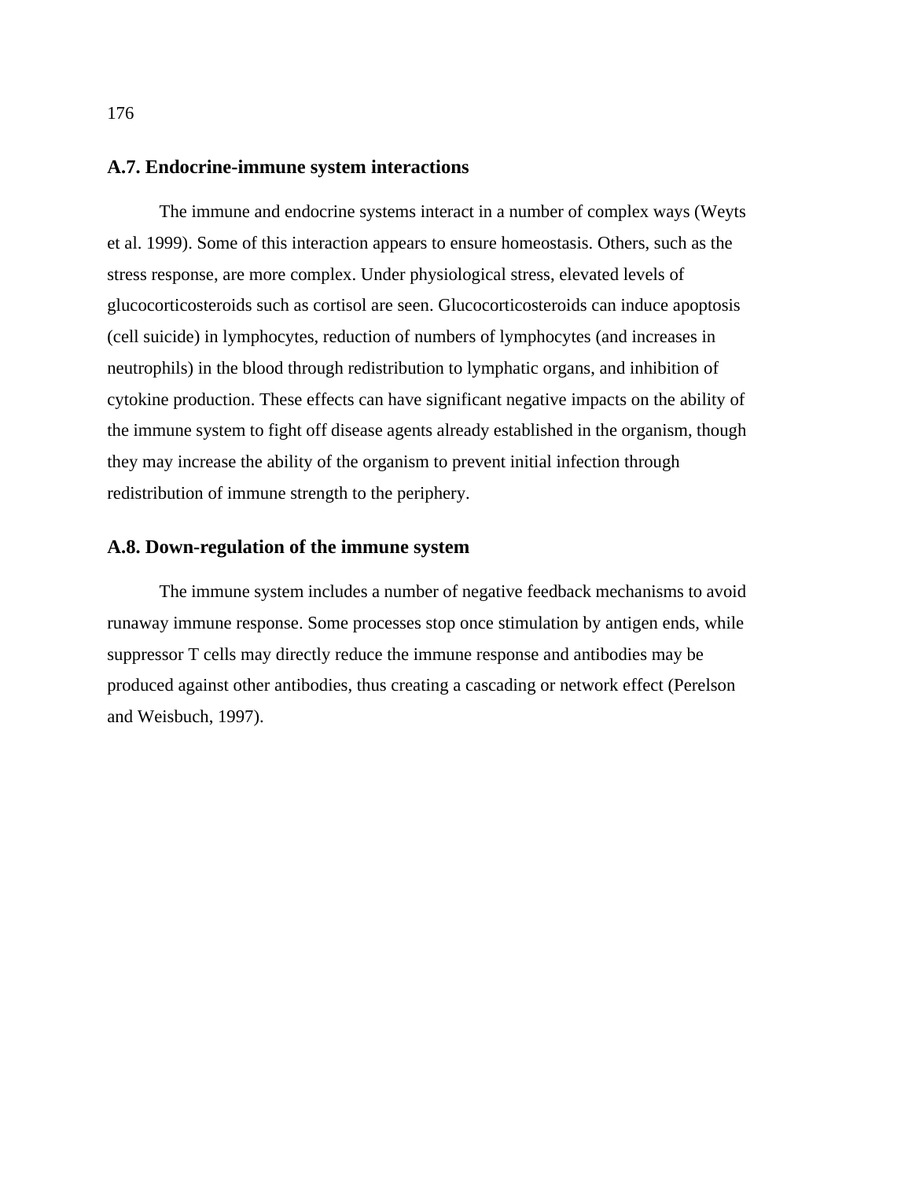## A.7. Endocrine-immune system interactions

The immune and endocrine systems interact in a number of complex ways (Weyts et al. 1999). Some of this interaction appears to ensure homeostasis. Others, such as the stress response, are more complex. Under physiological stress, elevated levels of glucocorticosteroids such as cortisol are seen. Glucocorticosteroids can induce apoptosis (cell suicide) in lymphocytes, reduction of numbers of lymphocytes (and increases in neutrophils) in the blood through redistribution to lymphatic organs, and inhibition of cytokine production. These effects can have significant negative impacts on the ability of the immune system to fight off disease agents already established in the organism, though they may increase the ability of the organism to prevent initial infection through redistribution of immune strength to the periphery.

## A.8. Down-regulation of the immune system

The immune system includes a number of negative feedback mechanisms to avoid runaway immune response. Some processes stop once stimulation by antigen ends, while suppressor T cells may directly reduce the immune response and antibodies may be produced against other antibodies, thus creating a cascading or network effect (Perelson and Weisbuch, 1997).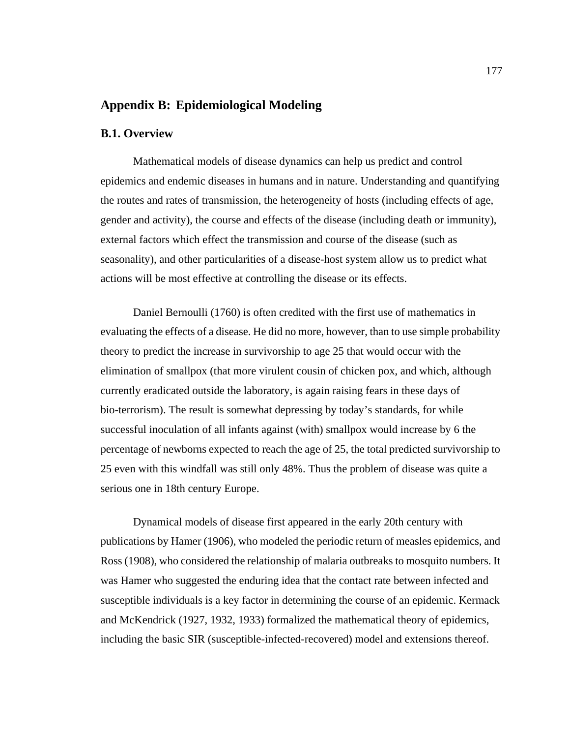# Appendix B: Epidemiological Modeling

## B.1. Overview

Mathematical models of disease dynamics can help us predict and control epidemics and endemic diseases in humans and in nature. Understanding and quantifying the routes and rates of transmission, the heterogeneity of hosts (including effects of age, gender and activity), the course and effects of the disease (including death or immunity), external factors which effect the transmission and course of the disease (such as seasonality), and other particularities of a disease-host system allow us to predict what actions will be most effective at controlling the disease or its effects.

Daniel Bernoulli (1760) is often credited with the first use of mathematics in evaluating the effects of a disease. He did no more, however, than to use simple probability theory to predict the increase in survivorship to age 25 that would occur with the elimination of smallpox (that more virulent cousin of chicken pox, and which, although currently eradicated outside the laboratory, is again raising fears in these days of bio-terrorism). The result is somewhat depressing by today's standards, for while successful inoculation of all infants against (with) smallpox would increase by 6 the percentage of newborns expected to reach the age of 25, the total predicted survivorship to 25 even with this windfall was still only 48%. Thus the problem of disease was quite a serious one in 18th century Europe.

Dynamical models of disease first appeared in the early 20th century with publications by Hamer (1906), who modeled the periodic return of measles epidemics, and Ross (1908), who considered the relationship of malaria outbreaks to mosquito numbers. It was Hamer who suggested the enduring idea that the contact rate between infected and susceptible individuals is a key factor in determining the course of an epidemic. Kermack and McKendrick (1927, 1932, 1933) formalized the mathematical theory of epidemics, including the basic SIR (susceptible-infected-recovered) model and extensions thereof.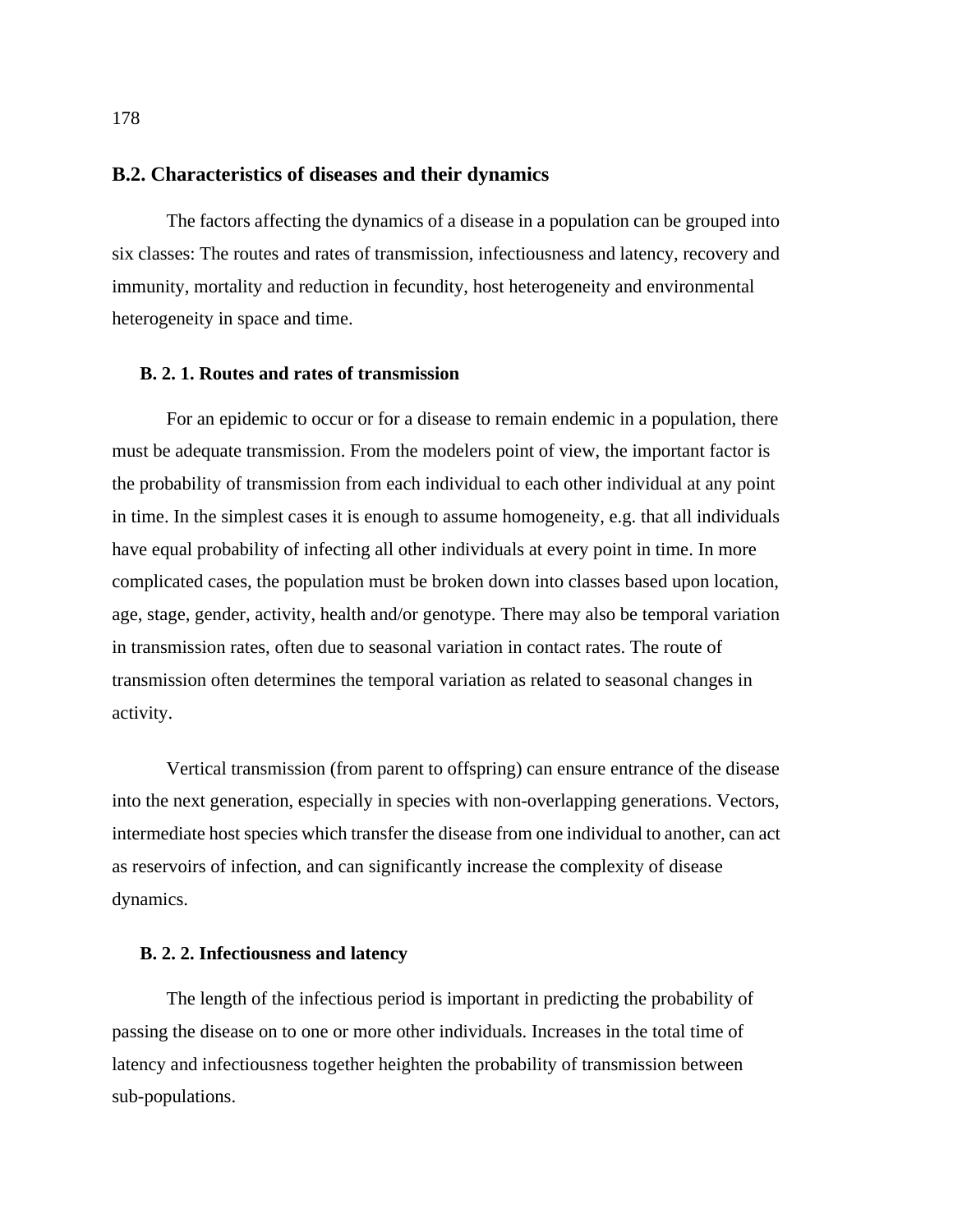## B.2. Characteristics of diseases and their dynamics

The factors affecting the dynamics of a disease in a population can be grouped into six classes: The routes and rates of transmission, infectiousness and latency, recovery and immunity, mortality and reduction in fecundity, host heterogeneity and environmental heterogeneity in space and time.

### B. 2. 1. Routes and rates of transmission

For an epidemic to occur or for a disease to remain endemic in a population, there must be adequate transmission. From the modelers point of view, the important factor is the probability of transmission from each individual to each other individual at any point in time. In the simplest cases it is enough to assume homogeneity, e.g. that all individuals have equal probability of infecting all other individuals at every point in time. In more complicated cases, the population must be broken down into classes based upon location, age, stage, gender, activity, health and/or genotype. There may also be temporal variation in transmission rates, often due to seasonal variation in contact rates. The route of transmission often determines the temporal variation as related to seasonal changes in activity.

Vertical transmission (from parent to offspring) can ensure entrance of the disease into the next generation, especially in species with non-overlapping generations. Vectors, intermediate host species which transfer the disease from one individual to another, can act as reservoirs of infection, and can significantly increase the complexity of disease dynamics.

### B. 2. 2. Infectiousness and latency

The length of the infectious period is important in predicting the probability of passing the disease on to one or more other individuals. Increases in the total time of latency and infectiousness together heighten the probability of transmission between sub-populations.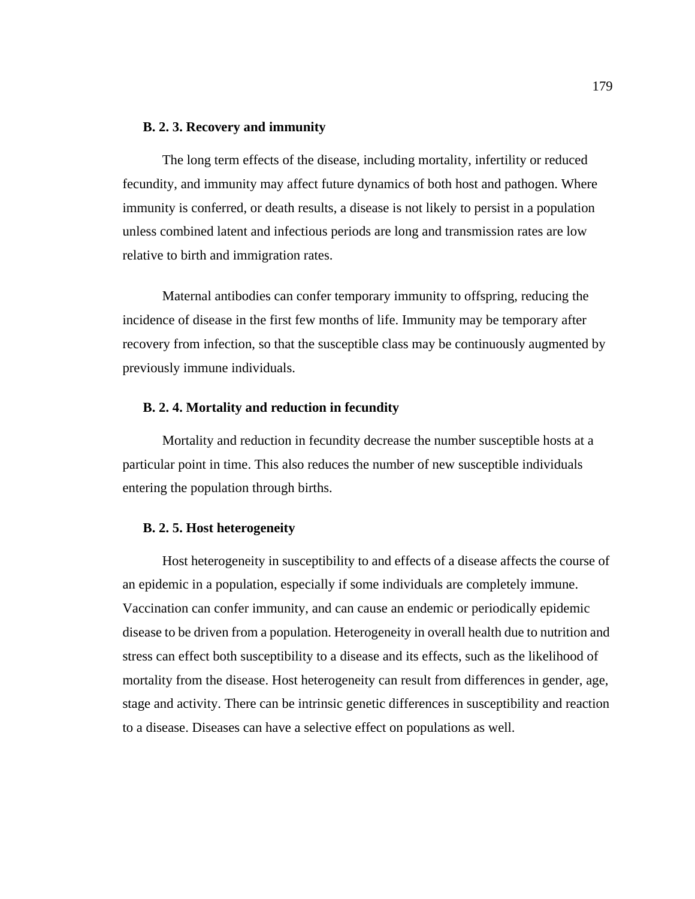### B. 2. 3. Recovery and immunity

The long term effects of the disease, including mortality, infertility or reduced fecundity, and immunity may affect future dynamics of both host and pathogen. Where immunity is conferred, or death results, a disease is not likely to persist in a population unless combined latent and infectious periods are long and transmission rates are low relative to birth and immigration rates.

Maternal antibodies can confer temporary immunity to offspring, reducing the incidence of disease in the first few months of life. Immunity may be temporary after recovery from infection, so that the susceptible class may be continuously augmented by previously immune individuals.

### B. 2. 4. Mortality and reduction in fecundity

Mortality and reduction in fecundity decrease the number susceptible hosts at a particular point in time. This also reduces the number of new susceptible individuals entering the population through births.

### B. 2. 5. Host heterogeneity

Host heterogeneity in susceptibility to and effects of a disease affects the course of an epidemic in a population, especially if some individuals are completely immune. Vaccination can confer immunity, and can cause an endemic or periodically epidemic disease to be driven from a population. Heterogeneity in overall health due to nutrition and stress can effect both susceptibility to a disease and its effects, such as the likelihood of mortality from the disease. Host heterogeneity can result from differences in gender, age, stage and activity. There can be intrinsic genetic differences in susceptibility and reaction to a disease. Diseases can have a selective effect on populations as well.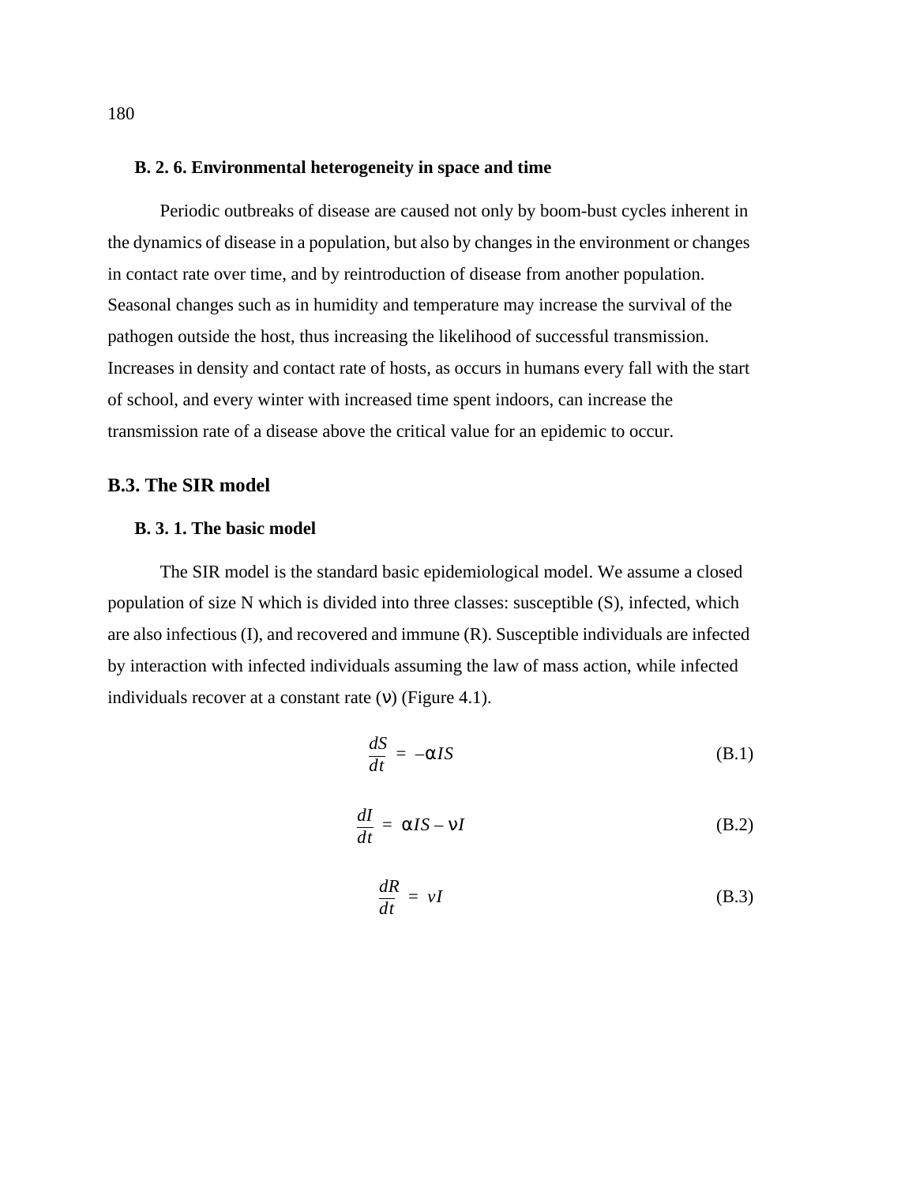### B. 2. 6. Environmental heterogeneity in space and time

Periodic outbreaks of disease are caused not only by boom-bust cycles inherent in the dynamics of disease in a population, but also by changes in the environment or changes in contact rate over time, and by reintroduction of disease from another population. Seasonal changes such as in humidity and temperature may increase the survival of the pathogen outside the host, thus increasing the likelihood of successful transmission. Increases in density and contact rate of hosts, as occurs in humans every fall with the start of school, and every winter with increased time spent indoors, can increase the transmission rate of a disease above the critical value for an epidemic to occur.

## B.3. The SIR model

### B. 3. 1. The basic model

The SIR model is the standard basic epidemiological model. We assume a closed population of size N which is divided into three classes: susceptible (S), infected, which are also infectious (I), and recovered and immune (R). Susceptible individuals are infected by interaction with infected individuals assuming the law of mass action, while infected individuals recover at a constant rate ($\nu$) (Figure 4.1).

$$\frac{dS}{dt} = -\alpha IS \tag{B.1}$$

$$\frac{dI}{dt} = \alpha IS - \nu I \tag{B.2}$$

$$\frac{dR}{dt} = vI \tag{B.3}$$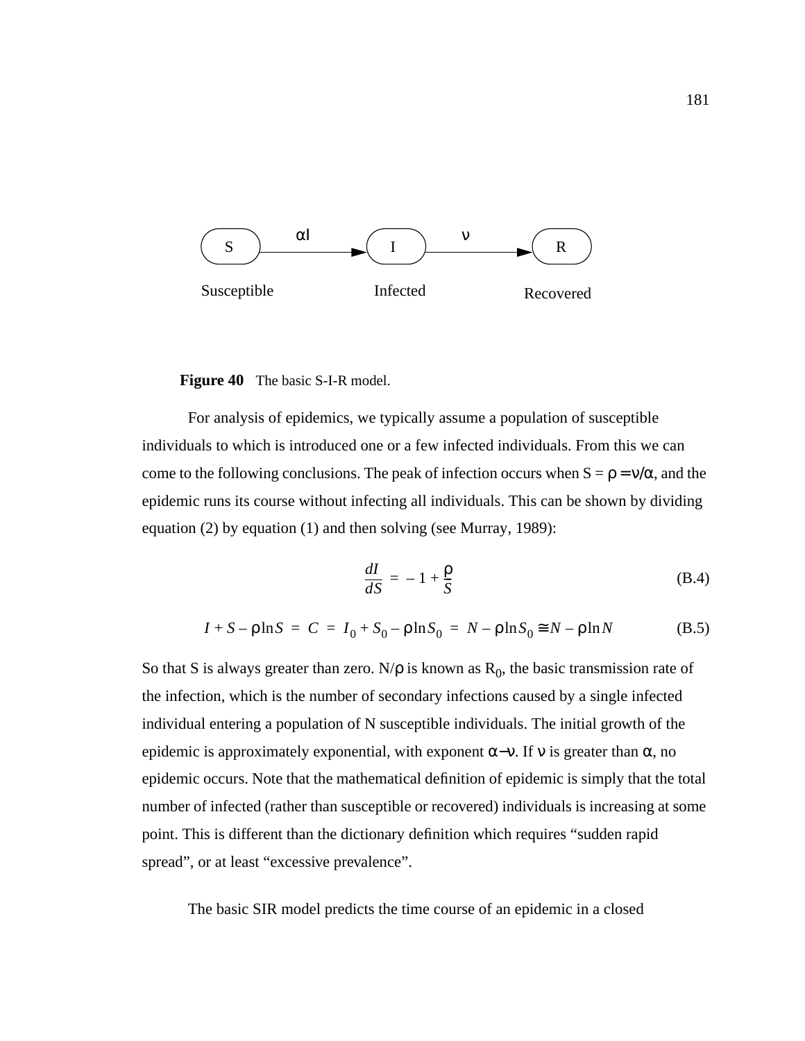Figure 40   The basic S-I-R model.

For analysis of epidemics, we typically assume a population of susceptible individuals to which is introduced one or a few infected individuals. From this we can come to the following conclusions. The peak of infection occurs when S = $\rho = \nu/\alpha$, and the epidemic runs its course without infecting all individuals. This can be shown by dividing equation (2) by equation (1) and then solving (see Murray, 1989):

$$\frac{dI}{dS} = -1 + \frac{\rho}{S} \tag{B.4}$$

$$I + S - \rho \ln S = C = I_0 + S_0 - \rho \ln S_0 = N - \rho \ln S_0 \cong N - \rho \ln N \tag{B.5}$$

So that S is always greater than zero. $N/\rho$ is known as $R_0$, the basic transmission rate of the infection, which is the number of secondary infections caused by a single infected individual entering a population of N susceptible individuals. The initial growth of the epidemic is approximately exponential, with exponent $\alpha - \nu$. If $\nu$ is greater than $\alpha$, no epidemic occurs. Note that the mathematical definition of epidemic is simply that the total number of infected (rather than susceptible or recovered) individuals is increasing at some point. This is different than the dictionary definition which requires “sudden rapid spread”, or at least “excessive prevalence”.

The basic SIR model predicts the time course of an epidemic in a closed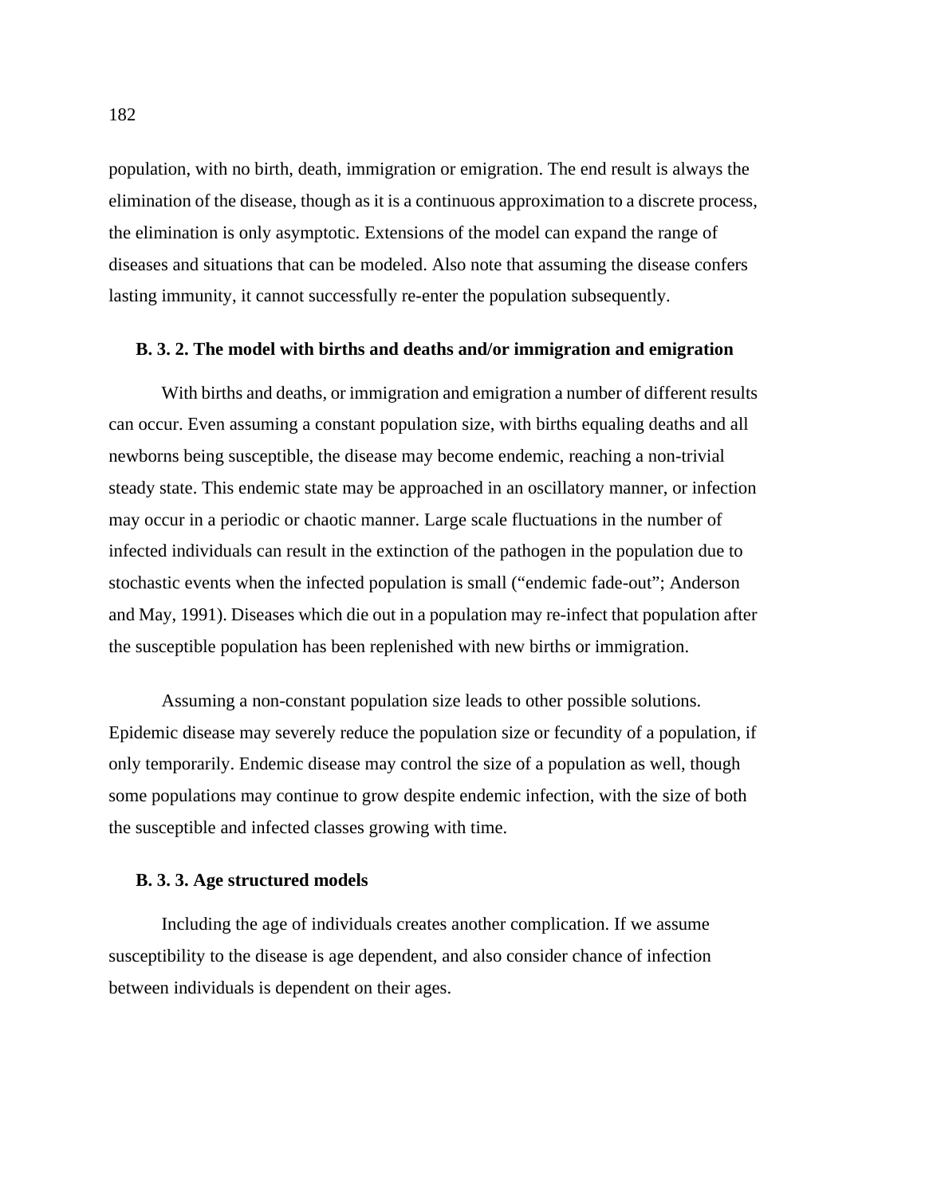population, with no birth, death, immigration or emigration. The end result is always the elimination of the disease, though as it is a continuous approximation to a discrete process, the elimination is only asymptotic. Extensions of the model can expand the range of diseases and situations that can be modeled. Also note that assuming the disease confers lasting immunity, it cannot successfully re-enter the population subsequently.

### B. 3. 2. The model with births and deaths and/or immigration and emigration

With births and deaths, or immigration and emigration a number of different results can occur. Even assuming a constant population size, with births equaling deaths and all newborns being susceptible, the disease may become endemic, reaching a non-trivial steady state. This endemic state may be approached in an oscillatory manner, or infection may occur in a periodic or chaotic manner. Large scale fluctuations in the number of infected individuals can result in the extinction of the pathogen in the population due to stochastic events when the infected population is small ("endemic fade-out"; Anderson and May, 1991). Diseases which die out in a population may re-infect that population after the susceptible population has been replenished with new births or immigration.

Assuming a non-constant population size leads to other possible solutions. Epidemic disease may severely reduce the population size or fecundity of a population, if only temporarily. Endemic disease may control the size of a population as well, though some populations may continue to grow despite endemic infection, with the size of both the susceptible and infected classes growing with time.

### B. 3. 3. Age structured models

Including the age of individuals creates another complication. If we assume susceptibility to the disease is age dependent, and also consider chance of infection between individuals is dependent on their ages.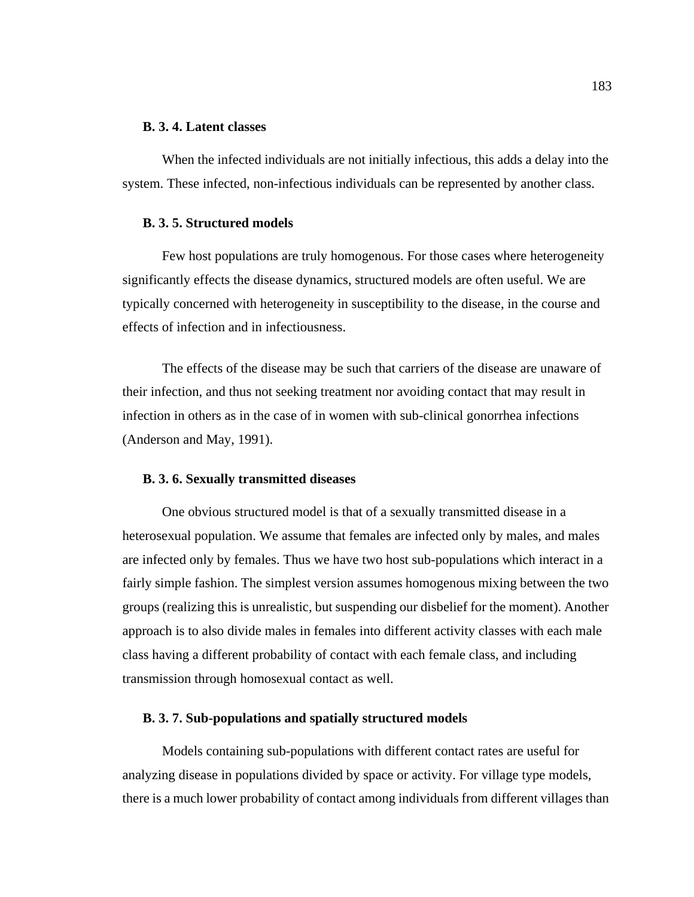### B. 3. 4. Latent classes

When the infected individuals are not initially infectious, this adds a delay into the system. These infected, non-infectious individuals can be represented by another class.

### B. 3. 5. Structured models

Few host populations are truly homogenous. For those cases where heterogeneity significantly effects the disease dynamics, structured models are often useful. We are typically concerned with heterogeneity in susceptibility to the disease, in the course and effects of infection and in infectiousness.

The effects of the disease may be such that carriers of the disease are unaware of their infection, and thus not seeking treatment nor avoiding contact that may result in infection in others as in the case of in women with sub-clinical gonorrhea infections (Anderson and May, 1991).

### B. 3. 6. Sexually transmitted diseases

One obvious structured model is that of a sexually transmitted disease in a heterosexual population. We assume that females are infected only by males, and males are infected only by females. Thus we have two host sub-populations which interact in a fairly simple fashion. The simplest version assumes homogenous mixing between the two groups (realizing this is unrealistic, but suspending our disbelief for the moment). Another approach is to also divide males in females into different activity classes with each male class having a different probability of contact with each female class, and including transmission through homosexual contact as well.

### B. 3. 7. Sub-populations and spatially structured models

Models containing sub-populations with different contact rates are useful for analyzing disease in populations divided by space or activity. For village type models, there is a much lower probability of contact among individuals from different villages than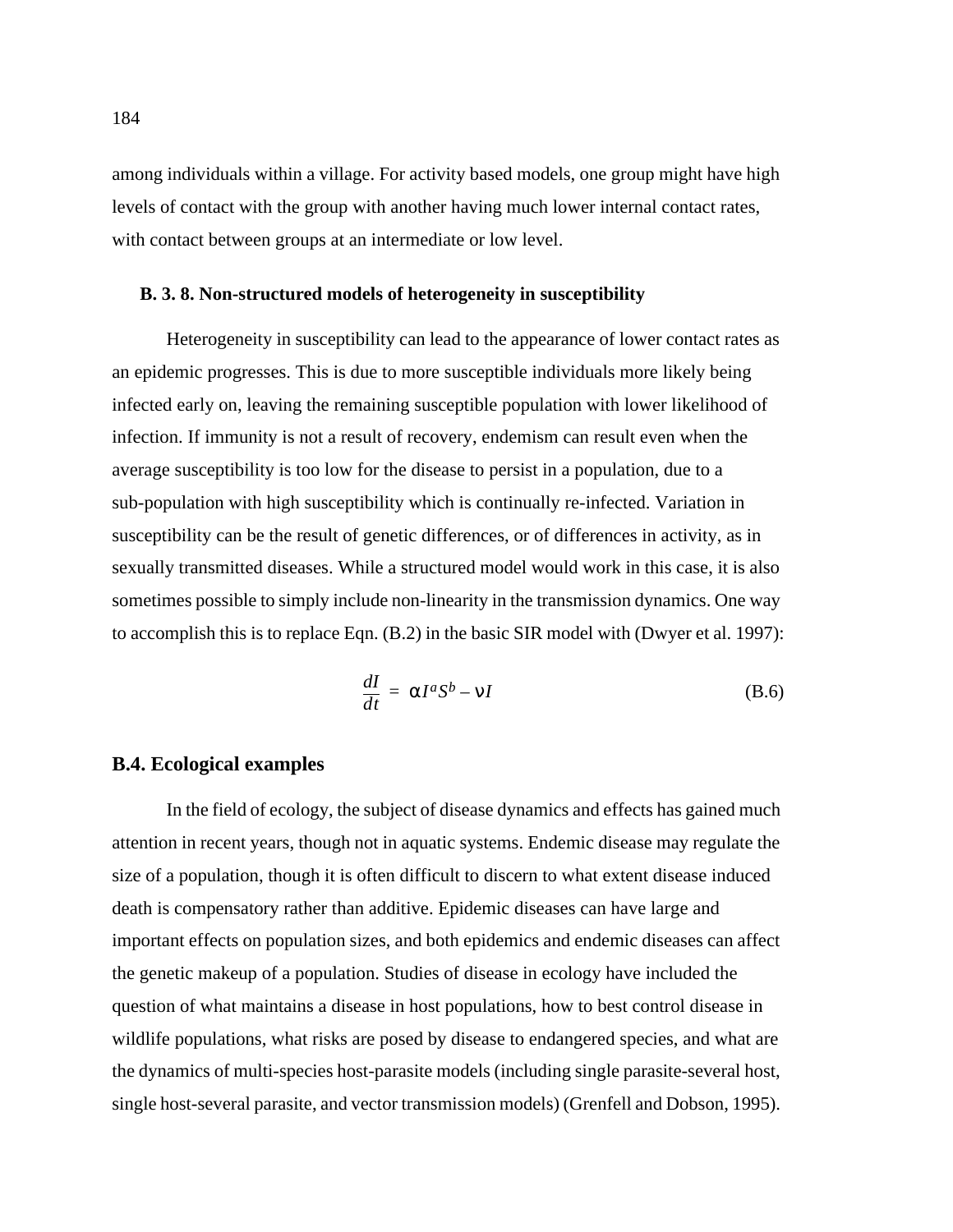among individuals within a village. For activity based models, one group might have high levels of contact with the group with another having much lower internal contact rates, with contact between groups at an intermediate or low level.

### B. 3. 8. Non-structured models of heterogeneity in susceptibility

Heterogeneity in susceptibility can lead to the appearance of lower contact rates as an epidemic progresses. This is due to more susceptible individuals more likely being infected early on, leaving the remaining susceptible population with lower likelihood of infection. If immunity is not a result of recovery, endemism can result even when the average susceptibility is too low for the disease to persist in a population, due to a sub-population with high susceptibility which is continually re-infected. Variation in susceptibility can be the result of genetic differences, or of differences in activity, as in sexually transmitted diseases. While a structured model would work in this case, it is also sometimes possible to simply include non-linearity in the transmission dynamics. One way to accomplish this is to replace Eqn. (B.2) in the basic SIR model with (Dwyer et al. 1997):

$$\frac{dI}{dt} = \alpha I^a S^b - \nu I \tag{B.6}$$

## B.4. Ecological examples

In the field of ecology, the subject of disease dynamics and effects has gained much attention in recent years, though not in aquatic systems. Endemic disease may regulate the size of a population, though it is often difficult to discern to what extent disease induced death is compensatory rather than additive. Epidemic diseases can have large and important effects on population sizes, and both epidemics and endemic diseases can affect the genetic makeup of a population. Studies of disease in ecology have included the question of what maintains a disease in host populations, how to best control disease in wildlife populations, what risks are posed by disease to endangered species, and what are the dynamics of multi-species host-parasite models (including single parasite-several host, single host-several parasite, and vector transmission models) (Grenfell and Dobson, 1995).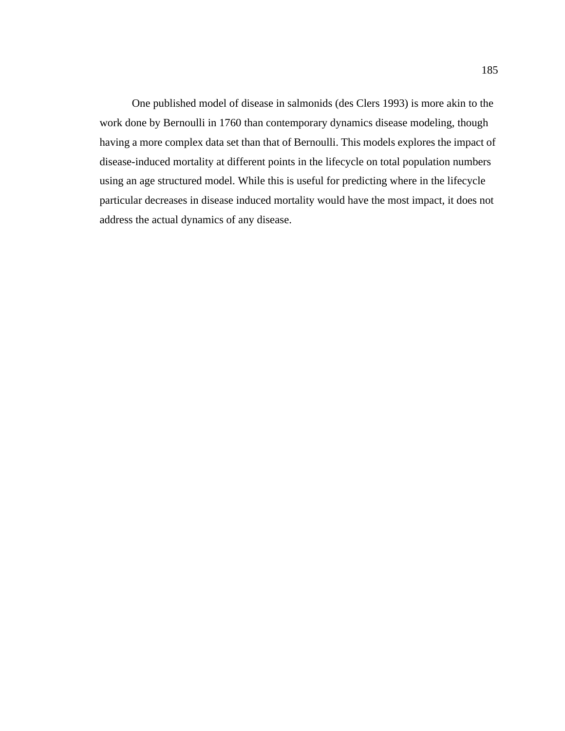One published model of disease in salmonids (des Clers 1993) is more akin to the work done by Bernoulli in 1760 than contemporary dynamics disease modeling, though having a more complex data set than that of Bernoulli. This models explores the impact of disease-induced mortality at different points in the lifecycle on total population numbers using an age structured model. While this is useful for predicting where in the lifecycle particular decreases in disease induced mortality would have the most impact, it does not address the actual dynamics of any disease.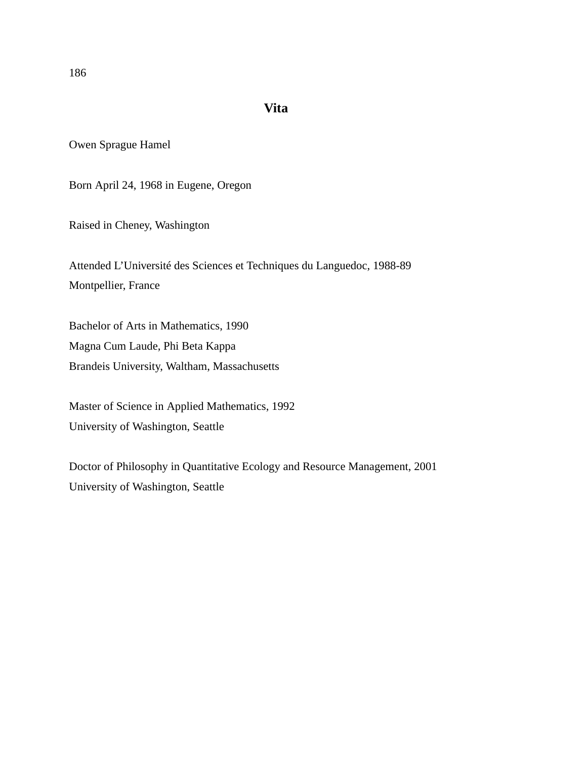# Vita

Owen Sprague Hamel

Born April 24, 1968 in Eugene, Oregon

Raised in Cheney, Washington

Attended L'Université des Sciences et Techniques du Languedoc, 1988-89
Montpellier, France

Bachelor of Arts in Mathematics, 1990
Magna Cum Laude, Phi Beta Kappa
Brandeis University, Waltham, Massachusetts

Master of Science in Applied Mathematics, 1992
University of Washington, Seattle

Doctor of Philosophy in Quantitative Ecology and Resource Management, 2001
University of Washington, Seattle